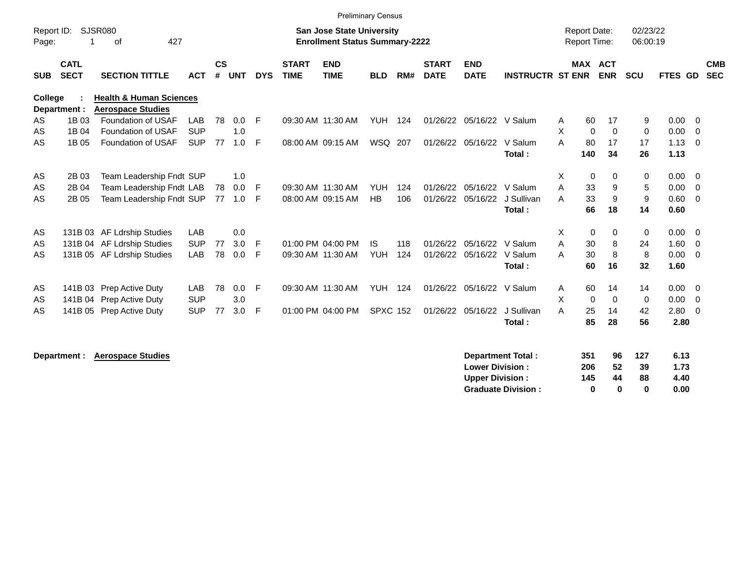Preliminary Census

Report ID: SJSR080

**San Jose State University**
**Enrollment Status Summary-2222**

Report Date: 02/23/22
Report Time: 06:00:19

**College : Health & Human Sciences**
**Department : Aerospace Studies**

| SUB | CATL SECT | SECTION TITTLE | ACT | CS # | UNT | DYS | START TIME | END TIME | BLD | RM# | START DATE | END DATE | INSTRUCTR | ST | MAX ENR | ACT ENR | SCU | FTES | GD | CMB SEC |
|---|---|---|---|---|---|---|---|---|---|---|---|---|---|---|---|---|---|---|---|---|
| AS | 1B 03 | Foundation of USAF | LAB | 78 | 0.0 | F | 09:30 AM | 11:30 AM | YUH | 124 | 01/26/22 | 05/16/22 | V Salum | A | 60 | 17 | 9 | 0.00 | 0 | |
| AS | 1B 04 | Foundation of USAF | SUP | | 1.0 | | | | | | | | | X | 0 | 0 | 0 | 0.00 | 0 | |
| AS | 1B 05 | Foundation of USAF | SUP | 77 | 1.0 | F | 08:00 AM | 09:15 AM | WSQ | 207 | 01/26/22 | 05/16/22 | V Salum | A | 80 | 17 | 17 | 1.13 | 0 | |
| | | | | | | | | | | | | | **Total :** | | **140** | **34** | **26** | **1.13** | | |
| AS | 2B 03 | Team Leadership Fndt | SUP | | 1.0 | | | | | | | | | X | 0 | 0 | 0 | 0.00 | 0 | |
| AS | 2B 04 | Team Leadership Fndt | LAB | 78 | 0.0 | F | 09:30 AM | 11:30 AM | YUH | 124 | 01/26/22 | 05/16/22 | V Salum | A | 33 | 9 | 5 | 0.00 | 0 | |
| AS | 2B 05 | Team Leadership Fndt | SUP | 77 | 1.0 | F | 08:00 AM | 09:15 AM | HB | 106 | 01/26/22 | 05/16/22 | J Sullivan | A | 33 | 9 | 9 | 0.60 | 0 | |
| | | | | | | | | | | | | | **Total :** | | **66** | **18** | **14** | **0.60** | | |
| AS | 131B 03 | AF Ldrship Studies | LAB | | 0.0 | | | | | | | | | X | 0 | 0 | 0 | 0.00 | 0 | |
| AS | 131B 04 | AF Ldrship Studies | SUP | 77 | 3.0 | F | 01:00 PM | 04:00 PM | IS | 118 | 01/26/22 | 05/16/22 | V Salum | A | 30 | 8 | 24 | 1.60 | 0 | |
| AS | 131B 05 | AF Ldrship Studies | LAB | 78 | 0.0 | F | 09:30 AM | 11:30 AM | YUH | 124 | 01/26/22 | 05/16/22 | V Salum | A | 30 | 8 | 8 | 0.00 | 0 | |
| | | | | | | | | | | | | | **Total :** | | **60** | **16** | **32** | **1.60** | | |
| AS | 141B 03 | Prep Active Duty | LAB | 78 | 0.0 | F | 09:30 AM | 11:30 AM | YUH | 124 | 01/26/22 | 05/16/22 | V Salum | A | 60 | 14 | 14 | 0.00 | 0 | |
| AS | 141B 04 | Prep Active Duty | SUP | | 3.0 | | | | | | | | | X | 0 | 0 | 0 | 0.00 | 0 | |
| AS | 141B 05 | Prep Active Duty | SUP | 77 | 3.0 | F | 01:00 PM | 04:00 PM | SPXC | 152 | 01/26/22 | 05/16/22 | J Sullivan | A | 25 | 14 | 42 | 2.80 | 0 | |
| | | | | | | | | | | | | | **Total :** | | **85** | **28** | **56** | **2.80** | | |

**Department : Aerospace Studies**

| | MAX ENR | ACT ENR | SCU | FTES |
|---|---|---|---|---|
| **Department Total :** | **351** | **96** | **127** | **6.13** |
| **Lower Division :** | **206** | **52** | **39** | **1.73** |
| **Upper Division :** | **145** | **44** | **88** | **4.40** |
| **Graduate Division :** | **0** | **0** | **0** | **0.00** |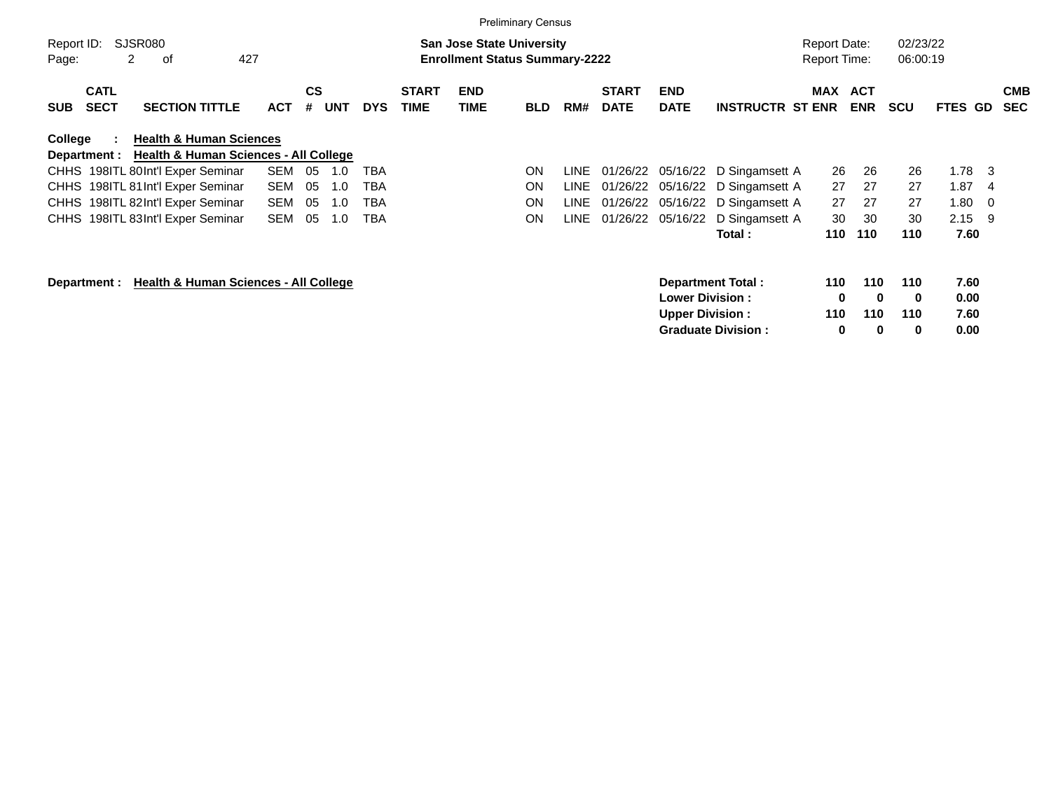Preliminary Census

Report ID: SJSR080

**San Jose State University**
**Enrollment Status Summary-2222**

Report Date: 02/23/22
Report Time: 06:00:19

| SUB | CATL SECT | SECTION TITTLE | ACT | CS # | UNT | DYS | START TIME | END TIME | BLD | RM# | START DATE | END DATE | INSTRUCTR | ST | MAX ENR | ACT ENR | SCU | FTES | GD | CMB SEC |
|---|---|---|---|---|---|---|---|---|---|---|---|---|---|---|---|---|---|---|---|---|
| **College :** | **Health & Human Sciences** | | | | | | | | | | | | | | | | | | | |
| **Department :** | **Health & Human Sciences - All College** | | | | | | | | | | | | | | | | | | | |
| CHHS | 198ITL 80 | Int'l Exper Seminar | SEM | 05 | 1.0 | TBA | | | ON | LINE | 01/26/22 | 05/16/22 | D Singamsett | A | 26 | 26 | 26 | 1.78 | 3 | |
| CHHS | 198ITL 81 | Int'l Exper Seminar | SEM | 05 | 1.0 | TBA | | | ON | LINE | 01/26/22 | 05/16/22 | D Singamsett | A | 27 | 27 | 27 | 1.87 | 4 | |
| CHHS | 198ITL 82 | Int'l Exper Seminar | SEM | 05 | 1.0 | TBA | | | ON | LINE | 01/26/22 | 05/16/22 | D Singamsett | A | 27 | 27 | 27 | 1.80 | 0 | |
| CHHS | 198ITL 83 | Int'l Exper Seminar | SEM | 05 | 1.0 | TBA | | | ON | LINE | 01/26/22 | 05/16/22 | D Singamsett | A | 30 | 30 | 30 | 2.15 | 9 | |
| | | | | | | | | | | | | | **Total :** | | **110** | **110** | **110** | **7.60** | | |

**Department : Health & Human Sciences - All College**

| | MAX ENR | ACT ENR | SCU | FTES |
|---|---|---|---|---|
| **Department Total :** | **110** | **110** | **110** | **7.60** |
| **Lower Division :** | **0** | **0** | **0** | **0.00** |
| **Upper Division :** | **110** | **110** | **110** | **7.60** |
| **Graduate Division :** | **0** | **0** | **0** | **0.00** |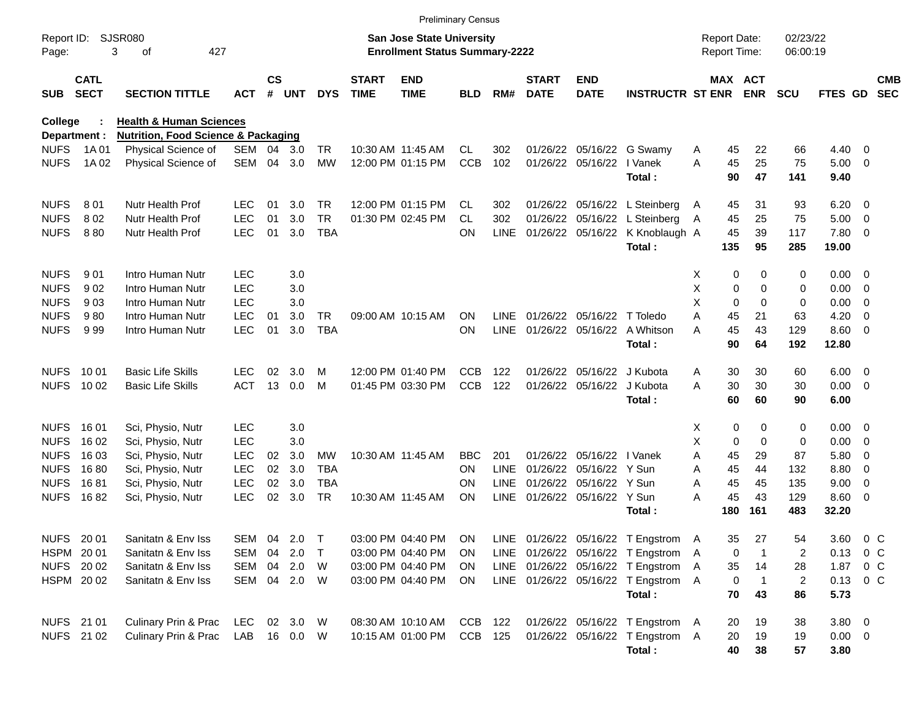Preliminary Census

Report ID: SJSR080

**San Jose State University**
**Enrollment Status Summary-2222**

Report Date: 02/23/22
Report Time: 06:00:19

**College : Health & Human Sciences**
**Department : Nutrition, Food Science & Packaging**

| SUB | CATL SECT | SECTION TITTLE | ACT | CS # | UNT | DYS | START TIME | END TIME | BLD | RM# | START DATE | END DATE | INSTRUCTR | ST | MAX ENR | ACT ENR | SCU | FTES | GD | CMB SEC |
|---|---|---|---|---|---|---|---|---|---|---|---|---|---|---|---|---|---|---|---|---|
| NUFS | 1A 01 | Physical Science of | SEM | 04 | 3.0 | TR | 10:30 AM | 11:45 AM | CL | 302 | 01/26/22 | 05/16/22 | G Swamy | A | 45 | 22 | 66 | 4.40 | 0 | |
| NUFS | 1A 02 | Physical Science of | SEM | 04 | 3.0 | MW | 12:00 PM | 01:15 PM | CCB | 102 | 01/26/22 | 05/16/22 | I Vanek | A | 45 | 25 | 75 | 5.00 | 0 | |
| | | | | | | | | | | | | | **Total :** | | **90** | **47** | **141** | **9.40** | | |
| NUFS | 8 01 | Nutr Health Prof | LEC | 01 | 3.0 | TR | 12:00 PM | 01:15 PM | CL | 302 | 01/26/22 | 05/16/22 | L Steinberg | A | 45 | 31 | 93 | 6.20 | 0 | |
| NUFS | 8 02 | Nutr Health Prof | LEC | 01 | 3.0 | TR | 01:30 PM | 02:45 PM | CL | 302 | 01/26/22 | 05/16/22 | L Steinberg | A | 45 | 25 | 75 | 5.00 | 0 | |
| NUFS | 8 80 | Nutr Health Prof | LEC | 01 | 3.0 | TBA | | | ON | LINE | 01/26/22 | 05/16/22 | K Knoblaugh | A | 45 | 39 | 117 | 7.80 | 0 | |
| | | | | | | | | | | | | | **Total :** | | **135** | **95** | **285** | **19.00** | | |
| NUFS | 9 01 | Intro Human Nutr | LEC | | 3.0 | | | | | | | | | X | 0 | 0 | 0 | 0.00 | 0 | |
| NUFS | 9 02 | Intro Human Nutr | LEC | | 3.0 | | | | | | | | | X | 0 | 0 | 0 | 0.00 | 0 | |
| NUFS | 9 03 | Intro Human Nutr | LEC | | 3.0 | | | | | | | | | X | 0 | 0 | 0 | 0.00 | 0 | |
| NUFS | 9 80 | Intro Human Nutr | LEC | 01 | 3.0 | TR | 09:00 AM | 10:15 AM | ON | LINE | 01/26/22 | 05/16/22 | T Toledo | A | 45 | 21 | 63 | 4.20 | 0 | |
| NUFS | 9 99 | Intro Human Nutr | LEC | 01 | 3.0 | TBA | | | ON | LINE | 01/26/22 | 05/16/22 | A Whitson | A | 45 | 43 | 129 | 8.60 | 0 | |
| | | | | | | | | | | | | | **Total :** | | **90** | **64** | **192** | **12.80** | | |
| NUFS | 10 01 | Basic Life Skills | LEC | 02 | 3.0 | M | 12:00 PM | 01:40 PM | CCB | 122 | 01/26/22 | 05/16/22 | J Kubota | A | 30 | 30 | 60 | 6.00 | 0 | |
| NUFS | 10 02 | Basic Life Skills | ACT | 13 | 0.0 | M | 01:45 PM | 03:30 PM | CCB | 122 | 01/26/22 | 05/16/22 | J Kubota | A | 30 | 30 | 30 | 0.00 | 0 | |
| | | | | | | | | | | | | | **Total :** | | **60** | **60** | **90** | **6.00** | | |
| NUFS | 16 01 | Sci, Physio, Nutr | LEC | | 3.0 | | | | | | | | | X | 0 | 0 | 0 | 0.00 | 0 | |
| NUFS | 16 02 | Sci, Physio, Nutr | LEC | | 3.0 | | | | | | | | | X | 0 | 0 | 0 | 0.00 | 0 | |
| NUFS | 16 03 | Sci, Physio, Nutr | LEC | 02 | 3.0 | MW | 10:30 AM | 11:45 AM | BBC | 201 | 01/26/22 | 05/16/22 | I Vanek | A | 45 | 29 | 87 | 5.80 | 0 | |
| NUFS | 16 80 | Sci, Physio, Nutr | LEC | 02 | 3.0 | TBA | | | ON | LINE | 01/26/22 | 05/16/22 | Y Sun | A | 45 | 44 | 132 | 8.80 | 0 | |
| NUFS | 16 81 | Sci, Physio, Nutr | LEC | 02 | 3.0 | TBA | | | ON | LINE | 01/26/22 | 05/16/22 | Y Sun | A | 45 | 45 | 135 | 9.00 | 0 | |
| NUFS | 16 82 | Sci, Physio, Nutr | LEC | 02 | 3.0 | TR | 10:30 AM | 11:45 AM | ON | LINE | 01/26/22 | 05/16/22 | Y Sun | A | 45 | 43 | 129 | 8.60 | 0 | |
| | | | | | | | | | | | | | **Total :** | | **180** | **161** | **483** | **32.20** | | |
| NUFS | 20 01 | Sanitatn & Env Iss | SEM | 04 | 2.0 | T | 03:00 PM | 04:40 PM | ON | LINE | 01/26/22 | 05/16/22 | T Engstrom | A | 35 | 27 | 54 | 3.60 | 0 | C |
| HSPM | 20 01 | Sanitatn & Env Iss | SEM | 04 | 2.0 | T | 03:00 PM | 04:40 PM | ON | LINE | 01/26/22 | 05/16/22 | T Engstrom | A | 0 | 1 | 2 | 0.13 | 0 | C |
| NUFS | 20 02 | Sanitatn & Env Iss | SEM | 04 | 2.0 | W | 03:00 PM | 04:40 PM | ON | LINE | 01/26/22 | 05/16/22 | T Engstrom | A | 35 | 14 | 28 | 1.87 | 0 | C |
| HSPM | 20 02 | Sanitatn & Env Iss | SEM | 04 | 2.0 | W | 03:00 PM | 04:40 PM | ON | LINE | 01/26/22 | 05/16/22 | T Engstrom | A | 0 | 1 | 2 | 0.13 | 0 | C |
| | | | | | | | | | | | | | **Total :** | | **70** | **43** | **86** | **5.73** | | |
| NUFS | 21 01 | Culinary Prin & Prac | LEC | 02 | 3.0 | W | 08:30 AM | 10:10 AM | CCB | 122 | 01/26/22 | 05/16/22 | T Engstrom | A | 20 | 19 | 38 | 3.80 | 0 | |
| NUFS | 21 02 | Culinary Prin & Prac | LAB | 16 | 0.0 | W | 10:15 AM | 01:00 PM | CCB | 125 | 01/26/22 | 05/16/22 | T Engstrom | A | 20 | 19 | 19 | 0.00 | 0 | |
| | | | | | | | | | | | | | **Total :** | | **40** | **38** | **57** | **3.80** | | |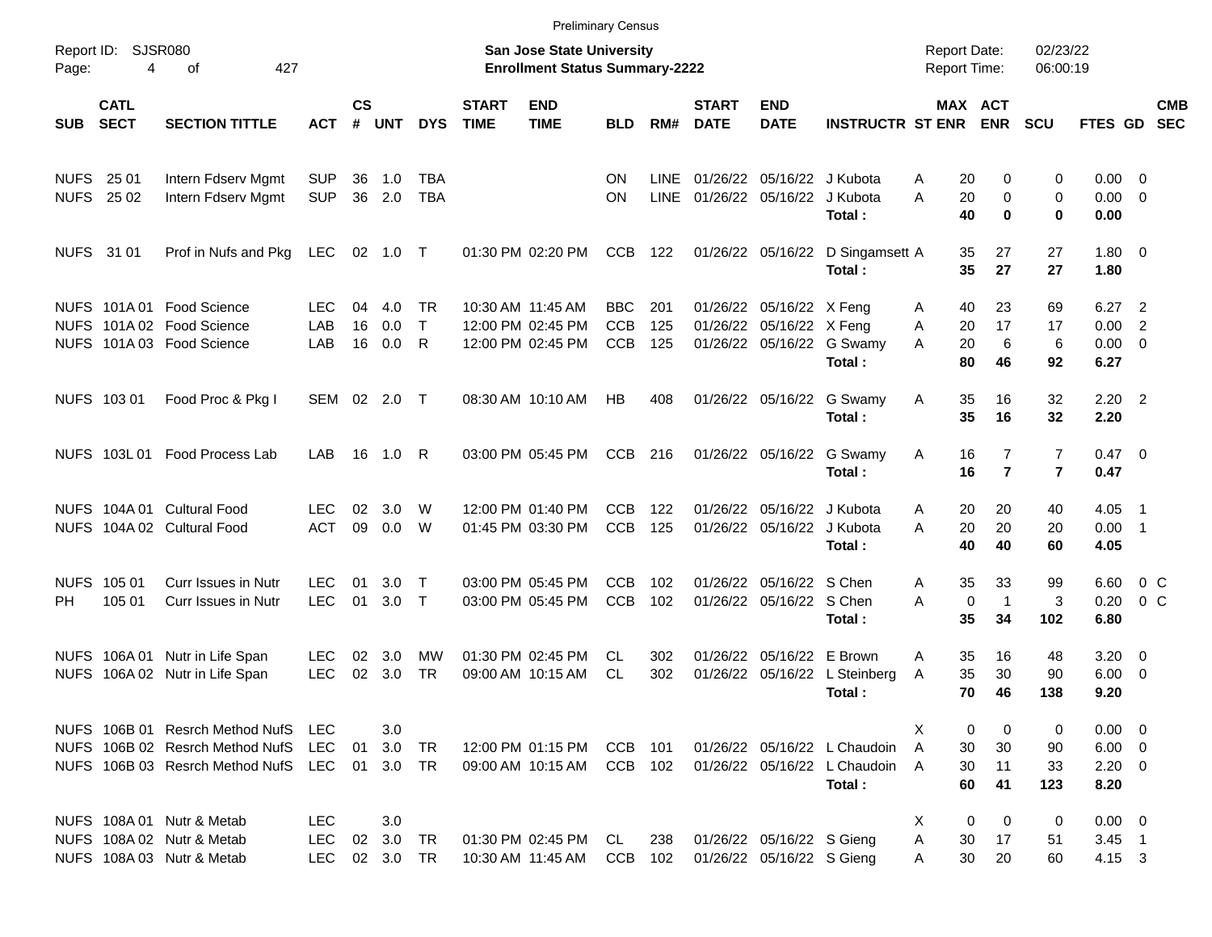Preliminary Census

Report ID: SJSR080

**San Jose State University**
**Enrollment Status Summary-2222**

Report Date: 02/23/22
Report Time: 06:00:19

| SUB | CATL SECT | SECTION TITTLE | ACT | CS # | UNT | DYS | START TIME | END TIME | BLD | RM# | START DATE | END DATE | INSTRUCTR | ST | MAX ENR | ACT ENR | SCU | FTES | GD | CMB SEC |
|---|---|---|---|---|---|---|---|---|---|---|---|---|---|---|---|---|---|---|---|---|
| NUFS | 25 01 | Intern Fdserv Mgmt | SUP | 36 | 1.0 | TBA | | | ON | LINE | 01/26/22 | 05/16/22 | J Kubota | A | 20 | 0 | 0 | 0.00 | 0 | |
| NUFS | 25 02 | Intern Fdserv Mgmt | SUP | 36 | 2.0 | TBA | | | ON | LINE | 01/26/22 | 05/16/22 | J Kubota | A | 20 | 0 | 0 | 0.00 | 0 | |
| | | | | | | | | | | | | | **Total :** | | **40** | **0** | **0** | **0.00** | | |
| NUFS | 31 01 | Prof in Nufs and Pkg | LEC | 02 | 1.0 | T | 01:30 PM | 02:20 PM | CCB | 122 | 01/26/22 | 05/16/22 | D Singamsett | A | 35 | 27 | 27 | 1.80 | 0 | |
| | | | | | | | | | | | | | **Total :** | | **35** | **27** | **27** | **1.80** | | |
| NUFS | 101A 01 | Food Science | LEC | 04 | 4.0 | TR | 10:30 AM | 11:45 AM | BBC | 201 | 01/26/22 | 05/16/22 | X Feng | A | 40 | 23 | 69 | 6.27 | 2 | |
| NUFS | 101A 02 | Food Science | LAB | 16 | 0.0 | T | 12:00 PM | 02:45 PM | CCB | 125 | 01/26/22 | 05/16/22 | X Feng | A | 20 | 17 | 17 | 0.00 | 2 | |
| NUFS | 101A 03 | Food Science | LAB | 16 | 0.0 | R | 12:00 PM | 02:45 PM | CCB | 125 | 01/26/22 | 05/16/22 | G Swamy | A | 20 | 6 | 6 | 0.00 | 0 | |
| | | | | | | | | | | | | | **Total :** | | **80** | **46** | **92** | **6.27** | | |
| NUFS | 103 01 | Food Proc & Pkg I | SEM | 02 | 2.0 | T | 08:30 AM | 10:10 AM | HB | 408 | 01/26/22 | 05/16/22 | G Swamy | A | 35 | 16 | 32 | 2.20 | 2 | |
| | | | | | | | | | | | | | **Total :** | | **35** | **16** | **32** | **2.20** | | |
| NUFS | 103L 01 | Food Process Lab | LAB | 16 | 1.0 | R | 03:00 PM | 05:45 PM | CCB | 216 | 01/26/22 | 05/16/22 | G Swamy | A | 16 | 7 | 7 | 0.47 | 0 | |
| | | | | | | | | | | | | | **Total :** | | **16** | **7** | **7** | **0.47** | | |
| NUFS | 104A 01 | Cultural Food | LEC | 02 | 3.0 | W | 12:00 PM | 01:40 PM | CCB | 122 | 01/26/22 | 05/16/22 | J Kubota | A | 20 | 20 | 40 | 4.05 | 1 | |
| NUFS | 104A 02 | Cultural Food | ACT | 09 | 0.0 | W | 01:45 PM | 03:30 PM | CCB | 125 | 01/26/22 | 05/16/22 | J Kubota | A | 20 | 20 | 20 | 0.00 | 1 | |
| | | | | | | | | | | | | | **Total :** | | **40** | **40** | **60** | **4.05** | | |
| NUFS | 105 01 | Curr Issues in Nutr | LEC | 01 | 3.0 | T | 03:00 PM | 05:45 PM | CCB | 102 | 01/26/22 | 05/16/22 | S Chen | A | 35 | 33 | 99 | 6.60 | 0 | C |
| PH | 105 01 | Curr Issues in Nutr | LEC | 01 | 3.0 | T | 03:00 PM | 05:45 PM | CCB | 102 | 01/26/22 | 05/16/22 | S Chen | A | 0 | 1 | 3 | 0.20 | 0 | C |
| | | | | | | | | | | | | | **Total :** | | **35** | **34** | **102** | **6.80** | | |
| NUFS | 106A 01 | Nutr in Life Span | LEC | 02 | 3.0 | MW | 01:30 PM | 02:45 PM | CL | 302 | 01/26/22 | 05/16/22 | E Brown | A | 35 | 16 | 48 | 3.20 | 0 | |
| NUFS | 106A 02 | Nutr in Life Span | LEC | 02 | 3.0 | TR | 09:00 AM | 10:15 AM | CL | 302 | 01/26/22 | 05/16/22 | L Steinberg | A | 35 | 30 | 90 | 6.00 | 0 | |
| | | | | | | | | | | | | | **Total :** | | **70** | **46** | **138** | **9.20** | | |
| NUFS | 106B 01 | Resrch Method NufS | LEC | | 3.0 | | | | | | | | | X | 0 | 0 | 0 | 0.00 | 0 | |
| NUFS | 106B 02 | Resrch Method NufS | LEC | 01 | 3.0 | TR | 12:00 PM | 01:15 PM | CCB | 101 | 01/26/22 | 05/16/22 | L Chaudoin | A | 30 | 30 | 90 | 6.00 | 0 | |
| NUFS | 106B 03 | Resrch Method NufS | LEC | 01 | 3.0 | TR | 09:00 AM | 10:15 AM | CCB | 102 | 01/26/22 | 05/16/22 | L Chaudoin | A | 30 | 11 | 33 | 2.20 | 0 | |
| | | | | | | | | | | | | | **Total :** | | **60** | **41** | **123** | **8.20** | | |
| NUFS | 108A 01 | Nutr & Metab | LEC | | 3.0 | | | | | | | | | X | 0 | 0 | 0 | 0.00 | 0 | |
| NUFS | 108A 02 | Nutr & Metab | LEC | 02 | 3.0 | TR | 01:30 PM | 02:45 PM | CL | 238 | 01/26/22 | 05/16/22 | S Gieng | A | 30 | 17 | 51 | 3.45 | 1 | |
| NUFS | 108A 03 | Nutr & Metab | LEC | 02 | 3.0 | TR | 10:30 AM | 11:45 AM | CCB | 102 | 01/26/22 | 05/16/22 | S Gieng | A | 30 | 20 | 60 | 4.15 | 3 | |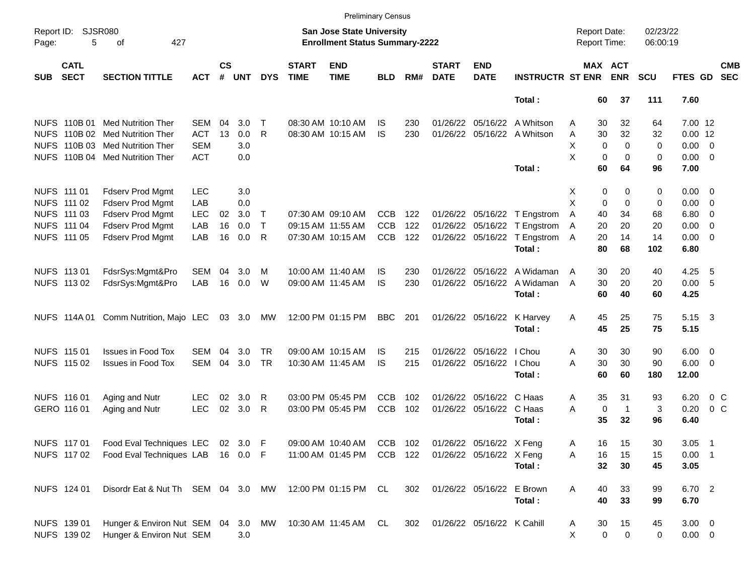Preliminary Census

Report ID: SJSR080

**San Jose State University**
**Enrollment Status Summary-2222**

Report Date: 02/23/22
Report Time: 06:00:19

| SUB | CATL SECT | SECTION TITTLE | ACT | CS # | UNT | DYS | START TIME | END TIME | BLD | RM# | START DATE | END DATE | INSTRUCTR | ST | MAX ENR | ACT ENR | SCU | FTES | GD | CMB SEC |
|---|---|---|---|---|---|---|---|---|---|---|---|---|---|---|---|---|---|---|---|---|
| | | | | | | | | | | | | | **Total :** | | **60** | **37** | **111** | **7.60** | | |
| NUFS | 110B 01 | Med Nutrition Ther | SEM | 04 | 3.0 | T | 08:30 AM | 10:10 AM | IS | 230 | 01/26/22 | 05/16/22 | A Whitson | A | 30 | 32 | 64 | 7.00 | 12 | |
| NUFS | 110B 02 | Med Nutrition Ther | ACT | 13 | 0.0 | R | 08:30 AM | 10:15 AM | IS | 230 | 01/26/22 | 05/16/22 | A Whitson | A | 30 | 32 | 32 | 0.00 | 12 | |
| NUFS | 110B 03 | Med Nutrition Ther | SEM | | 3.0 | | | | | | | | | X | 0 | 0 | 0 | 0.00 | 0 | |
| NUFS | 110B 04 | Med Nutrition Ther | ACT | | 0.0 | | | | | | | | | X | 0 | 0 | 0 | 0.00 | 0 | |
| | | | | | | | | | | | | | **Total :** | | **60** | **64** | **96** | **7.00** | | |
| NUFS | 111 01 | Fdserv Prod Mgmt | LEC | | 3.0 | | | | | | | | | X | 0 | 0 | 0 | 0.00 | 0 | |
| NUFS | 111 02 | Fdserv Prod Mgmt | LAB | | 0.0 | | | | | | | | | X | 0 | 0 | 0 | 0.00 | 0 | |
| NUFS | 111 03 | Fdserv Prod Mgmt | LEC | 02 | 3.0 | T | 07:30 AM | 09:10 AM | CCB | 122 | 01/26/22 | 05/16/22 | T Engstrom | A | 40 | 34 | 68 | 6.80 | 0 | |
| NUFS | 111 04 | Fdserv Prod Mgmt | LAB | 16 | 0.0 | T | 09:15 AM | 11:55 AM | CCB | 122 | 01/26/22 | 05/16/22 | T Engstrom | A | 20 | 20 | 20 | 0.00 | 0 | |
| NUFS | 111 05 | Fdserv Prod Mgmt | LAB | 16 | 0.0 | R | 07:30 AM | 10:15 AM | CCB | 122 | 01/26/22 | 05/16/22 | T Engstrom | A | 20 | 14 | 14 | 0.00 | 0 | |
| | | | | | | | | | | | | | **Total :** | | **80** | **68** | **102** | **6.80** | | |
| NUFS | 113 01 | FdsrSys:Mgmt&Pro | SEM | 04 | 3.0 | M | 10:00 AM | 11:40 AM | IS | 230 | 01/26/22 | 05/16/22 | A Widaman | A | 30 | 20 | 40 | 4.25 | 5 | |
| NUFS | 113 02 | FdsrSys:Mgmt&Pro | LAB | 16 | 0.0 | W | 09:00 AM | 11:45 AM | IS | 230 | 01/26/22 | 05/16/22 | A Widaman | A | 30 | 20 | 20 | 0.00 | 5 | |
| | | | | | | | | | | | | | **Total :** | | **60** | **40** | **60** | **4.25** | | |
| NUFS | 114A 01 | Comm Nutrition, Majo | LEC | 03 | 3.0 | MW | 12:00 PM | 01:15 PM | BBC | 201 | 01/26/22 | 05/16/22 | K Harvey | A | 45 | 25 | 75 | 5.15 | 3 | |
| | | | | | | | | | | | | | **Total :** | | **45** | **25** | **75** | **5.15** | | |
| NUFS | 115 01 | Issues in Food Tox | SEM | 04 | 3.0 | TR | 09:00 AM | 10:15 AM | IS | 215 | 01/26/22 | 05/16/22 | I Chou | A | 30 | 30 | 90 | 6.00 | 0 | |
| NUFS | 115 02 | Issues in Food Tox | SEM | 04 | 3.0 | TR | 10:30 AM | 11:45 AM | IS | 215 | 01/26/22 | 05/16/22 | I Chou | A | 30 | 30 | 90 | 6.00 | 0 | |
| | | | | | | | | | | | | | **Total :** | | **60** | **60** | **180** | **12.00** | | |
| NUFS | 116 01 | Aging and Nutr | LEC | 02 | 3.0 | R | 03:00 PM | 05:45 PM | CCB | 102 | 01/26/22 | 05/16/22 | C Haas | A | 35 | 31 | 93 | 6.20 | 0 | C |
| GERO | 116 01 | Aging and Nutr | LEC | 02 | 3.0 | R | 03:00 PM | 05:45 PM | CCB | 102 | 01/26/22 | 05/16/22 | C Haas | A | 0 | 1 | 3 | 0.20 | 0 | C |
| | | | | | | | | | | | | | **Total :** | | **35** | **32** | **96** | **6.40** | | |
| NUFS | 117 01 | Food Eval Techniques | LEC | 02 | 3.0 | F | 09:00 AM | 10:40 AM | CCB | 102 | 01/26/22 | 05/16/22 | X Feng | A | 16 | 15 | 30 | 3.05 | 1 | |
| NUFS | 117 02 | Food Eval Techniques | LAB | 16 | 0.0 | F | 11:00 AM | 01:45 PM | CCB | 122 | 01/26/22 | 05/16/22 | X Feng | A | 16 | 15 | 15 | 0.00 | 1 | |
| | | | | | | | | | | | | | **Total :** | | **32** | **30** | **45** | **3.05** | | |
| NUFS | 124 01 | Disordr Eat & Nut Th | SEM | 04 | 3.0 | MW | 12:00 PM | 01:15 PM | CL | 302 | 01/26/22 | 05/16/22 | E Brown | A | 40 | 33 | 99 | 6.70 | 2 | |
| | | | | | | | | | | | | | **Total :** | | **40** | **33** | **99** | **6.70** | | |
| NUFS | 139 01 | Hunger & Environ Nut | SEM | 04 | 3.0 | MW | 10:30 AM | 11:45 AM | CL | 302 | 01/26/22 | 05/16/22 | K Cahill | A | 30 | 15 | 45 | 3.00 | 0 | |
| NUFS | 139 02 | Hunger & Environ Nut | SEM | | 3.0 | | | | | | | | | X | 0 | 0 | 0 | 0.00 | 0 | |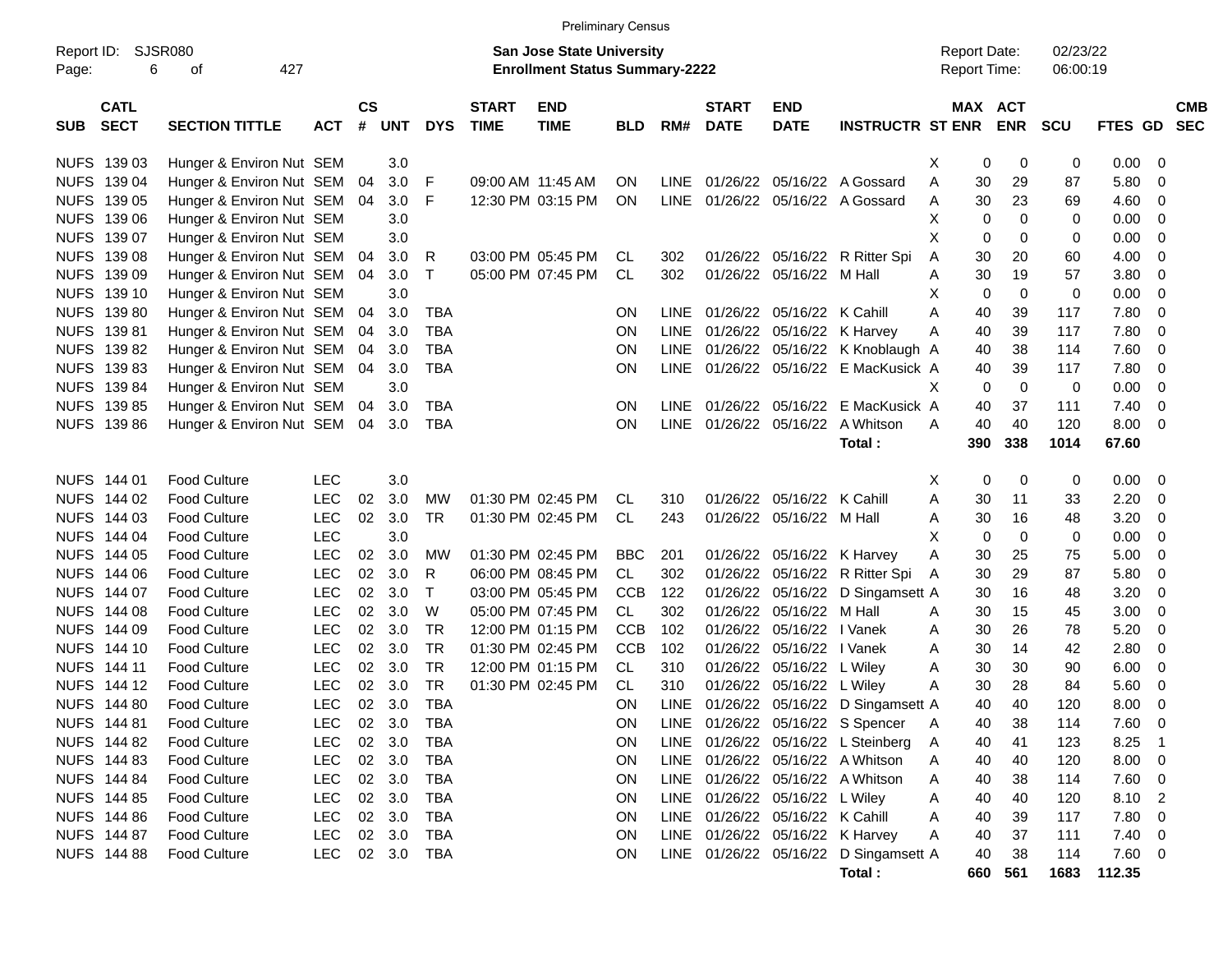Preliminary Census

Report ID: SJSR080

**San Jose State University**
**Enrollment Status Summary-2222**

Report Date: 02/23/22
Report Time: 06:00:19

| SUB | CATL SECT | SECTION TITTLE | ACT | CS # | UNT | DYS | START TIME | END TIME | BLD | RM# | START DATE | END DATE | INSTRUCTR | ST | MAX ENR | ACT ENR | SCU | FTES | GD | CMB SEC |
|---|---|---|---|---|---|---|---|---|---|---|---|---|---|---|---|---|---|---|---|---|
| NUFS | 139 03 | Hunger & Environ Nut | SEM | | 3.0 | | | | | | | | | X | 0 | 0 | 0 | 0.00 | 0 | |
| NUFS | 139 04 | Hunger & Environ Nut | SEM | 04 | 3.0 | F | 09:00 AM | 11:45 AM | ON | LINE | 01/26/22 | 05/16/22 | A Gossard | A | 30 | 29 | 87 | 5.80 | 0 | |
| NUFS | 139 05 | Hunger & Environ Nut | SEM | 04 | 3.0 | F | 12:30 PM | 03:15 PM | ON | LINE | 01/26/22 | 05/16/22 | A Gossard | A | 30 | 23 | 69 | 4.60 | 0 | |
| NUFS | 139 06 | Hunger & Environ Nut | SEM | | 3.0 | | | | | | | | | X | 0 | 0 | 0 | 0.00 | 0 | |
| NUFS | 139 07 | Hunger & Environ Nut | SEM | | 3.0 | | | | | | | | | X | 0 | 0 | 0 | 0.00 | 0 | |
| NUFS | 139 08 | Hunger & Environ Nut | SEM | 04 | 3.0 | R | 03:00 PM | 05:45 PM | CL | 302 | 01/26/22 | 05/16/22 | R Ritter Spi | A | 30 | 20 | 60 | 4.00 | 0 | |
| NUFS | 139 09 | Hunger & Environ Nut | SEM | 04 | 3.0 | T | 05:00 PM | 07:45 PM | CL | 302 | 01/26/22 | 05/16/22 | M Hall | A | 30 | 19 | 57 | 3.80 | 0 | |
| NUFS | 139 10 | Hunger & Environ Nut | SEM | | 3.0 | | | | | | | | | X | 0 | 0 | 0 | 0.00 | 0 | |
| NUFS | 139 80 | Hunger & Environ Nut | SEM | 04 | 3.0 | TBA | | | ON | LINE | 01/26/22 | 05/16/22 | K Cahill | A | 40 | 39 | 117 | 7.80 | 0 | |
| NUFS | 139 81 | Hunger & Environ Nut | SEM | 04 | 3.0 | TBA | | | ON | LINE | 01/26/22 | 05/16/22 | K Harvey | A | 40 | 39 | 117 | 7.80 | 0 | |
| NUFS | 139 82 | Hunger & Environ Nut | SEM | 04 | 3.0 | TBA | | | ON | LINE | 01/26/22 | 05/16/22 | K Knoblaugh | A | 40 | 38 | 114 | 7.60 | 0 | |
| NUFS | 139 83 | Hunger & Environ Nut | SEM | 04 | 3.0 | TBA | | | ON | LINE | 01/26/22 | 05/16/22 | E MacKusick | A | 40 | 39 | 117 | 7.80 | 0 | |
| NUFS | 139 84 | Hunger & Environ Nut | SEM | | 3.0 | | | | | | | | | X | 0 | 0 | 0 | 0.00 | 0 | |
| NUFS | 139 85 | Hunger & Environ Nut | SEM | 04 | 3.0 | TBA | | | ON | LINE | 01/26/22 | 05/16/22 | E MacKusick | A | 40 | 37 | 111 | 7.40 | 0 | |
| NUFS | 139 86 | Hunger & Environ Nut | SEM | 04 | 3.0 | TBA | | | ON | LINE | 01/26/22 | 05/16/22 | A Whitson | A | 40 | 40 | 120 | 8.00 | 0 | |
| | | | | | | | | | | | | | **Total :** | | **390** | **338** | **1014** | **67.60** | | |
| NUFS | 144 01 | Food Culture | LEC | | 3.0 | | | | | | | | | X | 0 | 0 | 0 | 0.00 | 0 | |
| NUFS | 144 02 | Food Culture | LEC | 02 | 3.0 | MW | 01:30 PM | 02:45 PM | CL | 310 | 01/26/22 | 05/16/22 | K Cahill | A | 30 | 11 | 33 | 2.20 | 0 | |
| NUFS | 144 03 | Food Culture | LEC | 02 | 3.0 | TR | 01:30 PM | 02:45 PM | CL | 243 | 01/26/22 | 05/16/22 | M Hall | A | 30 | 16 | 48 | 3.20 | 0 | |
| NUFS | 144 04 | Food Culture | LEC | | 3.0 | | | | | | | | | X | 0 | 0 | 0 | 0.00 | 0 | |
| NUFS | 144 05 | Food Culture | LEC | 02 | 3.0 | MW | 01:30 PM | 02:45 PM | BBC | 201 | 01/26/22 | 05/16/22 | K Harvey | A | 30 | 25 | 75 | 5.00 | 0 | |
| NUFS | 144 06 | Food Culture | LEC | 02 | 3.0 | R | 06:00 PM | 08:45 PM | CL | 302 | 01/26/22 | 05/16/22 | R Ritter Spi | A | 30 | 29 | 87 | 5.80 | 0 | |
| NUFS | 144 07 | Food Culture | LEC | 02 | 3.0 | T | 03:00 PM | 05:45 PM | CCB | 122 | 01/26/22 | 05/16/22 | D Singamsett | A | 30 | 16 | 48 | 3.20 | 0 | |
| NUFS | 144 08 | Food Culture | LEC | 02 | 3.0 | W | 05:00 PM | 07:45 PM | CL | 302 | 01/26/22 | 05/16/22 | M Hall | A | 30 | 15 | 45 | 3.00 | 0 | |
| NUFS | 144 09 | Food Culture | LEC | 02 | 3.0 | TR | 12:00 PM | 01:15 PM | CCB | 102 | 01/26/22 | 05/16/22 | I Vanek | A | 30 | 26 | 78 | 5.20 | 0 | |
| NUFS | 144 10 | Food Culture | LEC | 02 | 3.0 | TR | 01:30 PM | 02:45 PM | CCB | 102 | 01/26/22 | 05/16/22 | I Vanek | A | 30 | 14 | 42 | 2.80 | 0 | |
| NUFS | 144 11 | Food Culture | LEC | 02 | 3.0 | TR | 12:00 PM | 01:15 PM | CL | 310 | 01/26/22 | 05/16/22 | L Wiley | A | 30 | 30 | 90 | 6.00 | 0 | |
| NUFS | 144 12 | Food Culture | LEC | 02 | 3.0 | TR | 01:30 PM | 02:45 PM | CL | 310 | 01/26/22 | 05/16/22 | L Wiley | A | 30 | 28 | 84 | 5.60 | 0 | |
| NUFS | 144 80 | Food Culture | LEC | 02 | 3.0 | TBA | | | ON | LINE | 01/26/22 | 05/16/22 | D Singamsett | A | 40 | 40 | 120 | 8.00 | 0 | |
| NUFS | 144 81 | Food Culture | LEC | 02 | 3.0 | TBA | | | ON | LINE | 01/26/22 | 05/16/22 | S Spencer | A | 40 | 38 | 114 | 7.60 | 0 | |
| NUFS | 144 82 | Food Culture | LEC | 02 | 3.0 | TBA | | | ON | LINE | 01/26/22 | 05/16/22 | L Steinberg | A | 40 | 41 | 123 | 8.25 | 1 | |
| NUFS | 144 83 | Food Culture | LEC | 02 | 3.0 | TBA | | | ON | LINE | 01/26/22 | 05/16/22 | A Whitson | A | 40 | 40 | 120 | 8.00 | 0 | |
| NUFS | 144 84 | Food Culture | LEC | 02 | 3.0 | TBA | | | ON | LINE | 01/26/22 | 05/16/22 | A Whitson | A | 40 | 38 | 114 | 7.60 | 0 | |
| NUFS | 144 85 | Food Culture | LEC | 02 | 3.0 | TBA | | | ON | LINE | 01/26/22 | 05/16/22 | L Wiley | A | 40 | 40 | 120 | 8.10 | 2 | |
| NUFS | 144 86 | Food Culture | LEC | 02 | 3.0 | TBA | | | ON | LINE | 01/26/22 | 05/16/22 | K Cahill | A | 40 | 39 | 117 | 7.80 | 0 | |
| NUFS | 144 87 | Food Culture | LEC | 02 | 3.0 | TBA | | | ON | LINE | 01/26/22 | 05/16/22 | K Harvey | A | 40 | 37 | 111 | 7.40 | 0 | |
| NUFS | 144 88 | Food Culture | LEC | 02 | 3.0 | TBA | | | ON | LINE | 01/26/22 | 05/16/22 | D Singamsett | A | 40 | 38 | 114 | 7.60 | 0 | |
| | | | | | | | | | | | | | **Total :** | | **660** | **561** | **1683** | **112.35** | | |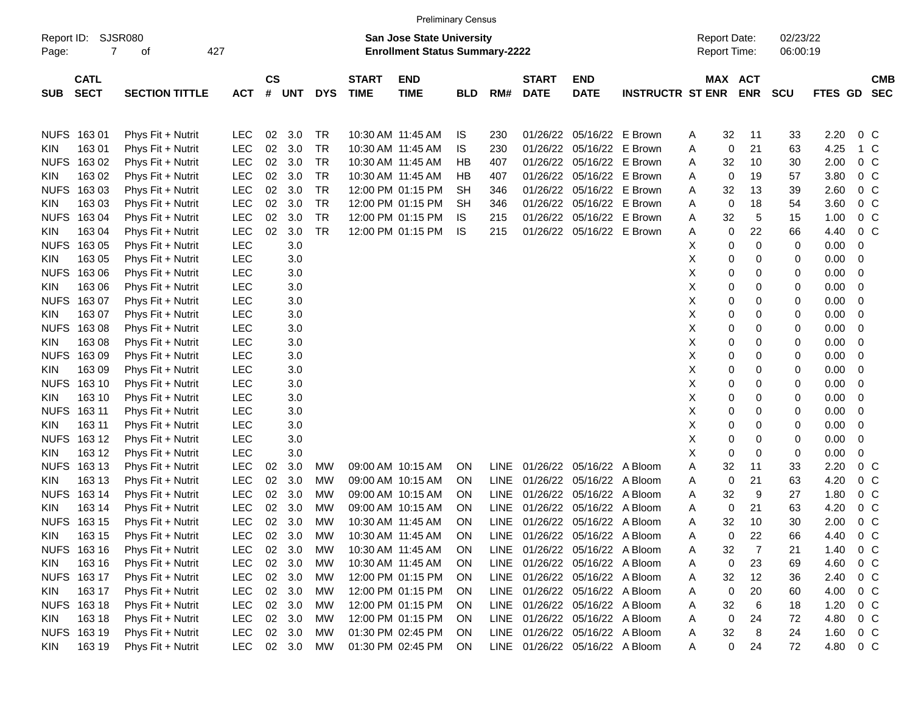Preliminary Census

Report ID: SJSR080

**San Jose State University**
**Enrollment Status Summary-2222**

Report Date: 02/23/22
Report Time: 06:00:19

| SUB | CATL SECT | SECTION TITTLE | ACT | CS # | UNT | DYS | START TIME | END TIME | BLD | RM# | START DATE | END DATE | INSTRUCTR | ST | MAX ENR | ACT ENR | SCU | FTES | GD | CMB SEC |
|---|---|---|---|---|---|---|---|---|---|---|---|---|---|---|---|---|---|---|---|---|
| NUFS | 163 01 | Phys Fit + Nutrit | LEC | 02 | 3.0 | TR | 10:30 AM | 11:45 AM | IS | 230 | 01/26/22 | 05/16/22 | E Brown | A | 32 | 11 | 33 | 2.20 | 0 | C |
| KIN | 163 01 | Phys Fit + Nutrit | LEC | 02 | 3.0 | TR | 10:30 AM | 11:45 AM | IS | 230 | 01/26/22 | 05/16/22 | E Brown | A | 0 | 21 | 63 | 4.25 | 1 | C |
| NUFS | 163 02 | Phys Fit + Nutrit | LEC | 02 | 3.0 | TR | 10:30 AM | 11:45 AM | HB | 407 | 01/26/22 | 05/16/22 | E Brown | A | 32 | 10 | 30 | 2.00 | 0 | C |
| KIN | 163 02 | Phys Fit + Nutrit | LEC | 02 | 3.0 | TR | 10:30 AM | 11:45 AM | HB | 407 | 01/26/22 | 05/16/22 | E Brown | A | 0 | 19 | 57 | 3.80 | 0 | C |
| NUFS | 163 03 | Phys Fit + Nutrit | LEC | 02 | 3.0 | TR | 12:00 PM | 01:15 PM | SH | 346 | 01/26/22 | 05/16/22 | E Brown | A | 32 | 13 | 39 | 2.60 | 0 | C |
| KIN | 163 03 | Phys Fit + Nutrit | LEC | 02 | 3.0 | TR | 12:00 PM | 01:15 PM | SH | 346 | 01/26/22 | 05/16/22 | E Brown | A | 0 | 18 | 54 | 3.60 | 0 | C |
| NUFS | 163 04 | Phys Fit + Nutrit | LEC | 02 | 3.0 | TR | 12:00 PM | 01:15 PM | IS | 215 | 01/26/22 | 05/16/22 | E Brown | A | 32 | 5 | 15 | 1.00 | 0 | C |
| KIN | 163 04 | Phys Fit + Nutrit | LEC | 02 | 3.0 | TR | 12:00 PM | 01:15 PM | IS | 215 | 01/26/22 | 05/16/22 | E Brown | A | 0 | 22 | 66 | 4.40 | 0 | C |
| NUFS | 163 05 | Phys Fit + Nutrit | LEC | | 3.0 | | | | | | | | | X | 0 | 0 | 0 | 0.00 | 0 | |
| KIN | 163 05 | Phys Fit + Nutrit | LEC | | 3.0 | | | | | | | | | X | 0 | 0 | 0 | 0.00 | 0 | |
| NUFS | 163 06 | Phys Fit + Nutrit | LEC | | 3.0 | | | | | | | | | X | 0 | 0 | 0 | 0.00 | 0 | |
| KIN | 163 06 | Phys Fit + Nutrit | LEC | | 3.0 | | | | | | | | | X | 0 | 0 | 0 | 0.00 | 0 | |
| NUFS | 163 07 | Phys Fit + Nutrit | LEC | | 3.0 | | | | | | | | | X | 0 | 0 | 0 | 0.00 | 0 | |
| KIN | 163 07 | Phys Fit + Nutrit | LEC | | 3.0 | | | | | | | | | X | 0 | 0 | 0 | 0.00 | 0 | |
| NUFS | 163 08 | Phys Fit + Nutrit | LEC | | 3.0 | | | | | | | | | X | 0 | 0 | 0 | 0.00 | 0 | |
| KIN | 163 08 | Phys Fit + Nutrit | LEC | | 3.0 | | | | | | | | | X | 0 | 0 | 0 | 0.00 | 0 | |
| NUFS | 163 09 | Phys Fit + Nutrit | LEC | | 3.0 | | | | | | | | | X | 0 | 0 | 0 | 0.00 | 0 | |
| KIN | 163 09 | Phys Fit + Nutrit | LEC | | 3.0 | | | | | | | | | X | 0 | 0 | 0 | 0.00 | 0 | |
| NUFS | 163 10 | Phys Fit + Nutrit | LEC | | 3.0 | | | | | | | | | X | 0 | 0 | 0 | 0.00 | 0 | |
| KIN | 163 10 | Phys Fit + Nutrit | LEC | | 3.0 | | | | | | | | | X | 0 | 0 | 0 | 0.00 | 0 | |
| NUFS | 163 11 | Phys Fit + Nutrit | LEC | | 3.0 | | | | | | | | | X | 0 | 0 | 0 | 0.00 | 0 | |
| KIN | 163 11 | Phys Fit + Nutrit | LEC | | 3.0 | | | | | | | | | X | 0 | 0 | 0 | 0.00 | 0 | |
| NUFS | 163 12 | Phys Fit + Nutrit | LEC | | 3.0 | | | | | | | | | X | 0 | 0 | 0 | 0.00 | 0 | |
| KIN | 163 12 | Phys Fit + Nutrit | LEC | | 3.0 | | | | | | | | | X | 0 | 0 | 0 | 0.00 | 0 | |
| NUFS | 163 13 | Phys Fit + Nutrit | LEC | 02 | 3.0 | MW | 09:00 AM | 10:15 AM | ON | LINE | 01/26/22 | 05/16/22 | A Bloom | A | 32 | 11 | 33 | 2.20 | 0 | C |
| KIN | 163 13 | Phys Fit + Nutrit | LEC | 02 | 3.0 | MW | 09:00 AM | 10:15 AM | ON | LINE | 01/26/22 | 05/16/22 | A Bloom | A | 0 | 21 | 63 | 4.20 | 0 | C |
| NUFS | 163 14 | Phys Fit + Nutrit | LEC | 02 | 3.0 | MW | 09:00 AM | 10:15 AM | ON | LINE | 01/26/22 | 05/16/22 | A Bloom | A | 32 | 9 | 27 | 1.80 | 0 | C |
| KIN | 163 14 | Phys Fit + Nutrit | LEC | 02 | 3.0 | MW | 09:00 AM | 10:15 AM | ON | LINE | 01/26/22 | 05/16/22 | A Bloom | A | 0 | 21 | 63 | 4.20 | 0 | C |
| NUFS | 163 15 | Phys Fit + Nutrit | LEC | 02 | 3.0 | MW | 10:30 AM | 11:45 AM | ON | LINE | 01/26/22 | 05/16/22 | A Bloom | A | 32 | 10 | 30 | 2.00 | 0 | C |
| KIN | 163 15 | Phys Fit + Nutrit | LEC | 02 | 3.0 | MW | 10:30 AM | 11:45 AM | ON | LINE | 01/26/22 | 05/16/22 | A Bloom | A | 0 | 22 | 66 | 4.40 | 0 | C |
| NUFS | 163 16 | Phys Fit + Nutrit | LEC | 02 | 3.0 | MW | 10:30 AM | 11:45 AM | ON | LINE | 01/26/22 | 05/16/22 | A Bloom | A | 32 | 7 | 21 | 1.40 | 0 | C |
| KIN | 163 16 | Phys Fit + Nutrit | LEC | 02 | 3.0 | MW | 10:30 AM | 11:45 AM | ON | LINE | 01/26/22 | 05/16/22 | A Bloom | A | 0 | 23 | 69 | 4.60 | 0 | C |
| NUFS | 163 17 | Phys Fit + Nutrit | LEC | 02 | 3.0 | MW | 12:00 PM | 01:15 PM | ON | LINE | 01/26/22 | 05/16/22 | A Bloom | A | 32 | 12 | 36 | 2.40 | 0 | C |
| KIN | 163 17 | Phys Fit + Nutrit | LEC | 02 | 3.0 | MW | 12:00 PM | 01:15 PM | ON | LINE | 01/26/22 | 05/16/22 | A Bloom | A | 0 | 20 | 60 | 4.00 | 0 | C |
| NUFS | 163 18 | Phys Fit + Nutrit | LEC | 02 | 3.0 | MW | 12:00 PM | 01:15 PM | ON | LINE | 01/26/22 | 05/16/22 | A Bloom | A | 32 | 6 | 18 | 1.20 | 0 | C |
| KIN | 163 18 | Phys Fit + Nutrit | LEC | 02 | 3.0 | MW | 12:00 PM | 01:15 PM | ON | LINE | 01/26/22 | 05/16/22 | A Bloom | A | 0 | 24 | 72 | 4.80 | 0 | C |
| NUFS | 163 19 | Phys Fit + Nutrit | LEC | 02 | 3.0 | MW | 01:30 PM | 02:45 PM | ON | LINE | 01/26/22 | 05/16/22 | A Bloom | A | 32 | 8 | 24 | 1.60 | 0 | C |
| KIN | 163 19 | Phys Fit + Nutrit | LEC | 02 | 3.0 | MW | 01:30 PM | 02:45 PM | ON | LINE | 01/26/22 | 05/16/22 | A Bloom | A | 0 | 24 | 72 | 4.80 | 0 | C |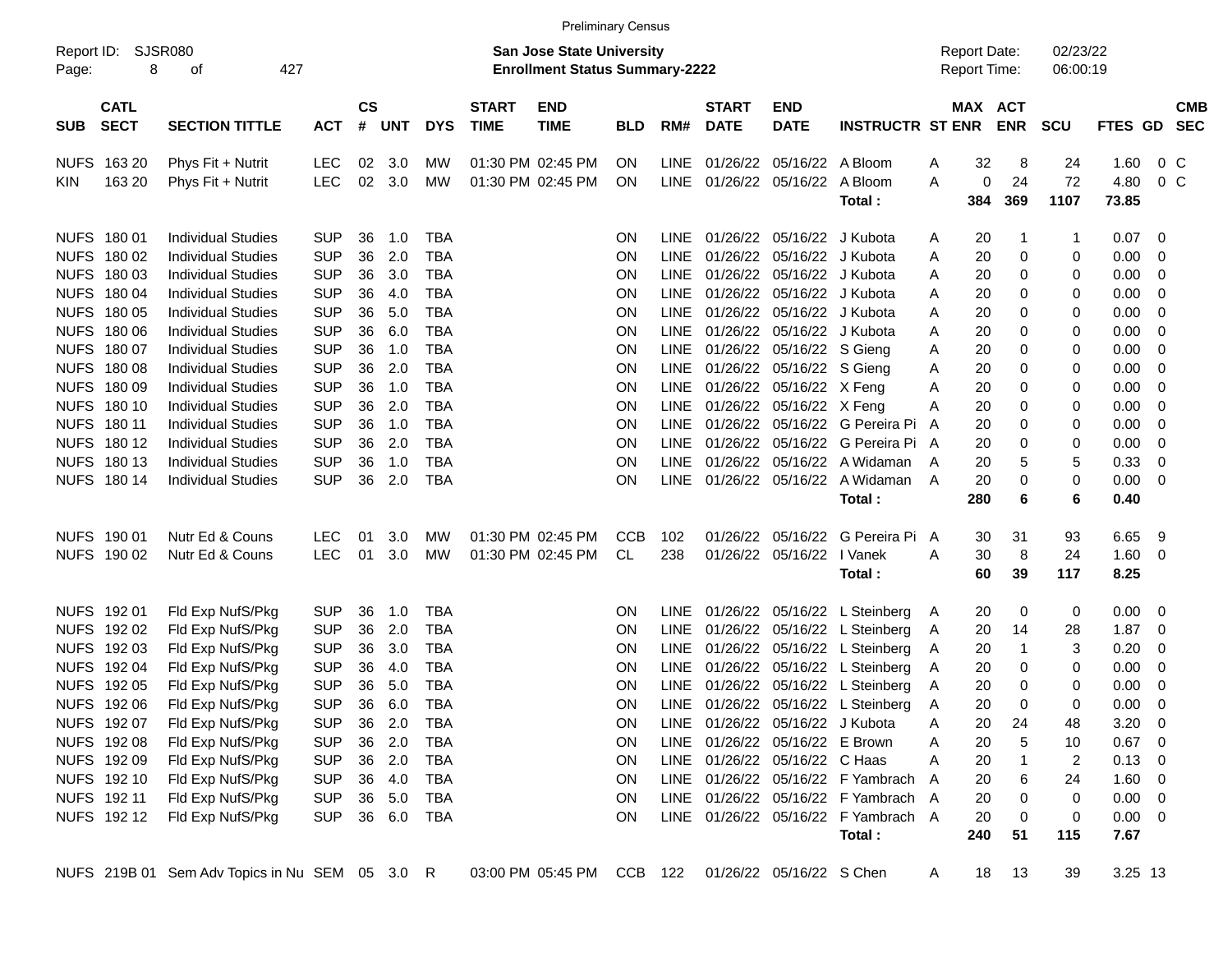Preliminary Census

Report ID: SJSR080

**San Jose State University**
**Enrollment Status Summary-2222**

Report Date: 02/23/22
Report Time: 06:00:19

| SUB | CATL SECT | SECTION TITTLE | ACT | CS # | UNT | DYS | START TIME | END TIME | BLD | RM# | START DATE | END DATE | INSTRUCTR | ST | MAX ENR | ACT ENR | SCU | FTES | GD | CMB SEC |
|---|---|---|---|---|---|---|---|---|---|---|---|---|---|---|---|---|---|---|---|---|
| NUFS | 163 20 | Phys Fit + Nutrit | LEC | 02 | 3.0 | MW | 01:30 PM | 02:45 PM | ON | LINE | 01/26/22 | 05/16/22 | A Bloom | A | 32 | 8 | 24 | 1.60 | 0 | C |
| KIN | 163 20 | Phys Fit + Nutrit | LEC | 02 | 3.0 | MW | 01:30 PM | 02:45 PM | ON | LINE | 01/26/22 | 05/16/22 | A Bloom | A | 0 | 24 | 72 | 4.80 | 0 | C |
| | | | | | | | | | | | | | **Total :** | | **384** | **369** | **1107** | **73.85** | | |
| NUFS | 180 01 | Individual Studies | SUP | 36 | 1.0 | TBA | | | ON | LINE | 01/26/22 | 05/16/22 | J Kubota | A | 20 | 1 | 1 | 0.07 | 0 | |
| NUFS | 180 02 | Individual Studies | SUP | 36 | 2.0 | TBA | | | ON | LINE | 01/26/22 | 05/16/22 | J Kubota | A | 20 | 0 | 0 | 0.00 | 0 | |
| NUFS | 180 03 | Individual Studies | SUP | 36 | 3.0 | TBA | | | ON | LINE | 01/26/22 | 05/16/22 | J Kubota | A | 20 | 0 | 0 | 0.00 | 0 | |
| NUFS | 180 04 | Individual Studies | SUP | 36 | 4.0 | TBA | | | ON | LINE | 01/26/22 | 05/16/22 | J Kubota | A | 20 | 0 | 0 | 0.00 | 0 | |
| NUFS | 180 05 | Individual Studies | SUP | 36 | 5.0 | TBA | | | ON | LINE | 01/26/22 | 05/16/22 | J Kubota | A | 20 | 0 | 0 | 0.00 | 0 | |
| NUFS | 180 06 | Individual Studies | SUP | 36 | 6.0 | TBA | | | ON | LINE | 01/26/22 | 05/16/22 | J Kubota | A | 20 | 0 | 0 | 0.00 | 0 | |
| NUFS | 180 07 | Individual Studies | SUP | 36 | 1.0 | TBA | | | ON | LINE | 01/26/22 | 05/16/22 | S Gieng | A | 20 | 0 | 0 | 0.00 | 0 | |
| NUFS | 180 08 | Individual Studies | SUP | 36 | 2.0 | TBA | | | ON | LINE | 01/26/22 | 05/16/22 | S Gieng | A | 20 | 0 | 0 | 0.00 | 0 | |
| NUFS | 180 09 | Individual Studies | SUP | 36 | 1.0 | TBA | | | ON | LINE | 01/26/22 | 05/16/22 | X Feng | A | 20 | 0 | 0 | 0.00 | 0 | |
| NUFS | 180 10 | Individual Studies | SUP | 36 | 2.0 | TBA | | | ON | LINE | 01/26/22 | 05/16/22 | X Feng | A | 20 | 0 | 0 | 0.00 | 0 | |
| NUFS | 180 11 | Individual Studies | SUP | 36 | 1.0 | TBA | | | ON | LINE | 01/26/22 | 05/16/22 | G Pereira Pi | A | 20 | 0 | 0 | 0.00 | 0 | |
| NUFS | 180 12 | Individual Studies | SUP | 36 | 2.0 | TBA | | | ON | LINE | 01/26/22 | 05/16/22 | G Pereira Pi | A | 20 | 0 | 0 | 0.00 | 0 | |
| NUFS | 180 13 | Individual Studies | SUP | 36 | 1.0 | TBA | | | ON | LINE | 01/26/22 | 05/16/22 | A Widaman | A | 20 | 5 | 5 | 0.33 | 0 | |
| NUFS | 180 14 | Individual Studies | SUP | 36 | 2.0 | TBA | | | ON | LINE | 01/26/22 | 05/16/22 | A Widaman | A | 20 | 0 | 0 | 0.00 | 0 | |
| | | | | | | | | | | | | | **Total :** | | **280** | **6** | **6** | **0.40** | | |
| NUFS | 190 01 | Nutr Ed & Couns | LEC | 01 | 3.0 | MW | 01:30 PM | 02:45 PM | CCB | 102 | 01/26/22 | 05/16/22 | G Pereira Pi | A | 30 | 31 | 93 | 6.65 | 9 | |
| NUFS | 190 02 | Nutr Ed & Couns | LEC | 01 | 3.0 | MW | 01:30 PM | 02:45 PM | CL | 238 | 01/26/22 | 05/16/22 | I Vanek | A | 30 | 8 | 24 | 1.60 | 0 | |
| | | | | | | | | | | | | | **Total :** | | **60** | **39** | **117** | **8.25** | | |
| NUFS | 192 01 | Fld Exp NufS/Pkg | SUP | 36 | 1.0 | TBA | | | ON | LINE | 01/26/22 | 05/16/22 | L Steinberg | A | 20 | 0 | 0 | 0.00 | 0 | |
| NUFS | 192 02 | Fld Exp NufS/Pkg | SUP | 36 | 2.0 | TBA | | | ON | LINE | 01/26/22 | 05/16/22 | L Steinberg | A | 20 | 14 | 28 | 1.87 | 0 | |
| NUFS | 192 03 | Fld Exp NufS/Pkg | SUP | 36 | 3.0 | TBA | | | ON | LINE | 01/26/22 | 05/16/22 | L Steinberg | A | 20 | 1 | 3 | 0.20 | 0 | |
| NUFS | 192 04 | Fld Exp NufS/Pkg | SUP | 36 | 4.0 | TBA | | | ON | LINE | 01/26/22 | 05/16/22 | L Steinberg | A | 20 | 0 | 0 | 0.00 | 0 | |
| NUFS | 192 05 | Fld Exp NufS/Pkg | SUP | 36 | 5.0 | TBA | | | ON | LINE | 01/26/22 | 05/16/22 | L Steinberg | A | 20 | 0 | 0 | 0.00 | 0 | |
| NUFS | 192 06 | Fld Exp NufS/Pkg | SUP | 36 | 6.0 | TBA | | | ON | LINE | 01/26/22 | 05/16/22 | L Steinberg | A | 20 | 0 | 0 | 0.00 | 0 | |
| NUFS | 192 07 | Fld Exp NufS/Pkg | SUP | 36 | 2.0 | TBA | | | ON | LINE | 01/26/22 | 05/16/22 | J Kubota | A | 20 | 24 | 48 | 3.20 | 0 | |
| NUFS | 192 08 | Fld Exp NufS/Pkg | SUP | 36 | 2.0 | TBA | | | ON | LINE | 01/26/22 | 05/16/22 | E Brown | A | 20 | 5 | 10 | 0.67 | 0 | |
| NUFS | 192 09 | Fld Exp NufS/Pkg | SUP | 36 | 2.0 | TBA | | | ON | LINE | 01/26/22 | 05/16/22 | C Haas | A | 20 | 1 | 2 | 0.13 | 0 | |
| NUFS | 192 10 | Fld Exp NufS/Pkg | SUP | 36 | 4.0 | TBA | | | ON | LINE | 01/26/22 | 05/16/22 | F Yambrach | A | 20 | 6 | 24 | 1.60 | 0 | |
| NUFS | 192 11 | Fld Exp NufS/Pkg | SUP | 36 | 5.0 | TBA | | | ON | LINE | 01/26/22 | 05/16/22 | F Yambrach | A | 20 | 0 | 0 | 0.00 | 0 | |
| NUFS | 192 12 | Fld Exp NufS/Pkg | SUP | 36 | 6.0 | TBA | | | ON | LINE | 01/26/22 | 05/16/22 | F Yambrach | A | 20 | 0 | 0 | 0.00 | 0 | |
| | | | | | | | | | | | | | **Total :** | | **240** | **51** | **115** | **7.67** | | |
| NUFS | 219B 01 | Sem Adv Topics in Nu | SEM | 05 | 3.0 | R | 03:00 PM | 05:45 PM | CCB | 122 | 01/26/22 | 05/16/22 | S Chen | A | 18 | 13 | 39 | 3.25 | 13 | |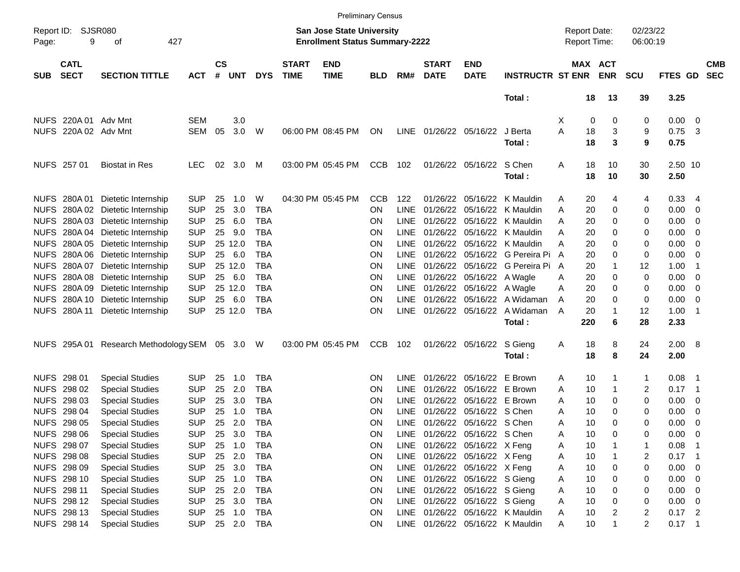Preliminary Census

Report ID: SJSR080
Page: 9 of 427

**San Jose State University**
**Enrollment Status Summary-2222**

Report Date: 02/23/22
Report Time: 06:00:19

| SUB | CATL SECT | SECTION TITTLE | ACT | CS # | UNT | DYS | START TIME | END TIME | BLD | RM# | START DATE | END DATE | INSTRUCTR | ST | MAX ENR | ACT ENR | SCU | FTES | GD | CMB SEC |
|---|---|---|---|---|---|---|---|---|---|---|---|---|---|---|---|---|---|---|---|---|
| | | | | | | | | | | | | | **Total :** | | **18** | **13** | **39** | **3.25** | | |
| NUFS | 220A 01 | Adv Mnt | SEM | | 3.0 | | | | | | | | | X | 0 | 0 | 0 | 0.00 | 0 | |
| NUFS | 220A 02 | Adv Mnt | SEM | 05 | 3.0 | W | 06:00 PM | 08:45 PM | ON | LINE | 01/26/22 | 05/16/22 | J Berta | A | 18 | 3 | 9 | 0.75 | 3 | |
| | | | | | | | | | | | | | **Total :** | | **18** | **3** | **9** | **0.75** | | |
| NUFS | 257 01 | Biostat in Res | LEC | 02 | 3.0 | M | 03:00 PM | 05:45 PM | CCB | 102 | 01/26/22 | 05/16/22 | S Chen | A | 18 | 10 | 30 | 2.50 | 10 | |
| | | | | | | | | | | | | | **Total :** | | **18** | **10** | **30** | **2.50** | | |
| NUFS | 280A 01 | Dietetic Internship | SUP | 25 | 1.0 | W | 04:30 PM | 05:45 PM | CCB | 122 | 01/26/22 | 05/16/22 | K Mauldin | A | 20 | 4 | 4 | 0.33 | 4 | |
| NUFS | 280A 02 | Dietetic Internship | SUP | 25 | 3.0 | TBA | | | ON | LINE | 01/26/22 | 05/16/22 | K Mauldin | A | 20 | 0 | 0 | 0.00 | 0 | |
| NUFS | 280A 03 | Dietetic Internship | SUP | 25 | 6.0 | TBA | | | ON | LINE | 01/26/22 | 05/16/22 | K Mauldin | A | 20 | 0 | 0 | 0.00 | 0 | |
| NUFS | 280A 04 | Dietetic Internship | SUP | 25 | 9.0 | TBA | | | ON | LINE | 01/26/22 | 05/16/22 | K Mauldin | A | 20 | 0 | 0 | 0.00 | 0 | |
| NUFS | 280A 05 | Dietetic Internship | SUP | 25 | 12.0 | TBA | | | ON | LINE | 01/26/22 | 05/16/22 | K Mauldin | A | 20 | 0 | 0 | 0.00 | 0 | |
| NUFS | 280A 06 | Dietetic Internship | SUP | 25 | 6.0 | TBA | | | ON | LINE | 01/26/22 | 05/16/22 | G Pereira Pi | A | 20 | 0 | 0 | 0.00 | 0 | |
| NUFS | 280A 07 | Dietetic Internship | SUP | 25 | 12.0 | TBA | | | ON | LINE | 01/26/22 | 05/16/22 | G Pereira Pi | A | 20 | 1 | 12 | 1.00 | 1 | |
| NUFS | 280A 08 | Dietetic Internship | SUP | 25 | 6.0 | TBA | | | ON | LINE | 01/26/22 | 05/16/22 | A Wagle | A | 20 | 0 | 0 | 0.00 | 0 | |
| NUFS | 280A 09 | Dietetic Internship | SUP | 25 | 12.0 | TBA | | | ON | LINE | 01/26/22 | 05/16/22 | A Wagle | A | 20 | 0 | 0 | 0.00 | 0 | |
| NUFS | 280A 10 | Dietetic Internship | SUP | 25 | 6.0 | TBA | | | ON | LINE | 01/26/22 | 05/16/22 | A Widaman | A | 20 | 0 | 0 | 0.00 | 0 | |
| NUFS | 280A 11 | Dietetic Internship | SUP | 25 | 12.0 | TBA | | | ON | LINE | 01/26/22 | 05/16/22 | A Widaman | A | 20 | 1 | 12 | 1.00 | 1 | |
| | | | | | | | | | | | | | **Total :** | | **220** | **6** | **28** | **2.33** | | |
| NUFS | 295A 01 | Research Methodology | SEM | 05 | 3.0 | W | 03:00 PM | 05:45 PM | CCB | 102 | 01/26/22 | 05/16/22 | S Gieng | A | 18 | 8 | 24 | 2.00 | 8 | |
| | | | | | | | | | | | | | **Total :** | | **18** | **8** | **24** | **2.00** | | |
| NUFS | 298 01 | Special Studies | SUP | 25 | 1.0 | TBA | | | ON | LINE | 01/26/22 | 05/16/22 | E Brown | A | 10 | 1 | 1 | 0.08 | 1 | |
| NUFS | 298 02 | Special Studies | SUP | 25 | 2.0 | TBA | | | ON | LINE | 01/26/22 | 05/16/22 | E Brown | A | 10 | 1 | 2 | 0.17 | 1 | |
| NUFS | 298 03 | Special Studies | SUP | 25 | 3.0 | TBA | | | ON | LINE | 01/26/22 | 05/16/22 | E Brown | A | 10 | 0 | 0 | 0.00 | 0 | |
| NUFS | 298 04 | Special Studies | SUP | 25 | 1.0 | TBA | | | ON | LINE | 01/26/22 | 05/16/22 | S Chen | A | 10 | 0 | 0 | 0.00 | 0 | |
| NUFS | 298 05 | Special Studies | SUP | 25 | 2.0 | TBA | | | ON | LINE | 01/26/22 | 05/16/22 | S Chen | A | 10 | 0 | 0 | 0.00 | 0 | |
| NUFS | 298 06 | Special Studies | SUP | 25 | 3.0 | TBA | | | ON | LINE | 01/26/22 | 05/16/22 | S Chen | A | 10 | 0 | 0 | 0.00 | 0 | |
| NUFS | 298 07 | Special Studies | SUP | 25 | 1.0 | TBA | | | ON | LINE | 01/26/22 | 05/16/22 | X Feng | A | 10 | 1 | 1 | 0.08 | 1 | |
| NUFS | 298 08 | Special Studies | SUP | 25 | 2.0 | TBA | | | ON | LINE | 01/26/22 | 05/16/22 | X Feng | A | 10 | 1 | 2 | 0.17 | 1 | |
| NUFS | 298 09 | Special Studies | SUP | 25 | 3.0 | TBA | | | ON | LINE | 01/26/22 | 05/16/22 | X Feng | A | 10 | 0 | 0 | 0.00 | 0 | |
| NUFS | 298 10 | Special Studies | SUP | 25 | 1.0 | TBA | | | ON | LINE | 01/26/22 | 05/16/22 | S Gieng | A | 10 | 0 | 0 | 0.00 | 0 | |
| NUFS | 298 11 | Special Studies | SUP | 25 | 2.0 | TBA | | | ON | LINE | 01/26/22 | 05/16/22 | S Gieng | A | 10 | 0 | 0 | 0.00 | 0 | |
| NUFS | 298 12 | Special Studies | SUP | 25 | 3.0 | TBA | | | ON | LINE | 01/26/22 | 05/16/22 | S Gieng | A | 10 | 0 | 0 | 0.00 | 0 | |
| NUFS | 298 13 | Special Studies | SUP | 25 | 1.0 | TBA | | | ON | LINE | 01/26/22 | 05/16/22 | K Mauldin | A | 10 | 2 | 2 | 0.17 | 2 | |
| NUFS | 298 14 | Special Studies | SUP | 25 | 2.0 | TBA | | | ON | LINE | 01/26/22 | 05/16/22 | K Mauldin | A | 10 | 1 | 2 | 0.17 | 1 | |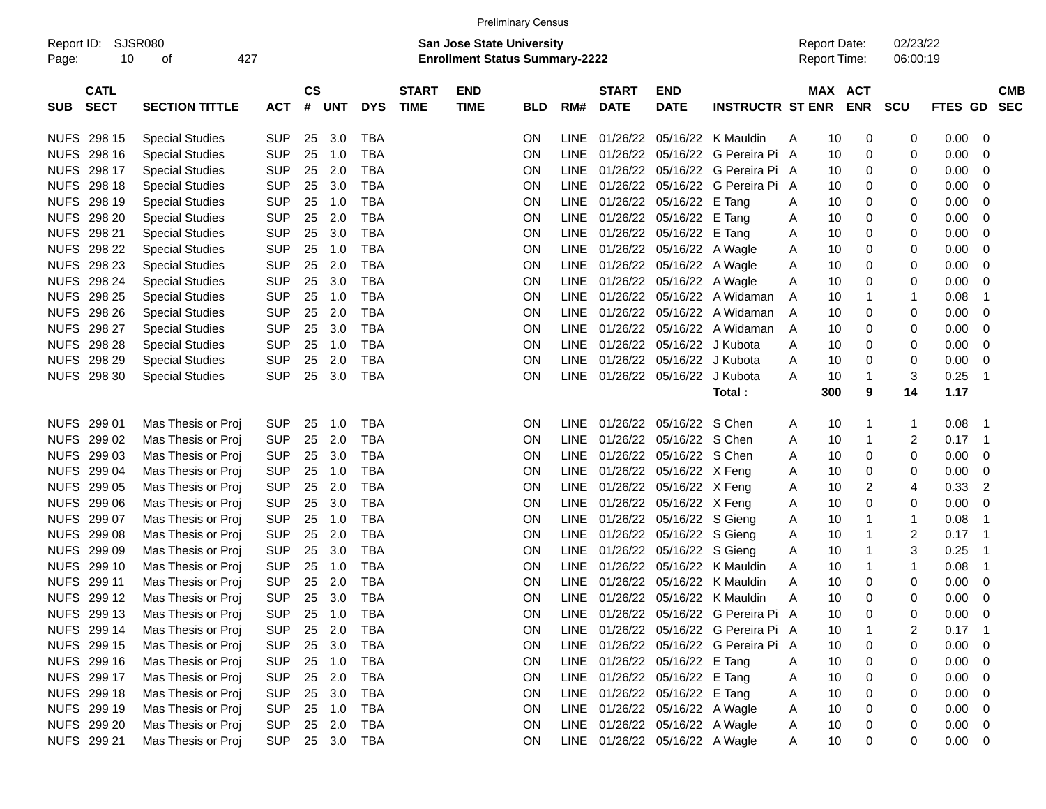Preliminary Census

Report ID: SJSR080

**San Jose State University**
**Enrollment Status Summary-2222**

Report Date: 02/23/22
Report Time: 06:00:19

| SUB | CATL SECT | SECTION TITTLE | ACT | CS # | UNT | DYS | START TIME | END TIME | BLD | RM# | START DATE | END DATE | INSTRUCTR | ST | MAX ENR | ACT ENR | SCU | FTES | GD | CMB SEC |
|---|---|---|---|---|---|---|---|---|---|---|---|---|---|---|---|---|---|---|---|---|
| NUFS | 298 15 | Special Studies | SUP | 25 | 3.0 | TBA | | | ON | LINE | 01/26/22 | 05/16/22 | K Mauldin | A | 10 | 0 | 0 | 0.00 | 0 | |
| NUFS | 298 16 | Special Studies | SUP | 25 | 1.0 | TBA | | | ON | LINE | 01/26/22 | 05/16/22 | G Pereira Pi | A | 10 | 0 | 0 | 0.00 | 0 | |
| NUFS | 298 17 | Special Studies | SUP | 25 | 2.0 | TBA | | | ON | LINE | 01/26/22 | 05/16/22 | G Pereira Pi | A | 10 | 0 | 0 | 0.00 | 0 | |
| NUFS | 298 18 | Special Studies | SUP | 25 | 3.0 | TBA | | | ON | LINE | 01/26/22 | 05/16/22 | G Pereira Pi | A | 10 | 0 | 0 | 0.00 | 0 | |
| NUFS | 298 19 | Special Studies | SUP | 25 | 1.0 | TBA | | | ON | LINE | 01/26/22 | 05/16/22 | E Tang | A | 10 | 0 | 0 | 0.00 | 0 | |
| NUFS | 298 20 | Special Studies | SUP | 25 | 2.0 | TBA | | | ON | LINE | 01/26/22 | 05/16/22 | E Tang | A | 10 | 0 | 0 | 0.00 | 0 | |
| NUFS | 298 21 | Special Studies | SUP | 25 | 3.0 | TBA | | | ON | LINE | 01/26/22 | 05/16/22 | E Tang | A | 10 | 0 | 0 | 0.00 | 0 | |
| NUFS | 298 22 | Special Studies | SUP | 25 | 1.0 | TBA | | | ON | LINE | 01/26/22 | 05/16/22 | A Wagle | A | 10 | 0 | 0 | 0.00 | 0 | |
| NUFS | 298 23 | Special Studies | SUP | 25 | 2.0 | TBA | | | ON | LINE | 01/26/22 | 05/16/22 | A Wagle | A | 10 | 0 | 0 | 0.00 | 0 | |
| NUFS | 298 24 | Special Studies | SUP | 25 | 3.0 | TBA | | | ON | LINE | 01/26/22 | 05/16/22 | A Wagle | A | 10 | 0 | 0 | 0.00 | 0 | |
| NUFS | 298 25 | Special Studies | SUP | 25 | 1.0 | TBA | | | ON | LINE | 01/26/22 | 05/16/22 | A Widaman | A | 10 | 1 | 1 | 0.08 | 1 | |
| NUFS | 298 26 | Special Studies | SUP | 25 | 2.0 | TBA | | | ON | LINE | 01/26/22 | 05/16/22 | A Widaman | A | 10 | 0 | 0 | 0.00 | 0 | |
| NUFS | 298 27 | Special Studies | SUP | 25 | 3.0 | TBA | | | ON | LINE | 01/26/22 | 05/16/22 | A Widaman | A | 10 | 0 | 0 | 0.00 | 0 | |
| NUFS | 298 28 | Special Studies | SUP | 25 | 1.0 | TBA | | | ON | LINE | 01/26/22 | 05/16/22 | J Kubota | A | 10 | 0 | 0 | 0.00 | 0 | |
| NUFS | 298 29 | Special Studies | SUP | 25 | 2.0 | TBA | | | ON | LINE | 01/26/22 | 05/16/22 | J Kubota | A | 10 | 0 | 0 | 0.00 | 0 | |
| NUFS | 298 30 | Special Studies | SUP | 25 | 3.0 | TBA | | | ON | LINE | 01/26/22 | 05/16/22 | J Kubota | A | 10 | 1 | 3 | 0.25 | 1 | |
| | | | | | | | | | | | | | **Total :** | | **300** | **9** | **14** | **1.17** | | |
| NUFS | 299 01 | Mas Thesis or Proj | SUP | 25 | 1.0 | TBA | | | ON | LINE | 01/26/22 | 05/16/22 | S Chen | A | 10 | 1 | 1 | 0.08 | 1 | |
| NUFS | 299 02 | Mas Thesis or Proj | SUP | 25 | 2.0 | TBA | | | ON | LINE | 01/26/22 | 05/16/22 | S Chen | A | 10 | 1 | 2 | 0.17 | 1 | |
| NUFS | 299 03 | Mas Thesis or Proj | SUP | 25 | 3.0 | TBA | | | ON | LINE | 01/26/22 | 05/16/22 | S Chen | A | 10 | 0 | 0 | 0.00 | 0 | |
| NUFS | 299 04 | Mas Thesis or Proj | SUP | 25 | 1.0 | TBA | | | ON | LINE | 01/26/22 | 05/16/22 | X Feng | A | 10 | 0 | 0 | 0.00 | 0 | |
| NUFS | 299 05 | Mas Thesis or Proj | SUP | 25 | 2.0 | TBA | | | ON | LINE | 01/26/22 | 05/16/22 | X Feng | A | 10 | 2 | 4 | 0.33 | 2 | |
| NUFS | 299 06 | Mas Thesis or Proj | SUP | 25 | 3.0 | TBA | | | ON | LINE | 01/26/22 | 05/16/22 | X Feng | A | 10 | 0 | 0 | 0.00 | 0 | |
| NUFS | 299 07 | Mas Thesis or Proj | SUP | 25 | 1.0 | TBA | | | ON | LINE | 01/26/22 | 05/16/22 | S Gieng | A | 10 | 1 | 1 | 0.08 | 1 | |
| NUFS | 299 08 | Mas Thesis or Proj | SUP | 25 | 2.0 | TBA | | | ON | LINE | 01/26/22 | 05/16/22 | S Gieng | A | 10 | 1 | 2 | 0.17 | 1 | |
| NUFS | 299 09 | Mas Thesis or Proj | SUP | 25 | 3.0 | TBA | | | ON | LINE | 01/26/22 | 05/16/22 | S Gieng | A | 10 | 1 | 3 | 0.25 | 1 | |
| NUFS | 299 10 | Mas Thesis or Proj | SUP | 25 | 1.0 | TBA | | | ON | LINE | 01/26/22 | 05/16/22 | K Mauldin | A | 10 | 1 | 1 | 0.08 | 1 | |
| NUFS | 299 11 | Mas Thesis or Proj | SUP | 25 | 2.0 | TBA | | | ON | LINE | 01/26/22 | 05/16/22 | K Mauldin | A | 10 | 0 | 0 | 0.00 | 0 | |
| NUFS | 299 12 | Mas Thesis or Proj | SUP | 25 | 3.0 | TBA | | | ON | LINE | 01/26/22 | 05/16/22 | K Mauldin | A | 10 | 0 | 0 | 0.00 | 0 | |
| NUFS | 299 13 | Mas Thesis or Proj | SUP | 25 | 1.0 | TBA | | | ON | LINE | 01/26/22 | 05/16/22 | G Pereira Pi | A | 10 | 0 | 0 | 0.00 | 0 | |
| NUFS | 299 14 | Mas Thesis or Proj | SUP | 25 | 2.0 | TBA | | | ON | LINE | 01/26/22 | 05/16/22 | G Pereira Pi | A | 10 | 1 | 2 | 0.17 | 1 | |
| NUFS | 299 15 | Mas Thesis or Proj | SUP | 25 | 3.0 | TBA | | | ON | LINE | 01/26/22 | 05/16/22 | G Pereira Pi | A | 10 | 0 | 0 | 0.00 | 0 | |
| NUFS | 299 16 | Mas Thesis or Proj | SUP | 25 | 1.0 | TBA | | | ON | LINE | 01/26/22 | 05/16/22 | E Tang | A | 10 | 0 | 0 | 0.00 | 0 | |
| NUFS | 299 17 | Mas Thesis or Proj | SUP | 25 | 2.0 | TBA | | | ON | LINE | 01/26/22 | 05/16/22 | E Tang | A | 10 | 0 | 0 | 0.00 | 0 | |
| NUFS | 299 18 | Mas Thesis or Proj | SUP | 25 | 3.0 | TBA | | | ON | LINE | 01/26/22 | 05/16/22 | E Tang | A | 10 | 0 | 0 | 0.00 | 0 | |
| NUFS | 299 19 | Mas Thesis or Proj | SUP | 25 | 1.0 | TBA | | | ON | LINE | 01/26/22 | 05/16/22 | A Wagle | A | 10 | 0 | 0 | 0.00 | 0 | |
| NUFS | 299 20 | Mas Thesis or Proj | SUP | 25 | 2.0 | TBA | | | ON | LINE | 01/26/22 | 05/16/22 | A Wagle | A | 10 | 0 | 0 | 0.00 | 0 | |
| NUFS | 299 21 | Mas Thesis or Proj | SUP | 25 | 3.0 | TBA | | | ON | LINE | 01/26/22 | 05/16/22 | A Wagle | A | 10 | 0 | 0 | 0.00 | 0 | |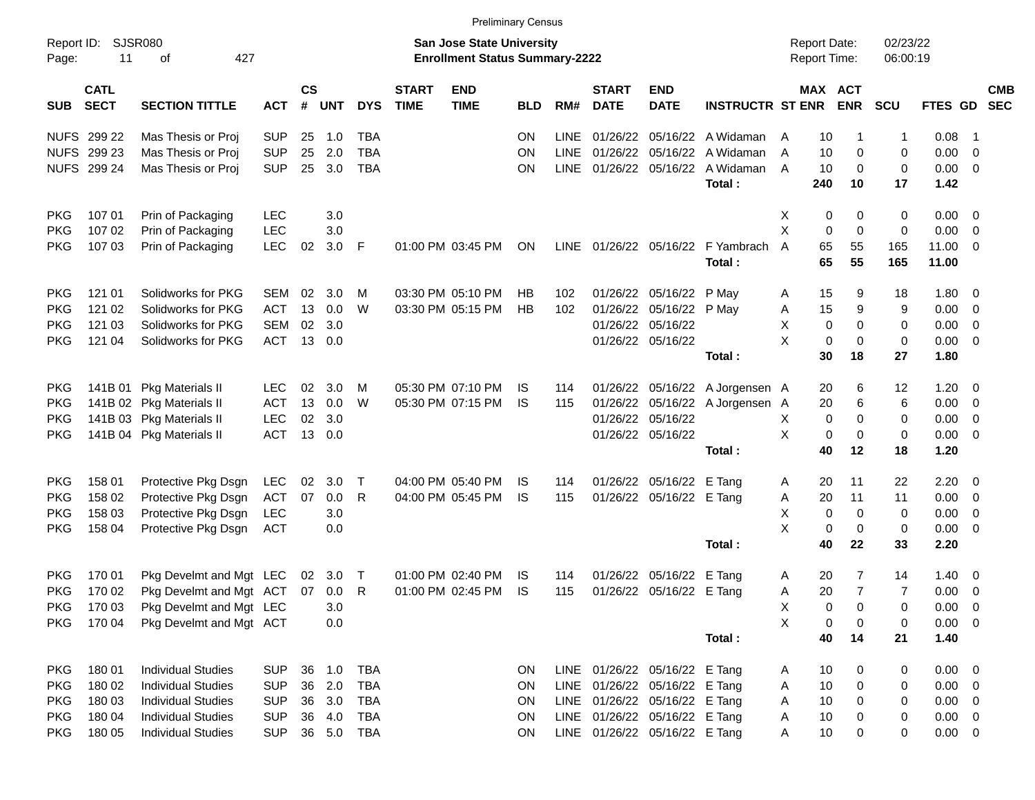Preliminary Census

Report ID: SJSR080

**San Jose State University**
**Enrollment Status Summary-2222**

Report Date: 02/23/22
Report Time: 06:00:19

| SUB | CATL SECT | SECTION TITTLE | ACT | CS # | UNT | DYS | START TIME | END TIME | BLD | RM# | START DATE | END DATE | INSTRUCTR | ST | MAX ENR | ACT ENR | SCU | FTES | GD | CMB SEC |
|---|---|---|---|---|---|---|---|---|---|---|---|---|---|---|---|---|---|---|---|---|
| NUFS | 299 22 | Mas Thesis or Proj | SUP | 25 | 1.0 | TBA | | | ON | LINE | 01/26/22 | 05/16/22 | A Widaman | A | 10 | 1 | 1 | 0.08 | 1 | |
| NUFS | 299 23 | Mas Thesis or Proj | SUP | 25 | 2.0 | TBA | | | ON | LINE | 01/26/22 | 05/16/22 | A Widaman | A | 10 | 0 | 0 | 0.00 | 0 | |
| NUFS | 299 24 | Mas Thesis or Proj | SUP | 25 | 3.0 | TBA | | | ON | LINE | 01/26/22 | 05/16/22 | A Widaman | A | 10 | 0 | 0 | 0.00 | 0 | |
| | | | | | | | | | | | | | **Total :** | | **240** | **10** | **17** | **1.42** | | |
| PKG | 107 01 | Prin of Packaging | LEC | | 3.0 | | | | | | | | | X | 0 | 0 | 0 | 0.00 | 0 | |
| PKG | 107 02 | Prin of Packaging | LEC | | 3.0 | | | | | | | | | X | 0 | 0 | 0 | 0.00 | 0 | |
| PKG | 107 03 | Prin of Packaging | LEC | 02 | 3.0 | F | 01:00 PM | 03:45 PM | ON | LINE | 01/26/22 | 05/16/22 | F Yambrach | A | 65 | 55 | 165 | 11.00 | 0 | |
| | | | | | | | | | | | | | **Total :** | | **65** | **55** | **165** | **11.00** | | |
| PKG | 121 01 | Solidworks for PKG | SEM | 02 | 3.0 | M | 03:30 PM | 05:10 PM | HB | 102 | 01/26/22 | 05/16/22 | P May | A | 15 | 9 | 18 | 1.80 | 0 | |
| PKG | 121 02 | Solidworks for PKG | ACT | 13 | 0.0 | W | 03:30 PM | 05:15 PM | HB | 102 | 01/26/22 | 05/16/22 | P May | A | 15 | 9 | 9 | 0.00 | 0 | |
| PKG | 121 03 | Solidworks for PKG | SEM | 02 | 3.0 | | | | | | 01/26/22 | 05/16/22 | | X | 0 | 0 | 0 | 0.00 | 0 | |
| PKG | 121 04 | Solidworks for PKG | ACT | 13 | 0.0 | | | | | | 01/26/22 | 05/16/22 | | X | 0 | 0 | 0 | 0.00 | 0 | |
| | | | | | | | | | | | | | **Total :** | | **30** | **18** | **27** | **1.80** | | |
| PKG | 141B 01 | Pkg Materials II | LEC | 02 | 3.0 | M | 05:30 PM | 07:10 PM | IS | 114 | 01/26/22 | 05/16/22 | A Jorgensen | A | 20 | 6 | 12 | 1.20 | 0 | |
| PKG | 141B 02 | Pkg Materials II | ACT | 13 | 0.0 | W | 05:30 PM | 07:15 PM | IS | 115 | 01/26/22 | 05/16/22 | A Jorgensen | A | 20 | 6 | 6 | 0.00 | 0 | |
| PKG | 141B 03 | Pkg Materials II | LEC | 02 | 3.0 | | | | | | 01/26/22 | 05/16/22 | | X | 0 | 0 | 0 | 0.00 | 0 | |
| PKG | 141B 04 | Pkg Materials II | ACT | 13 | 0.0 | | | | | | 01/26/22 | 05/16/22 | | X | 0 | 0 | 0 | 0.00 | 0 | |
| | | | | | | | | | | | | | **Total :** | | **40** | **12** | **18** | **1.20** | | |
| PKG | 158 01 | Protective Pkg Dsgn | LEC | 02 | 3.0 | T | 04:00 PM | 05:40 PM | IS | 114 | 01/26/22 | 05/16/22 | E Tang | A | 20 | 11 | 22 | 2.20 | 0 | |
| PKG | 158 02 | Protective Pkg Dsgn | ACT | 07 | 0.0 | R | 04:00 PM | 05:45 PM | IS | 115 | 01/26/22 | 05/16/22 | E Tang | A | 20 | 11 | 11 | 0.00 | 0 | |
| PKG | 158 03 | Protective Pkg Dsgn | LEC | | 3.0 | | | | | | | | | X | 0 | 0 | 0 | 0.00 | 0 | |
| PKG | 158 04 | Protective Pkg Dsgn | ACT | | 0.0 | | | | | | | | | X | 0 | 0 | 0 | 0.00 | 0 | |
| | | | | | | | | | | | | | **Total :** | | **40** | **22** | **33** | **2.20** | | |
| PKG | 170 01 | Pkg Develmt and Mgt | LEC | 02 | 3.0 | T | 01:00 PM | 02:40 PM | IS | 114 | 01/26/22 | 05/16/22 | E Tang | A | 20 | 7 | 14 | 1.40 | 0 | |
| PKG | 170 02 | Pkg Develmt and Mgt | ACT | 07 | 0.0 | R | 01:00 PM | 02:45 PM | IS | 115 | 01/26/22 | 05/16/22 | E Tang | A | 20 | 7 | 7 | 0.00 | 0 | |
| PKG | 170 03 | Pkg Develmt and Mgt | LEC | | 3.0 | | | | | | | | | X | 0 | 0 | 0 | 0.00 | 0 | |
| PKG | 170 04 | Pkg Develmt and Mgt | ACT | | 0.0 | | | | | | | | | X | 0 | 0 | 0 | 0.00 | 0 | |
| | | | | | | | | | | | | | **Total :** | | **40** | **14** | **21** | **1.40** | | |
| PKG | 180 01 | Individual Studies | SUP | 36 | 1.0 | TBA | | | ON | LINE | 01/26/22 | 05/16/22 | E Tang | A | 10 | 0 | 0 | 0.00 | 0 | |
| PKG | 180 02 | Individual Studies | SUP | 36 | 2.0 | TBA | | | ON | LINE | 01/26/22 | 05/16/22 | E Tang | A | 10 | 0 | 0 | 0.00 | 0 | |
| PKG | 180 03 | Individual Studies | SUP | 36 | 3.0 | TBA | | | ON | LINE | 01/26/22 | 05/16/22 | E Tang | A | 10 | 0 | 0 | 0.00 | 0 | |
| PKG | 180 04 | Individual Studies | SUP | 36 | 4.0 | TBA | | | ON | LINE | 01/26/22 | 05/16/22 | E Tang | A | 10 | 0 | 0 | 0.00 | 0 | |
| PKG | 180 05 | Individual Studies | SUP | 36 | 5.0 | TBA | | | ON | LINE | 01/26/22 | 05/16/22 | E Tang | A | 10 | 0 | 0 | 0.00 | 0 | |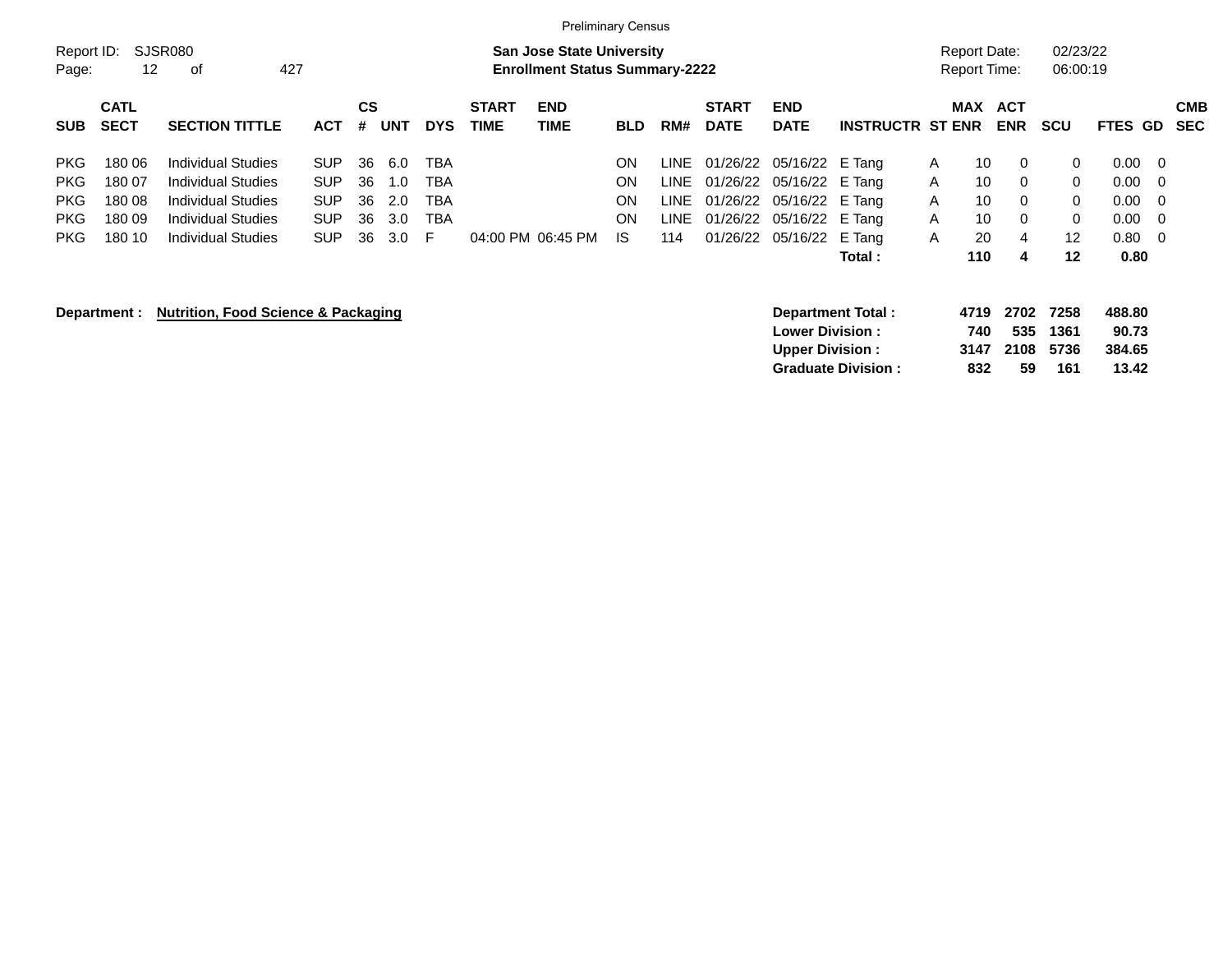Preliminary Census

Report ID: SJSR080

**San Jose State University**
**Enrollment Status Summary-2222**

Report Date: 02/23/22
Report Time: 06:00:19

| SUB | CATL SECT | SECTION TITTLE | ACT | CS # | UNT | DYS | START TIME | END TIME | BLD | RM# | START DATE | END DATE | INSTRUCTR | ST | MAX ENR | ACT ENR | SCU | FTES | GD | CMB SEC |
|---|---|---|---|---|---|---|---|---|---|---|---|---|---|---|---|---|---|---|---|---|
| PKG | 180 06 | Individual Studies | SUP | 36 | 6.0 | TBA | | | ON | LINE | 01/26/22 | 05/16/22 | E Tang | A | 10 | 0 | 0 | 0.00 | 0 | |
| PKG | 180 07 | Individual Studies | SUP | 36 | 1.0 | TBA | | | ON | LINE | 01/26/22 | 05/16/22 | E Tang | A | 10 | 0 | 0 | 0.00 | 0 | |
| PKG | 180 08 | Individual Studies | SUP | 36 | 2.0 | TBA | | | ON | LINE | 01/26/22 | 05/16/22 | E Tang | A | 10 | 0 | 0 | 0.00 | 0 | |
| PKG | 180 09 | Individual Studies | SUP | 36 | 3.0 | TBA | | | ON | LINE | 01/26/22 | 05/16/22 | E Tang | A | 10 | 0 | 0 | 0.00 | 0 | |
| PKG | 180 10 | Individual Studies | SUP | 36 | 3.0 | F | 04:00 PM | 06:45 PM | IS | 114 | 01/26/22 | 05/16/22 | E Tang | A | 20 | 4 | 12 | 0.80 | 0 | |
| | | | | | | | | | | | | | **Total :** | | **110** | **4** | **12** | **0.80** | | |

**Department : Nutrition, Food Science & Packaging**

| | MAX ENR | ACT ENR | SCU | FTES |
|---|---|---|---|---|
| **Department Total :** | **4719** | **2702** | **7258** | **488.80** |
| **Lower Division :** | **740** | **535** | **1361** | **90.73** |
| **Upper Division :** | **3147** | **2108** | **5736** | **384.65** |
| **Graduate Division :** | **832** | **59** | **161** | **13.42** |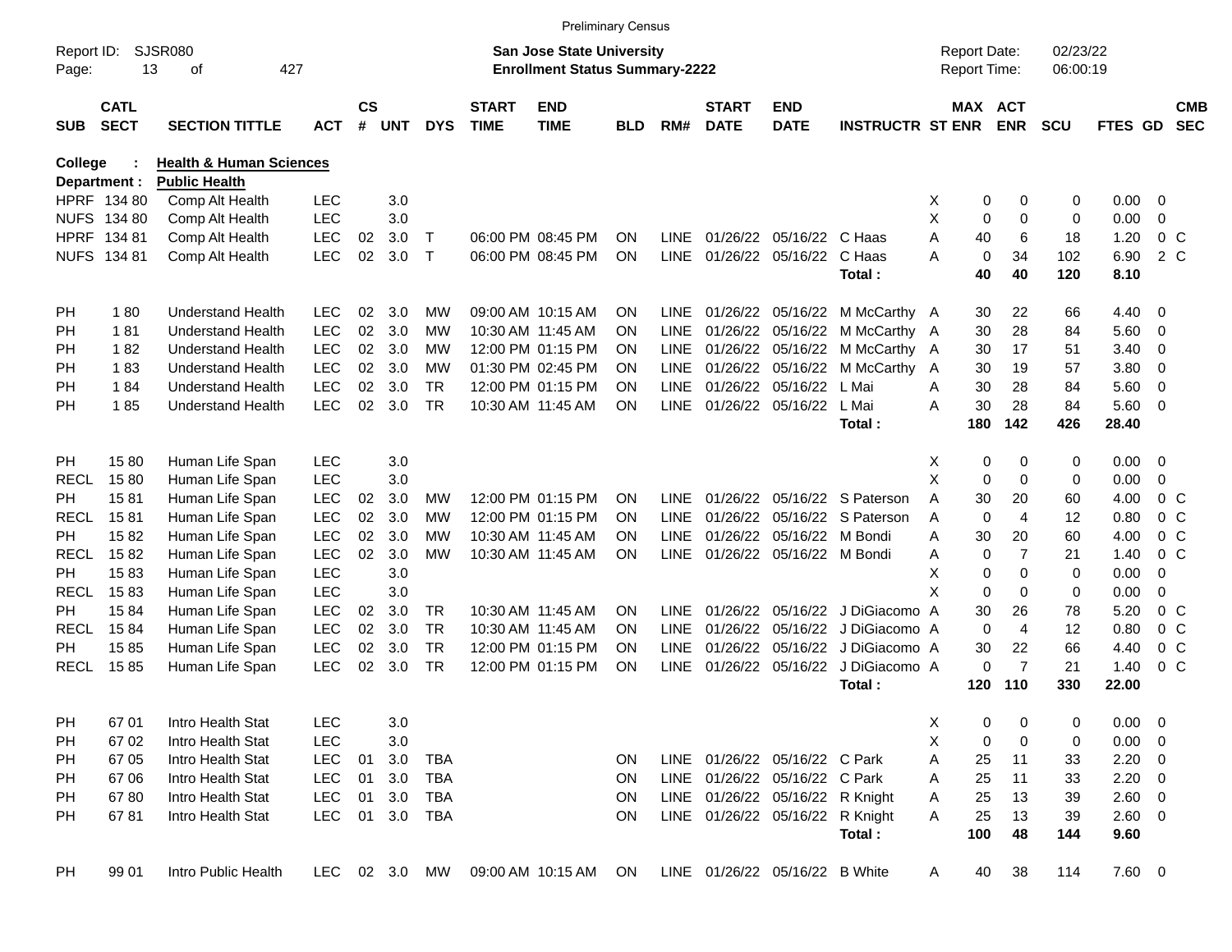Preliminary Census

Report ID: SJSR080

**San Jose State University**
**Enrollment Status Summary-2222**

Report Date: 02/23/22
Report Time: 06:00:19

| SUB | CATL SECT | SECTION TITTLE | ACT | CS # | UNT | DYS | START TIME | END TIME | BLD | RM# | START DATE | END DATE | INSTRUCTR | ST | MAX ENR | ACT ENR | SCU | FTES | GD | CMB SEC |
|---|---|---|---|---|---|---|---|---|---|---|---|---|---|---|---|---|---|---|---|---|
| **College :** | | **Health & Human Sciences** | | | | | | | | | | | | | | | | | | |
| **Department :** | | **Public Health** | | | | | | | | | | | | | | | | | | |
| HPRF | 134 80 | Comp Alt Health | LEC | | 3.0 | | | | | | | | | X | 0 | 0 | 0 | 0.00 | 0 | |
| NUFS | 134 80 | Comp Alt Health | LEC | | 3.0 | | | | | | | | | X | 0 | 0 | 0 | 0.00 | 0 | |
| HPRF | 134 81 | Comp Alt Health | LEC | 02 | 3.0 | T | 06:00 PM | 08:45 PM | ON | LINE | 01/26/22 | 05/16/22 | C Haas | A | 40 | 6 | 18 | 1.20 | 0 | C |
| NUFS | 134 81 | Comp Alt Health | LEC | 02 | 3.0 | T | 06:00 PM | 08:45 PM | ON | LINE | 01/26/22 | 05/16/22 | C Haas | A | 0 | 34 | 102 | 6.90 | 2 | C |
| | | | | | | | | | | | | | **Total :** | | **40** | **40** | **120** | **8.10** | | |
| PH | 1 80 | Understand Health | LEC | 02 | 3.0 | MW | 09:00 AM | 10:15 AM | ON | LINE | 01/26/22 | 05/16/22 | M McCarthy | A | 30 | 22 | 66 | 4.40 | 0 | |
| PH | 1 81 | Understand Health | LEC | 02 | 3.0 | MW | 10:30 AM | 11:45 AM | ON | LINE | 01/26/22 | 05/16/22 | M McCarthy | A | 30 | 28 | 84 | 5.60 | 0 | |
| PH | 1 82 | Understand Health | LEC | 02 | 3.0 | MW | 12:00 PM | 01:15 PM | ON | LINE | 01/26/22 | 05/16/22 | M McCarthy | A | 30 | 17 | 51 | 3.40 | 0 | |
| PH | 1 83 | Understand Health | LEC | 02 | 3.0 | MW | 01:30 PM | 02:45 PM | ON | LINE | 01/26/22 | 05/16/22 | M McCarthy | A | 30 | 19 | 57 | 3.80 | 0 | |
| PH | 1 84 | Understand Health | LEC | 02 | 3.0 | TR | 12:00 PM | 01:15 PM | ON | LINE | 01/26/22 | 05/16/22 | L Mai | A | 30 | 28 | 84 | 5.60 | 0 | |
| PH | 1 85 | Understand Health | LEC | 02 | 3.0 | TR | 10:30 AM | 11:45 AM | ON | LINE | 01/26/22 | 05/16/22 | L Mai | A | 30 | 28 | 84 | 5.60 | 0 | |
| | | | | | | | | | | | | | **Total :** | | **180** | **142** | **426** | **28.40** | | |
| PH | 15 80 | Human Life Span | LEC | | 3.0 | | | | | | | | | X | 0 | 0 | 0 | 0.00 | 0 | |
| RECL | 15 80 | Human Life Span | LEC | | 3.0 | | | | | | | | | X | 0 | 0 | 0 | 0.00 | 0 | |
| PH | 15 81 | Human Life Span | LEC | 02 | 3.0 | MW | 12:00 PM | 01:15 PM | ON | LINE | 01/26/22 | 05/16/22 | S Paterson | A | 30 | 20 | 60 | 4.00 | 0 | C |
| RECL | 15 81 | Human Life Span | LEC | 02 | 3.0 | MW | 12:00 PM | 01:15 PM | ON | LINE | 01/26/22 | 05/16/22 | S Paterson | A | 0 | 4 | 12 | 0.80 | 0 | C |
| PH | 15 82 | Human Life Span | LEC | 02 | 3.0 | MW | 10:30 AM | 11:45 AM | ON | LINE | 01/26/22 | 05/16/22 | M Bondi | A | 30 | 20 | 60 | 4.00 | 0 | C |
| RECL | 15 82 | Human Life Span | LEC | 02 | 3.0 | MW | 10:30 AM | 11:45 AM | ON | LINE | 01/26/22 | 05/16/22 | M Bondi | A | 0 | 7 | 21 | 1.40 | 0 | C |
| PH | 15 83 | Human Life Span | LEC | | 3.0 | | | | | | | | | X | 0 | 0 | 0 | 0.00 | 0 | |
| RECL | 15 83 | Human Life Span | LEC | | 3.0 | | | | | | | | | X | 0 | 0 | 0 | 0.00 | 0 | |
| PH | 15 84 | Human Life Span | LEC | 02 | 3.0 | TR | 10:30 AM | 11:45 AM | ON | LINE | 01/26/22 | 05/16/22 | J DiGiacomo | A | 30 | 26 | 78 | 5.20 | 0 | C |
| RECL | 15 84 | Human Life Span | LEC | 02 | 3.0 | TR | 10:30 AM | 11:45 AM | ON | LINE | 01/26/22 | 05/16/22 | J DiGiacomo | A | 0 | 4 | 12 | 0.80 | 0 | C |
| PH | 15 85 | Human Life Span | LEC | 02 | 3.0 | TR | 12:00 PM | 01:15 PM | ON | LINE | 01/26/22 | 05/16/22 | J DiGiacomo | A | 30 | 22 | 66 | 4.40 | 0 | C |
| RECL | 15 85 | Human Life Span | LEC | 02 | 3.0 | TR | 12:00 PM | 01:15 PM | ON | LINE | 01/26/22 | 05/16/22 | J DiGiacomo | A | 0 | 7 | 21 | 1.40 | 0 | C |
| | | | | | | | | | | | | | **Total :** | | **120** | **110** | **330** | **22.00** | | |
| PH | 67 01 | Intro Health Stat | LEC | | 3.0 | | | | | | | | | X | 0 | 0 | 0 | 0.00 | 0 | |
| PH | 67 02 | Intro Health Stat | LEC | | 3.0 | | | | | | | | | X | 0 | 0 | 0 | 0.00 | 0 | |
| PH | 67 05 | Intro Health Stat | LEC | 01 | 3.0 | TBA | | | ON | LINE | 01/26/22 | 05/16/22 | C Park | A | 25 | 11 | 33 | 2.20 | 0 | |
| PH | 67 06 | Intro Health Stat | LEC | 01 | 3.0 | TBA | | | ON | LINE | 01/26/22 | 05/16/22 | C Park | A | 25 | 11 | 33 | 2.20 | 0 | |
| PH | 67 80 | Intro Health Stat | LEC | 01 | 3.0 | TBA | | | ON | LINE | 01/26/22 | 05/16/22 | R Knight | A | 25 | 13 | 39 | 2.60 | 0 | |
| PH | 67 81 | Intro Health Stat | LEC | 01 | 3.0 | TBA | | | ON | LINE | 01/26/22 | 05/16/22 | R Knight | A | 25 | 13 | 39 | 2.60 | 0 | |
| | | | | | | | | | | | | | **Total :** | | **100** | **48** | **144** | **9.60** | | |
| PH | 99 01 | Intro Public Health | LEC | 02 | 3.0 | MW | 09:00 AM | 10:15 AM | ON | LINE | 01/26/22 | 05/16/22 | B White | A | 40 | 38 | 114 | 7.60 | 0 | |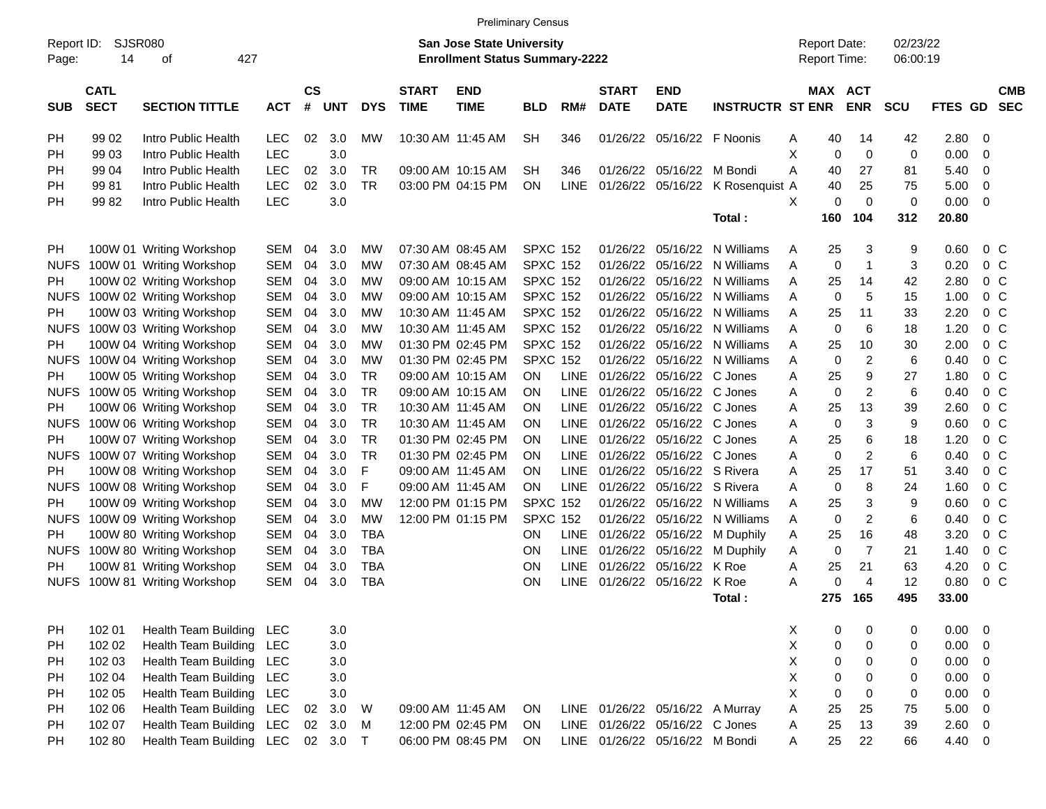Preliminary Census

Report ID: SJSR080

**San Jose State University**
**Enrollment Status Summary-2222**

Report Date: 02/23/22
Report Time: 06:00:19

| SUB | CATL SECT | SECTION TITTLE | ACT | CS # | UNT | DYS | START TIME | END TIME | BLD | RM# | START DATE | END DATE | INSTRUCTR | ST | MAX ENR | ACT ENR | SCU | FTES | GD | CMB SEC |
|---|---|---|---|---|---|---|---|---|---|---|---|---|---|---|---|---|---|---|---|---|
| PH | 99 02 | Intro Public Health | LEC | 02 | 3.0 | MW | 10:30 AM | 11:45 AM | SH | 346 | 01/26/22 | 05/16/22 | F Noonis | A | 40 | 14 | 42 | 2.80 | 0 | |
| PH | 99 03 | Intro Public Health | LEC | | 3.0 | | | | | | | | | X | 0 | 0 | 0 | 0.00 | 0 | |
| PH | 99 04 | Intro Public Health | LEC | 02 | 3.0 | TR | 09:00 AM | 10:15 AM | SH | 346 | 01/26/22 | 05/16/22 | M Bondi | A | 40 | 27 | 81 | 5.40 | 0 | |
| PH | 99 81 | Intro Public Health | LEC | 02 | 3.0 | TR | 03:00 PM | 04:15 PM | ON | LINE | 01/26/22 | 05/16/22 | K Rosenquist | A | 40 | 25 | 75 | 5.00 | 0 | |
| PH | 99 82 | Intro Public Health | LEC | | 3.0 | | | | | | | | | X | 0 | 0 | 0 | 0.00 | 0 | |
| | | | | | | | | | | | | | Total : | | 160 | 104 | 312 | 20.80 | | |
| PH | 100W 01 | Writing Workshop | SEM | 04 | 3.0 | MW | 07:30 AM | 08:45 AM | SPXC | 152 | 01/26/22 | 05/16/22 | N Williams | A | 25 | 3 | 9 | 0.60 | 0 | C |
| NUFS | 100W 01 | Writing Workshop | SEM | 04 | 3.0 | MW | 07:30 AM | 08:45 AM | SPXC | 152 | 01/26/22 | 05/16/22 | N Williams | A | 0 | 1 | 3 | 0.20 | 0 | C |
| PH | 100W 02 | Writing Workshop | SEM | 04 | 3.0 | MW | 09:00 AM | 10:15 AM | SPXC | 152 | 01/26/22 | 05/16/22 | N Williams | A | 25 | 14 | 42 | 2.80 | 0 | C |
| NUFS | 100W 02 | Writing Workshop | SEM | 04 | 3.0 | MW | 09:00 AM | 10:15 AM | SPXC | 152 | 01/26/22 | 05/16/22 | N Williams | A | 0 | 5 | 15 | 1.00 | 0 | C |
| PH | 100W 03 | Writing Workshop | SEM | 04 | 3.0 | MW | 10:30 AM | 11:45 AM | SPXC | 152 | 01/26/22 | 05/16/22 | N Williams | A | 25 | 11 | 33 | 2.20 | 0 | C |
| NUFS | 100W 03 | Writing Workshop | SEM | 04 | 3.0 | MW | 10:30 AM | 11:45 AM | SPXC | 152 | 01/26/22 | 05/16/22 | N Williams | A | 0 | 6 | 18 | 1.20 | 0 | C |
| PH | 100W 04 | Writing Workshop | SEM | 04 | 3.0 | MW | 01:30 PM | 02:45 PM | SPXC | 152 | 01/26/22 | 05/16/22 | N Williams | A | 25 | 10 | 30 | 2.00 | 0 | C |
| NUFS | 100W 04 | Writing Workshop | SEM | 04 | 3.0 | MW | 01:30 PM | 02:45 PM | SPXC | 152 | 01/26/22 | 05/16/22 | N Williams | A | 0 | 2 | 6 | 0.40 | 0 | C |
| PH | 100W 05 | Writing Workshop | SEM | 04 | 3.0 | TR | 09:00 AM | 10:15 AM | ON | LINE | 01/26/22 | 05/16/22 | C Jones | A | 25 | 9 | 27 | 1.80 | 0 | C |
| NUFS | 100W 05 | Writing Workshop | SEM | 04 | 3.0 | TR | 09:00 AM | 10:15 AM | ON | LINE | 01/26/22 | 05/16/22 | C Jones | A | 0 | 2 | 6 | 0.40 | 0 | C |
| PH | 100W 06 | Writing Workshop | SEM | 04 | 3.0 | TR | 10:30 AM | 11:45 AM | ON | LINE | 01/26/22 | 05/16/22 | C Jones | A | 25 | 13 | 39 | 2.60 | 0 | C |
| NUFS | 100W 06 | Writing Workshop | SEM | 04 | 3.0 | TR | 10:30 AM | 11:45 AM | ON | LINE | 01/26/22 | 05/16/22 | C Jones | A | 0 | 3 | 9 | 0.60 | 0 | C |
| PH | 100W 07 | Writing Workshop | SEM | 04 | 3.0 | TR | 01:30 PM | 02:45 PM | ON | LINE | 01/26/22 | 05/16/22 | C Jones | A | 25 | 6 | 18 | 1.20 | 0 | C |
| NUFS | 100W 07 | Writing Workshop | SEM | 04 | 3.0 | TR | 01:30 PM | 02:45 PM | ON | LINE | 01/26/22 | 05/16/22 | C Jones | A | 0 | 2 | 6 | 0.40 | 0 | C |
| PH | 100W 08 | Writing Workshop | SEM | 04 | 3.0 | F | 09:00 AM | 11:45 AM | ON | LINE | 01/26/22 | 05/16/22 | S Rivera | A | 25 | 17 | 51 | 3.40 | 0 | C |
| NUFS | 100W 08 | Writing Workshop | SEM | 04 | 3.0 | F | 09:00 AM | 11:45 AM | ON | LINE | 01/26/22 | 05/16/22 | S Rivera | A | 0 | 8 | 24 | 1.60 | 0 | C |
| PH | 100W 09 | Writing Workshop | SEM | 04 | 3.0 | MW | 12:00 PM | 01:15 PM | SPXC | 152 | 01/26/22 | 05/16/22 | N Williams | A | 25 | 3 | 9 | 0.60 | 0 | C |
| NUFS | 100W 09 | Writing Workshop | SEM | 04 | 3.0 | MW | 12:00 PM | 01:15 PM | SPXC | 152 | 01/26/22 | 05/16/22 | N Williams | A | 0 | 2 | 6 | 0.40 | 0 | C |
| PH | 100W 80 | Writing Workshop | SEM | 04 | 3.0 | TBA | | | ON | LINE | 01/26/22 | 05/16/22 | M Duphily | A | 25 | 16 | 48 | 3.20 | 0 | C |
| NUFS | 100W 80 | Writing Workshop | SEM | 04 | 3.0 | TBA | | | ON | LINE | 01/26/22 | 05/16/22 | M Duphily | A | 0 | 7 | 21 | 1.40 | 0 | C |
| PH | 100W 81 | Writing Workshop | SEM | 04 | 3.0 | TBA | | | ON | LINE | 01/26/22 | 05/16/22 | K Roe | A | 25 | 21 | 63 | 4.20 | 0 | C |
| NUFS | 100W 81 | Writing Workshop | SEM | 04 | 3.0 | TBA | | | ON | LINE | 01/26/22 | 05/16/22 | K Roe | A | 0 | 4 | 12 | 0.80 | 0 | C |
| | | | | | | | | | | | | | Total : | | 275 | 165 | 495 | 33.00 | | |
| PH | 102 01 | Health Team Building | LEC | | 3.0 | | | | | | | | | X | 0 | 0 | 0 | 0.00 | 0 | |
| PH | 102 02 | Health Team Building | LEC | | 3.0 | | | | | | | | | X | 0 | 0 | 0 | 0.00 | 0 | |
| PH | 102 03 | Health Team Building | LEC | | 3.0 | | | | | | | | | X | 0 | 0 | 0 | 0.00 | 0 | |
| PH | 102 04 | Health Team Building | LEC | | 3.0 | | | | | | | | | X | 0 | 0 | 0 | 0.00 | 0 | |
| PH | 102 05 | Health Team Building | LEC | | 3.0 | | | | | | | | | X | 0 | 0 | 0 | 0.00 | 0 | |
| PH | 102 06 | Health Team Building | LEC | 02 | 3.0 | W | 09:00 AM | 11:45 AM | ON | LINE | 01/26/22 | 05/16/22 | A Murray | A | 25 | 25 | 75 | 5.00 | 0 | |
| PH | 102 07 | Health Team Building | LEC | 02 | 3.0 | M | 12:00 PM | 02:45 PM | ON | LINE | 01/26/22 | 05/16/22 | C Jones | A | 25 | 13 | 39 | 2.60 | 0 | |
| PH | 102 80 | Health Team Building | LEC | 02 | 3.0 | T | 06:00 PM | 08:45 PM | ON | LINE | 01/26/22 | 05/16/22 | M Bondi | A | 25 | 22 | 66 | 4.40 | 0 | |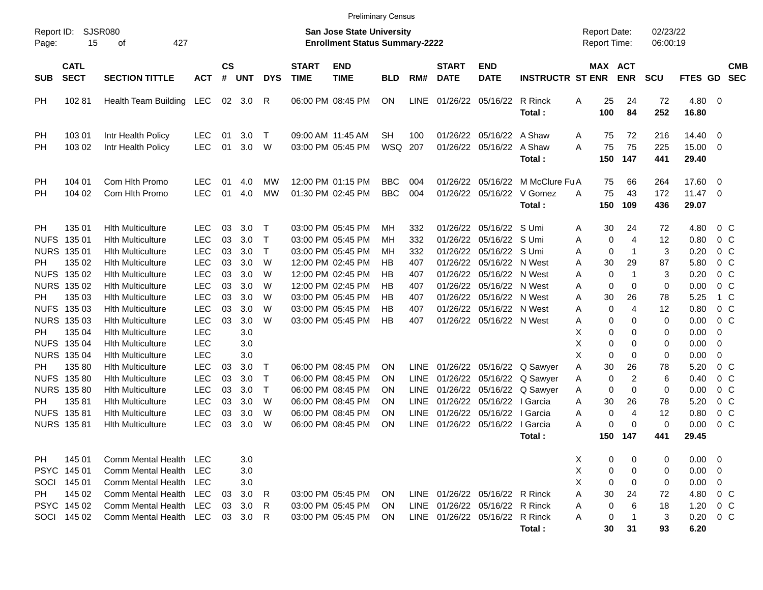Preliminary Census

Report ID: SJSR080
Page: 15 of 427

**San Jose State University**
**Enrollment Status Summary-2222**

Report Date: 02/23/22
Report Time: 06:00:19

| SUB | CATL SECT | SECTION TITTLE | ACT | CS # | UNT | DYS | START TIME | END TIME | BLD | RM# | START DATE | END DATE | INSTRUCTR | ST | MAX ENR | ACT ENR | SCU | FTES | GD | CMB SEC |
|---|---|---|---|---|---|---|---|---|---|---|---|---|---|---|---|---|---|---|---|---|
| PH | 102 81 | Health Team Building | LEC | 02 | 3.0 | R | 06:00 PM | 08:45 PM | ON | LINE | 01/26/22 | 05/16/22 | R Rinck | A | 25 | 24 | 72 | 4.80 | 0 | |
| | | | | | | | | | | | | | Total : | | 100 | 84 | 252 | 16.80 | | |
| PH | 103 01 | Intr Health Policy | LEC | 01 | 3.0 | T | 09:00 AM | 11:45 AM | SH | 100 | 01/26/22 | 05/16/22 | A Shaw | A | 75 | 72 | 216 | 14.40 | 0 | |
| PH | 103 02 | Intr Health Policy | LEC | 01 | 3.0 | W | 03:00 PM | 05:45 PM | WSQ | 207 | 01/26/22 | 05/16/22 | A Shaw | A | 75 | 75 | 225 | 15.00 | 0 | |
| | | | | | | | | | | | | | Total : | | 150 | 147 | 441 | 29.40 | | |
| PH | 104 01 | Com Hlth Promo | LEC | 01 | 4.0 | MW | 12:00 PM | 01:15 PM | BBC | 004 | 01/26/22 | 05/16/22 | M McClure Fu | A | 75 | 66 | 264 | 17.60 | 0 | |
| PH | 104 02 | Com Hlth Promo | LEC | 01 | 4.0 | MW | 01:30 PM | 02:45 PM | BBC | 004 | 01/26/22 | 05/16/22 | V Gomez | A | 75 | 43 | 172 | 11.47 | 0 | |
| | | | | | | | | | | | | | Total : | | 150 | 109 | 436 | 29.07 | | |
| PH | 135 01 | Hlth Multiculture | LEC | 03 | 3.0 | T | 03:00 PM | 05:45 PM | MH | 332 | 01/26/22 | 05/16/22 | S Umi | A | 30 | 24 | 72 | 4.80 | 0 | C |
| NUFS | 135 01 | Hlth Multiculture | LEC | 03 | 3.0 | T | 03:00 PM | 05:45 PM | MH | 332 | 01/26/22 | 05/16/22 | S Umi | A | 0 | 4 | 12 | 0.80 | 0 | C |
| NURS | 135 01 | Hlth Multiculture | LEC | 03 | 3.0 | T | 03:00 PM | 05:45 PM | MH | 332 | 01/26/22 | 05/16/22 | S Umi | A | 0 | 1 | 3 | 0.20 | 0 | C |
| PH | 135 02 | Hlth Multiculture | LEC | 03 | 3.0 | W | 12:00 PM | 02:45 PM | HB | 407 | 01/26/22 | 05/16/22 | N West | A | 30 | 29 | 87 | 5.80 | 0 | C |
| NUFS | 135 02 | Hlth Multiculture | LEC | 03 | 3.0 | W | 12:00 PM | 02:45 PM | HB | 407 | 01/26/22 | 05/16/22 | N West | A | 0 | 1 | 3 | 0.20 | 0 | C |
| NURS | 135 02 | Hlth Multiculture | LEC | 03 | 3.0 | W | 12:00 PM | 02:45 PM | HB | 407 | 01/26/22 | 05/16/22 | N West | A | 0 | 0 | 0 | 0.00 | 0 | C |
| PH | 135 03 | Hlth Multiculture | LEC | 03 | 3.0 | W | 03:00 PM | 05:45 PM | HB | 407 | 01/26/22 | 05/16/22 | N West | A | 30 | 26 | 78 | 5.25 | 1 | C |
| NUFS | 135 03 | Hlth Multiculture | LEC | 03 | 3.0 | W | 03:00 PM | 05:45 PM | HB | 407 | 01/26/22 | 05/16/22 | N West | A | 0 | 4 | 12 | 0.80 | 0 | C |
| NURS | 135 03 | Hlth Multiculture | LEC | 03 | 3.0 | W | 03:00 PM | 05:45 PM | HB | 407 | 01/26/22 | 05/16/22 | N West | A | 0 | 0 | 0 | 0.00 | 0 | C |
| PH | 135 04 | Hlth Multiculture | LEC | | 3.0 | | | | | | | | | X | 0 | 0 | 0 | 0.00 | 0 | |
| NUFS | 135 04 | Hlth Multiculture | LEC | | 3.0 | | | | | | | | | X | 0 | 0 | 0 | 0.00 | 0 | |
| NURS | 135 04 | Hlth Multiculture | LEC | | 3.0 | | | | | | | | | X | 0 | 0 | 0 | 0.00 | 0 | |
| PH | 135 80 | Hlth Multiculture | LEC | 03 | 3.0 | T | 06:00 PM | 08:45 PM | ON | LINE | 01/26/22 | 05/16/22 | Q Sawyer | A | 30 | 26 | 78 | 5.20 | 0 | C |
| NUFS | 135 80 | Hlth Multiculture | LEC | 03 | 3.0 | T | 06:00 PM | 08:45 PM | ON | LINE | 01/26/22 | 05/16/22 | Q Sawyer | A | 0 | 2 | 6 | 0.40 | 0 | C |
| NURS | 135 80 | Hlth Multiculture | LEC | 03 | 3.0 | T | 06:00 PM | 08:45 PM | ON | LINE | 01/26/22 | 05/16/22 | Q Sawyer | A | 0 | 0 | 0 | 0.00 | 0 | C |
| PH | 135 81 | Hlth Multiculture | LEC | 03 | 3.0 | W | 06:00 PM | 08:45 PM | ON | LINE | 01/26/22 | 05/16/22 | I Garcia | A | 30 | 26 | 78 | 5.20 | 0 | C |
| NUFS | 135 81 | Hlth Multiculture | LEC | 03 | 3.0 | W | 06:00 PM | 08:45 PM | ON | LINE | 01/26/22 | 05/16/22 | I Garcia | A | 0 | 4 | 12 | 0.80 | 0 | C |
| NURS | 135 81 | Hlth Multiculture | LEC | 03 | 3.0 | W | 06:00 PM | 08:45 PM | ON | LINE | 01/26/22 | 05/16/22 | I Garcia | A | 0 | 0 | 0 | 0.00 | 0 | C |
| | | | | | | | | | | | | | Total : | | 150 | 147 | 441 | 29.45 | | |
| PH | 145 01 | Comm Mental Health | LEC | | 3.0 | | | | | | | | | X | 0 | 0 | 0 | 0.00 | 0 | |
| PSYC | 145 01 | Comm Mental Health | LEC | | 3.0 | | | | | | | | | X | 0 | 0 | 0 | 0.00 | 0 | |
| SOCI | 145 01 | Comm Mental Health | LEC | | 3.0 | | | | | | | | | X | 0 | 0 | 0 | 0.00 | 0 | |
| PH | 145 02 | Comm Mental Health | LEC | 03 | 3.0 | R | 03:00 PM | 05:45 PM | ON | LINE | 01/26/22 | 05/16/22 | R Rinck | A | 30 | 24 | 72 | 4.80 | 0 | C |
| PSYC | 145 02 | Comm Mental Health | LEC | 03 | 3.0 | R | 03:00 PM | 05:45 PM | ON | LINE | 01/26/22 | 05/16/22 | R Rinck | A | 0 | 6 | 18 | 1.20 | 0 | C |
| SOCI | 145 02 | Comm Mental Health | LEC | 03 | 3.0 | R | 03:00 PM | 05:45 PM | ON | LINE | 01/26/22 | 05/16/22 | R Rinck | A | 0 | 1 | 3 | 0.20 | 0 | C |
| | | | | | | | | | | | | | Total : | | 30 | 31 | 93 | 6.20 | | |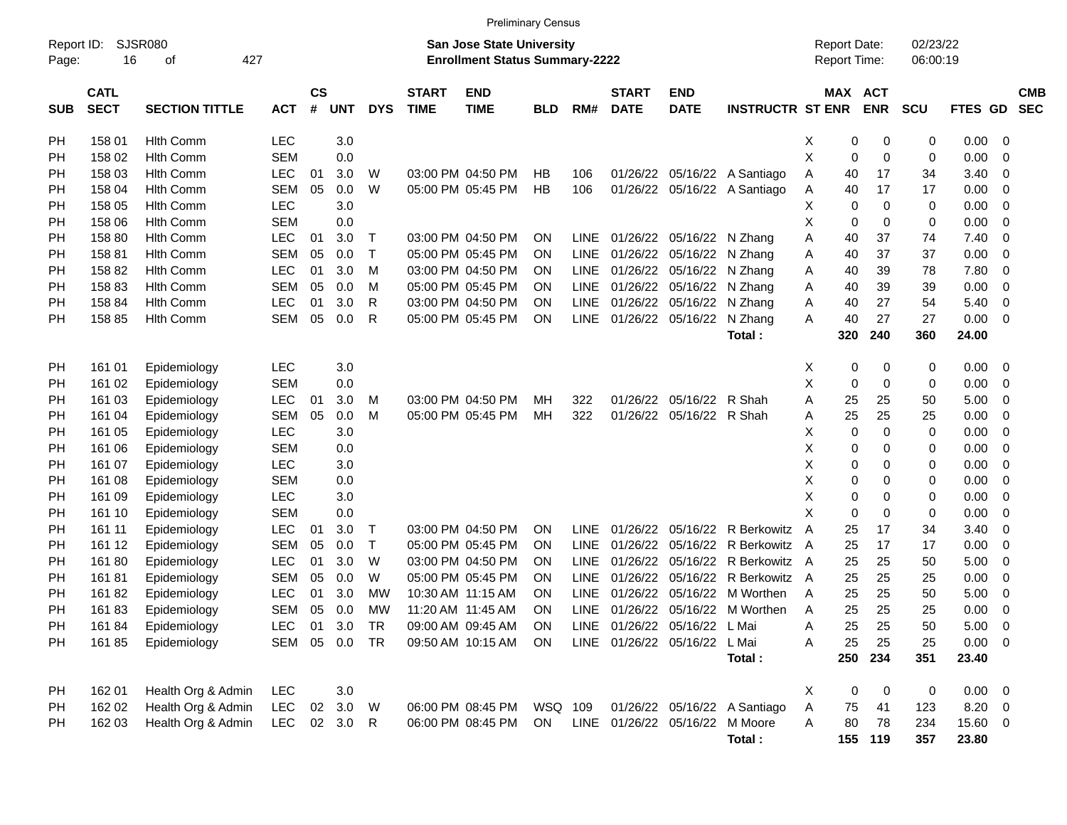Preliminary Census

Report ID: SJSR080

**San Jose State University**
**Enrollment Status Summary-2222**

Report Date: 02/23/22
Report Time: 06:00:19

| SUB | CATL SECT | SECTION TITTLE | ACT | CS # | UNT | DYS | START TIME | END TIME | BLD | RM# | START DATE | END DATE | INSTRUCTR | ST | MAX ENR | ACT ENR | SCU | FTES | GD | CMB SEC |
|---|---|---|---|---|---|---|---|---|---|---|---|---|---|---|---|---|---|---|---|---|
| PH | 158 01 | Hlth Comm | LEC | | 3.0 | | | | | | | | | X | 0 | 0 | 0 | 0.00 | 0 | |
| PH | 158 02 | Hlth Comm | SEM | | 0.0 | | | | | | | | | X | 0 | 0 | 0 | 0.00 | 0 | |
| PH | 158 03 | Hlth Comm | LEC | 01 | 3.0 | W | 03:00 PM | 04:50 PM | HB | 106 | 01/26/22 | 05/16/22 | A Santiago | A | 40 | 17 | 34 | 3.40 | 0 | |
| PH | 158 04 | Hlth Comm | SEM | 05 | 0.0 | W | 05:00 PM | 05:45 PM | HB | 106 | 01/26/22 | 05/16/22 | A Santiago | A | 40 | 17 | 17 | 0.00 | 0 | |
| PH | 158 05 | Hlth Comm | LEC | | 3.0 | | | | | | | | | X | 0 | 0 | 0 | 0.00 | 0 | |
| PH | 158 06 | Hlth Comm | SEM | | 0.0 | | | | | | | | | X | 0 | 0 | 0 | 0.00 | 0 | |
| PH | 158 80 | Hlth Comm | LEC | 01 | 3.0 | T | 03:00 PM | 04:50 PM | ON | LINE | 01/26/22 | 05/16/22 | N Zhang | A | 40 | 37 | 74 | 7.40 | 0 | |
| PH | 158 81 | Hlth Comm | SEM | 05 | 0.0 | T | 05:00 PM | 05:45 PM | ON | LINE | 01/26/22 | 05/16/22 | N Zhang | A | 40 | 37 | 37 | 0.00 | 0 | |
| PH | 158 82 | Hlth Comm | LEC | 01 | 3.0 | M | 03:00 PM | 04:50 PM | ON | LINE | 01/26/22 | 05/16/22 | N Zhang | A | 40 | 39 | 78 | 7.80 | 0 | |
| PH | 158 83 | Hlth Comm | SEM | 05 | 0.0 | M | 05:00 PM | 05:45 PM | ON | LINE | 01/26/22 | 05/16/22 | N Zhang | A | 40 | 39 | 39 | 0.00 | 0 | |
| PH | 158 84 | Hlth Comm | LEC | 01 | 3.0 | R | 03:00 PM | 04:50 PM | ON | LINE | 01/26/22 | 05/16/22 | N Zhang | A | 40 | 27 | 54 | 5.40 | 0 | |
| PH | 158 85 | Hlth Comm | SEM | 05 | 0.0 | R | 05:00 PM | 05:45 PM | ON | LINE | 01/26/22 | 05/16/22 | N Zhang | A | 40 | 27 | 27 | 0.00 | 0 | |
| | | | | | | | | | | | | | **Total :** | | **320** | **240** | **360** | **24.00** | | |
| PH | 161 01 | Epidemiology | LEC | | 3.0 | | | | | | | | | X | 0 | 0 | 0 | 0.00 | 0 | |
| PH | 161 02 | Epidemiology | SEM | | 0.0 | | | | | | | | | X | 0 | 0 | 0 | 0.00 | 0 | |
| PH | 161 03 | Epidemiology | LEC | 01 | 3.0 | M | 03:00 PM | 04:50 PM | MH | 322 | 01/26/22 | 05/16/22 | R Shah | A | 25 | 25 | 50 | 5.00 | 0 | |
| PH | 161 04 | Epidemiology | SEM | 05 | 0.0 | M | 05:00 PM | 05:45 PM | MH | 322 | 01/26/22 | 05/16/22 | R Shah | A | 25 | 25 | 25 | 0.00 | 0 | |
| PH | 161 05 | Epidemiology | LEC | | 3.0 | | | | | | | | | X | 0 | 0 | 0 | 0.00 | 0 | |
| PH | 161 06 | Epidemiology | SEM | | 0.0 | | | | | | | | | X | 0 | 0 | 0 | 0.00 | 0 | |
| PH | 161 07 | Epidemiology | LEC | | 3.0 | | | | | | | | | X | 0 | 0 | 0 | 0.00 | 0 | |
| PH | 161 08 | Epidemiology | SEM | | 0.0 | | | | | | | | | X | 0 | 0 | 0 | 0.00 | 0 | |
| PH | 161 09 | Epidemiology | LEC | | 3.0 | | | | | | | | | X | 0 | 0 | 0 | 0.00 | 0 | |
| PH | 161 10 | Epidemiology | SEM | | 0.0 | | | | | | | | | X | 0 | 0 | 0 | 0.00 | 0 | |
| PH | 161 11 | Epidemiology | LEC | 01 | 3.0 | T | 03:00 PM | 04:50 PM | ON | LINE | 01/26/22 | 05/16/22 | R Berkowitz | A | 25 | 17 | 34 | 3.40 | 0 | |
| PH | 161 12 | Epidemiology | SEM | 05 | 0.0 | T | 05:00 PM | 05:45 PM | ON | LINE | 01/26/22 | 05/16/22 | R Berkowitz | A | 25 | 17 | 17 | 0.00 | 0 | |
| PH | 161 80 | Epidemiology | LEC | 01 | 3.0 | W | 03:00 PM | 04:50 PM | ON | LINE | 01/26/22 | 05/16/22 | R Berkowitz | A | 25 | 25 | 50 | 5.00 | 0 | |
| PH | 161 81 | Epidemiology | SEM | 05 | 0.0 | W | 05:00 PM | 05:45 PM | ON | LINE | 01/26/22 | 05/16/22 | R Berkowitz | A | 25 | 25 | 25 | 0.00 | 0 | |
| PH | 161 82 | Epidemiology | LEC | 01 | 3.0 | MW | 10:30 AM | 11:15 AM | ON | LINE | 01/26/22 | 05/16/22 | M Worthen | A | 25 | 25 | 50 | 5.00 | 0 | |
| PH | 161 83 | Epidemiology | SEM | 05 | 0.0 | MW | 11:20 AM | 11:45 AM | ON | LINE | 01/26/22 | 05/16/22 | M Worthen | A | 25 | 25 | 25 | 0.00 | 0 | |
| PH | 161 84 | Epidemiology | LEC | 01 | 3.0 | TR | 09:00 AM | 09:45 AM | ON | LINE | 01/26/22 | 05/16/22 | L Mai | A | 25 | 25 | 50 | 5.00 | 0 | |
| PH | 161 85 | Epidemiology | SEM | 05 | 0.0 | TR | 09:50 AM | 10:15 AM | ON | LINE | 01/26/22 | 05/16/22 | L Mai | A | 25 | 25 | 25 | 0.00 | 0 | |
| | | | | | | | | | | | | | **Total :** | | **250** | **234** | **351** | **23.40** | | |
| PH | 162 01 | Health Org & Admin | LEC | | 3.0 | | | | | | | | | X | 0 | 0 | 0 | 0.00 | 0 | |
| PH | 162 02 | Health Org & Admin | LEC | 02 | 3.0 | W | 06:00 PM | 08:45 PM | WSQ | 109 | 01/26/22 | 05/16/22 | A Santiago | A | 75 | 41 | 123 | 8.20 | 0 | |
| PH | 162 03 | Health Org & Admin | LEC | 02 | 3.0 | R | 06:00 PM | 08:45 PM | ON | LINE | 01/26/22 | 05/16/22 | M Moore | A | 80 | 78 | 234 | 15.60 | 0 | |
| | | | | | | | | | | | | | **Total :** | | **155** | **119** | **357** | **23.80** | | |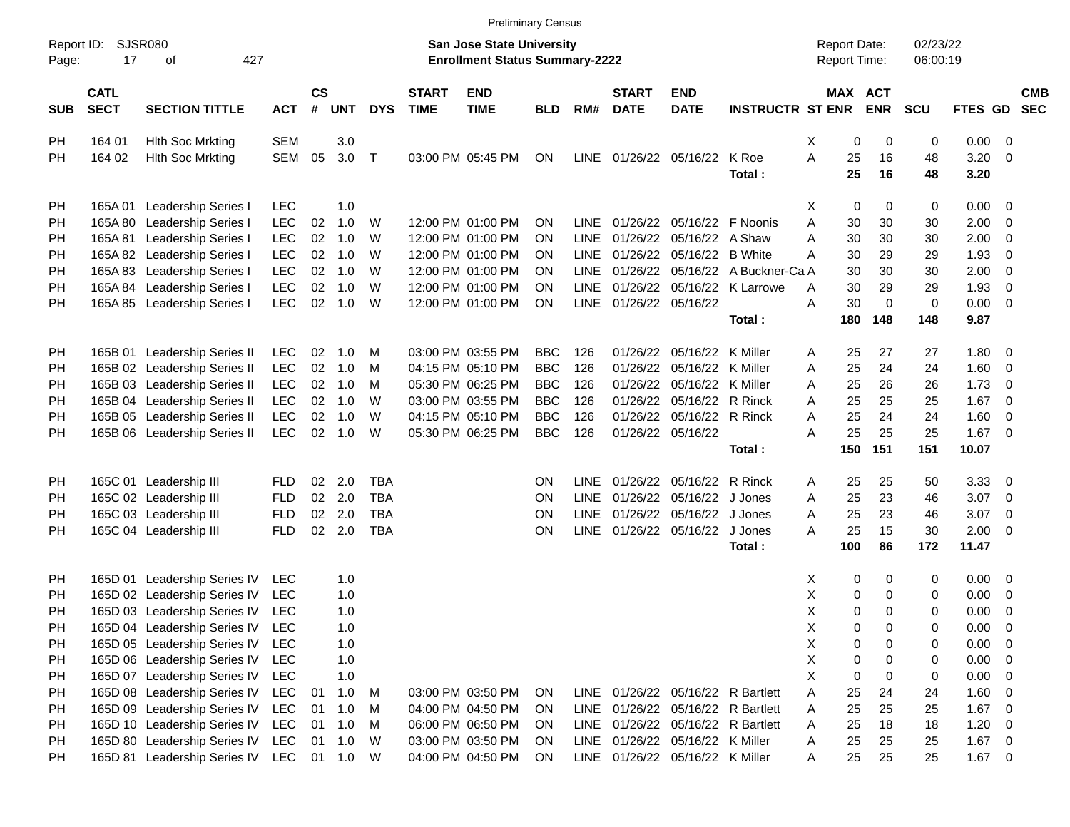Preliminary Census

Report ID: SJSR080

**San Jose State University**
**Enrollment Status Summary-2222**

Report Date: 02/23/22
Report Time: 06:00:19

| SUB | CATL SECT | SECTION TITTLE | ACT | CS # | UNT | DYS | START TIME | END TIME | BLD | RM# | START DATE | END DATE | INSTRUCTR | ST | MAX ENR | ACT ENR | SCU | FTES | GD | CMB SEC |
|---|---|---|---|---|---|---|---|---|---|---|---|---|---|---|---|---|---|---|---|---|
| PH | 164 01 | Hlth Soc Mrkting | SEM | | 3.0 | | | | | | | | | X | 0 | 0 | 0 | 0.00 | 0 | |
| PH | 164 02 | Hlth Soc Mrkting | SEM | 05 | 3.0 | T | 03:00 PM | 05:45 PM | ON | LINE | 01/26/22 | 05/16/22 | K Roe | A | 25 | 16 | 48 | 3.20 | 0 | |
| | | | | | | | | | | | | | **Total :** | | **25** | **16** | **48** | **3.20** | | |
| PH | 165A 01 | Leadership Series I | LEC | | 1.0 | | | | | | | | | X | 0 | 0 | 0 | 0.00 | 0 | |
| PH | 165A 80 | Leadership Series I | LEC | 02 | 1.0 | W | 12:00 PM | 01:00 PM | ON | LINE | 01/26/22 | 05/16/22 | F Noonis | A | 30 | 30 | 30 | 2.00 | 0 | |
| PH | 165A 81 | Leadership Series I | LEC | 02 | 1.0 | W | 12:00 PM | 01:00 PM | ON | LINE | 01/26/22 | 05/16/22 | A Shaw | A | 30 | 30 | 30 | 2.00 | 0 | |
| PH | 165A 82 | Leadership Series I | LEC | 02 | 1.0 | W | 12:00 PM | 01:00 PM | ON | LINE | 01/26/22 | 05/16/22 | B White | A | 30 | 29 | 29 | 1.93 | 0 | |
| PH | 165A 83 | Leadership Series I | LEC | 02 | 1.0 | W | 12:00 PM | 01:00 PM | ON | LINE | 01/26/22 | 05/16/22 | A Buckner-Ca | A | 30 | 30 | 30 | 2.00 | 0 | |
| PH | 165A 84 | Leadership Series I | LEC | 02 | 1.0 | W | 12:00 PM | 01:00 PM | ON | LINE | 01/26/22 | 05/16/22 | K Larrowe | A | 30 | 29 | 29 | 1.93 | 0 | |
| PH | 165A 85 | Leadership Series I | LEC | 02 | 1.0 | W | 12:00 PM | 01:00 PM | ON | LINE | 01/26/22 | 05/16/22 | | A | 30 | 0 | 0 | 0.00 | 0 | |
| | | | | | | | | | | | | | **Total :** | | **180** | **148** | **148** | **9.87** | | |
| PH | 165B 01 | Leadership Series II | LEC | 02 | 1.0 | M | 03:00 PM | 03:55 PM | BBC | 126 | 01/26/22 | 05/16/22 | K Miller | A | 25 | 27 | 27 | 1.80 | 0 | |
| PH | 165B 02 | Leadership Series II | LEC | 02 | 1.0 | M | 04:15 PM | 05:10 PM | BBC | 126 | 01/26/22 | 05/16/22 | K Miller | A | 25 | 24 | 24 | 1.60 | 0 | |
| PH | 165B 03 | Leadership Series II | LEC | 02 | 1.0 | M | 05:30 PM | 06:25 PM | BBC | 126 | 01/26/22 | 05/16/22 | K Miller | A | 25 | 26 | 26 | 1.73 | 0 | |
| PH | 165B 04 | Leadership Series II | LEC | 02 | 1.0 | W | 03:00 PM | 03:55 PM | BBC | 126 | 01/26/22 | 05/16/22 | R Rinck | A | 25 | 25 | 25 | 1.67 | 0 | |
| PH | 165B 05 | Leadership Series II | LEC | 02 | 1.0 | W | 04:15 PM | 05:10 PM | BBC | 126 | 01/26/22 | 05/16/22 | R Rinck | A | 25 | 24 | 24 | 1.60 | 0 | |
| PH | 165B 06 | Leadership Series II | LEC | 02 | 1.0 | W | 05:30 PM | 06:25 PM | BBC | 126 | 01/26/22 | 05/16/22 | | A | 25 | 25 | 25 | 1.67 | 0 | |
| | | | | | | | | | | | | | **Total :** | | **150** | **151** | **151** | **10.07** | | |
| PH | 165C 01 | Leadership III | FLD | 02 | 2.0 | TBA | | | ON | LINE | 01/26/22 | 05/16/22 | R Rinck | A | 25 | 25 | 50 | 3.33 | 0 | |
| PH | 165C 02 | Leadership III | FLD | 02 | 2.0 | TBA | | | ON | LINE | 01/26/22 | 05/16/22 | J Jones | A | 25 | 23 | 46 | 3.07 | 0 | |
| PH | 165C 03 | Leadership III | FLD | 02 | 2.0 | TBA | | | ON | LINE | 01/26/22 | 05/16/22 | J Jones | A | 25 | 23 | 46 | 3.07 | 0 | |
| PH | 165C 04 | Leadership III | FLD | 02 | 2.0 | TBA | | | ON | LINE | 01/26/22 | 05/16/22 | J Jones | A | 25 | 15 | 30 | 2.00 | 0 | |
| | | | | | | | | | | | | | **Total :** | | **100** | **86** | **172** | **11.47** | | |
| PH | 165D 01 | Leadership Series IV | LEC | | 1.0 | | | | | | | | | X | 0 | 0 | 0 | 0.00 | 0 | |
| PH | 165D 02 | Leadership Series IV | LEC | | 1.0 | | | | | | | | | X | 0 | 0 | 0 | 0.00 | 0 | |
| PH | 165D 03 | Leadership Series IV | LEC | | 1.0 | | | | | | | | | X | 0 | 0 | 0 | 0.00 | 0 | |
| PH | 165D 04 | Leadership Series IV | LEC | | 1.0 | | | | | | | | | X | 0 | 0 | 0 | 0.00 | 0 | |
| PH | 165D 05 | Leadership Series IV | LEC | | 1.0 | | | | | | | | | X | 0 | 0 | 0 | 0.00 | 0 | |
| PH | 165D 06 | Leadership Series IV | LEC | | 1.0 | | | | | | | | | X | 0 | 0 | 0 | 0.00 | 0 | |
| PH | 165D 07 | Leadership Series IV | LEC | | 1.0 | | | | | | | | | X | 0 | 0 | 0 | 0.00 | 0 | |
| PH | 165D 08 | Leadership Series IV | LEC | 01 | 1.0 | M | 03:00 PM | 03:50 PM | ON | LINE | 01/26/22 | 05/16/22 | R Bartlett | A | 25 | 24 | 24 | 1.60 | 0 | |
| PH | 165D 09 | Leadership Series IV | LEC | 01 | 1.0 | M | 04:00 PM | 04:50 PM | ON | LINE | 01/26/22 | 05/16/22 | R Bartlett | A | 25 | 25 | 25 | 1.67 | 0 | |
| PH | 165D 10 | Leadership Series IV | LEC | 01 | 1.0 | M | 06:00 PM | 06:50 PM | ON | LINE | 01/26/22 | 05/16/22 | R Bartlett | A | 25 | 18 | 18 | 1.20 | 0 | |
| PH | 165D 80 | Leadership Series IV | LEC | 01 | 1.0 | W | 03:00 PM | 03:50 PM | ON | LINE | 01/26/22 | 05/16/22 | K Miller | A | 25 | 25 | 25 | 1.67 | 0 | |
| PH | 165D 81 | Leadership Series IV | LEC | 01 | 1.0 | W | 04:00 PM | 04:50 PM | ON | LINE | 01/26/22 | 05/16/22 | K Miller | A | 25 | 25 | 25 | 1.67 | 0 | |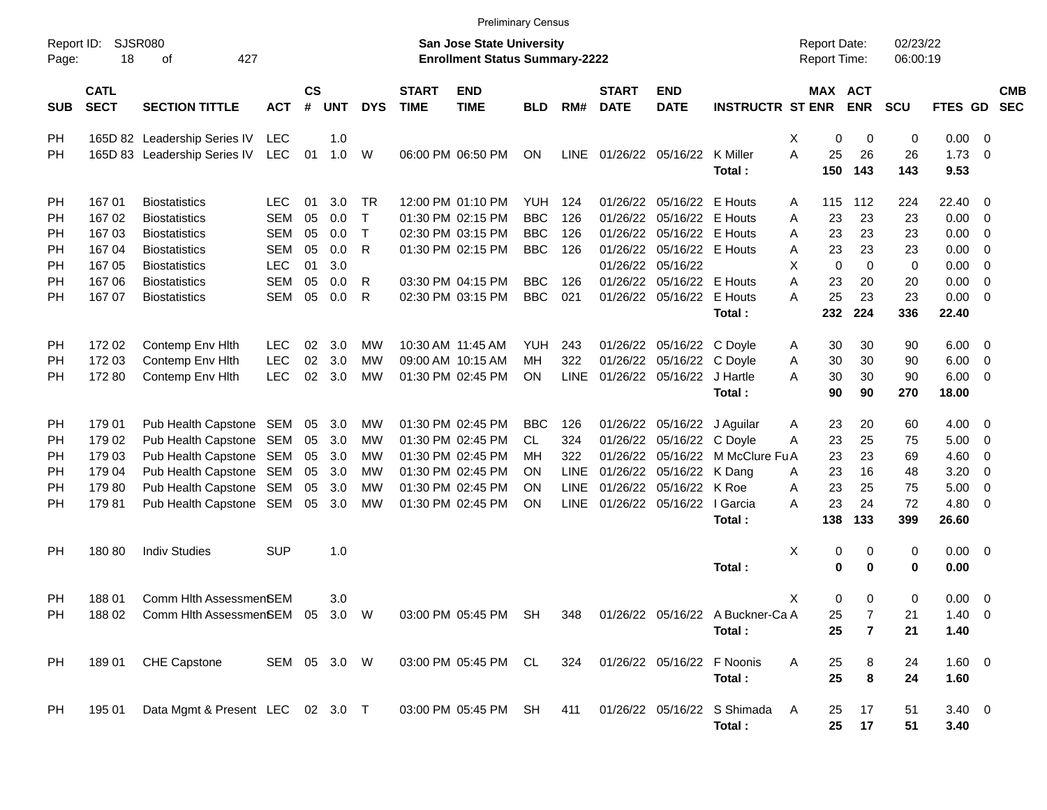Preliminary Census

Report ID: SJSR080

**San Jose State University**
**Enrollment Status Summary-2222**

Report Date: 02/23/22
Report Time: 06:00:19

| SUB | CATL SECT | SECTION TITTLE | ACT | CS # | UNT | DYS | START TIME | END TIME | BLD | RM# | START DATE | END DATE | INSTRUCTR | ST | MAX ENR | ACT ENR | SCU | FTES | GD | CMB SEC |
|---|---|---|---|---|---|---|---|---|---|---|---|---|---|---|---|---|---|---|---|---|
| PH | 165D 82 | Leadership Series IV | LEC | | 1.0 | | | | | | | | | X | 0 | 0 | 0 | 0.00 | 0 | |
| PH | 165D 83 | Leadership Series IV | LEC | 01 | 1.0 | W | 06:00 PM | 06:50 PM | ON | LINE | 01/26/22 | 05/16/22 | K Miller | A | 25 | 26 | 26 | 1.73 | 0 | |
| | | | | | | | | | | | | | **Total :** | | **150** | **143** | **143** | **9.53** | | |
| PH | 167 01 | Biostatistics | LEC | 01 | 3.0 | TR | 12:00 PM | 01:10 PM | YUH | 124 | 01/26/22 | 05/16/22 | E Houts | A | 115 | 112 | 224 | 22.40 | 0 | |
| PH | 167 02 | Biostatistics | SEM | 05 | 0.0 | T | 01:30 PM | 02:15 PM | BBC | 126 | 01/26/22 | 05/16/22 | E Houts | A | 23 | 23 | 23 | 0.00 | 0 | |
| PH | 167 03 | Biostatistics | SEM | 05 | 0.0 | T | 02:30 PM | 03:15 PM | BBC | 126 | 01/26/22 | 05/16/22 | E Houts | A | 23 | 23 | 23 | 0.00 | 0 | |
| PH | 167 04 | Biostatistics | SEM | 05 | 0.0 | R | 01:30 PM | 02:15 PM | BBC | 126 | 01/26/22 | 05/16/22 | E Houts | A | 23 | 23 | 23 | 0.00 | 0 | |
| PH | 167 05 | Biostatistics | LEC | 01 | 3.0 | | | | | | 01/26/22 | 05/16/22 | | X | 0 | 0 | 0 | 0.00 | 0 | |
| PH | 167 06 | Biostatistics | SEM | 05 | 0.0 | R | 03:30 PM | 04:15 PM | BBC | 126 | 01/26/22 | 05/16/22 | E Houts | A | 23 | 20 | 20 | 0.00 | 0 | |
| PH | 167 07 | Biostatistics | SEM | 05 | 0.0 | R | 02:30 PM | 03:15 PM | BBC | 021 | 01/26/22 | 05/16/22 | E Houts | A | 25 | 23 | 23 | 0.00 | 0 | |
| | | | | | | | | | | | | | **Total :** | | **232** | **224** | **336** | **22.40** | | |
| PH | 172 02 | Contemp Env Hlth | LEC | 02 | 3.0 | MW | 10:30 AM | 11:45 AM | YUH | 243 | 01/26/22 | 05/16/22 | C Doyle | A | 30 | 30 | 90 | 6.00 | 0 | |
| PH | 172 03 | Contemp Env Hlth | LEC | 02 | 3.0 | MW | 09:00 AM | 10:15 AM | MH | 322 | 01/26/22 | 05/16/22 | C Doyle | A | 30 | 30 | 90 | 6.00 | 0 | |
| PH | 172 80 | Contemp Env Hlth | LEC | 02 | 3.0 | MW | 01:30 PM | 02:45 PM | ON | LINE | 01/26/22 | 05/16/22 | J Hartle | A | 30 | 30 | 90 | 6.00 | 0 | |
| | | | | | | | | | | | | | **Total :** | | **90** | **90** | **270** | **18.00** | | |
| PH | 179 01 | Pub Health Capstone | SEM | 05 | 3.0 | MW | 01:30 PM | 02:45 PM | BBC | 126 | 01/26/22 | 05/16/22 | J Aguilar | A | 23 | 20 | 60 | 4.00 | 0 | |
| PH | 179 02 | Pub Health Capstone | SEM | 05 | 3.0 | MW | 01:30 PM | 02:45 PM | CL | 324 | 01/26/22 | 05/16/22 | C Doyle | A | 23 | 25 | 75 | 5.00 | 0 | |
| PH | 179 03 | Pub Health Capstone | SEM | 05 | 3.0 | MW | 01:30 PM | 02:45 PM | MH | 322 | 01/26/22 | 05/16/22 | M McClure Fu | A | 23 | 23 | 69 | 4.60 | 0 | |
| PH | 179 04 | Pub Health Capstone | SEM | 05 | 3.0 | MW | 01:30 PM | 02:45 PM | ON | LINE | 01/26/22 | 05/16/22 | K Dang | A | 23 | 16 | 48 | 3.20 | 0 | |
| PH | 179 80 | Pub Health Capstone | SEM | 05 | 3.0 | MW | 01:30 PM | 02:45 PM | ON | LINE | 01/26/22 | 05/16/22 | K Roe | A | 23 | 25 | 75 | 5.00 | 0 | |
| PH | 179 81 | Pub Health Capstone | SEM | 05 | 3.0 | MW | 01:30 PM | 02:45 PM | ON | LINE | 01/26/22 | 05/16/22 | I Garcia | A | 23 | 24 | 72 | 4.80 | 0 | |
| | | | | | | | | | | | | | **Total :** | | **138** | **133** | **399** | **26.60** | | |
| PH | 180 80 | Indiv Studies | SUP | | 1.0 | | | | | | | | | X | 0 | 0 | 0 | 0.00 | 0 | |
| | | | | | | | | | | | | | **Total :** | | **0** | **0** | **0** | **0.00** | | |
| PH | 188 01 | Comm Hlth Assessment | SEM | | 3.0 | | | | | | | | | X | 0 | 0 | 0 | 0.00 | 0 | |
| PH | 188 02 | Comm Hlth Assessment | SEM | 05 | 3.0 | W | 03:00 PM | 05:45 PM | SH | 348 | 01/26/22 | 05/16/22 | A Buckner-Ca | A | 25 | 7 | 21 | 1.40 | 0 | |
| | | | | | | | | | | | | | **Total :** | | **25** | **7** | **21** | **1.40** | | |
| PH | 189 01 | CHE Capstone | SEM | 05 | 3.0 | W | 03:00 PM | 05:45 PM | CL | 324 | 01/26/22 | 05/16/22 | F Noonis | A | 25 | 8 | 24 | 1.60 | 0 | |
| | | | | | | | | | | | | | **Total :** | | **25** | **8** | **24** | **1.60** | | |
| PH | 195 01 | Data Mgmt & Present | LEC | 02 | 3.0 | T | 03:00 PM | 05:45 PM | SH | 411 | 01/26/22 | 05/16/22 | S Shimada | A | 25 | 17 | 51 | 3.40 | 0 | |
| | | | | | | | | | | | | | **Total :** | | **25** | **17** | **51** | **3.40** | | |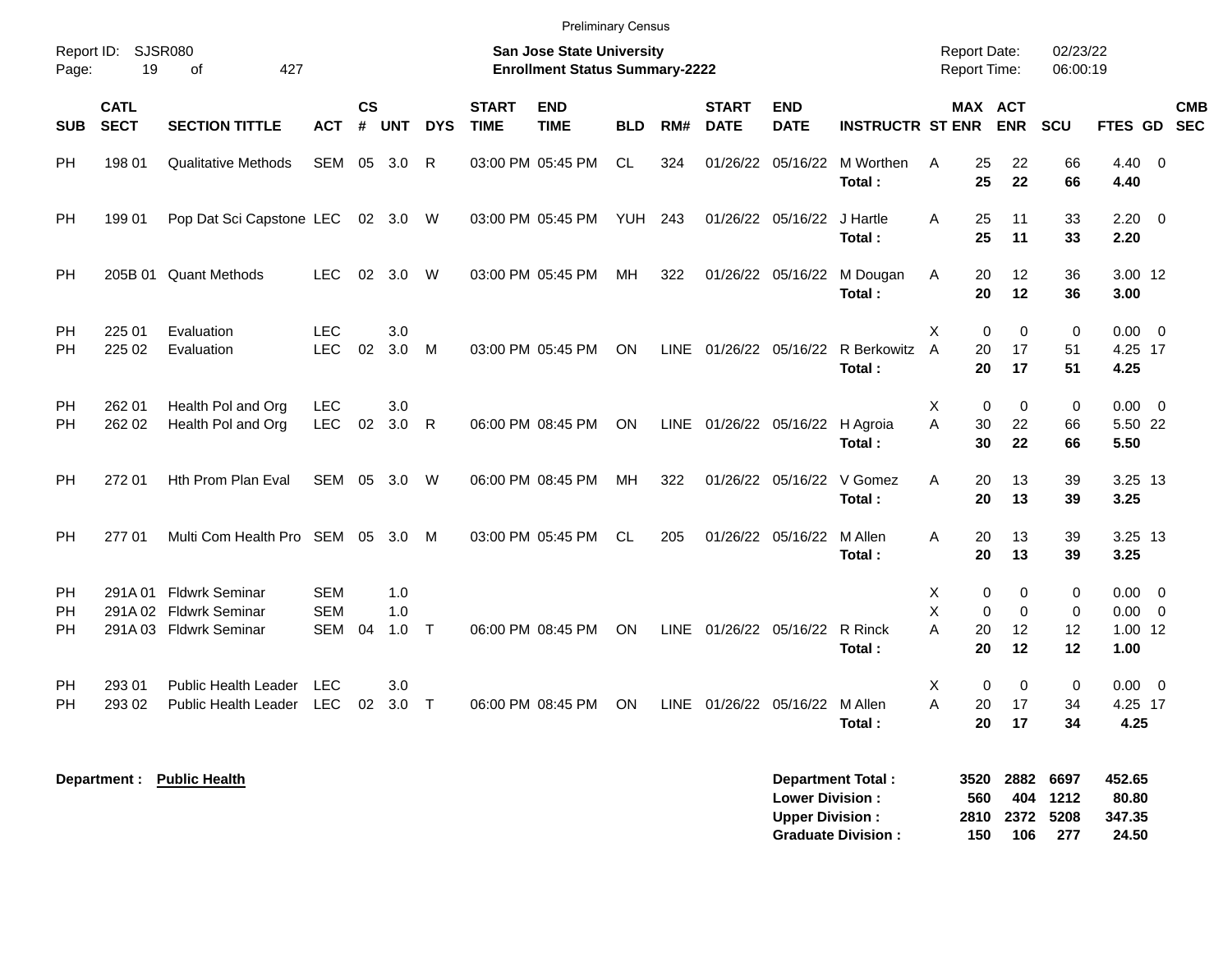Preliminary Census

Report ID: SJSR080

**San Jose State University**
**Enrollment Status Summary-2222**

Report Date: 02/23/22
Report Time: 06:00:19

| SUB | CATL SECT | SECTION TITTLE | ACT | CS # | UNT | DYS | START TIME | END TIME | BLD | RM# | START DATE | END DATE | INSTRUCTR | ST | MAX ENR | ACT ENR | SCU | FTES | GD | CMB SEC |
|---|---|---|---|---|---|---|---|---|---|---|---|---|---|---|---|---|---|---|---|---|
| PH | 198 01 | Qualitative Methods | SEM | 05 | 3.0 | R | 03:00 PM | 05:45 PM | CL | 324 | 01/26/22 | 05/16/22 | M Worthen | A | 25 | 22 | 66 | 4.40 | 0 | |
| | | | | | | | | | | | | | **Total :** | | **25** | **22** | **66** | **4.40** | | |
| PH | 199 01 | Pop Dat Sci Capstone | LEC | 02 | 3.0 | W | 03:00 PM | 05:45 PM | YUH | 243 | 01/26/22 | 05/16/22 | J Hartle | A | 25 | 11 | 33 | 2.20 | 0 | |
| | | | | | | | | | | | | | **Total :** | | **25** | **11** | **33** | **2.20** | | |
| PH | 205B 01 | Quant Methods | LEC | 02 | 3.0 | W | 03:00 PM | 05:45 PM | MH | 322 | 01/26/22 | 05/16/22 | M Dougan | A | 20 | 12 | 36 | 3.00 | 12 | |
| | | | | | | | | | | | | | **Total :** | | **20** | **12** | **36** | **3.00** | | |
| PH | 225 01 | Evaluation | LEC | | 3.0 | | | | | | | | | X | 0 | 0 | 0 | 0.00 | 0 | |
| PH | 225 02 | Evaluation | LEC | 02 | 3.0 | M | 03:00 PM | 05:45 PM | ON | LINE | 01/26/22 | 05/16/22 | R Berkowitz | A | 20 | 17 | 51 | 4.25 | 17 | |
| | | | | | | | | | | | | | **Total :** | | **20** | **17** | **51** | **4.25** | | |
| PH | 262 01 | Health Pol and Org | LEC | | 3.0 | | | | | | | | | X | 0 | 0 | 0 | 0.00 | 0 | |
| PH | 262 02 | Health Pol and Org | LEC | 02 | 3.0 | R | 06:00 PM | 08:45 PM | ON | LINE | 01/26/22 | 05/16/22 | H Agroia | A | 30 | 22 | 66 | 5.50 | 22 | |
| | | | | | | | | | | | | | **Total :** | | **30** | **22** | **66** | **5.50** | | |
| PH | 272 01 | Hth Prom Plan Eval | SEM | 05 | 3.0 | W | 06:00 PM | 08:45 PM | MH | 322 | 01/26/22 | 05/16/22 | V Gomez | A | 20 | 13 | 39 | 3.25 | 13 | |
| | | | | | | | | | | | | | **Total :** | | **20** | **13** | **39** | **3.25** | | |
| PH | 277 01 | Multi Com Health Pro | SEM | 05 | 3.0 | M | 03:00 PM | 05:45 PM | CL | 205 | 01/26/22 | 05/16/22 | M Allen | A | 20 | 13 | 39 | 3.25 | 13 | |
| | | | | | | | | | | | | | **Total :** | | **20** | **13** | **39** | **3.25** | | |
| PH | 291A 01 | Fldwrk Seminar | SEM | | 1.0 | | | | | | | | | X | 0 | 0 | 0 | 0.00 | 0 | |
| PH | 291A 02 | Fldwrk Seminar | SEM | | 1.0 | | | | | | | | | X | 0 | 0 | 0 | 0.00 | 0 | |
| PH | 291A 03 | Fldwrk Seminar | SEM | 04 | 1.0 | T | 06:00 PM | 08:45 PM | ON | LINE | 01/26/22 | 05/16/22 | R Rinck | A | 20 | 12 | 12 | 1.00 | 12 | |
| | | | | | | | | | | | | | **Total :** | | **20** | **12** | **12** | **1.00** | | |
| PH | 293 01 | Public Health Leader | LEC | | 3.0 | | | | | | | | | X | 0 | 0 | 0 | 0.00 | 0 | |
| PH | 293 02 | Public Health Leader | LEC | 02 | 3.0 | T | 06:00 PM | 08:45 PM | ON | LINE | 01/26/22 | 05/16/22 | M Allen | A | 20 | 17 | 34 | 4.25 | 17 | |
| | | | | | | | | | | | | | **Total :** | | **20** | **17** | **34** | **4.25** | | |

**Department : Public Health**

| | MAX ENR | ACT ENR | SCU | FTES |
|---|---|---|---|---|
| **Department Total :** | **3520** | **2882** | **6697** | **452.65** |
| **Lower Division :** | **560** | **404** | **1212** | **80.80** |
| **Upper Division :** | **2810** | **2372** | **5208** | **347.35** |
| **Graduate Division :** | **150** | **106** | **277** | **24.50** |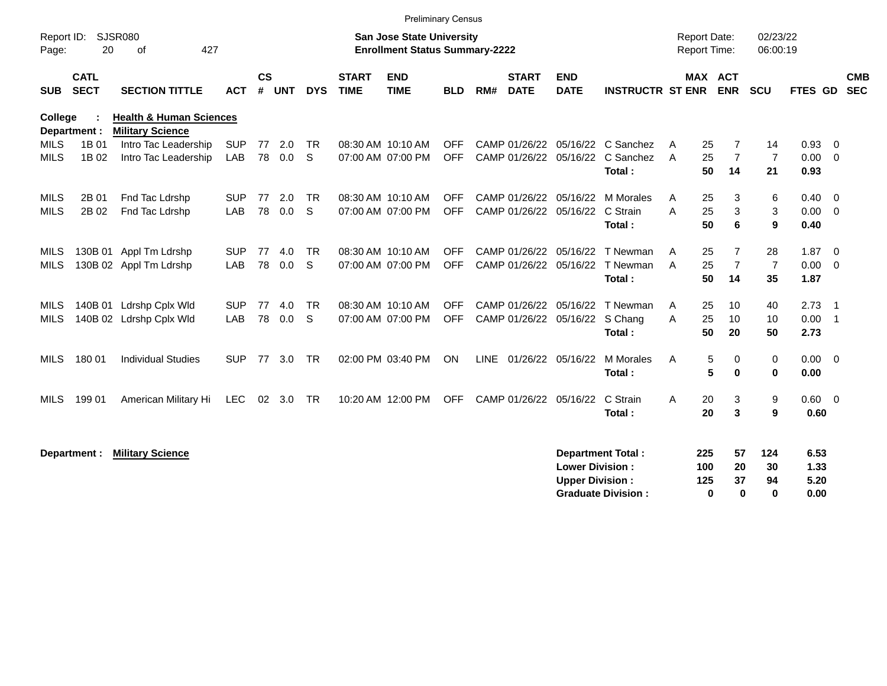Preliminary Census

Report ID: SJSR080

**San Jose State University**
**Enrollment Status Summary-2222**

Report Date: 02/23/22
Report Time: 06:00:19

| SUB | CATL SECT | SECTION TITTLE | ACT | CS # | UNT | DYS | START TIME | END TIME | BLD | RM# | START DATE | END DATE | INSTRUCTR | ST | MAX ENR | ACT ENR | SCU | FTES | GD | CMB SEC |
|---|---|---|---|---|---|---|---|---|---|---|---|---|---|---|---|---|---|---|---|---|
| **College :** | | **Health & Human Sciences** | | | | | | | | | | | | | | | | | | |
| **Department :** | | **Military Science** | | | | | | | | | | | | | | | | | | |
| MILS | 1B 01 | Intro Tac Leadership | SUP | 77 | 2.0 | TR | 08:30 AM | 10:10 AM | OFF | CAMP | 01/26/22 | 05/16/22 | C Sanchez | A | 25 | 7 | 14 | 0.93 | 0 | |
| MILS | 1B 02 | Intro Tac Leadership | LAB | 78 | 0.0 | S | 07:00 AM | 07:00 PM | OFF | CAMP | 01/26/22 | 05/16/22 | C Sanchez | A | 25 | 7 | 7 | 0.00 | 0 | |
| | | | | | | | | | | | | | **Total :** | | **50** | **14** | **21** | **0.93** | | |
| MILS | 2B 01 | Fnd Tac Ldrshp | SUP | 77 | 2.0 | TR | 08:30 AM | 10:10 AM | OFF | CAMP | 01/26/22 | 05/16/22 | M Morales | A | 25 | 3 | 6 | 0.40 | 0 | |
| MILS | 2B 02 | Fnd Tac Ldrshp | LAB | 78 | 0.0 | S | 07:00 AM | 07:00 PM | OFF | CAMP | 01/26/22 | 05/16/22 | C Strain | A | 25 | 3 | 3 | 0.00 | 0 | |
| | | | | | | | | | | | | | **Total :** | | **50** | **6** | **9** | **0.40** | | |
| MILS | 130B 01 | Appl Tm Ldrshp | SUP | 77 | 4.0 | TR | 08:30 AM | 10:10 AM | OFF | CAMP | 01/26/22 | 05/16/22 | T Newman | A | 25 | 7 | 28 | 1.87 | 0 | |
| MILS | 130B 02 | Appl Tm Ldrshp | LAB | 78 | 0.0 | S | 07:00 AM | 07:00 PM | OFF | CAMP | 01/26/22 | 05/16/22 | T Newman | A | 25 | 7 | 7 | 0.00 | 0 | |
| | | | | | | | | | | | | | **Total :** | | **50** | **14** | **35** | **1.87** | | |
| MILS | 140B 01 | Ldrshp Cplx Wld | SUP | 77 | 4.0 | TR | 08:30 AM | 10:10 AM | OFF | CAMP | 01/26/22 | 05/16/22 | T Newman | A | 25 | 10 | 40 | 2.73 | 1 | |
| MILS | 140B 02 | Ldrshp Cplx Wld | LAB | 78 | 0.0 | S | 07:00 AM | 07:00 PM | OFF | CAMP | 01/26/22 | 05/16/22 | S Chang | A | 25 | 10 | 10 | 0.00 | 1 | |
| | | | | | | | | | | | | | **Total :** | | **50** | **20** | **50** | **2.73** | | |
| MILS | 180 01 | Individual Studies | SUP | 77 | 3.0 | TR | 02:00 PM | 03:40 PM | ON | LINE | 01/26/22 | 05/16/22 | M Morales | A | 5 | 0 | 0 | 0.00 | 0 | |
| | | | | | | | | | | | | | **Total :** | | **5** | **0** | **0** | **0.00** | | |
| MILS | 199 01 | American Military Hi | LEC | 02 | 3.0 | TR | 10:20 AM | 12:00 PM | OFF | CAMP | 01/26/22 | 05/16/22 | C Strain | A | 20 | 3 | 9 | 0.60 | 0 | |
| | | | | | | | | | | | | | **Total :** | | **20** | **3** | **9** | **0.60** | | |

**Department :** **Military Science**

| | MAX ENR | ACT ENR | SCU | FTES |
|---|---|---|---|---|
| **Department Total :** | **225** | **57** | **124** | **6.53** |
| **Lower Division :** | **100** | **20** | **30** | **1.33** |
| **Upper Division :** | **125** | **37** | **94** | **5.20** |
| **Graduate Division :** | **0** | **0** | **0** | **0.00** |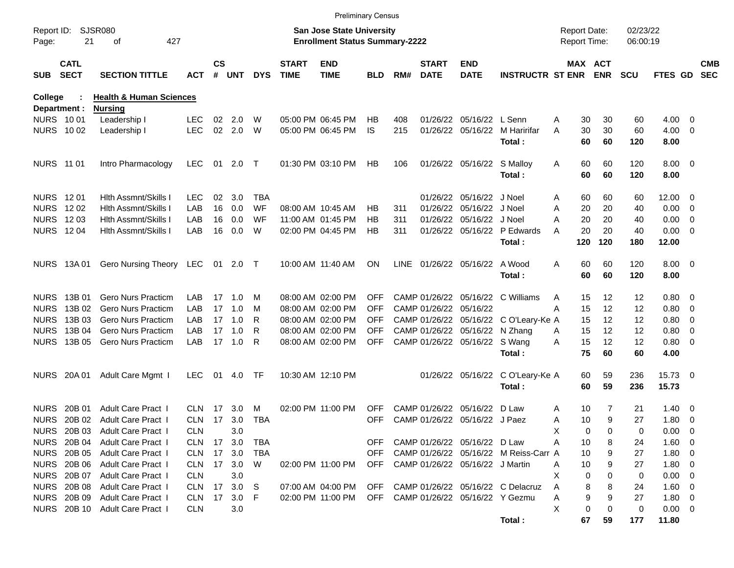Preliminary Census

Report ID: SJSR080

**San Jose State University**
**Enrollment Status Summary-2222**

Report Date: 02/23/22
Report Time: 06:00:19

**College : Health & Human Sciences**
**Department : Nursing**

| SUB | CATL SECT | SECTION TITTLE | ACT | CS # | UNT | DYS | START TIME | END TIME | BLD | RM# | START DATE | END DATE | INSTRUCTR | ST | MAX ENR | ACT ENR | SCU | FTES | GD | CMB SEC |
|---|---|---|---|---|---|---|---|---|---|---|---|---|---|---|---|---|---|---|---|---|
| NURS | 10 01 | Leadership I | LEC | 02 | 2.0 | W | 05:00 PM | 06:45 PM | HB | 408 | 01/26/22 | 05/16/22 | L Senn | A | 30 | 30 | 60 | 4.00 | 0 | |
| NURS | 10 02 | Leadership I | LEC | 02 | 2.0 | W | 05:00 PM | 06:45 PM | IS | 215 | 01/26/22 | 05/16/22 | M Haririfar | A | 30 | 30 | 60 | 4.00 | 0 | |
| | | | | | | | | | | | | | **Total :** | | **60** | **60** | **120** | **8.00** | | |
| NURS | 11 01 | Intro Pharmacology | LEC | 01 | 2.0 | T | 01:30 PM | 03:10 PM | HB | 106 | 01/26/22 | 05/16/22 | S Malloy | A | 60 | 60 | 120 | 8.00 | 0 | |
| | | | | | | | | | | | | | **Total :** | | **60** | **60** | **120** | **8.00** | | |
| NURS | 12 01 | Hlth Assmnt/Skills I | LEC | 02 | 3.0 | TBA | | | | | 01/26/22 | 05/16/22 | J Noel | A | 60 | 60 | 60 | 12.00 | 0 | |
| NURS | 12 02 | Hlth Assmnt/Skills I | LAB | 16 | 0.0 | WF | 08:00 AM | 10:45 AM | HB | 311 | 01/26/22 | 05/16/22 | J Noel | A | 20 | 20 | 40 | 0.00 | 0 | |
| NURS | 12 03 | Hlth Assmnt/Skills I | LAB | 16 | 0.0 | WF | 11:00 AM | 01:45 PM | HB | 311 | 01/26/22 | 05/16/22 | J Noel | A | 20 | 20 | 40 | 0.00 | 0 | |
| NURS | 12 04 | Hlth Assmnt/Skills I | LAB | 16 | 0.0 | W | 02:00 PM | 04:45 PM | HB | 311 | 01/26/22 | 05/16/22 | P Edwards | A | 20 | 20 | 40 | 0.00 | 0 | |
| | | | | | | | | | | | | | **Total :** | | **120** | **120** | **180** | **12.00** | | |
| NURS | 13A 01 | Gero Nursing Theory | LEC | 01 | 2.0 | T | 10:00 AM | 11:40 AM | ON | LINE | 01/26/22 | 05/16/22 | A Wood | A | 60 | 60 | 120 | 8.00 | 0 | |
| | | | | | | | | | | | | | **Total :** | | **60** | **60** | **120** | **8.00** | | |
| NURS | 13B 01 | Gero Nurs Practicm | LAB | 17 | 1.0 | M | 08:00 AM | 02:00 PM | OFF | CAMP | 01/26/22 | 05/16/22 | C Williams | A | 15 | 12 | 12 | 0.80 | 0 | |
| NURS | 13B 02 | Gero Nurs Practicm | LAB | 17 | 1.0 | M | 08:00 AM | 02:00 PM | OFF | CAMP | 01/26/22 | 05/16/22 | | A | 15 | 12 | 12 | 0.80 | 0 | |
| NURS | 13B 03 | Gero Nurs Practicm | LAB | 17 | 1.0 | R | 08:00 AM | 02:00 PM | OFF | CAMP | 01/26/22 | 05/16/22 | C O'Leary-Ke | A | 15 | 12 | 12 | 0.80 | 0 | |
| NURS | 13B 04 | Gero Nurs Practicm | LAB | 17 | 1.0 | R | 08:00 AM | 02:00 PM | OFF | CAMP | 01/26/22 | 05/16/22 | N Zhang | A | 15 | 12 | 12 | 0.80 | 0 | |
| NURS | 13B 05 | Gero Nurs Practicm | LAB | 17 | 1.0 | R | 08:00 AM | 02:00 PM | OFF | CAMP | 01/26/22 | 05/16/22 | S Wang | A | 15 | 12 | 12 | 0.80 | 0 | |
| | | | | | | | | | | | | | **Total :** | | **75** | **60** | **60** | **4.00** | | |
| NURS | 20A 01 | Adult Care Mgmt I | LEC | 01 | 4.0 | TF | 10:30 AM | 12:10 PM | | | 01/26/22 | 05/16/22 | C O'Leary-Ke | A | 60 | 59 | 236 | 15.73 | 0 | |
| | | | | | | | | | | | | | **Total :** | | **60** | **59** | **236** | **15.73** | | |
| NURS | 20B 01 | Adult Care Pract I | CLN | 17 | 3.0 | M | 02:00 PM | 11:00 PM | OFF | CAMP | 01/26/22 | 05/16/22 | D Law | A | 10 | 7 | 21 | 1.40 | 0 | |
| NURS | 20B 02 | Adult Care Pract I | CLN | 17 | 3.0 | TBA | | | OFF | CAMP | 01/26/22 | 05/16/22 | J Paez | A | 10 | 9 | 27 | 1.80 | 0 | |
| NURS | 20B 03 | Adult Care Pract I | CLN | | 3.0 | | | | | | | | | X | 0 | 0 | 0 | 0.00 | 0 | |
| NURS | 20B 04 | Adult Care Pract I | CLN | 17 | 3.0 | TBA | | | OFF | CAMP | 01/26/22 | 05/16/22 | D Law | A | 10 | 8 | 24 | 1.60 | 0 | |
| NURS | 20B 05 | Adult Care Pract I | CLN | 17 | 3.0 | TBA | | | OFF | CAMP | 01/26/22 | 05/16/22 | M Reiss-Carr | A | 10 | 9 | 27 | 1.80 | 0 | |
| NURS | 20B 06 | Adult Care Pract I | CLN | 17 | 3.0 | W | 02:00 PM | 11:00 PM | OFF | CAMP | 01/26/22 | 05/16/22 | J Martin | A | 10 | 9 | 27 | 1.80 | 0 | |
| NURS | 20B 07 | Adult Care Pract I | CLN | | 3.0 | | | | | | | | | X | 0 | 0 | 0 | 0.00 | 0 | |
| NURS | 20B 08 | Adult Care Pract I | CLN | 17 | 3.0 | S | 07:00 AM | 04:00 PM | OFF | CAMP | 01/26/22 | 05/16/22 | C Delacruz | A | 8 | 8 | 24 | 1.60 | 0 | |
| NURS | 20B 09 | Adult Care Pract I | CLN | 17 | 3.0 | F | 02:00 PM | 11:00 PM | OFF | CAMP | 01/26/22 | 05/16/22 | Y Gezmu | A | 9 | 9 | 27 | 1.80 | 0 | |
| NURS | 20B 10 | Adult Care Pract I | CLN | | 3.0 | | | | | | | | | X | 0 | 0 | 0 | 0.00 | 0 | |
| | | | | | | | | | | | | | **Total :** | | **67** | **59** | **177** | **11.80** | | |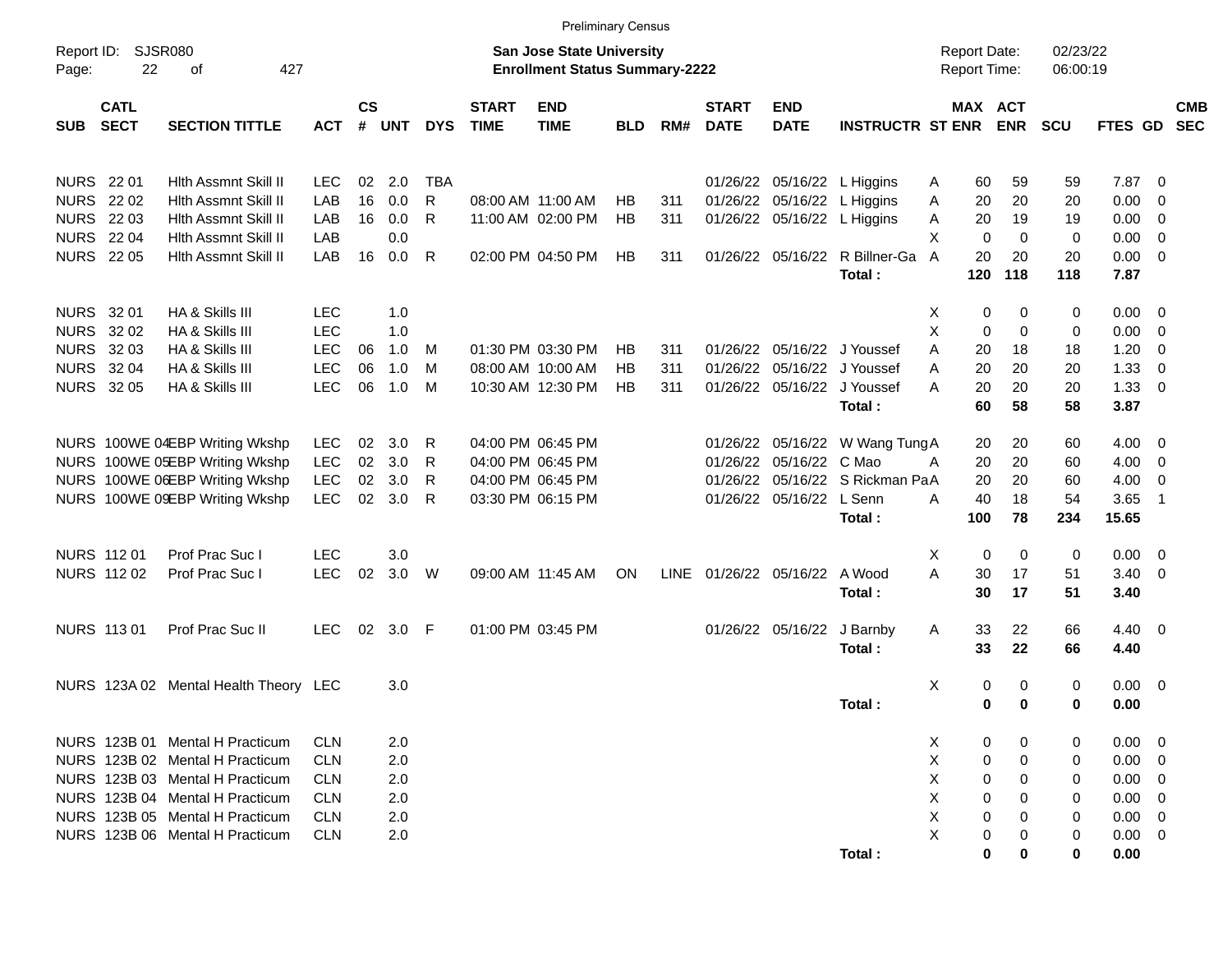Preliminary Census

Report ID: SJSR080

**San Jose State University**
**Enrollment Status Summary-2222**

Report Date: 02/23/22
Report Time: 06:00:19

| SUB | CATL SECT | SECTION TITTLE | ACT | CS # | UNT | DYS | START TIME | END TIME | BLD | RM# | START DATE | END DATE | INSTRUCTR | ST | MAX ENR | ACT ENR | SCU | FTES | GD | CMB SEC |
|---|---|---|---|---|---|---|---|---|---|---|---|---|---|---|---|---|---|---|---|---|
| NURS | 22 01 | Hlth Assmnt Skill II | LEC | 02 | 2.0 | TBA | | | | | 01/26/22 | 05/16/22 | L Higgins | A | 60 | 59 | 59 | 7.87 | 0 | |
| NURS | 22 02 | Hlth Assmnt Skill II | LAB | 16 | 0.0 | R | 08:00 AM | 11:00 AM | HB | 311 | 01/26/22 | 05/16/22 | L Higgins | A | 20 | 20 | 20 | 0.00 | 0 | |
| NURS | 22 03 | Hlth Assmnt Skill II | LAB | 16 | 0.0 | R | 11:00 AM | 02:00 PM | HB | 311 | 01/26/22 | 05/16/22 | L Higgins | A | 20 | 19 | 19 | 0.00 | 0 | |
| NURS | 22 04 | Hlth Assmnt Skill II | LAB | | 0.0 | | | | | | | | | X | 0 | 0 | 0 | 0.00 | 0 | |
| NURS | 22 05 | Hlth Assmnt Skill II | LAB | 16 | 0.0 | R | 02:00 PM | 04:50 PM | HB | 311 | 01/26/22 | 05/16/22 | R Billner-Ga | A | 20 | 20 | 20 | 0.00 | 0 | |
| | | | | | | | | | | | | | **Total :** | | **120** | **118** | **118** | **7.87** | | |
| NURS | 32 01 | HA & Skills III | LEC | | 1.0 | | | | | | | | | X | 0 | 0 | 0 | 0.00 | 0 | |
| NURS | 32 02 | HA & Skills III | LEC | | 1.0 | | | | | | | | | X | 0 | 0 | 0 | 0.00 | 0 | |
| NURS | 32 03 | HA & Skills III | LEC | 06 | 1.0 | M | 01:30 PM | 03:30 PM | HB | 311 | 01/26/22 | 05/16/22 | J Youssef | A | 20 | 18 | 18 | 1.20 | 0 | |
| NURS | 32 04 | HA & Skills III | LEC | 06 | 1.0 | M | 08:00 AM | 10:00 AM | HB | 311 | 01/26/22 | 05/16/22 | J Youssef | A | 20 | 20 | 20 | 1.33 | 0 | |
| NURS | 32 05 | HA & Skills III | LEC | 06 | 1.0 | M | 10:30 AM | 12:30 PM | HB | 311 | 01/26/22 | 05/16/22 | J Youssef | A | 20 | 20 | 20 | 1.33 | 0 | |
| | | | | | | | | | | | | | **Total :** | | **60** | **58** | **58** | **3.87** | | |
| NURS | 100WE 04 | EBP Writing Wkshp | LEC | 02 | 3.0 | R | 04:00 PM | 06:45 PM | | | 01/26/22 | 05/16/22 | W Wang Tung | A | 20 | 20 | 60 | 4.00 | 0 | |
| NURS | 100WE 05 | EBP Writing Wkshp | LEC | 02 | 3.0 | R | 04:00 PM | 06:45 PM | | | 01/26/22 | 05/16/22 | C Mao | A | 20 | 20 | 60 | 4.00 | 0 | |
| NURS | 100WE 06 | EBP Writing Wkshp | LEC | 02 | 3.0 | R | 04:00 PM | 06:45 PM | | | 01/26/22 | 05/16/22 | S Rickman Pa | A | 20 | 20 | 60 | 4.00 | 0 | |
| NURS | 100WE 09 | EBP Writing Wkshp | LEC | 02 | 3.0 | R | 03:30 PM | 06:15 PM | | | 01/26/22 | 05/16/22 | L Senn | A | 40 | 18 | 54 | 3.65 | 1 | |
| | | | | | | | | | | | | | **Total :** | | **100** | **78** | **234** | **15.65** | | |
| NURS | 112 01 | Prof Prac Suc I | LEC | | 3.0 | | | | | | | | | X | 0 | 0 | 0 | 0.00 | 0 | |
| NURS | 112 02 | Prof Prac Suc I | LEC | 02 | 3.0 | W | 09:00 AM | 11:45 AM | ON | LINE | 01/26/22 | 05/16/22 | A Wood | A | 30 | 17 | 51 | 3.40 | 0 | |
| | | | | | | | | | | | | | **Total :** | | **30** | **17** | **51** | **3.40** | | |
| NURS | 113 01 | Prof Prac Suc II | LEC | 02 | 3.0 | F | 01:00 PM | 03:45 PM | | | 01/26/22 | 05/16/22 | J Barnby | A | 33 | 22 | 66 | 4.40 | 0 | |
| | | | | | | | | | | | | | **Total :** | | **33** | **22** | **66** | **4.40** | | |
| NURS | 123A 02 | Mental Health Theory | LEC | | 3.0 | | | | | | | | | X | 0 | 0 | 0 | 0.00 | 0 | |
| | | | | | | | | | | | | | **Total :** | | **0** | **0** | **0** | **0.00** | | |
| NURS | 123B 01 | Mental H Practicum | CLN | | 2.0 | | | | | | | | | X | 0 | 0 | 0 | 0.00 | 0 | |
| NURS | 123B 02 | Mental H Practicum | CLN | | 2.0 | | | | | | | | | X | 0 | 0 | 0 | 0.00 | 0 | |
| NURS | 123B 03 | Mental H Practicum | CLN | | 2.0 | | | | | | | | | X | 0 | 0 | 0 | 0.00 | 0 | |
| NURS | 123B 04 | Mental H Practicum | CLN | | 2.0 | | | | | | | | | X | 0 | 0 | 0 | 0.00 | 0 | |
| NURS | 123B 05 | Mental H Practicum | CLN | | 2.0 | | | | | | | | | X | 0 | 0 | 0 | 0.00 | 0 | |
| NURS | 123B 06 | Mental H Practicum | CLN | | 2.0 | | | | | | | | | X | 0 | 0 | 0 | 0.00 | 0 | |
| | | | | | | | | | | | | | **Total :** | | **0** | **0** | **0** | **0.00** | | |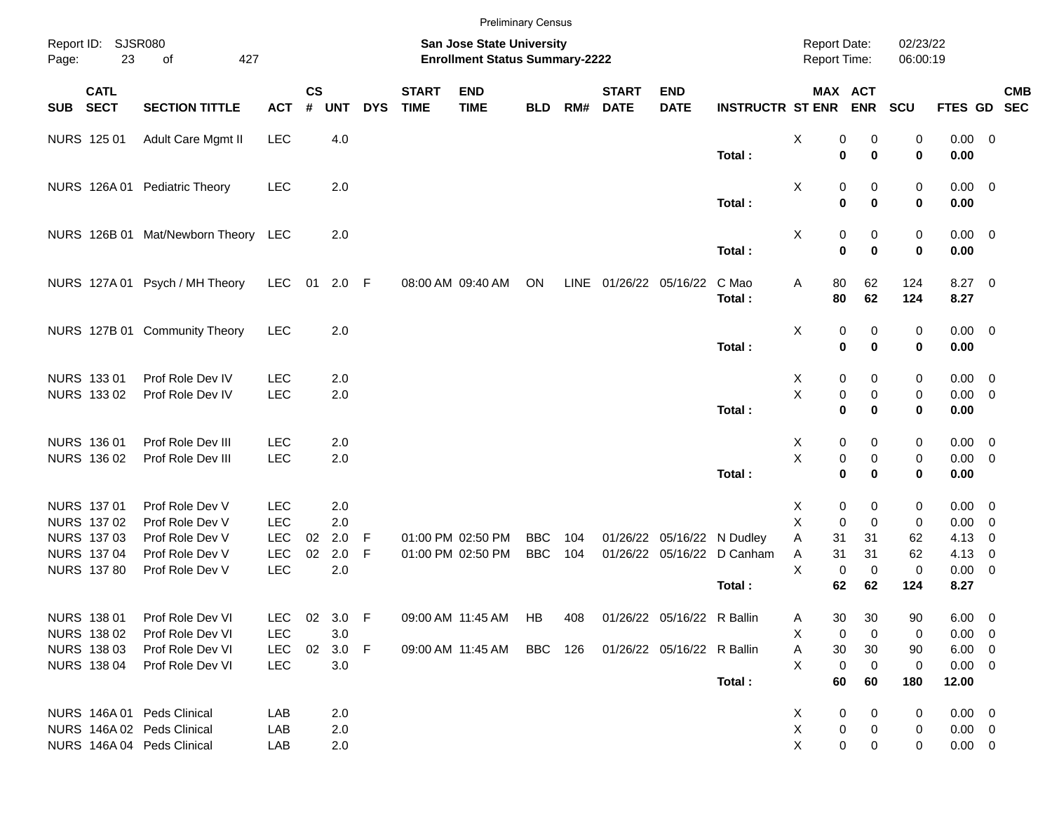Preliminary Census

Report ID: SJSR080

**San Jose State University**
**Enrollment Status Summary-2222**

Report Date: 02/23/22
Report Time: 06:00:19

| SUB | CATL SECT | SECTION TITTLE | ACT | CS # | UNT | DYS | START TIME | END TIME | BLD | RM# | START DATE | END DATE | INSTRUCTR | ST | MAX ENR | ACT ENR | SCU | FTES | GD | CMB SEC |
|---|---|---|---|---|---|---|---|---|---|---|---|---|---|---|---|---|---|---|---|---|
| NURS | 125 01 | Adult Care Mgmt II | LEC | | 4.0 | | | | | | | | | X | 0 | 0 | 0 | 0.00 | 0 | |
| | | | | | | | | | | | | | **Total :** | | **0** | **0** | **0** | **0.00** | | |
| NURS | 126A 01 | Pediatric Theory | LEC | | 2.0 | | | | | | | | | X | 0 | 0 | 0 | 0.00 | 0 | |
| | | | | | | | | | | | | | **Total :** | | **0** | **0** | **0** | **0.00** | | |
| NURS | 126B 01 | Mat/Newborn Theory | LEC | | 2.0 | | | | | | | | | X | 0 | 0 | 0 | 0.00 | 0 | |
| | | | | | | | | | | | | | **Total :** | | **0** | **0** | **0** | **0.00** | | |
| NURS | 127A 01 | Psych / MH Theory | LEC | 01 | 2.0 | F | 08:00 AM | 09:40 AM | ON | LINE | 01/26/22 | 05/16/22 | C Mao | A | 80 | 62 | 124 | 8.27 | 0 | |
| | | | | | | | | | | | | | **Total :** | | **80** | **62** | **124** | **8.27** | | |
| NURS | 127B 01 | Community Theory | LEC | | 2.0 | | | | | | | | | X | 0 | 0 | 0 | 0.00 | 0 | |
| | | | | | | | | | | | | | **Total :** | | **0** | **0** | **0** | **0.00** | | |
| NURS | 133 01 | Prof Role Dev IV | LEC | | 2.0 | | | | | | | | | X | 0 | 0 | 0 | 0.00 | 0 | |
| NURS | 133 02 | Prof Role Dev IV | LEC | | 2.0 | | | | | | | | | X | 0 | 0 | 0 | 0.00 | 0 | |
| | | | | | | | | | | | | | **Total :** | | **0** | **0** | **0** | **0.00** | | |
| NURS | 136 01 | Prof Role Dev III | LEC | | 2.0 | | | | | | | | | X | 0 | 0 | 0 | 0.00 | 0 | |
| NURS | 136 02 | Prof Role Dev III | LEC | | 2.0 | | | | | | | | | X | 0 | 0 | 0 | 0.00 | 0 | |
| | | | | | | | | | | | | | **Total :** | | **0** | **0** | **0** | **0.00** | | |
| NURS | 137 01 | Prof Role Dev V | LEC | | 2.0 | | | | | | | | | X | 0 | 0 | 0 | 0.00 | 0 | |
| NURS | 137 02 | Prof Role Dev V | LEC | | 2.0 | | | | | | | | | X | 0 | 0 | 0 | 0.00 | 0 | |
| NURS | 137 03 | Prof Role Dev V | LEC | 02 | 2.0 | F | 01:00 PM | 02:50 PM | BBC | 104 | 01/26/22 | 05/16/22 | N Dudley | A | 31 | 31 | 62 | 4.13 | 0 | |
| NURS | 137 04 | Prof Role Dev V | LEC | 02 | 2.0 | F | 01:00 PM | 02:50 PM | BBC | 104 | 01/26/22 | 05/16/22 | D Canham | A | 31 | 31 | 62 | 4.13 | 0 | |
| NURS | 137 80 | Prof Role Dev V | LEC | | 2.0 | | | | | | | | | X | 0 | 0 | 0 | 0.00 | 0 | |
| | | | | | | | | | | | | | **Total :** | | **62** | **62** | **124** | **8.27** | | |
| NURS | 138 01 | Prof Role Dev VI | LEC | 02 | 3.0 | F | 09:00 AM | 11:45 AM | HB | 408 | 01/26/22 | 05/16/22 | R Ballin | A | 30 | 30 | 90 | 6.00 | 0 | |
| NURS | 138 02 | Prof Role Dev VI | LEC | | 3.0 | | | | | | | | | X | 0 | 0 | 0 | 0.00 | 0 | |
| NURS | 138 03 | Prof Role Dev VI | LEC | 02 | 3.0 | F | 09:00 AM | 11:45 AM | BBC | 126 | 01/26/22 | 05/16/22 | R Ballin | A | 30 | 30 | 90 | 6.00 | 0 | |
| NURS | 138 04 | Prof Role Dev VI | LEC | | 3.0 | | | | | | | | | X | 0 | 0 | 0 | 0.00 | 0 | |
| | | | | | | | | | | | | | **Total :** | | **60** | **60** | **180** | **12.00** | | |
| NURS | 146A 01 | Peds Clinical | LAB | | 2.0 | | | | | | | | | X | 0 | 0 | 0 | 0.00 | 0 | |
| NURS | 146A 02 | Peds Clinical | LAB | | 2.0 | | | | | | | | | X | 0 | 0 | 0 | 0.00 | 0 | |
| NURS | 146A 04 | Peds Clinical | LAB | | 2.0 | | | | | | | | | X | 0 | 0 | 0 | 0.00 | 0 | |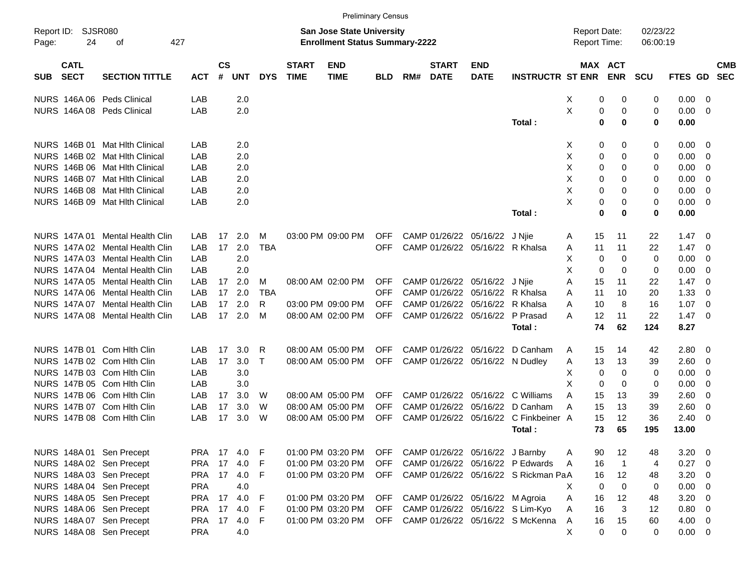Preliminary Census

Report ID: SJSR080

**San Jose State University**
**Enrollment Status Summary-2222**

Report Date: 02/23/22
Report Time: 06:00:19

| SUB | CATL SECT | SECTION TITTLE | ACT | CS # | UNT | DYS | START TIME | END TIME | BLD | RM# | START DATE | END DATE | INSTRUCTR | ST | MAX ENR | ACT ENR | SCU | FTES | GD | CMB SEC |
|---|---|---|---|---|---|---|---|---|---|---|---|---|---|---|---|---|---|---|---|---|
| NURS | 146A 06 | Peds Clinical | LAB | | 2.0 | | | | | | | | | X | 0 | 0 | 0 | 0.00 | 0 | |
| NURS | 146A 08 | Peds Clinical | LAB | | 2.0 | | | | | | | | | X | 0 | 0 | 0 | 0.00 | 0 | |
| | | | | | | | | | | | | | **Total :** | | **0** | **0** | **0** | **0.00** | | |
| NURS | 146B 01 | Mat Hlth Clinical | LAB | | 2.0 | | | | | | | | | X | 0 | 0 | 0 | 0.00 | 0 | |
| NURS | 146B 02 | Mat Hlth Clinical | LAB | | 2.0 | | | | | | | | | X | 0 | 0 | 0 | 0.00 | 0 | |
| NURS | 146B 06 | Mat Hlth Clinical | LAB | | 2.0 | | | | | | | | | X | 0 | 0 | 0 | 0.00 | 0 | |
| NURS | 146B 07 | Mat Hlth Clinical | LAB | | 2.0 | | | | | | | | | X | 0 | 0 | 0 | 0.00 | 0 | |
| NURS | 146B 08 | Mat Hlth Clinical | LAB | | 2.0 | | | | | | | | | X | 0 | 0 | 0 | 0.00 | 0 | |
| NURS | 146B 09 | Mat Hlth Clinical | LAB | | 2.0 | | | | | | | | | X | 0 | 0 | 0 | 0.00 | 0 | |
| | | | | | | | | | | | | | **Total :** | | **0** | **0** | **0** | **0.00** | | |
| NURS | 147A 01 | Mental Health Clin | LAB | 17 | 2.0 | M | 03:00 PM | 09:00 PM | OFF | CAMP | 01/26/22 | 05/16/22 | J Njie | A | 15 | 11 | 22 | 1.47 | 0 | |
| NURS | 147A 02 | Mental Health Clin | LAB | 17 | 2.0 | TBA | | | OFF | CAMP | 01/26/22 | 05/16/22 | R Khalsa | A | 11 | 11 | 22 | 1.47 | 0 | |
| NURS | 147A 03 | Mental Health Clin | LAB | | 2.0 | | | | | | | | | X | 0 | 0 | 0 | 0.00 | 0 | |
| NURS | 147A 04 | Mental Health Clin | LAB | | 2.0 | | | | | | | | | X | 0 | 0 | 0 | 0.00 | 0 | |
| NURS | 147A 05 | Mental Health Clin | LAB | 17 | 2.0 | M | 08:00 AM | 02:00 PM | OFF | CAMP | 01/26/22 | 05/16/22 | J Njie | A | 15 | 11 | 22 | 1.47 | 0 | |
| NURS | 147A 06 | Mental Health Clin | LAB | 17 | 2.0 | TBA | | | OFF | CAMP | 01/26/22 | 05/16/22 | R Khalsa | A | 11 | 10 | 20 | 1.33 | 0 | |
| NURS | 147A 07 | Mental Health Clin | LAB | 17 | 2.0 | R | 03:00 PM | 09:00 PM | OFF | CAMP | 01/26/22 | 05/16/22 | R Khalsa | A | 10 | 8 | 16 | 1.07 | 0 | |
| NURS | 147A 08 | Mental Health Clin | LAB | 17 | 2.0 | M | 08:00 AM | 02:00 PM | OFF | CAMP | 01/26/22 | 05/16/22 | P Prasad | A | 12 | 11 | 22 | 1.47 | 0 | |
| | | | | | | | | | | | | | **Total :** | | **74** | **62** | **124** | **8.27** | | |
| NURS | 147B 01 | Com Hlth Clin | LAB | 17 | 3.0 | R | 08:00 AM | 05:00 PM | OFF | CAMP | 01/26/22 | 05/16/22 | D Canham | A | 15 | 14 | 42 | 2.80 | 0 | |
| NURS | 147B 02 | Com Hlth Clin | LAB | 17 | 3.0 | T | 08:00 AM | 05:00 PM | OFF | CAMP | 01/26/22 | 05/16/22 | N Dudley | A | 13 | 13 | 39 | 2.60 | 0 | |
| NURS | 147B 03 | Com Hlth Clin | LAB | | 3.0 | | | | | | | | | X | 0 | 0 | 0 | 0.00 | 0 | |
| NURS | 147B 05 | Com Hlth Clin | LAB | | 3.0 | | | | | | | | | X | 0 | 0 | 0 | 0.00 | 0 | |
| NURS | 147B 06 | Com Hlth Clin | LAB | 17 | 3.0 | W | 08:00 AM | 05:00 PM | OFF | CAMP | 01/26/22 | 05/16/22 | C Williams | A | 15 | 13 | 39 | 2.60 | 0 | |
| NURS | 147B 07 | Com Hlth Clin | LAB | 17 | 3.0 | W | 08:00 AM | 05:00 PM | OFF | CAMP | 01/26/22 | 05/16/22 | D Canham | A | 15 | 13 | 39 | 2.60 | 0 | |
| NURS | 147B 08 | Com Hlth Clin | LAB | 17 | 3.0 | W | 08:00 AM | 05:00 PM | OFF | CAMP | 01/26/22 | 05/16/22 | C Finkbeiner | A | 15 | 12 | 36 | 2.40 | 0 | |
| | | | | | | | | | | | | | **Total :** | | **73** | **65** | **195** | **13.00** | | |
| NURS | 148A 01 | Sen Precept | PRA | 17 | 4.0 | F | 01:00 PM | 03:20 PM | OFF | CAMP | 01/26/22 | 05/16/22 | J Barnby | A | 90 | 12 | 48 | 3.20 | 0 | |
| NURS | 148A 02 | Sen Precept | PRA | 17 | 4.0 | F | 01:00 PM | 03:20 PM | OFF | CAMP | 01/26/22 | 05/16/22 | P Edwards | A | 16 | 1 | 4 | 0.27 | 0 | |
| NURS | 148A 03 | Sen Precept | PRA | 17 | 4.0 | F | 01:00 PM | 03:20 PM | OFF | CAMP | 01/26/22 | 05/16/22 | S Rickman Pa | A | 16 | 12 | 48 | 3.20 | 0 | |
| NURS | 148A 04 | Sen Precept | PRA | | 4.0 | | | | | | | | | X | 0 | 0 | 0 | 0.00 | 0 | |
| NURS | 148A 05 | Sen Precept | PRA | 17 | 4.0 | F | 01:00 PM | 03:20 PM | OFF | CAMP | 01/26/22 | 05/16/22 | M Agroia | A | 16 | 12 | 48 | 3.20 | 0 | |
| NURS | 148A 06 | Sen Precept | PRA | 17 | 4.0 | F | 01:00 PM | 03:20 PM | OFF | CAMP | 01/26/22 | 05/16/22 | S Lim-Kyo | A | 16 | 3 | 12 | 0.80 | 0 | |
| NURS | 148A 07 | Sen Precept | PRA | 17 | 4.0 | F | 01:00 PM | 03:20 PM | OFF | CAMP | 01/26/22 | 05/16/22 | S McKenna | A | 16 | 15 | 60 | 4.00 | 0 | |
| NURS | 148A 08 | Sen Precept | PRA | | 4.0 | | | | | | | | | X | 0 | 0 | 0 | 0.00 | 0 | |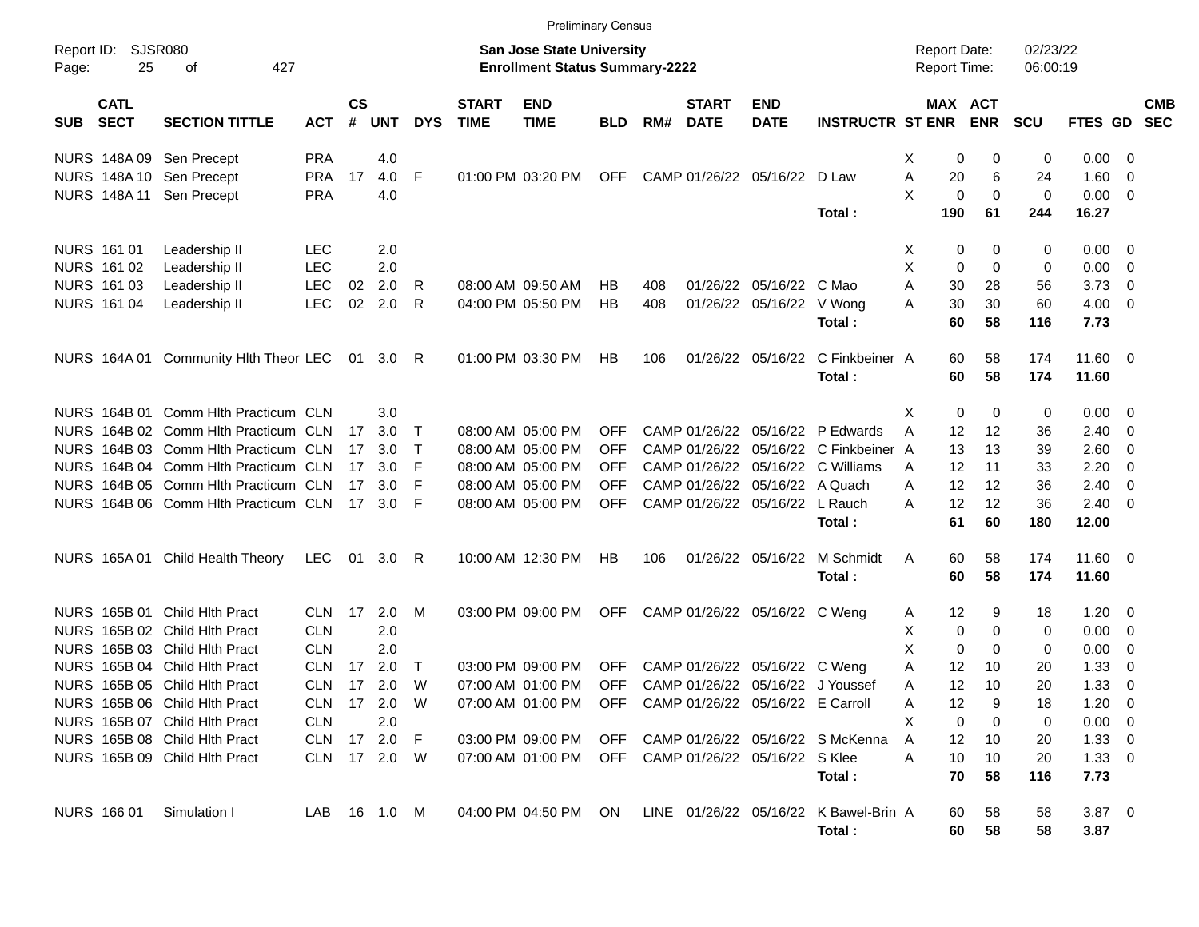Preliminary Census

Report ID: SJSR080

**San Jose State University**
**Enrollment Status Summary-2222**

Report Date: 02/23/22
Report Time: 06:00:19

| SUB | CATL SECT | SECTION TITTLE | ACT | CS # | UNT | DYS | START TIME | END TIME | BLD | RM# | START DATE | END DATE | INSTRUCTR | ST | MAX ENR | ACT ENR | SCU | FTES | GD | CMB SEC |
|---|---|---|---|---|---|---|---|---|---|---|---|---|---|---|---|---|---|---|---|---|
| NURS | 148A 09 | Sen Precept | PRA | | 4.0 | | | | | | | | | X | 0 | 0 | 0 | 0.00 | 0 | |
| NURS | 148A 10 | Sen Precept | PRA | 17 | 4.0 | F | 01:00 PM | 03:20 PM | OFF | CAMP | 01/26/22 | 05/16/22 | D Law | A | 20 | 6 | 24 | 1.60 | 0 | |
| NURS | 148A 11 | Sen Precept | PRA | | 4.0 | | | | | | | | | X | 0 | 0 | 0 | 0.00 | 0 | |
| | | | | | | | | | | | | | **Total :** | | **190** | **61** | **244** | **16.27** | | |
| NURS | 161 01 | Leadership II | LEC | | 2.0 | | | | | | | | | X | 0 | 0 | 0 | 0.00 | 0 | |
| NURS | 161 02 | Leadership II | LEC | | 2.0 | | | | | | | | | X | 0 | 0 | 0 | 0.00 | 0 | |
| NURS | 161 03 | Leadership II | LEC | 02 | 2.0 | R | 08:00 AM | 09:50 AM | HB | 408 | 01/26/22 | 05/16/22 | C Mao | A | 30 | 28 | 56 | 3.73 | 0 | |
| NURS | 161 04 | Leadership II | LEC | 02 | 2.0 | R | 04:00 PM | 05:50 PM | HB | 408 | 01/26/22 | 05/16/22 | V Wong | A | 30 | 30 | 60 | 4.00 | 0 | |
| | | | | | | | | | | | | | **Total :** | | **60** | **58** | **116** | **7.73** | | |
| NURS | 164A 01 | Community Hlth Theor | LEC | 01 | 3.0 | R | 01:00 PM | 03:30 PM | HB | 106 | 01/26/22 | 05/16/22 | C Finkbeiner | A | 60 | 58 | 174 | 11.60 | 0 | |
| | | | | | | | | | | | | | **Total :** | | **60** | **58** | **174** | **11.60** | | |
| NURS | 164B 01 | Comm Hlth Practicum | CLN | | 3.0 | | | | | | | | | X | 0 | 0 | 0 | 0.00 | 0 | |
| NURS | 164B 02 | Comm Hlth Practicum | CLN | 17 | 3.0 | T | 08:00 AM | 05:00 PM | OFF | CAMP | 01/26/22 | 05/16/22 | P Edwards | A | 12 | 12 | 36 | 2.40 | 0 | |
| NURS | 164B 03 | Comm Hlth Practicum | CLN | 17 | 3.0 | T | 08:00 AM | 05:00 PM | OFF | CAMP | 01/26/22 | 05/16/22 | C Finkbeiner | A | 13 | 13 | 39 | 2.60 | 0 | |
| NURS | 164B 04 | Comm Hlth Practicum | CLN | 17 | 3.0 | F | 08:00 AM | 05:00 PM | OFF | CAMP | 01/26/22 | 05/16/22 | C Williams | A | 12 | 11 | 33 | 2.20 | 0 | |
| NURS | 164B 05 | Comm Hlth Practicum | CLN | 17 | 3.0 | F | 08:00 AM | 05:00 PM | OFF | CAMP | 01/26/22 | 05/16/22 | A Quach | A | 12 | 12 | 36 | 2.40 | 0 | |
| NURS | 164B 06 | Comm Hlth Practicum | CLN | 17 | 3.0 | F | 08:00 AM | 05:00 PM | OFF | CAMP | 01/26/22 | 05/16/22 | L Rauch | A | 12 | 12 | 36 | 2.40 | 0 | |
| | | | | | | | | | | | | | **Total :** | | **61** | **60** | **180** | **12.00** | | |
| NURS | 165A 01 | Child Health Theory | LEC | 01 | 3.0 | R | 10:00 AM | 12:30 PM | HB | 106 | 01/26/22 | 05/16/22 | M Schmidt | A | 60 | 58 | 174 | 11.60 | 0 | |
| | | | | | | | | | | | | | **Total :** | | **60** | **58** | **174** | **11.60** | | |
| NURS | 165B 01 | Child Hlth Pract | CLN | 17 | 2.0 | M | 03:00 PM | 09:00 PM | OFF | CAMP | 01/26/22 | 05/16/22 | C Weng | A | 12 | 9 | 18 | 1.20 | 0 | |
| NURS | 165B 02 | Child Hlth Pract | CLN | | 2.0 | | | | | | | | | X | 0 | 0 | 0 | 0.00 | 0 | |
| NURS | 165B 03 | Child Hlth Pract | CLN | | 2.0 | | | | | | | | | X | 0 | 0 | 0 | 0.00 | 0 | |
| NURS | 165B 04 | Child Hlth Pract | CLN | 17 | 2.0 | T | 03:00 PM | 09:00 PM | OFF | CAMP | 01/26/22 | 05/16/22 | C Weng | A | 12 | 10 | 20 | 1.33 | 0 | |
| NURS | 165B 05 | Child Hlth Pract | CLN | 17 | 2.0 | W | 07:00 AM | 01:00 PM | OFF | CAMP | 01/26/22 | 05/16/22 | J Youssef | A | 12 | 10 | 20 | 1.33 | 0 | |
| NURS | 165B 06 | Child Hlth Pract | CLN | 17 | 2.0 | W | 07:00 AM | 01:00 PM | OFF | CAMP | 01/26/22 | 05/16/22 | E Carroll | A | 12 | 9 | 18 | 1.20 | 0 | |
| NURS | 165B 07 | Child Hlth Pract | CLN | | 2.0 | | | | | | | | | X | 0 | 0 | 0 | 0.00 | 0 | |
| NURS | 165B 08 | Child Hlth Pract | CLN | 17 | 2.0 | F | 03:00 PM | 09:00 PM | OFF | CAMP | 01/26/22 | 05/16/22 | S McKenna | A | 12 | 10 | 20 | 1.33 | 0 | |
| NURS | 165B 09 | Child Hlth Pract | CLN | 17 | 2.0 | W | 07:00 AM | 01:00 PM | OFF | CAMP | 01/26/22 | 05/16/22 | S Klee | A | 10 | 10 | 20 | 1.33 | 0 | |
| | | | | | | | | | | | | | **Total :** | | **70** | **58** | **116** | **7.73** | | |
| NURS | 166 01 | Simulation I | LAB | 16 | 1.0 | M | 04:00 PM | 04:50 PM | ON | LINE | 01/26/22 | 05/16/22 | K Bawel-Brin | A | 60 | 58 | 58 | 3.87 | 0 | |
| | | | | | | | | | | | | | **Total :** | | **60** | **58** | **58** | **3.87** | | |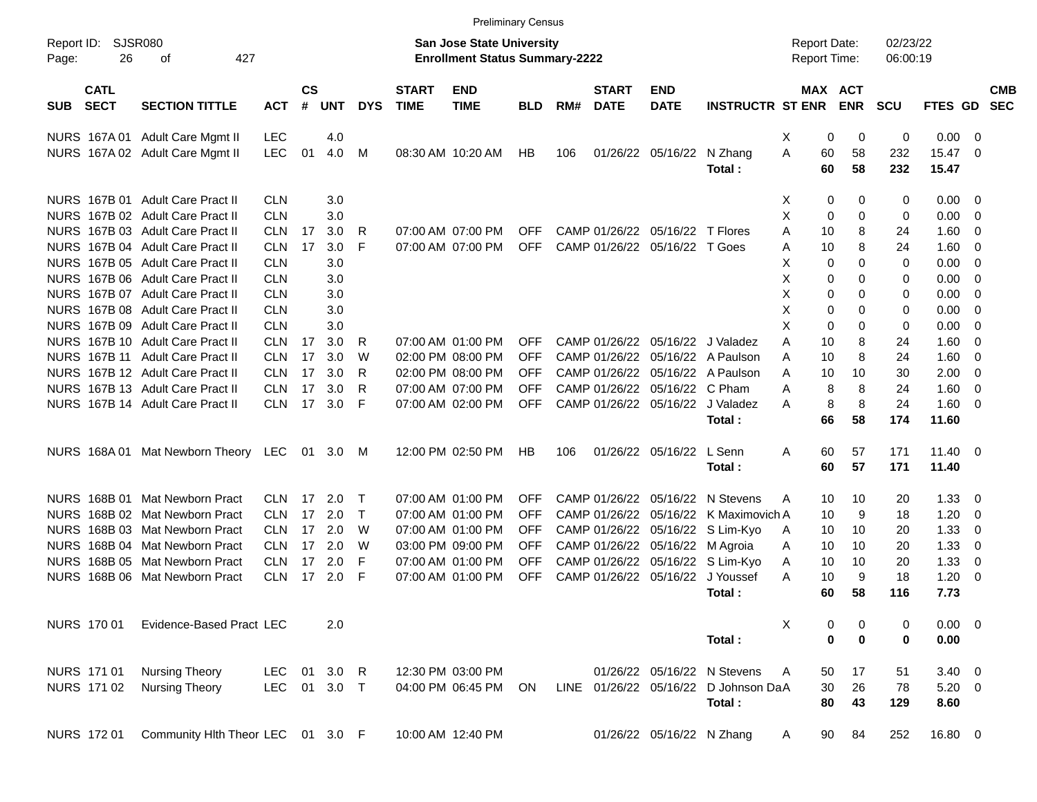Preliminary Census

Report ID: SJSR080

**San Jose State University**
**Enrollment Status Summary-2222**

Report Date: 02/23/22
Report Time: 06:00:19

| SUB | CATL SECT | SECTION TITTLE | ACT | CS # | UNT | DYS | START TIME | END TIME | BLD | RM# | START DATE | END DATE | INSTRUCTR | ST | MAX ENR | ACT ENR | SCU | FTES | GD | CMB SEC |
|---|---|---|---|---|---|---|---|---|---|---|---|---|---|---|---|---|---|---|---|---|
| NURS | 167A 01 | Adult Care Mgmt II | LEC | | 4.0 | | | | | | | | | X | 0 | 0 | 0 | 0.00 | 0 | |
| NURS | 167A 02 | Adult Care Mgmt II | LEC | 01 | 4.0 | M | 08:30 AM | 10:20 AM | HB | 106 | 01/26/22 | 05/16/22 | N Zhang | A | 60 | 58 | 232 | 15.47 | 0 | |
| | | | | | | | | | | | | | **Total :** | | **60** | **58** | **232** | **15.47** | | |
| NURS | 167B 01 | Adult Care Pract II | CLN | | 3.0 | | | | | | | | | X | 0 | 0 | 0 | 0.00 | 0 | |
| NURS | 167B 02 | Adult Care Pract II | CLN | | 3.0 | | | | | | | | | X | 0 | 0 | 0 | 0.00 | 0 | |
| NURS | 167B 03 | Adult Care Pract II | CLN | 17 | 3.0 | R | 07:00 AM | 07:00 PM | OFF | CAMP | 01/26/22 | 05/16/22 | T Flores | A | 10 | 8 | 24 | 1.60 | 0 | |
| NURS | 167B 04 | Adult Care Pract II | CLN | 17 | 3.0 | F | 07:00 AM | 07:00 PM | OFF | CAMP | 01/26/22 | 05/16/22 | T Goes | A | 10 | 8 | 24 | 1.60 | 0 | |
| NURS | 167B 05 | Adult Care Pract II | CLN | | 3.0 | | | | | | | | | X | 0 | 0 | 0 | 0.00 | 0 | |
| NURS | 167B 06 | Adult Care Pract II | CLN | | 3.0 | | | | | | | | | X | 0 | 0 | 0 | 0.00 | 0 | |
| NURS | 167B 07 | Adult Care Pract II | CLN | | 3.0 | | | | | | | | | X | 0 | 0 | 0 | 0.00 | 0 | |
| NURS | 167B 08 | Adult Care Pract II | CLN | | 3.0 | | | | | | | | | X | 0 | 0 | 0 | 0.00 | 0 | |
| NURS | 167B 09 | Adult Care Pract II | CLN | | 3.0 | | | | | | | | | X | 0 | 0 | 0 | 0.00 | 0 | |
| NURS | 167B 10 | Adult Care Pract II | CLN | 17 | 3.0 | R | 07:00 AM | 01:00 PM | OFF | CAMP | 01/26/22 | 05/16/22 | J Valadez | A | 10 | 8 | 24 | 1.60 | 0 | |
| NURS | 167B 11 | Adult Care Pract II | CLN | 17 | 3.0 | W | 02:00 PM | 08:00 PM | OFF | CAMP | 01/26/22 | 05/16/22 | A Paulson | A | 10 | 8 | 24 | 1.60 | 0 | |
| NURS | 167B 12 | Adult Care Pract II | CLN | 17 | 3.0 | R | 02:00 PM | 08:00 PM | OFF | CAMP | 01/26/22 | 05/16/22 | A Paulson | A | 10 | 10 | 30 | 2.00 | 0 | |
| NURS | 167B 13 | Adult Care Pract II | CLN | 17 | 3.0 | R | 07:00 AM | 07:00 PM | OFF | CAMP | 01/26/22 | 05/16/22 | C Pham | A | 8 | 8 | 24 | 1.60 | 0 | |
| NURS | 167B 14 | Adult Care Pract II | CLN | 17 | 3.0 | F | 07:00 AM | 02:00 PM | OFF | CAMP | 01/26/22 | 05/16/22 | J Valadez | A | 8 | 8 | 24 | 1.60 | 0 | |
| | | | | | | | | | | | | | **Total :** | | **66** | **58** | **174** | **11.60** | | |
| NURS | 168A 01 | Mat Newborn Theory | LEC | 01 | 3.0 | M | 12:00 PM | 02:50 PM | HB | 106 | 01/26/22 | 05/16/22 | L Senn | A | 60 | 57 | 171 | 11.40 | 0 | |
| | | | | | | | | | | | | | **Total :** | | **60** | **57** | **171** | **11.40** | | |
| NURS | 168B 01 | Mat Newborn Pract | CLN | 17 | 2.0 | T | 07:00 AM | 01:00 PM | OFF | CAMP | 01/26/22 | 05/16/22 | N Stevens | A | 10 | 10 | 20 | 1.33 | 0 | |
| NURS | 168B 02 | Mat Newborn Pract | CLN | 17 | 2.0 | T | 07:00 AM | 01:00 PM | OFF | CAMP | 01/26/22 | 05/16/22 | K Maximovich | A | 10 | 9 | 18 | 1.20 | 0 | |
| NURS | 168B 03 | Mat Newborn Pract | CLN | 17 | 2.0 | W | 07:00 AM | 01:00 PM | OFF | CAMP | 01/26/22 | 05/16/22 | S Lim-Kyo | A | 10 | 10 | 20 | 1.33 | 0 | |
| NURS | 168B 04 | Mat Newborn Pract | CLN | 17 | 2.0 | W | 03:00 PM | 09:00 PM | OFF | CAMP | 01/26/22 | 05/16/22 | M Agroia | A | 10 | 10 | 20 | 1.33 | 0 | |
| NURS | 168B 05 | Mat Newborn Pract | CLN | 17 | 2.0 | F | 07:00 AM | 01:00 PM | OFF | CAMP | 01/26/22 | 05/16/22 | S Lim-Kyo | A | 10 | 10 | 20 | 1.33 | 0 | |
| NURS | 168B 06 | Mat Newborn Pract | CLN | 17 | 2.0 | F | 07:00 AM | 01:00 PM | OFF | CAMP | 01/26/22 | 05/16/22 | J Youssef | A | 10 | 9 | 18 | 1.20 | 0 | |
| | | | | | | | | | | | | | **Total :** | | **60** | **58** | **116** | **7.73** | | |
| NURS | 170 01 | Evidence-Based Pract | LEC | | 2.0 | | | | | | | | | X | 0 | 0 | 0 | 0.00 | 0 | |
| | | | | | | | | | | | | | **Total :** | | **0** | **0** | **0** | **0.00** | | |
| NURS | 171 01 | Nursing Theory | LEC | 01 | 3.0 | R | 12:30 PM | 03:00 PM | | | 01/26/22 | 05/16/22 | N Stevens | A | 50 | 17 | 51 | 3.40 | 0 | |
| NURS | 171 02 | Nursing Theory | LEC | 01 | 3.0 | T | 04:00 PM | 06:45 PM | ON | LINE | 01/26/22 | 05/16/22 | D Johnson Da | A | 30 | 26 | 78 | 5.20 | 0 | |
| | | | | | | | | | | | | | **Total :** | | **80** | **43** | **129** | **8.60** | | |
| NURS | 172 01 | Community Hlth Theor | LEC | 01 | 3.0 | F | 10:00 AM | 12:40 PM | | | 01/26/22 | 05/16/22 | N Zhang | A | 90 | 84 | 252 | 16.80 | 0 | |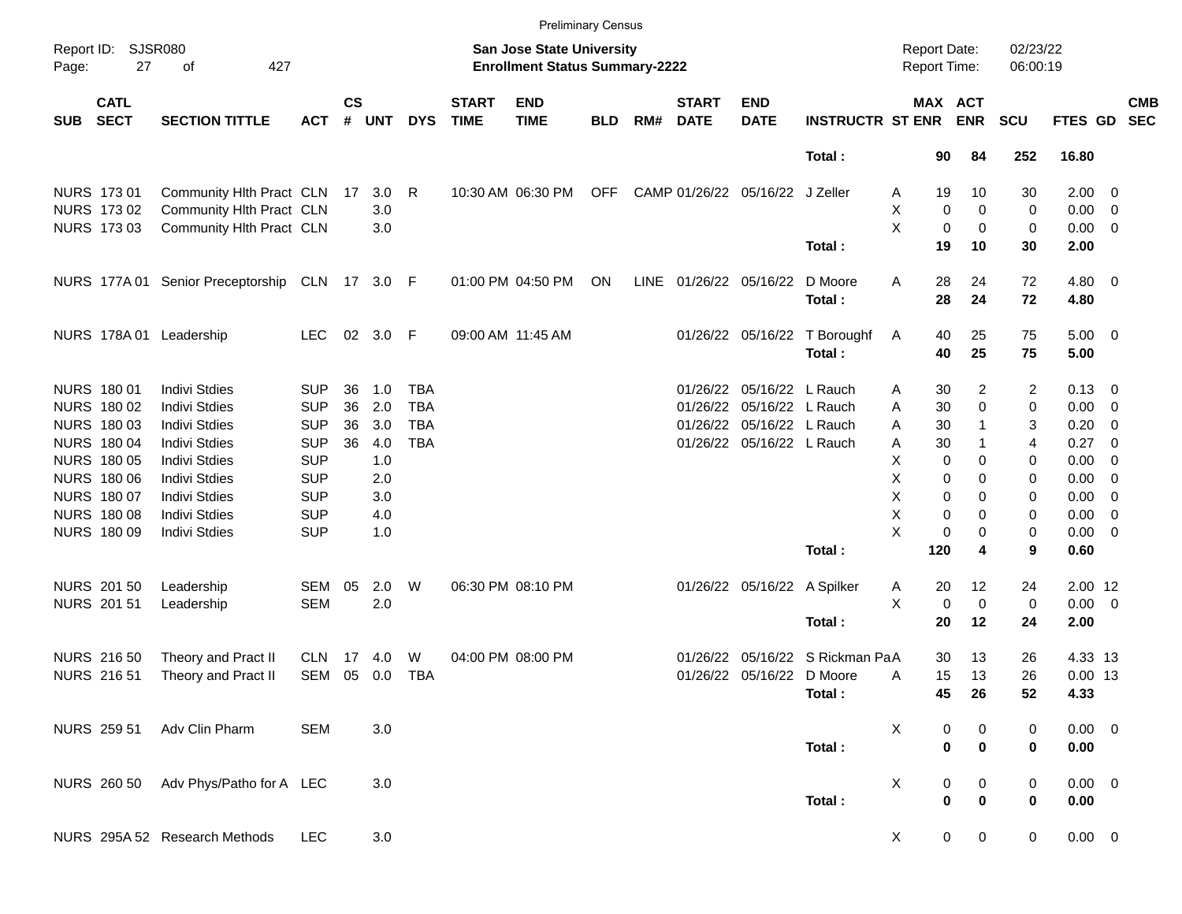Preliminary Census

Report ID: SJSR080

**San Jose State University**
**Enrollment Status Summary-2222**

Report Date: 02/23/22
Report Time: 06:00:19

| SUB | CATL SECT | SECTION TITTLE | ACT | CS # | UNT | DYS | START TIME | END TIME | BLD | RM# | START DATE | END DATE | INSTRUCTR | ST | MAX ENR | ACT ENR | SCU | FTES | GD | CMB SEC |
|---|---|---|---|---|---|---|---|---|---|---|---|---|---|---|---|---|---|---|---|---|
| | | | | | | | | | | | | | **Total :** | | **90** | **84** | **252** | **16.80** | | |
| NURS | 173 01 | Community Hlth Pract | CLN | 17 | 3.0 | R | 10:30 AM | 06:30 PM | OFF | CAMP | 01/26/22 | 05/16/22 | J Zeller | A | 19 | 10 | 30 | 2.00 | 0 | |
| NURS | 173 02 | Community Hlth Pract | CLN | | 3.0 | | | | | | | | | X | 0 | 0 | 0 | 0.00 | 0 | |
| NURS | 173 03 | Community Hlth Pract | CLN | | 3.0 | | | | | | | | | X | 0 | 0 | 0 | 0.00 | 0 | |
| | | | | | | | | | | | | | **Total :** | | **19** | **10** | **30** | **2.00** | | |
| NURS | 177A 01 | Senior Preceptorship | CLN | 17 | 3.0 | F | 01:00 PM | 04:50 PM | ON | LINE | 01/26/22 | 05/16/22 | D Moore | A | 28 | 24 | 72 | 4.80 | 0 | |
| | | | | | | | | | | | | | **Total :** | | **28** | **24** | **72** | **4.80** | | |
| NURS | 178A 01 | Leadership | LEC | 02 | 3.0 | F | 09:00 AM | 11:45 AM | | | 01/26/22 | 05/16/22 | T Boroughf | A | 40 | 25 | 75 | 5.00 | 0 | |
| | | | | | | | | | | | | | **Total :** | | **40** | **25** | **75** | **5.00** | | |
| NURS | 180 01 | Indivi Stdies | SUP | 36 | 1.0 | TBA | | | | | 01/26/22 | 05/16/22 | L Rauch | A | 30 | 2 | 2 | 0.13 | 0 | |
| NURS | 180 02 | Indivi Stdies | SUP | 36 | 2.0 | TBA | | | | | 01/26/22 | 05/16/22 | L Rauch | A | 30 | 0 | 0 | 0.00 | 0 | |
| NURS | 180 03 | Indivi Stdies | SUP | 36 | 3.0 | TBA | | | | | 01/26/22 | 05/16/22 | L Rauch | A | 30 | 1 | 3 | 0.20 | 0 | |
| NURS | 180 04 | Indivi Stdies | SUP | 36 | 4.0 | TBA | | | | | 01/26/22 | 05/16/22 | L Rauch | A | 30 | 1 | 4 | 0.27 | 0 | |
| NURS | 180 05 | Indivi Stdies | SUP | | 1.0 | | | | | | | | | X | 0 | 0 | 0 | 0.00 | 0 | |
| NURS | 180 06 | Indivi Stdies | SUP | | 2.0 | | | | | | | | | X | 0 | 0 | 0 | 0.00 | 0 | |
| NURS | 180 07 | Indivi Stdies | SUP | | 3.0 | | | | | | | | | X | 0 | 0 | 0 | 0.00 | 0 | |
| NURS | 180 08 | Indivi Stdies | SUP | | 4.0 | | | | | | | | | X | 0 | 0 | 0 | 0.00 | 0 | |
| NURS | 180 09 | Indivi Stdies | SUP | | 1.0 | | | | | | | | | X | 0 | 0 | 0 | 0.00 | 0 | |
| | | | | | | | | | | | | | **Total :** | | **120** | **4** | **9** | **0.60** | | |
| NURS | 201 50 | Leadership | SEM | 05 | 2.0 | W | 06:30 PM | 08:10 PM | | | 01/26/22 | 05/16/22 | A Spilker | A | 20 | 12 | 24 | 2.00 | 12 | |
| NURS | 201 51 | Leadership | SEM | | 2.0 | | | | | | | | | X | 0 | 0 | 0 | 0.00 | 0 | |
| | | | | | | | | | | | | | **Total :** | | **20** | **12** | **24** | **2.00** | | |
| NURS | 216 50 | Theory and Pract II | CLN | 17 | 4.0 | W | 04:00 PM | 08:00 PM | | | 01/26/22 | 05/16/22 | S Rickman Pa | A | 30 | 13 | 26 | 4.33 | 13 | |
| NURS | 216 51 | Theory and Pract II | SEM | 05 | 0.0 | TBA | | | | | 01/26/22 | 05/16/22 | D Moore | A | 15 | 13 | 26 | 0.00 | 13 | |
| | | | | | | | | | | | | | **Total :** | | **45** | **26** | **52** | **4.33** | | |
| NURS | 259 51 | Adv Clin Pharm | SEM | | 3.0 | | | | | | | | | X | 0 | 0 | 0 | 0.00 | 0 | |
| | | | | | | | | | | | | | **Total :** | | **0** | **0** | **0** | **0.00** | | |
| NURS | 260 50 | Adv Phys/Patho for A | LEC | | 3.0 | | | | | | | | | X | 0 | 0 | 0 | 0.00 | 0 | |
| | | | | | | | | | | | | | **Total :** | | **0** | **0** | **0** | **0.00** | | |
| NURS | 295A 52 | Research Methods | LEC | | 3.0 | | | | | | | | | X | 0 | 0 | 0 | 0.00 | 0 | |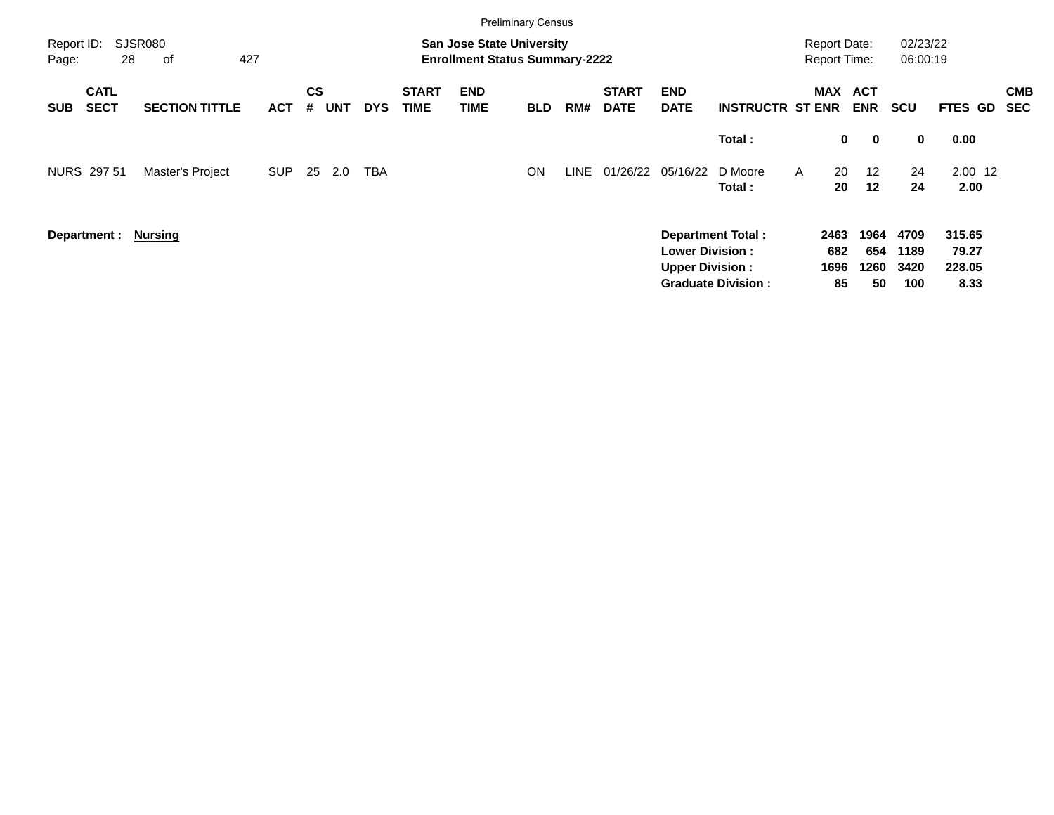Preliminary Census

Report ID: SJSR080

**San Jose State University**
**Enrollment Status Summary-2222**

Report Date: 02/23/22
Report Time: 06:00:19

| SUB | CATL SECT | SECTION TITTLE | ACT | CS # | UNT | DYS | START TIME | END TIME | BLD | RM# | START DATE | END DATE | INSTRUCTR | ST | MAX ENR | ACT ENR | SCU | FTES | GD | CMB SEC |
|---|---|---|---|---|---|---|---|---|---|---|---|---|---|---|---|---|---|---|---|---|
| | | | | | | | | | | | | | **Total :** | | **0** | **0** | **0** | **0.00** | | |
| NURS | 297 51 | Master's Project | SUP | 25 | 2.0 | TBA | | | ON | LINE | 01/26/22 | 05/16/22 | D Moore | A | 20 | 12 | 24 | 2.00 | 12 | |
| | | | | | | | | | | | | | **Total :** | | **20** | **12** | **24** | **2.00** | | |

**Department :** **Nursing**

| | MAX ENR | ACT ENR | SCU | FTES |
|---|---|---|---|---|
| **Department Total :** | **2463** | **1964** | **4709** | **315.65** |
| **Lower Division :** | **682** | **654** | **1189** | **79.27** |
| **Upper Division :** | **1696** | **1260** | **3420** | **228.05** |
| **Graduate Division :** | **85** | **50** | **100** | **8.33** |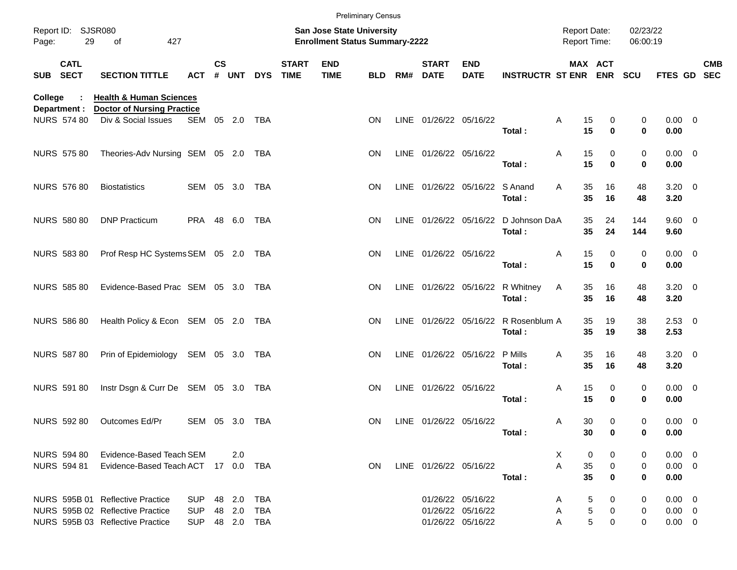Preliminary Census

Report ID: SJSR080

**San Jose State University**
**Enrollment Status Summary-2222**

Report Date: 02/23/22
Report Time: 06:00:19

**College : Health & Human Sciences**
**Department : Doctor of Nursing Practice**

| SUB | CATL SECT | SECTION TITTLE | ACT | CS # | UNT | DYS | START TIME | END TIME | BLD | RM# | START DATE | END DATE | INSTRUCTR | ST | MAX ENR | ACT ENR | SCU | FTES | GD | CMB SEC |
|---|---|---|---|---|---|---|---|---|---|---|---|---|---|---|---|---|---|---|---|---|
| NURS | 574 80 | Div & Social Issues | SEM | 05 | 2.0 | TBA | | | ON | LINE | 01/26/22 | 05/16/22 | | A | 15 | 0 | 0 | 0.00 | 0 | |
| | | | | | | | | | | | | | **Total :** | | **15** | **0** | **0** | **0.00** | | |
| NURS | 575 80 | Theories-Adv Nursing | SEM | 05 | 2.0 | TBA | | | ON | LINE | 01/26/22 | 05/16/22 | | A | 15 | 0 | 0 | 0.00 | 0 | |
| | | | | | | | | | | | | | **Total :** | | **15** | **0** | **0** | **0.00** | | |
| NURS | 576 80 | Biostatistics | SEM | 05 | 3.0 | TBA | | | ON | LINE | 01/26/22 | 05/16/22 | S Anand | A | 35 | 16 | 48 | 3.20 | 0 | |
| | | | | | | | | | | | | | **Total :** | | **35** | **16** | **48** | **3.20** | | |
| NURS | 580 80 | DNP Practicum | PRA | 48 | 6.0 | TBA | | | ON | LINE | 01/26/22 | 05/16/22 | D Johnson Da | A | 35 | 24 | 144 | 9.60 | 0 | |
| | | | | | | | | | | | | | **Total :** | | **35** | **24** | **144** | **9.60** | | |
| NURS | 583 80 | Prof Resp HC Systems | SEM | 05 | 2.0 | TBA | | | ON | LINE | 01/26/22 | 05/16/22 | | A | 15 | 0 | 0 | 0.00 | 0 | |
| | | | | | | | | | | | | | **Total :** | | **15** | **0** | **0** | **0.00** | | |
| NURS | 585 80 | Evidence-Based Prac | SEM | 05 | 3.0 | TBA | | | ON | LINE | 01/26/22 | 05/16/22 | R Whitney | A | 35 | 16 | 48 | 3.20 | 0 | |
| | | | | | | | | | | | | | **Total :** | | **35** | **16** | **48** | **3.20** | | |
| NURS | 586 80 | Health Policy & Econ | SEM | 05 | 2.0 | TBA | | | ON | LINE | 01/26/22 | 05/16/22 | R Rosenblum | A | 35 | 19 | 38 | 2.53 | 0 | |
| | | | | | | | | | | | | | **Total :** | | **35** | **19** | **38** | **2.53** | | |
| NURS | 587 80 | Prin of Epidemiology | SEM | 05 | 3.0 | TBA | | | ON | LINE | 01/26/22 | 05/16/22 | P Mills | A | 35 | 16 | 48 | 3.20 | 0 | |
| | | | | | | | | | | | | | **Total :** | | **35** | **16** | **48** | **3.20** | | |
| NURS | 591 80 | Instr Dsgn & Curr De | SEM | 05 | 3.0 | TBA | | | ON | LINE | 01/26/22 | 05/16/22 | | A | 15 | 0 | 0 | 0.00 | 0 | |
| | | | | | | | | | | | | | **Total :** | | **15** | **0** | **0** | **0.00** | | |
| NURS | 592 80 | Outcomes Ed/Pr | SEM | 05 | 3.0 | TBA | | | ON | LINE | 01/26/22 | 05/16/22 | | A | 30 | 0 | 0 | 0.00 | 0 | |
| | | | | | | | | | | | | | **Total :** | | **30** | **0** | **0** | **0.00** | | |
| NURS | 594 80 | Evidence-Based Teach | SEM | | 2.0 | | | | | | | | | X | 0 | 0 | 0 | 0.00 | 0 | |
| NURS | 594 81 | Evidence-Based Teach | ACT | 17 | 0.0 | TBA | | | ON | LINE | 01/26/22 | 05/16/22 | | A | 35 | 0 | 0 | 0.00 | 0 | |
| | | | | | | | | | | | | | **Total :** | | **35** | **0** | **0** | **0.00** | | |
| NURS | 595B 01 | Reflective Practice | SUP | 48 | 2.0 | TBA | | | | | 01/26/22 | 05/16/22 | | A | 5 | 0 | 0 | 0.00 | 0 | |
| NURS | 595B 02 | Reflective Practice | SUP | 48 | 2.0 | TBA | | | | | 01/26/22 | 05/16/22 | | A | 5 | 0 | 0 | 0.00 | 0 | |
| NURS | 595B 03 | Reflective Practice | SUP | 48 | 2.0 | TBA | | | | | 01/26/22 | 05/16/22 | | A | 5 | 0 | 0 | 0.00 | 0 | |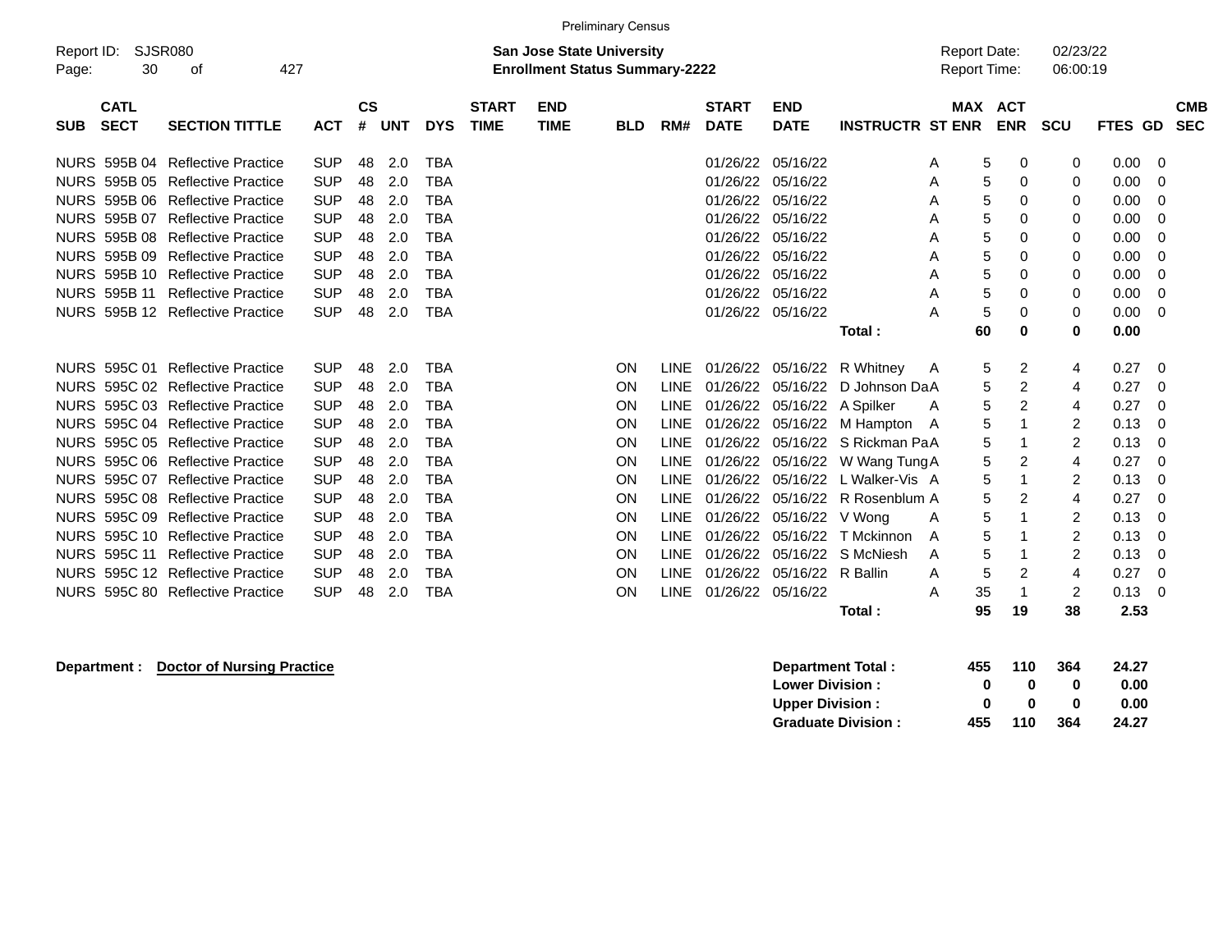Preliminary Census

Report ID: SJSR080

**San Jose State University**
**Enrollment Status Summary-2222**

Report Date: 02/23/22
Report Time: 06:00:19

| SUB | CATL SECT | SECTION TITTLE | ACT | CS # | UNT | DYS | START TIME | END TIME | BLD | RM# | START DATE | END DATE | INSTRUCTR | ST | MAX ENR | ACT ENR | SCU | FTES | GD | CMB SEC |
|---|---|---|---|---|---|---|---|---|---|---|---|---|---|---|---|---|---|---|---|---|
| NURS | 595B 04 | Reflective Practice | SUP | 48 | 2.0 | TBA | | | | | 01/26/22 | 05/16/22 | | A | 5 | 0 | 0 | 0.00 | 0 | |
| NURS | 595B 05 | Reflective Practice | SUP | 48 | 2.0 | TBA | | | | | 01/26/22 | 05/16/22 | | A | 5 | 0 | 0 | 0.00 | 0 | |
| NURS | 595B 06 | Reflective Practice | SUP | 48 | 2.0 | TBA | | | | | 01/26/22 | 05/16/22 | | A | 5 | 0 | 0 | 0.00 | 0 | |
| NURS | 595B 07 | Reflective Practice | SUP | 48 | 2.0 | TBA | | | | | 01/26/22 | 05/16/22 | | A | 5 | 0 | 0 | 0.00 | 0 | |
| NURS | 595B 08 | Reflective Practice | SUP | 48 | 2.0 | TBA | | | | | 01/26/22 | 05/16/22 | | A | 5 | 0 | 0 | 0.00 | 0 | |
| NURS | 595B 09 | Reflective Practice | SUP | 48 | 2.0 | TBA | | | | | 01/26/22 | 05/16/22 | | A | 5 | 0 | 0 | 0.00 | 0 | |
| NURS | 595B 10 | Reflective Practice | SUP | 48 | 2.0 | TBA | | | | | 01/26/22 | 05/16/22 | | A | 5 | 0 | 0 | 0.00 | 0 | |
| NURS | 595B 11 | Reflective Practice | SUP | 48 | 2.0 | TBA | | | | | 01/26/22 | 05/16/22 | | A | 5 | 0 | 0 | 0.00 | 0 | |
| NURS | 595B 12 | Reflective Practice | SUP | 48 | 2.0 | TBA | | | | | 01/26/22 | 05/16/22 | | A | 5 | 0 | 0 | 0.00 | 0 | |
| | | | | | | | | | | | | | **Total :** | | **60** | **0** | **0** | **0.00** | | |
| NURS | 595C 01 | Reflective Practice | SUP | 48 | 2.0 | TBA | | | ON | LINE | 01/26/22 | 05/16/22 | R Whitney | A | 5 | 2 | 4 | 0.27 | 0 | |
| NURS | 595C 02 | Reflective Practice | SUP | 48 | 2.0 | TBA | | | ON | LINE | 01/26/22 | 05/16/22 | D Johnson Da | A | 5 | 2 | 4 | 0.27 | 0 | |
| NURS | 595C 03 | Reflective Practice | SUP | 48 | 2.0 | TBA | | | ON | LINE | 01/26/22 | 05/16/22 | A Spilker | A | 5 | 2 | 4 | 0.27 | 0 | |
| NURS | 595C 04 | Reflective Practice | SUP | 48 | 2.0 | TBA | | | ON | LINE | 01/26/22 | 05/16/22 | M Hampton | A | 5 | 1 | 2 | 0.13 | 0 | |
| NURS | 595C 05 | Reflective Practice | SUP | 48 | 2.0 | TBA | | | ON | LINE | 01/26/22 | 05/16/22 | S Rickman Pa | A | 5 | 1 | 2 | 0.13 | 0 | |
| NURS | 595C 06 | Reflective Practice | SUP | 48 | 2.0 | TBA | | | ON | LINE | 01/26/22 | 05/16/22 | W Wang Tung | A | 5 | 2 | 4 | 0.27 | 0 | |
| NURS | 595C 07 | Reflective Practice | SUP | 48 | 2.0 | TBA | | | ON | LINE | 01/26/22 | 05/16/22 | L Walker-Vis | A | 5 | 1 | 2 | 0.13 | 0 | |
| NURS | 595C 08 | Reflective Practice | SUP | 48 | 2.0 | TBA | | | ON | LINE | 01/26/22 | 05/16/22 | R Rosenblum | A | 5 | 2 | 4 | 0.27 | 0 | |
| NURS | 595C 09 | Reflective Practice | SUP | 48 | 2.0 | TBA | | | ON | LINE | 01/26/22 | 05/16/22 | V Wong | A | 5 | 1 | 2 | 0.13 | 0 | |
| NURS | 595C 10 | Reflective Practice | SUP | 48 | 2.0 | TBA | | | ON | LINE | 01/26/22 | 05/16/22 | T Mckinnon | A | 5 | 1 | 2 | 0.13 | 0 | |
| NURS | 595C 11 | Reflective Practice | SUP | 48 | 2.0 | TBA | | | ON | LINE | 01/26/22 | 05/16/22 | S McNiesh | A | 5 | 1 | 2 | 0.13 | 0 | |
| NURS | 595C 12 | Reflective Practice | SUP | 48 | 2.0 | TBA | | | ON | LINE | 01/26/22 | 05/16/22 | R Ballin | A | 5 | 2 | 4 | 0.27 | 0 | |
| NURS | 595C 80 | Reflective Practice | SUP | 48 | 2.0 | TBA | | | ON | LINE | 01/26/22 | 05/16/22 | | A | 35 | 1 | 2 | 0.13 | 0 | |
| | | | | | | | | | | | | | **Total :** | | **95** | **19** | **38** | **2.53** | | |

**Department :** **Doctor of Nursing Practice**

| | MAX ENR | ACT ENR | SCU | FTES |
|---|---|---|---|---|
| **Department Total :** | **455** | **110** | **364** | **24.27** |
| **Lower Division :** | **0** | **0** | **0** | **0.00** |
| **Upper Division :** | **0** | **0** | **0** | **0.00** |
| **Graduate Division :** | **455** | **110** | **364** | **24.27** |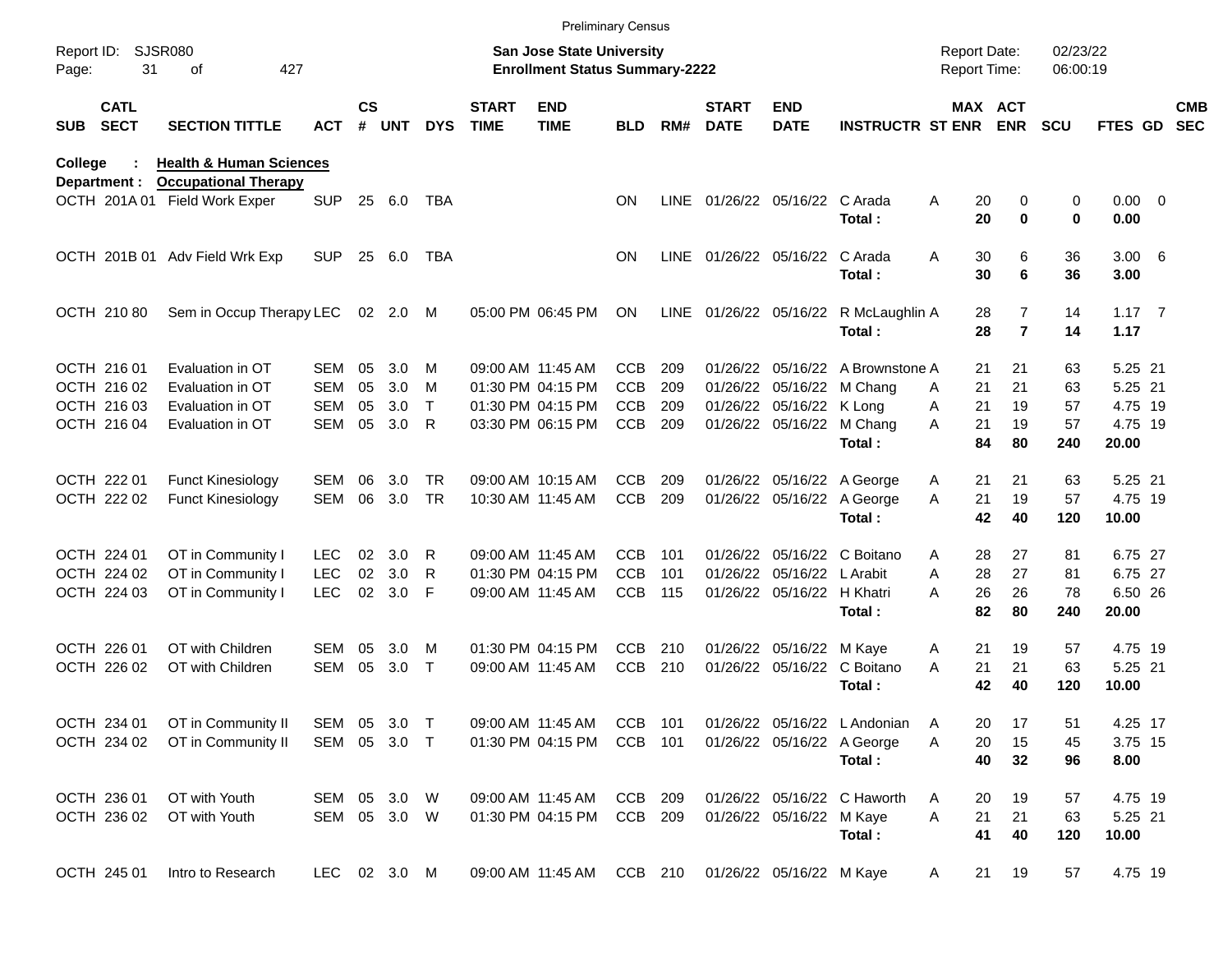Preliminary Census

Report ID: SJSR080

**San Jose State University**
**Enrollment Status Summary-2222**

Report Date: 02/23/22
Report Time: 06:00:19

**College : Health & Human Sciences**
**Department : Occupational Therapy**

| SUB | CATL SECT | SECTION TITTLE | ACT | CS # | UNT | DYS | START TIME | END TIME | BLD | RM# | START DATE | END DATE | INSTRUCTR | ST | MAX ENR | ACT ENR | SCU | FTES | GD | CMB SEC |
|---|---|---|---|---|---|---|---|---|---|---|---|---|---|---|---|---|---|---|---|---|
| OCTH | 201A 01 | Field Work Exper | SUP | 25 | 6.0 | TBA | | | ON | LINE | 01/26/22 | 05/16/22 | C Arada | A | 20 | 0 | 0 | 0.00 | 0 | |
| | | | | | | | | | | | | | **Total :** | | **20** | **0** | **0** | **0.00** | | |
| OCTH | 201B 01 | Adv Field Wrk Exp | SUP | 25 | 6.0 | TBA | | | ON | LINE | 01/26/22 | 05/16/22 | C Arada | A | 30 | 6 | 36 | 3.00 | 6 | |
| | | | | | | | | | | | | | **Total :** | | **30** | **6** | **36** | **3.00** | | |
| OCTH | 210 80 | Sem in Occup Therapy | LEC | 02 | 2.0 | M | 05:00 PM | 06:45 PM | ON | LINE | 01/26/22 | 05/16/22 | R McLaughlin | A | 28 | 7 | 14 | 1.17 | 7 | |
| | | | | | | | | | | | | | **Total :** | | **28** | **7** | **14** | **1.17** | | |
| OCTH | 216 01 | Evaluation in OT | SEM | 05 | 3.0 | M | 09:00 AM | 11:45 AM | CCB | 209 | 01/26/22 | 05/16/22 | A Brownstone | A | 21 | 21 | 63 | 5.25 | 21 | |
| OCTH | 216 02 | Evaluation in OT | SEM | 05 | 3.0 | M | 01:30 PM | 04:15 PM | CCB | 209 | 01/26/22 | 05/16/22 | M Chang | A | 21 | 21 | 63 | 5.25 | 21 | |
| OCTH | 216 03 | Evaluation in OT | SEM | 05 | 3.0 | T | 01:30 PM | 04:15 PM | CCB | 209 | 01/26/22 | 05/16/22 | K Long | A | 21 | 19 | 57 | 4.75 | 19 | |
| OCTH | 216 04 | Evaluation in OT | SEM | 05 | 3.0 | R | 03:30 PM | 06:15 PM | CCB | 209 | 01/26/22 | 05/16/22 | M Chang | A | 21 | 19 | 57 | 4.75 | 19 | |
| | | | | | | | | | | | | | **Total :** | | **84** | **80** | **240** | **20.00** | | |
| OCTH | 222 01 | Funct Kinesiology | SEM | 06 | 3.0 | TR | 09:00 AM | 10:15 AM | CCB | 209 | 01/26/22 | 05/16/22 | A George | A | 21 | 21 | 63 | 5.25 | 21 | |
| OCTH | 222 02 | Funct Kinesiology | SEM | 06 | 3.0 | TR | 10:30 AM | 11:45 AM | CCB | 209 | 01/26/22 | 05/16/22 | A George | A | 21 | 19 | 57 | 4.75 | 19 | |
| | | | | | | | | | | | | | **Total :** | | **42** | **40** | **120** | **10.00** | | |
| OCTH | 224 01 | OT in Community I | LEC | 02 | 3.0 | R | 09:00 AM | 11:45 AM | CCB | 101 | 01/26/22 | 05/16/22 | C Boitano | A | 28 | 27 | 81 | 6.75 | 27 | |
| OCTH | 224 02 | OT in Community I | LEC | 02 | 3.0 | R | 01:30 PM | 04:15 PM | CCB | 101 | 01/26/22 | 05/16/22 | L Arabit | A | 28 | 27 | 81 | 6.75 | 27 | |
| OCTH | 224 03 | OT in Community I | LEC | 02 | 3.0 | F | 09:00 AM | 11:45 AM | CCB | 115 | 01/26/22 | 05/16/22 | H Khatri | A | 26 | 26 | 78 | 6.50 | 26 | |
| | | | | | | | | | | | | | **Total :** | | **82** | **80** | **240** | **20.00** | | |
| OCTH | 226 01 | OT with Children | SEM | 05 | 3.0 | M | 01:30 PM | 04:15 PM | CCB | 210 | 01/26/22 | 05/16/22 | M Kaye | A | 21 | 19 | 57 | 4.75 | 19 | |
| OCTH | 226 02 | OT with Children | SEM | 05 | 3.0 | T | 09:00 AM | 11:45 AM | CCB | 210 | 01/26/22 | 05/16/22 | C Boitano | A | 21 | 21 | 63 | 5.25 | 21 | |
| | | | | | | | | | | | | | **Total :** | | **42** | **40** | **120** | **10.00** | | |
| OCTH | 234 01 | OT in Community II | SEM | 05 | 3.0 | T | 09:00 AM | 11:45 AM | CCB | 101 | 01/26/22 | 05/16/22 | L Andonian | A | 20 | 17 | 51 | 4.25 | 17 | |
| OCTH | 234 02 | OT in Community II | SEM | 05 | 3.0 | T | 01:30 PM | 04:15 PM | CCB | 101 | 01/26/22 | 05/16/22 | A George | A | 20 | 15 | 45 | 3.75 | 15 | |
| | | | | | | | | | | | | | **Total :** | | **40** | **32** | **96** | **8.00** | | |
| OCTH | 236 01 | OT with Youth | SEM | 05 | 3.0 | W | 09:00 AM | 11:45 AM | CCB | 209 | 01/26/22 | 05/16/22 | C Haworth | A | 20 | 19 | 57 | 4.75 | 19 | |
| OCTH | 236 02 | OT with Youth | SEM | 05 | 3.0 | W | 01:30 PM | 04:15 PM | CCB | 209 | 01/26/22 | 05/16/22 | M Kaye | A | 21 | 21 | 63 | 5.25 | 21 | |
| | | | | | | | | | | | | | **Total :** | | **41** | **40** | **120** | **10.00** | | |
| OCTH | 245 01 | Intro to Research | LEC | 02 | 3.0 | M | 09:00 AM | 11:45 AM | CCB | 210 | 01/26/22 | 05/16/22 | M Kaye | A | 21 | 19 | 57 | 4.75 | 19 | |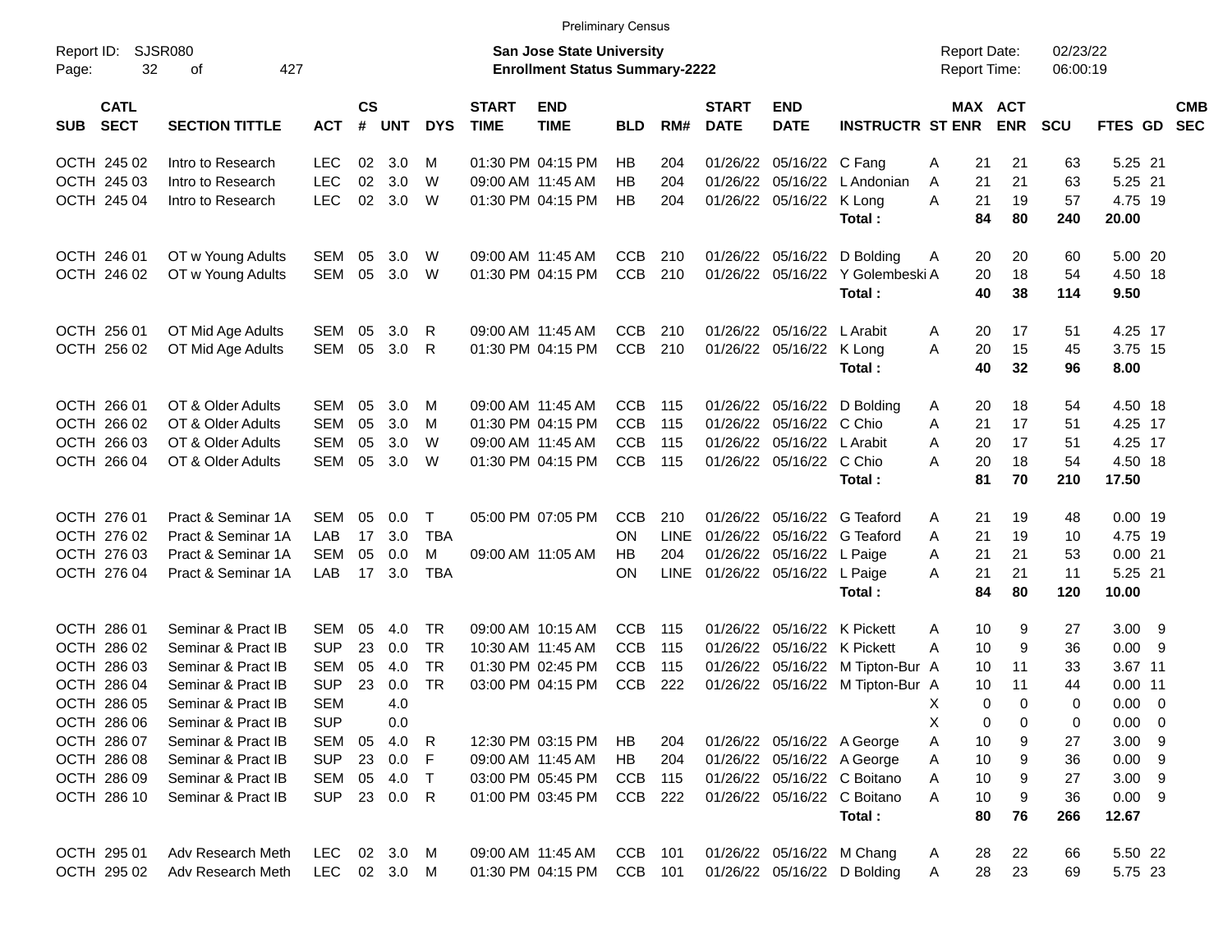Preliminary Census

Report ID: SJSR080

**San Jose State University**
**Enrollment Status Summary-2222**

Report Date: 02/23/22
Report Time: 06:00:19

| SUB | CATL SECT | SECTION TITTLE | ACT | CS # | UNT | DYS | START TIME | END TIME | BLD | RM# | START DATE | END DATE | INSTRUCTR | ST | MAX ENR | ACT ENR | SCU | FTES | GD | CMB SEC |
|---|---|---|---|---|---|---|---|---|---|---|---|---|---|---|---|---|---|---|---|---|
| OCTH | 245 02 | Intro to Research | LEC | 02 | 3.0 | M | 01:30 PM | 04:15 PM | HB | 204 | 01/26/22 | 05/16/22 | C Fang | A | 21 | 21 | 63 | 5.25 | 21 | |
| OCTH | 245 03 | Intro to Research | LEC | 02 | 3.0 | W | 09:00 AM | 11:45 AM | HB | 204 | 01/26/22 | 05/16/22 | L Andonian | A | 21 | 21 | 63 | 5.25 | 21 | |
| OCTH | 245 04 | Intro to Research | LEC | 02 | 3.0 | W | 01:30 PM | 04:15 PM | HB | 204 | 01/26/22 | 05/16/22 | K Long | A | 21 | 19 | 57 | 4.75 | 19 | |
| | | | | | | | | | | | | | **Total :** | | **84** | **80** | **240** | **20.00** | | |
| OCTH | 246 01 | OT w Young Adults | SEM | 05 | 3.0 | W | 09:00 AM | 11:45 AM | CCB | 210 | 01/26/22 | 05/16/22 | D Bolding | A | 20 | 20 | 60 | 5.00 | 20 | |
| OCTH | 246 02 | OT w Young Adults | SEM | 05 | 3.0 | W | 01:30 PM | 04:15 PM | CCB | 210 | 01/26/22 | 05/16/22 | Y Golembeski | A | 20 | 18 | 54 | 4.50 | 18 | |
| | | | | | | | | | | | | | **Total :** | | **40** | **38** | **114** | **9.50** | | |
| OCTH | 256 01 | OT Mid Age Adults | SEM | 05 | 3.0 | R | 09:00 AM | 11:45 AM | CCB | 210 | 01/26/22 | 05/16/22 | L Arabit | A | 20 | 17 | 51 | 4.25 | 17 | |
| OCTH | 256 02 | OT Mid Age Adults | SEM | 05 | 3.0 | R | 01:30 PM | 04:15 PM | CCB | 210 | 01/26/22 | 05/16/22 | K Long | A | 20 | 15 | 45 | 3.75 | 15 | |
| | | | | | | | | | | | | | **Total :** | | **40** | **32** | **96** | **8.00** | | |
| OCTH | 266 01 | OT & Older Adults | SEM | 05 | 3.0 | M | 09:00 AM | 11:45 AM | CCB | 115 | 01/26/22 | 05/16/22 | D Bolding | A | 20 | 18 | 54 | 4.50 | 18 | |
| OCTH | 266 02 | OT & Older Adults | SEM | 05 | 3.0 | M | 01:30 PM | 04:15 PM | CCB | 115 | 01/26/22 | 05/16/22 | C Chio | A | 21 | 17 | 51 | 4.25 | 17 | |
| OCTH | 266 03 | OT & Older Adults | SEM | 05 | 3.0 | W | 09:00 AM | 11:45 AM | CCB | 115 | 01/26/22 | 05/16/22 | L Arabit | A | 20 | 17 | 51 | 4.25 | 17 | |
| OCTH | 266 04 | OT & Older Adults | SEM | 05 | 3.0 | W | 01:30 PM | 04:15 PM | CCB | 115 | 01/26/22 | 05/16/22 | C Chio | A | 20 | 18 | 54 | 4.50 | 18 | |
| | | | | | | | | | | | | | **Total :** | | **81** | **70** | **210** | **17.50** | | |
| OCTH | 276 01 | Pract & Seminar 1A | SEM | 05 | 0.0 | T | 05:00 PM | 07:05 PM | CCB | 210 | 01/26/22 | 05/16/22 | G Teaford | A | 21 | 19 | 48 | 0.00 | 19 | |
| OCTH | 276 02 | Pract & Seminar 1A | LAB | 17 | 3.0 | TBA | | | ON | LINE | 01/26/22 | 05/16/22 | G Teaford | A | 21 | 19 | 10 | 4.75 | 19 | |
| OCTH | 276 03 | Pract & Seminar 1A | SEM | 05 | 0.0 | M | 09:00 AM | 11:05 AM | HB | 204 | 01/26/22 | 05/16/22 | L Paige | A | 21 | 21 | 53 | 0.00 | 21 | |
| OCTH | 276 04 | Pract & Seminar 1A | LAB | 17 | 3.0 | TBA | | | ON | LINE | 01/26/22 | 05/16/22 | L Paige | A | 21 | 21 | 11 | 5.25 | 21 | |
| | | | | | | | | | | | | | **Total :** | | **84** | **80** | **120** | **10.00** | | |
| OCTH | 286 01 | Seminar & Pract IB | SEM | 05 | 4.0 | TR | 09:00 AM | 10:15 AM | CCB | 115 | 01/26/22 | 05/16/22 | K Pickett | A | 10 | 9 | 27 | 3.00 | 9 | |
| OCTH | 286 02 | Seminar & Pract IB | SUP | 23 | 0.0 | TR | 10:30 AM | 11:45 AM | CCB | 115 | 01/26/22 | 05/16/22 | K Pickett | A | 10 | 9 | 36 | 0.00 | 9 | |
| OCTH | 286 03 | Seminar & Pract IB | SEM | 05 | 4.0 | TR | 01:30 PM | 02:45 PM | CCB | 115 | 01/26/22 | 05/16/22 | M Tipton-Bur | A | 10 | 11 | 33 | 3.67 | 11 | |
| OCTH | 286 04 | Seminar & Pract IB | SUP | 23 | 0.0 | TR | 03:00 PM | 04:15 PM | CCB | 222 | 01/26/22 | 05/16/22 | M Tipton-Bur | A | 10 | 11 | 44 | 0.00 | 11 | |
| OCTH | 286 05 | Seminar & Pract IB | SEM | | 4.0 | | | | | | | | | X | 0 | 0 | 0 | 0.00 | 0 | |
| OCTH | 286 06 | Seminar & Pract IB | SUP | | 0.0 | | | | | | | | | X | 0 | 0 | 0 | 0.00 | 0 | |
| OCTH | 286 07 | Seminar & Pract IB | SEM | 05 | 4.0 | R | 12:30 PM | 03:15 PM | HB | 204 | 01/26/22 | 05/16/22 | A George | A | 10 | 9 | 27 | 3.00 | 9 | |
| OCTH | 286 08 | Seminar & Pract IB | SUP | 23 | 0.0 | F | 09:00 AM | 11:45 AM | HB | 204 | 01/26/22 | 05/16/22 | A George | A | 10 | 9 | 36 | 0.00 | 9 | |
| OCTH | 286 09 | Seminar & Pract IB | SEM | 05 | 4.0 | T | 03:00 PM | 05:45 PM | CCB | 115 | 01/26/22 | 05/16/22 | C Boitano | A | 10 | 9 | 27 | 3.00 | 9 | |
| OCTH | 286 10 | Seminar & Pract IB | SUP | 23 | 0.0 | R | 01:00 PM | 03:45 PM | CCB | 222 | 01/26/22 | 05/16/22 | C Boitano | A | 10 | 9 | 36 | 0.00 | 9 | |
| | | | | | | | | | | | | | **Total :** | | **80** | **76** | **266** | **12.67** | | |
| OCTH | 295 01 | Adv Research Meth | LEC | 02 | 3.0 | M | 09:00 AM | 11:45 AM | CCB | 101 | 01/26/22 | 05/16/22 | M Chang | A | 28 | 22 | 66 | 5.50 | 22 | |
| OCTH | 295 02 | Adv Research Meth | LEC | 02 | 3.0 | M | 01:30 PM | 04:15 PM | CCB | 101 | 01/26/22 | 05/16/22 | D Bolding | A | 28 | 23 | 69 | 5.75 | 23 | |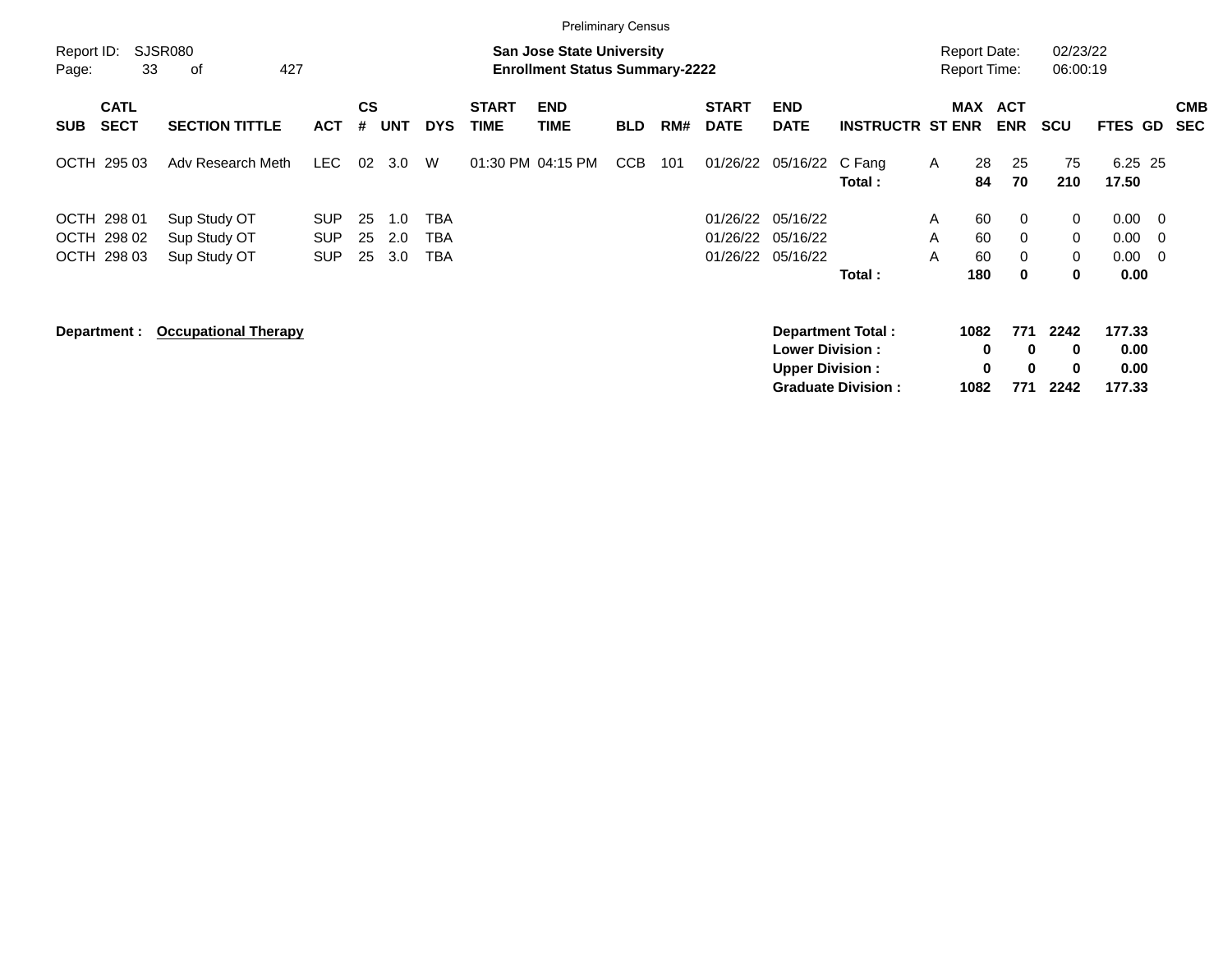Preliminary Census

Report ID: SJSR080

**San Jose State University**
**Enrollment Status Summary-2222**

Report Date: 02/23/22
Report Time: 06:00:19

| SUB | CATL SECT | SECTION TITTLE | ACT | CS # | UNT | DYS | START TIME | END TIME | BLD | RM# | START DATE | END DATE | INSTRUCTR | ST | MAX ENR | ACT ENR | SCU | FTES | GD | CMB SEC |
|---|---|---|---|---|---|---|---|---|---|---|---|---|---|---|---|---|---|---|---|---|
| OCTH | 295 03 | Adv Research Meth | LEC | 02 | 3.0 | W | 01:30 PM | 04:15 PM | CCB | 101 | 01/26/22 | 05/16/22 | C Fang | A | 28 | 25 | 75 | 6.25 | 25 | |
| | | | | | | | | | | | | | **Total :** | | **84** | **70** | **210** | **17.50** | | |
| OCTH | 298 01 | Sup Study OT | SUP | 25 | 1.0 | TBA | | | | | 01/26/22 | 05/16/22 | | A | 60 | 0 | 0 | 0.00 | 0 | |
| OCTH | 298 02 | Sup Study OT | SUP | 25 | 2.0 | TBA | | | | | 01/26/22 | 05/16/22 | | A | 60 | 0 | 0 | 0.00 | 0 | |
| OCTH | 298 03 | Sup Study OT | SUP | 25 | 3.0 | TBA | | | | | 01/26/22 | 05/16/22 | | A | 60 | 0 | 0 | 0.00 | 0 | |
| | | | | | | | | | | | | | **Total :** | | **180** | **0** | **0** | **0.00** | | |

**Department :** **Occupational Therapy**

| | MAX ENR | ACT ENR | SCU | FTES |
|---|---|---|---|---|
| **Department Total :** | **1082** | **771** | **2242** | **177.33** |
| **Lower Division :** | **0** | **0** | **0** | **0.00** |
| **Upper Division :** | **0** | **0** | **0** | **0.00** |
| **Graduate Division :** | **1082** | **771** | **2242** | **177.33** |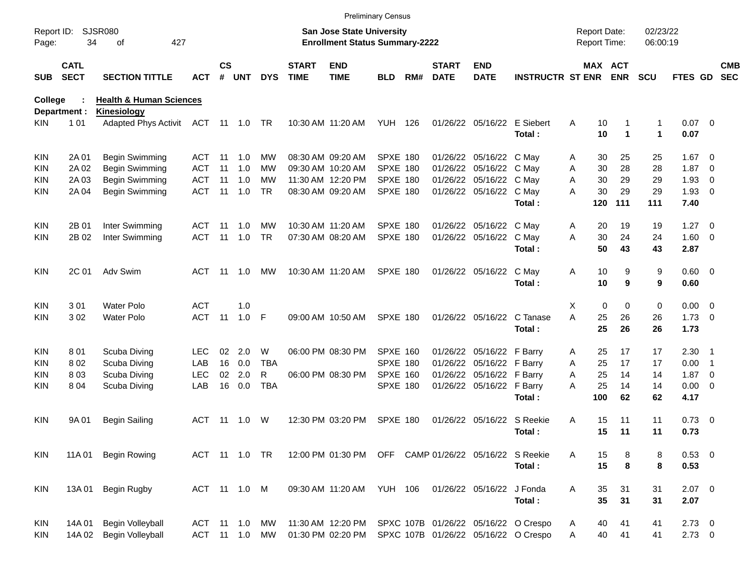Preliminary Census

Report ID: SJSR080

**San Jose State University**
**Enrollment Status Summary-2222**

Report Date: 02/23/22
Report Time: 06:00:19

**College : Health & Human Sciences**
**Department : Kinesiology**

| SUB | CATL SECT | SECTION TITTLE | ACT | CS # | UNT | DYS | START TIME | END TIME | BLD | RM# | START DATE | END DATE | INSTRUCTR | ST | MAX ENR | ACT ENR | SCU | FTES | GD | CMB SEC |
|---|---|---|---|---|---|---|---|---|---|---|---|---|---|---|---|---|---|---|---|---|
| KIN | 1 01 | Adapted Phys Activit | ACT | 11 | 1.0 | TR | 10:30 AM | 11:20 AM | YUH | 126 | 01/26/22 | 05/16/22 | E Siebert | A | 10 | 1 | 1 | 0.07 | 0 | |
| | | | | | | | | | | | | | **Total :** | | **10** | **1** | **1** | **0.07** | | |
| KIN | 2A 01 | Begin Swimming | ACT | 11 | 1.0 | MW | 08:30 AM | 09:20 AM | SPXE | 180 | 01/26/22 | 05/16/22 | C May | A | 30 | 25 | 25 | 1.67 | 0 | |
| KIN | 2A 02 | Begin Swimming | ACT | 11 | 1.0 | MW | 09:30 AM | 10:20 AM | SPXE | 180 | 01/26/22 | 05/16/22 | C May | A | 30 | 28 | 28 | 1.87 | 0 | |
| KIN | 2A 03 | Begin Swimming | ACT | 11 | 1.0 | MW | 11:30 AM | 12:20 PM | SPXE | 180 | 01/26/22 | 05/16/22 | C May | A | 30 | 29 | 29 | 1.93 | 0 | |
| KIN | 2A 04 | Begin Swimming | ACT | 11 | 1.0 | TR | 08:30 AM | 09:20 AM | SPXE | 180 | 01/26/22 | 05/16/22 | C May | A | 30 | 29 | 29 | 1.93 | 0 | |
| | | | | | | | | | | | | | **Total :** | | **120** | **111** | **111** | **7.40** | | |
| KIN | 2B 01 | Inter Swimming | ACT | 11 | 1.0 | MW | 10:30 AM | 11:20 AM | SPXE | 180 | 01/26/22 | 05/16/22 | C May | A | 20 | 19 | 19 | 1.27 | 0 | |
| KIN | 2B 02 | Inter Swimming | ACT | 11 | 1.0 | TR | 07:30 AM | 08:20 AM | SPXE | 180 | 01/26/22 | 05/16/22 | C May | A | 30 | 24 | 24 | 1.60 | 0 | |
| | | | | | | | | | | | | | **Total :** | | **50** | **43** | **43** | **2.87** | | |
| KIN | 2C 01 | Adv Swim | ACT | 11 | 1.0 | MW | 10:30 AM | 11:20 AM | SPXE | 180 | 01/26/22 | 05/16/22 | C May | A | 10 | 9 | 9 | 0.60 | 0 | |
| | | | | | | | | | | | | | **Total :** | | **10** | **9** | **9** | **0.60** | | |
| KIN | 3 01 | Water Polo | ACT | | 1.0 | | | | | | | | | X | 0 | 0 | 0 | 0.00 | 0 | |
| KIN | 3 02 | Water Polo | ACT | 11 | 1.0 | F | 09:00 AM | 10:50 AM | SPXE | 180 | 01/26/22 | 05/16/22 | C Tanase | A | 25 | 26 | 26 | 1.73 | 0 | |
| | | | | | | | | | | | | | **Total :** | | **25** | **26** | **26** | **1.73** | | |
| KIN | 8 01 | Scuba Diving | LEC | 02 | 2.0 | W | 06:00 PM | 08:30 PM | SPXE | 160 | 01/26/22 | 05/16/22 | F Barry | A | 25 | 17 | 17 | 2.30 | 1 | |
| KIN | 8 02 | Scuba Diving | LAB | 16 | 0.0 | TBA | | | SPXE | 180 | 01/26/22 | 05/16/22 | F Barry | A | 25 | 17 | 17 | 0.00 | 1 | |
| KIN | 8 03 | Scuba Diving | LEC | 02 | 2.0 | R | 06:00 PM | 08:30 PM | SPXE | 160 | 01/26/22 | 05/16/22 | F Barry | A | 25 | 14 | 14 | 1.87 | 0 | |
| KIN | 8 04 | Scuba Diving | LAB | 16 | 0.0 | TBA | | | SPXE | 180 | 01/26/22 | 05/16/22 | F Barry | A | 25 | 14 | 14 | 0.00 | 0 | |
| | | | | | | | | | | | | | **Total :** | | **100** | **62** | **62** | **4.17** | | |
| KIN | 9A 01 | Begin Sailing | ACT | 11 | 1.0 | W | 12:30 PM | 03:20 PM | SPXE | 180 | 01/26/22 | 05/16/22 | S Reekie | A | 15 | 11 | 11 | 0.73 | 0 | |
| | | | | | | | | | | | | | **Total :** | | **15** | **11** | **11** | **0.73** | | |
| KIN | 11A 01 | Begin Rowing | ACT | 11 | 1.0 | TR | 12:00 PM | 01:30 PM | OFF | CAMP | 01/26/22 | 05/16/22 | S Reekie | A | 15 | 8 | 8 | 0.53 | 0 | |
| | | | | | | | | | | | | | **Total :** | | **15** | **8** | **8** | **0.53** | | |
| KIN | 13A 01 | Begin Rugby | ACT | 11 | 1.0 | M | 09:30 AM | 11:20 AM | YUH | 106 | 01/26/22 | 05/16/22 | J Fonda | A | 35 | 31 | 31 | 2.07 | 0 | |
| | | | | | | | | | | | | | **Total :** | | **35** | **31** | **31** | **2.07** | | |
| KIN | 14A 01 | Begin Volleyball | ACT | 11 | 1.0 | MW | 11:30 AM | 12:20 PM | SPXC | 107B | 01/26/22 | 05/16/22 | O Crespo | A | 40 | 41 | 41 | 2.73 | 0 | |
| KIN | 14A 02 | Begin Volleyball | ACT | 11 | 1.0 | MW | 01:30 PM | 02:20 PM | SPXC | 107B | 01/26/22 | 05/16/22 | O Crespo | A | 40 | 41 | 41 | 2.73 | 0 | |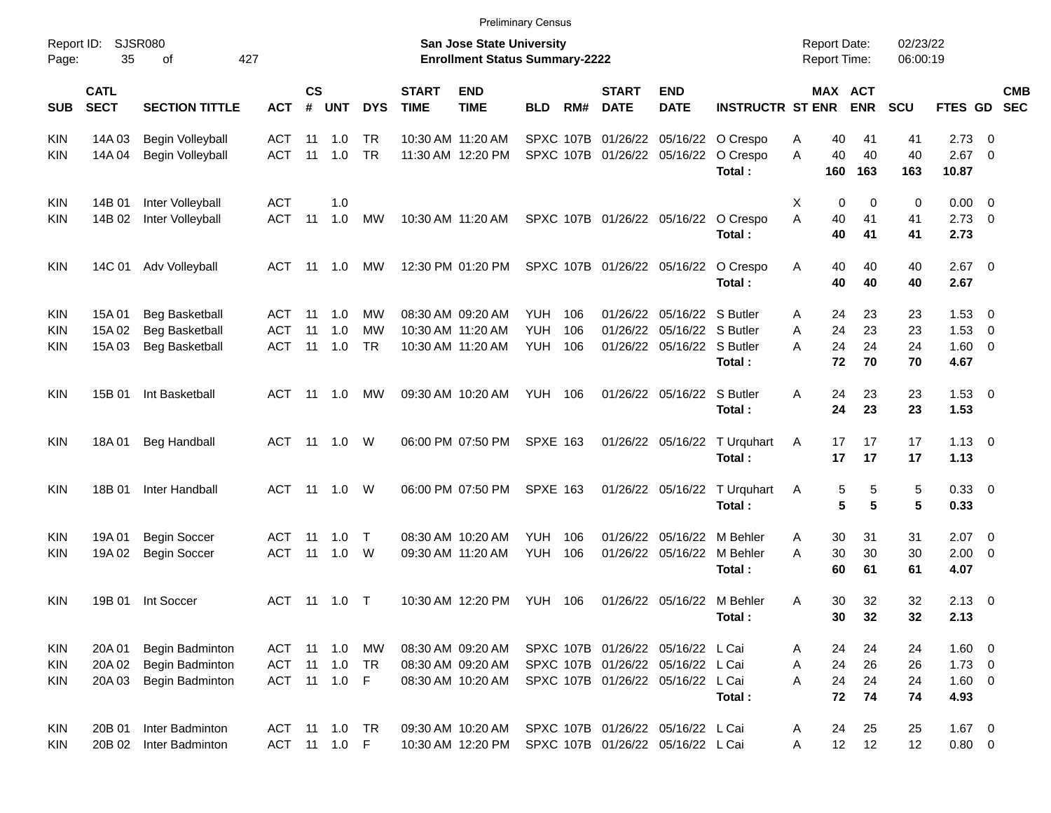Preliminary Census

Report ID: SJSR080

**San Jose State University**
**Enrollment Status Summary-2222**

Report Date: 02/23/22
Report Time: 06:00:19

| SUB | CATL SECT | SECTION TITTLE | ACT | CS # | UNT | DYS | START TIME | END TIME | BLD | RM# | START DATE | END DATE | INSTRUCTR | ST | MAX ENR | ACT ENR | SCU | FTES | GD | CMB SEC |
|---|---|---|---|---|---|---|---|---|---|---|---|---|---|---|---|---|---|---|---|---|
| KIN | 14A 03 | Begin Volleyball | ACT | 11 | 1.0 | TR | 10:30 AM | 11:20 AM | SPXC | 107B | 01/26/22 | 05/16/22 | O Crespo | A | 40 | 41 | 41 | 2.73 | 0 | |
| KIN | 14A 04 | Begin Volleyball | ACT | 11 | 1.0 | TR | 11:30 AM | 12:20 PM | SPXC | 107B | 01/26/22 | 05/16/22 | O Crespo | A | 40 | 40 | 40 | 2.67 | 0 | |
| | | | | | | | | | | | | | **Total :** | | **160** | **163** | **163** | **10.87** | | |
| KIN | 14B 01 | Inter Volleyball | ACT | | 1.0 | | | | | | | | | X | 0 | 0 | 0 | 0.00 | 0 | |
| KIN | 14B 02 | Inter Volleyball | ACT | 11 | 1.0 | MW | 10:30 AM | 11:20 AM | SPXC | 107B | 01/26/22 | 05/16/22 | O Crespo | A | 40 | 41 | 41 | 2.73 | 0 | |
| | | | | | | | | | | | | | **Total :** | | **40** | **41** | **41** | **2.73** | | |
| KIN | 14C 01 | Adv Volleyball | ACT | 11 | 1.0 | MW | 12:30 PM | 01:20 PM | SPXC | 107B | 01/26/22 | 05/16/22 | O Crespo | A | 40 | 40 | 40 | 2.67 | 0 | |
| | | | | | | | | | | | | | **Total :** | | **40** | **40** | **40** | **2.67** | | |
| KIN | 15A 01 | Beg Basketball | ACT | 11 | 1.0 | MW | 08:30 AM | 09:20 AM | YUH | 106 | 01/26/22 | 05/16/22 | S Butler | A | 24 | 23 | 23 | 1.53 | 0 | |
| KIN | 15A 02 | Beg Basketball | ACT | 11 | 1.0 | MW | 10:30 AM | 11:20 AM | YUH | 106 | 01/26/22 | 05/16/22 | S Butler | A | 24 | 23 | 23 | 1.53 | 0 | |
| KIN | 15A 03 | Beg Basketball | ACT | 11 | 1.0 | TR | 10:30 AM | 11:20 AM | YUH | 106 | 01/26/22 | 05/16/22 | S Butler | A | 24 | 24 | 24 | 1.60 | 0 | |
| | | | | | | | | | | | | | **Total :** | | **72** | **70** | **70** | **4.67** | | |
| KIN | 15B 01 | Int Basketball | ACT | 11 | 1.0 | MW | 09:30 AM | 10:20 AM | YUH | 106 | 01/26/22 | 05/16/22 | S Butler | A | 24 | 23 | 23 | 1.53 | 0 | |
| | | | | | | | | | | | | | **Total :** | | **24** | **23** | **23** | **1.53** | | |
| KIN | 18A 01 | Beg Handball | ACT | 11 | 1.0 | W | 06:00 PM | 07:50 PM | SPXE | 163 | 01/26/22 | 05/16/22 | T Urquhart | A | 17 | 17 | 17 | 1.13 | 0 | |
| | | | | | | | | | | | | | **Total :** | | **17** | **17** | **17** | **1.13** | | |
| KIN | 18B 01 | Inter Handball | ACT | 11 | 1.0 | W | 06:00 PM | 07:50 PM | SPXE | 163 | 01/26/22 | 05/16/22 | T Urquhart | A | 5 | 5 | 5 | 0.33 | 0 | |
| | | | | | | | | | | | | | **Total :** | | **5** | **5** | **5** | **0.33** | | |
| KIN | 19A 01 | Begin Soccer | ACT | 11 | 1.0 | T | 08:30 AM | 10:20 AM | YUH | 106 | 01/26/22 | 05/16/22 | M Behler | A | 30 | 31 | 31 | 2.07 | 0 | |
| KIN | 19A 02 | Begin Soccer | ACT | 11 | 1.0 | W | 09:30 AM | 11:20 AM | YUH | 106 | 01/26/22 | 05/16/22 | M Behler | A | 30 | 30 | 30 | 2.00 | 0 | |
| | | | | | | | | | | | | | **Total :** | | **60** | **61** | **61** | **4.07** | | |
| KIN | 19B 01 | Int Soccer | ACT | 11 | 1.0 | T | 10:30 AM | 12:20 PM | YUH | 106 | 01/26/22 | 05/16/22 | M Behler | A | 30 | 32 | 32 | 2.13 | 0 | |
| | | | | | | | | | | | | | **Total :** | | **30** | **32** | **32** | **2.13** | | |
| KIN | 20A 01 | Begin Badminton | ACT | 11 | 1.0 | MW | 08:30 AM | 09:20 AM | SPXC | 107B | 01/26/22 | 05/16/22 | L Cai | A | 24 | 24 | 24 | 1.60 | 0 | |
| KIN | 20A 02 | Begin Badminton | ACT | 11 | 1.0 | TR | 08:30 AM | 09:20 AM | SPXC | 107B | 01/26/22 | 05/16/22 | L Cai | A | 24 | 26 | 26 | 1.73 | 0 | |
| KIN | 20A 03 | Begin Badminton | ACT | 11 | 1.0 | F | 08:30 AM | 10:20 AM | SPXC | 107B | 01/26/22 | 05/16/22 | L Cai | A | 24 | 24 | 24 | 1.60 | 0 | |
| | | | | | | | | | | | | | **Total :** | | **72** | **74** | **74** | **4.93** | | |
| KIN | 20B 01 | Inter Badminton | ACT | 11 | 1.0 | TR | 09:30 AM | 10:20 AM | SPXC | 107B | 01/26/22 | 05/16/22 | L Cai | A | 24 | 25 | 25 | 1.67 | 0 | |
| KIN | 20B 02 | Inter Badminton | ACT | 11 | 1.0 | F | 10:30 AM | 12:20 PM | SPXC | 107B | 01/26/22 | 05/16/22 | L Cai | A | 12 | 12 | 12 | 0.80 | 0 | |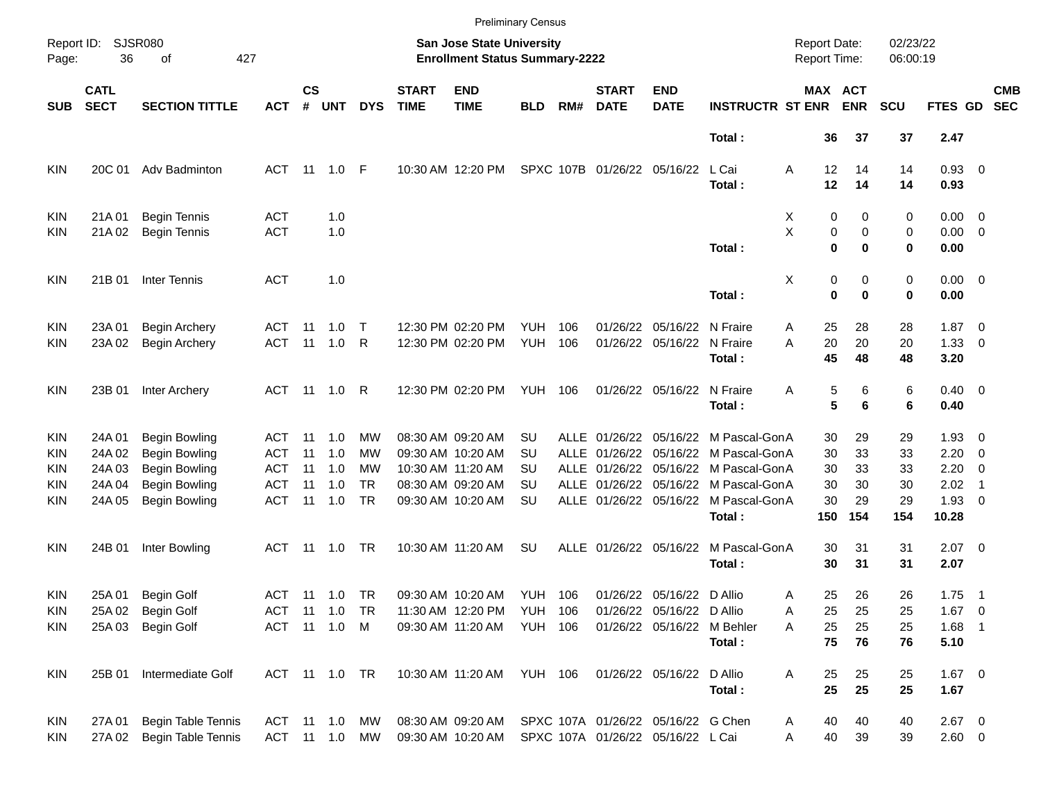Preliminary Census

Report ID: SJSR080

**San Jose State University**
**Enrollment Status Summary-2222**

Report Date: 02/23/22
Report Time: 06:00:19

| SUB | CATL SECT | SECTION TITTLE | ACT | CS # | UNT | DYS | START TIME | END TIME | BLD | RM# | START DATE | END DATE | INSTRUCTR | ST | MAX ENR | ACT ENR | SCU | FTES | GD | CMB SEC |
|---|---|---|---|---|---|---|---|---|---|---|---|---|---|---|---|---|---|---|---|---|
| | | | | | | | | | | | | | **Total :** | | **36** | **37** | **37** | **2.47** | | |
| KIN | 20C 01 | Adv Badminton | ACT | 11 | 1.0 | F | 10:30 AM | 12:20 PM | SPXC | 107B | 01/26/22 | 05/16/22 | L Cai | A | 12 | 14 | 14 | 0.93 | 0 | |
| | | | | | | | | | | | | | **Total :** | | **12** | **14** | **14** | **0.93** | | |
| KIN | 21A 01 | Begin Tennis | ACT | | 1.0 | | | | | | | | | X | 0 | 0 | 0 | 0.00 | 0 | |
| KIN | 21A 02 | Begin Tennis | ACT | | 1.0 | | | | | | | | | X | 0 | 0 | 0 | 0.00 | 0 | |
| | | | | | | | | | | | | | **Total :** | | **0** | **0** | **0** | **0.00** | | |
| KIN | 21B 01 | Inter Tennis | ACT | | 1.0 | | | | | | | | | X | 0 | 0 | 0 | 0.00 | 0 | |
| | | | | | | | | | | | | | **Total :** | | **0** | **0** | **0** | **0.00** | | |
| KIN | 23A 01 | Begin Archery | ACT | 11 | 1.0 | T | 12:30 PM | 02:20 PM | YUH | 106 | 01/26/22 | 05/16/22 | N Fraire | A | 25 | 28 | 28 | 1.87 | 0 | |
| KIN | 23A 02 | Begin Archery | ACT | 11 | 1.0 | R | 12:30 PM | 02:20 PM | YUH | 106 | 01/26/22 | 05/16/22 | N Fraire | A | 20 | 20 | 20 | 1.33 | 0 | |
| | | | | | | | | | | | | | **Total :** | | **45** | **48** | **48** | **3.20** | | |
| KIN | 23B 01 | Inter Archery | ACT | 11 | 1.0 | R | 12:30 PM | 02:20 PM | YUH | 106 | 01/26/22 | 05/16/22 | N Fraire | A | 5 | 6 | 6 | 0.40 | 0 | |
| | | | | | | | | | | | | | **Total :** | | **5** | **6** | **6** | **0.40** | | |
| KIN | 24A 01 | Begin Bowling | ACT | 11 | 1.0 | MW | 08:30 AM | 09:20 AM | SU | ALLE | 01/26/22 | 05/16/22 | M Pascal-Gon | A | 30 | 29 | 29 | 1.93 | 0 | |
| KIN | 24A 02 | Begin Bowling | ACT | 11 | 1.0 | MW | 09:30 AM | 10:20 AM | SU | ALLE | 01/26/22 | 05/16/22 | M Pascal-Gon | A | 30 | 33 | 33 | 2.20 | 0 | |
| KIN | 24A 03 | Begin Bowling | ACT | 11 | 1.0 | MW | 10:30 AM | 11:20 AM | SU | ALLE | 01/26/22 | 05/16/22 | M Pascal-Gon | A | 30 | 33 | 33 | 2.20 | 0 | |
| KIN | 24A 04 | Begin Bowling | ACT | 11 | 1.0 | TR | 08:30 AM | 09:20 AM | SU | ALLE | 01/26/22 | 05/16/22 | M Pascal-Gon | A | 30 | 30 | 30 | 2.02 | 1 | |
| KIN | 24A 05 | Begin Bowling | ACT | 11 | 1.0 | TR | 09:30 AM | 10:20 AM | SU | ALLE | 01/26/22 | 05/16/22 | M Pascal-Gon | A | 30 | 29 | 29 | 1.93 | 0 | |
| | | | | | | | | | | | | | **Total :** | | **150** | **154** | **154** | **10.28** | | |
| KIN | 24B 01 | Inter Bowling | ACT | 11 | 1.0 | TR | 10:30 AM | 11:20 AM | SU | ALLE | 01/26/22 | 05/16/22 | M Pascal-Gon | A | 30 | 31 | 31 | 2.07 | 0 | |
| | | | | | | | | | | | | | **Total :** | | **30** | **31** | **31** | **2.07** | | |
| KIN | 25A 01 | Begin Golf | ACT | 11 | 1.0 | TR | 09:30 AM | 10:20 AM | YUH | 106 | 01/26/22 | 05/16/22 | D Allio | A | 25 | 26 | 26 | 1.75 | 1 | |
| KIN | 25A 02 | Begin Golf | ACT | 11 | 1.0 | TR | 11:30 AM | 12:20 PM | YUH | 106 | 01/26/22 | 05/16/22 | D Allio | A | 25 | 25 | 25 | 1.67 | 0 | |
| KIN | 25A 03 | Begin Golf | ACT | 11 | 1.0 | M | 09:30 AM | 11:20 AM | YUH | 106 | 01/26/22 | 05/16/22 | M Behler | A | 25 | 25 | 25 | 1.68 | 1 | |
| | | | | | | | | | | | | | **Total :** | | **75** | **76** | **76** | **5.10** | | |
| KIN | 25B 01 | Intermediate Golf | ACT | 11 | 1.0 | TR | 10:30 AM | 11:20 AM | YUH | 106 | 01/26/22 | 05/16/22 | D Allio | A | 25 | 25 | 25 | 1.67 | 0 | |
| | | | | | | | | | | | | | **Total :** | | **25** | **25** | **25** | **1.67** | | |
| KIN | 27A 01 | Begin Table Tennis | ACT | 11 | 1.0 | MW | 08:30 AM | 09:20 AM | SPXC | 107A | 01/26/22 | 05/16/22 | G Chen | A | 40 | 40 | 40 | 2.67 | 0 | |
| KIN | 27A 02 | Begin Table Tennis | ACT | 11 | 1.0 | MW | 09:30 AM | 10:20 AM | SPXC | 107A | 01/26/22 | 05/16/22 | L Cai | A | 40 | 39 | 39 | 2.60 | 0 | |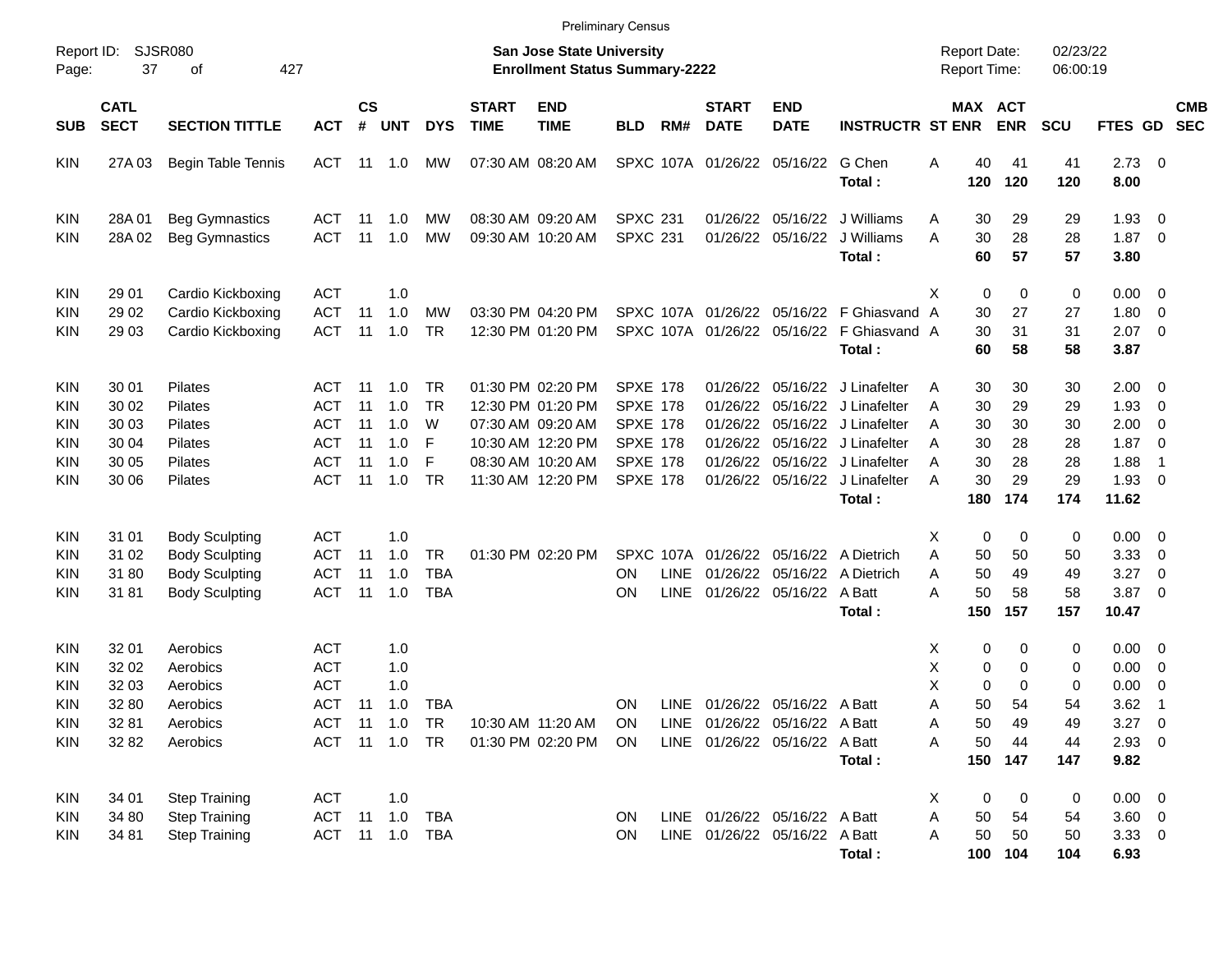Preliminary Census

Report ID: SJSR080

**San Jose State University**
**Enrollment Status Summary-2222**

Report Date: 02/23/22
Report Time: 06:00:19

| SUB | CATL SECT | SECTION TITTLE | ACT | CS # | UNT | DYS | START TIME | END TIME | BLD | RM# | START DATE | END DATE | INSTRUCTR | ST | MAX ENR | ACT ENR | SCU | FTES | GD | CMB SEC |
|---|---|---|---|---|---|---|---|---|---|---|---|---|---|---|---|---|---|---|---|---|
| KIN | 27A 03 | Begin Table Tennis | ACT | 11 | 1.0 | MW | 07:30 AM | 08:20 AM | SPXC | 107A | 01/26/22 | 05/16/22 | G Chen | A | 40 | 41 | 41 | 2.73 | 0 | |
| | | | | | | | | | | | | | **Total :** | | **120** | **120** | **120** | **8.00** | | |
| KIN | 28A 01 | Beg Gymnastics | ACT | 11 | 1.0 | MW | 08:30 AM | 09:20 AM | SPXC | 231 | 01/26/22 | 05/16/22 | J Williams | A | 30 | 29 | 29 | 1.93 | 0 | |
| KIN | 28A 02 | Beg Gymnastics | ACT | 11 | 1.0 | MW | 09:30 AM | 10:20 AM | SPXC | 231 | 01/26/22 | 05/16/22 | J Williams | A | 30 | 28 | 28 | 1.87 | 0 | |
| | | | | | | | | | | | | | **Total :** | | **60** | **57** | **57** | **3.80** | | |
| KIN | 29 01 | Cardio Kickboxing | ACT | | 1.0 | | | | | | | | | X | 0 | 0 | 0 | 0.00 | 0 | |
| KIN | 29 02 | Cardio Kickboxing | ACT | 11 | 1.0 | MW | 03:30 PM | 04:20 PM | SPXC | 107A | 01/26/22 | 05/16/22 | F Ghiasvand | A | 30 | 27 | 27 | 1.80 | 0 | |
| KIN | 29 03 | Cardio Kickboxing | ACT | 11 | 1.0 | TR | 12:30 PM | 01:20 PM | SPXC | 107A | 01/26/22 | 05/16/22 | F Ghiasvand | A | 30 | 31 | 31 | 2.07 | 0 | |
| | | | | | | | | | | | | | **Total :** | | **60** | **58** | **58** | **3.87** | | |
| KIN | 30 01 | Pilates | ACT | 11 | 1.0 | TR | 01:30 PM | 02:20 PM | SPXE | 178 | 01/26/22 | 05/16/22 | J Linafelter | A | 30 | 30 | 30 | 2.00 | 0 | |
| KIN | 30 02 | Pilates | ACT | 11 | 1.0 | TR | 12:30 PM | 01:20 PM | SPXE | 178 | 01/26/22 | 05/16/22 | J Linafelter | A | 30 | 29 | 29 | 1.93 | 0 | |
| KIN | 30 03 | Pilates | ACT | 11 | 1.0 | W | 07:30 AM | 09:20 AM | SPXE | 178 | 01/26/22 | 05/16/22 | J Linafelter | A | 30 | 30 | 30 | 2.00 | 0 | |
| KIN | 30 04 | Pilates | ACT | 11 | 1.0 | F | 10:30 AM | 12:20 PM | SPXE | 178 | 01/26/22 | 05/16/22 | J Linafelter | A | 30 | 28 | 28 | 1.87 | 0 | |
| KIN | 30 05 | Pilates | ACT | 11 | 1.0 | F | 08:30 AM | 10:20 AM | SPXE | 178 | 01/26/22 | 05/16/22 | J Linafelter | A | 30 | 28 | 28 | 1.88 | 1 | |
| KIN | 30 06 | Pilates | ACT | 11 | 1.0 | TR | 11:30 AM | 12:20 PM | SPXE | 178 | 01/26/22 | 05/16/22 | J Linafelter | A | 30 | 29 | 29 | 1.93 | 0 | |
| | | | | | | | | | | | | | **Total :** | | **180** | **174** | **174** | **11.62** | | |
| KIN | 31 01 | Body Sculpting | ACT | | 1.0 | | | | | | | | | X | 0 | 0 | 0 | 0.00 | 0 | |
| KIN | 31 02 | Body Sculpting | ACT | 11 | 1.0 | TR | 01:30 PM | 02:20 PM | SPXC | 107A | 01/26/22 | 05/16/22 | A Dietrich | A | 50 | 50 | 50 | 3.33 | 0 | |
| KIN | 31 80 | Body Sculpting | ACT | 11 | 1.0 | TBA | | | ON | LINE | 01/26/22 | 05/16/22 | A Dietrich | A | 50 | 49 | 49 | 3.27 | 0 | |
| KIN | 31 81 | Body Sculpting | ACT | 11 | 1.0 | TBA | | | ON | LINE | 01/26/22 | 05/16/22 | A Batt | A | 50 | 58 | 58 | 3.87 | 0 | |
| | | | | | | | | | | | | | **Total :** | | **150** | **157** | **157** | **10.47** | | |
| KIN | 32 01 | Aerobics | ACT | | 1.0 | | | | | | | | | X | 0 | 0 | 0 | 0.00 | 0 | |
| KIN | 32 02 | Aerobics | ACT | | 1.0 | | | | | | | | | X | 0 | 0 | 0 | 0.00 | 0 | |
| KIN | 32 03 | Aerobics | ACT | | 1.0 | | | | | | | | | X | 0 | 0 | 0 | 0.00 | 0 | |
| KIN | 32 80 | Aerobics | ACT | 11 | 1.0 | TBA | | | ON | LINE | 01/26/22 | 05/16/22 | A Batt | A | 50 | 54 | 54 | 3.62 | 1 | |
| KIN | 32 81 | Aerobics | ACT | 11 | 1.0 | TR | 10:30 AM | 11:20 AM | ON | LINE | 01/26/22 | 05/16/22 | A Batt | A | 50 | 49 | 49 | 3.27 | 0 | |
| KIN | 32 82 | Aerobics | ACT | 11 | 1.0 | TR | 01:30 PM | 02:20 PM | ON | LINE | 01/26/22 | 05/16/22 | A Batt | A | 50 | 44 | 44 | 2.93 | 0 | |
| | | | | | | | | | | | | | **Total :** | | **150** | **147** | **147** | **9.82** | | |
| KIN | 34 01 | Step Training | ACT | | 1.0 | | | | | | | | | X | 0 | 0 | 0 | 0.00 | 0 | |
| KIN | 34 80 | Step Training | ACT | 11 | 1.0 | TBA | | | ON | LINE | 01/26/22 | 05/16/22 | A Batt | A | 50 | 54 | 54 | 3.60 | 0 | |
| KIN | 34 81 | Step Training | ACT | 11 | 1.0 | TBA | | | ON | LINE | 01/26/22 | 05/16/22 | A Batt | A | 50 | 50 | 50 | 3.33 | 0 | |
| | | | | | | | | | | | | | **Total :** | | **100** | **104** | **104** | **6.93** | | |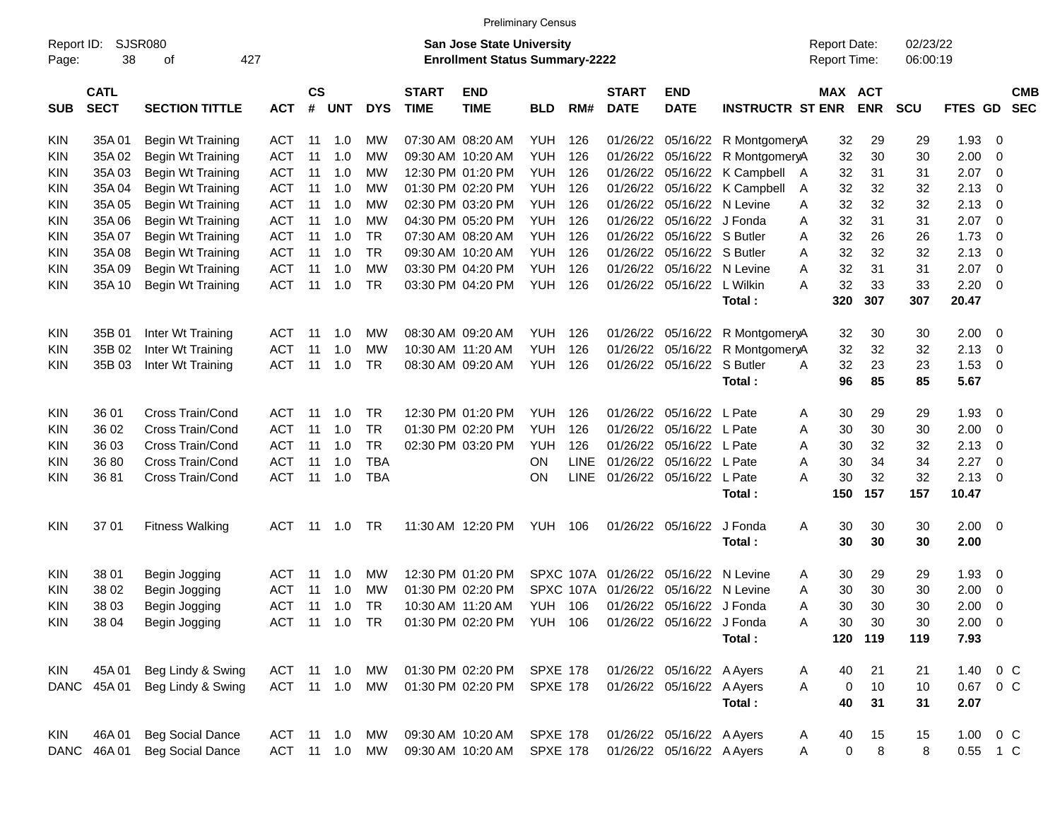Preliminary Census

Report ID: SJSR080
Page: 38 of 427

**San Jose State University**
**Enrollment Status Summary-2222**

Report Date: 02/23/22
Report Time: 06:00:19

| SUB | CATL SECT | SECTION TITTLE | ACT | CS # | UNT | DYS | START TIME | END TIME | BLD | RM# | START DATE | END DATE | INSTRUCTR | ST | MAX ENR | ACT ENR | SCU | FTES | GD | CMB SEC |
|---|---|---|---|---|---|---|---|---|---|---|---|---|---|---|---|---|---|---|---|---|
| KIN | 35A 01 | Begin Wt Training | ACT | 11 | 1.0 | MW | 07:30 AM | 08:20 AM | YUH | 126 | 01/26/22 | 05/16/22 | R Montgomery | A | 32 | 29 | 29 | 1.93 | 0 | |
| KIN | 35A 02 | Begin Wt Training | ACT | 11 | 1.0 | MW | 09:30 AM | 10:20 AM | YUH | 126 | 01/26/22 | 05/16/22 | R Montgomery | A | 32 | 30 | 30 | 2.00 | 0 | |
| KIN | 35A 03 | Begin Wt Training | ACT | 11 | 1.0 | MW | 12:30 PM | 01:20 PM | YUH | 126 | 01/26/22 | 05/16/22 | K Campbell | A | 32 | 31 | 31 | 2.07 | 0 | |
| KIN | 35A 04 | Begin Wt Training | ACT | 11 | 1.0 | MW | 01:30 PM | 02:20 PM | YUH | 126 | 01/26/22 | 05/16/22 | K Campbell | A | 32 | 32 | 32 | 2.13 | 0 | |
| KIN | 35A 05 | Begin Wt Training | ACT | 11 | 1.0 | MW | 02:30 PM | 03:20 PM | YUH | 126 | 01/26/22 | 05/16/22 | N Levine | A | 32 | 32 | 32 | 2.13 | 0 | |
| KIN | 35A 06 | Begin Wt Training | ACT | 11 | 1.0 | MW | 04:30 PM | 05:20 PM | YUH | 126 | 01/26/22 | 05/16/22 | J Fonda | A | 32 | 31 | 31 | 2.07 | 0 | |
| KIN | 35A 07 | Begin Wt Training | ACT | 11 | 1.0 | TR | 07:30 AM | 08:20 AM | YUH | 126 | 01/26/22 | 05/16/22 | S Butler | A | 32 | 26 | 26 | 1.73 | 0 | |
| KIN | 35A 08 | Begin Wt Training | ACT | 11 | 1.0 | TR | 09:30 AM | 10:20 AM | YUH | 126 | 01/26/22 | 05/16/22 | S Butler | A | 32 | 32 | 32 | 2.13 | 0 | |
| KIN | 35A 09 | Begin Wt Training | ACT | 11 | 1.0 | MW | 03:30 PM | 04:20 PM | YUH | 126 | 01/26/22 | 05/16/22 | N Levine | A | 32 | 31 | 31 | 2.07 | 0 | |
| KIN | 35A 10 | Begin Wt Training | ACT | 11 | 1.0 | TR | 03:30 PM | 04:20 PM | YUH | 126 | 01/26/22 | 05/16/22 | L Wilkin | A | 32 | 33 | 33 | 2.20 | 0 | |
| | | | | | | | | | | | | | **Total :** | | **320** | **307** | **307** | **20.47** | | |
| KIN | 35B 01 | Inter Wt Training | ACT | 11 | 1.0 | MW | 08:30 AM | 09:20 AM | YUH | 126 | 01/26/22 | 05/16/22 | R Montgomery | A | 32 | 30 | 30 | 2.00 | 0 | |
| KIN | 35B 02 | Inter Wt Training | ACT | 11 | 1.0 | MW | 10:30 AM | 11:20 AM | YUH | 126 | 01/26/22 | 05/16/22 | R Montgomery | A | 32 | 32 | 32 | 2.13 | 0 | |
| KIN | 35B 03 | Inter Wt Training | ACT | 11 | 1.0 | TR | 08:30 AM | 09:20 AM | YUH | 126 | 01/26/22 | 05/16/22 | S Butler | A | 32 | 23 | 23 | 1.53 | 0 | |
| | | | | | | | | | | | | | **Total :** | | **96** | **85** | **85** | **5.67** | | |
| KIN | 36 01 | Cross Train/Cond | ACT | 11 | 1.0 | TR | 12:30 PM | 01:20 PM | YUH | 126 | 01/26/22 | 05/16/22 | L Pate | A | 30 | 29 | 29 | 1.93 | 0 | |
| KIN | 36 02 | Cross Train/Cond | ACT | 11 | 1.0 | TR | 01:30 PM | 02:20 PM | YUH | 126 | 01/26/22 | 05/16/22 | L Pate | A | 30 | 30 | 30 | 2.00 | 0 | |
| KIN | 36 03 | Cross Train/Cond | ACT | 11 | 1.0 | TR | 02:30 PM | 03:20 PM | YUH | 126 | 01/26/22 | 05/16/22 | L Pate | A | 30 | 32 | 32 | 2.13 | 0 | |
| KIN | 36 80 | Cross Train/Cond | ACT | 11 | 1.0 | TBA | | | ON | LINE | 01/26/22 | 05/16/22 | L Pate | A | 30 | 34 | 34 | 2.27 | 0 | |
| KIN | 36 81 | Cross Train/Cond | ACT | 11 | 1.0 | TBA | | | ON | LINE | 01/26/22 | 05/16/22 | L Pate | A | 30 | 32 | 32 | 2.13 | 0 | |
| | | | | | | | | | | | | | **Total :** | | **150** | **157** | **157** | **10.47** | | |
| KIN | 37 01 | Fitness Walking | ACT | 11 | 1.0 | TR | 11:30 AM | 12:20 PM | YUH | 106 | 01/26/22 | 05/16/22 | J Fonda | A | 30 | 30 | 30 | 2.00 | 0 | |
| | | | | | | | | | | | | | **Total :** | | **30** | **30** | **30** | **2.00** | | |
| KIN | 38 01 | Begin Jogging | ACT | 11 | 1.0 | MW | 12:30 PM | 01:20 PM | SPXC | 107A | 01/26/22 | 05/16/22 | N Levine | A | 30 | 29 | 29 | 1.93 | 0 | |
| KIN | 38 02 | Begin Jogging | ACT | 11 | 1.0 | MW | 01:30 PM | 02:20 PM | SPXC | 107A | 01/26/22 | 05/16/22 | N Levine | A | 30 | 30 | 30 | 2.00 | 0 | |
| KIN | 38 03 | Begin Jogging | ACT | 11 | 1.0 | TR | 10:30 AM | 11:20 AM | YUH | 106 | 01/26/22 | 05/16/22 | J Fonda | A | 30 | 30 | 30 | 2.00 | 0 | |
| KIN | 38 04 | Begin Jogging | ACT | 11 | 1.0 | TR | 01:30 PM | 02:20 PM | YUH | 106 | 01/26/22 | 05/16/22 | J Fonda | A | 30 | 30 | 30 | 2.00 | 0 | |
| | | | | | | | | | | | | | **Total :** | | **120** | **119** | **119** | **7.93** | | |
| KIN | 45A 01 | Beg Lindy & Swing | ACT | 11 | 1.0 | MW | 01:30 PM | 02:20 PM | SPXE | 178 | 01/26/22 | 05/16/22 | A Ayers | A | 40 | 21 | 21 | 1.40 | 0 | C |
| DANC | 45A 01 | Beg Lindy & Swing | ACT | 11 | 1.0 | MW | 01:30 PM | 02:20 PM | SPXE | 178 | 01/26/22 | 05/16/22 | A Ayers | A | 0 | 10 | 10 | 0.67 | 0 | C |
| | | | | | | | | | | | | | **Total :** | | **40** | **31** | **31** | **2.07** | | |
| KIN | 46A 01 | Beg Social Dance | ACT | 11 | 1.0 | MW | 09:30 AM | 10:20 AM | SPXE | 178 | 01/26/22 | 05/16/22 | A Ayers | A | 40 | 15 | 15 | 1.00 | 0 | C |
| DANC | 46A 01 | Beg Social Dance | ACT | 11 | 1.0 | MW | 09:30 AM | 10:20 AM | SPXE | 178 | 01/26/22 | 05/16/22 | A Ayers | A | 0 | 8 | 8 | 0.55 | 1 | C |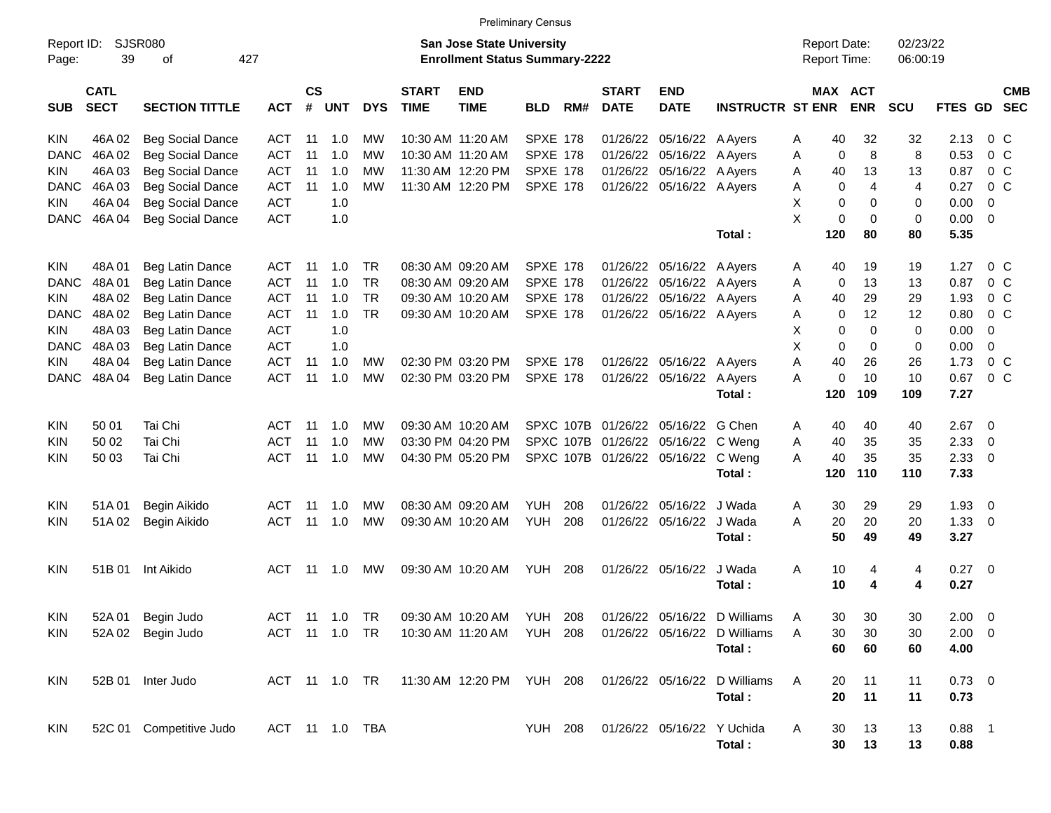Preliminary Census

Report ID: SJSR080

**San Jose State University**
**Enrollment Status Summary-2222**

Report Date: 02/23/22
Report Time: 06:00:19

| SUB | CATL SECT | SECTION TITTLE | ACT | CS # | UNT | DYS | START TIME | END TIME | BLD | RM# | START DATE | END DATE | INSTRUCTR | ST | MAX ENR | ACT ENR | SCU | FTES | GD | CMB SEC |
|---|---|---|---|---|---|---|---|---|---|---|---|---|---|---|---|---|---|---|---|---|
| KIN | 46A 02 | Beg Social Dance | ACT | 11 | 1.0 | MW | 10:30 AM | 11:20 AM | SPXE | 178 | 01/26/22 | 05/16/22 | A Ayers | A | 40 | 32 | 32 | 2.13 | 0 | C |
| DANC | 46A 02 | Beg Social Dance | ACT | 11 | 1.0 | MW | 10:30 AM | 11:20 AM | SPXE | 178 | 01/26/22 | 05/16/22 | A Ayers | A | 0 | 8 | 8 | 0.53 | 0 | C |
| KIN | 46A 03 | Beg Social Dance | ACT | 11 | 1.0 | MW | 11:30 AM | 12:20 PM | SPXE | 178 | 01/26/22 | 05/16/22 | A Ayers | A | 40 | 13 | 13 | 0.87 | 0 | C |
| DANC | 46A 03 | Beg Social Dance | ACT | 11 | 1.0 | MW | 11:30 AM | 12:20 PM | SPXE | 178 | 01/26/22 | 05/16/22 | A Ayers | A | 0 | 4 | 4 | 0.27 | 0 | C |
| KIN | 46A 04 | Beg Social Dance | ACT | | 1.0 | | | | | | | | | X | 0 | 0 | 0 | 0.00 | 0 | |
| DANC | 46A 04 | Beg Social Dance | ACT | | 1.0 | | | | | | | | | X | 0 | 0 | 0 | 0.00 | 0 | |
| | | | | | | | | | | | | | **Total :** | | **120** | **80** | **80** | **5.35** | | |
| KIN | 48A 01 | Beg Latin Dance | ACT | 11 | 1.0 | TR | 08:30 AM | 09:20 AM | SPXE | 178 | 01/26/22 | 05/16/22 | A Ayers | A | 40 | 19 | 19 | 1.27 | 0 | C |
| DANC | 48A 01 | Beg Latin Dance | ACT | 11 | 1.0 | TR | 08:30 AM | 09:20 AM | SPXE | 178 | 01/26/22 | 05/16/22 | A Ayers | A | 0 | 13 | 13 | 0.87 | 0 | C |
| KIN | 48A 02 | Beg Latin Dance | ACT | 11 | 1.0 | TR | 09:30 AM | 10:20 AM | SPXE | 178 | 01/26/22 | 05/16/22 | A Ayers | A | 40 | 29 | 29 | 1.93 | 0 | C |
| DANC | 48A 02 | Beg Latin Dance | ACT | 11 | 1.0 | TR | 09:30 AM | 10:20 AM | SPXE | 178 | 01/26/22 | 05/16/22 | A Ayers | A | 0 | 12 | 12 | 0.80 | 0 | C |
| KIN | 48A 03 | Beg Latin Dance | ACT | | 1.0 | | | | | | | | | X | 0 | 0 | 0 | 0.00 | 0 | |
| DANC | 48A 03 | Beg Latin Dance | ACT | | 1.0 | | | | | | | | | X | 0 | 0 | 0 | 0.00 | 0 | |
| KIN | 48A 04 | Beg Latin Dance | ACT | 11 | 1.0 | MW | 02:30 PM | 03:20 PM | SPXE | 178 | 01/26/22 | 05/16/22 | A Ayers | A | 40 | 26 | 26 | 1.73 | 0 | C |
| DANC | 48A 04 | Beg Latin Dance | ACT | 11 | 1.0 | MW | 02:30 PM | 03:20 PM | SPXE | 178 | 01/26/22 | 05/16/22 | A Ayers | A | 0 | 10 | 10 | 0.67 | 0 | C |
| | | | | | | | | | | | | | **Total :** | | **120** | **109** | **109** | **7.27** | | |
| KIN | 50 01 | Tai Chi | ACT | 11 | 1.0 | MW | 09:30 AM | 10:20 AM | SPXC | 107B | 01/26/22 | 05/16/22 | G Chen | A | 40 | 40 | 40 | 2.67 | 0 | |
| KIN | 50 02 | Tai Chi | ACT | 11 | 1.0 | MW | 03:30 PM | 04:20 PM | SPXC | 107B | 01/26/22 | 05/16/22 | C Weng | A | 40 | 35 | 35 | 2.33 | 0 | |
| KIN | 50 03 | Tai Chi | ACT | 11 | 1.0 | MW | 04:30 PM | 05:20 PM | SPXC | 107B | 01/26/22 | 05/16/22 | C Weng | A | 40 | 35 | 35 | 2.33 | 0 | |
| | | | | | | | | | | | | | **Total :** | | **120** | **110** | **110** | **7.33** | | |
| KIN | 51A 01 | Begin Aikido | ACT | 11 | 1.0 | MW | 08:30 AM | 09:20 AM | YUH | 208 | 01/26/22 | 05/16/22 | J Wada | A | 30 | 29 | 29 | 1.93 | 0 | |
| KIN | 51A 02 | Begin Aikido | ACT | 11 | 1.0 | MW | 09:30 AM | 10:20 AM | YUH | 208 | 01/26/22 | 05/16/22 | J Wada | A | 20 | 20 | 20 | 1.33 | 0 | |
| | | | | | | | | | | | | | **Total :** | | **50** | **49** | **49** | **3.27** | | |
| KIN | 51B 01 | Int Aikido | ACT | 11 | 1.0 | MW | 09:30 AM | 10:20 AM | YUH | 208 | 01/26/22 | 05/16/22 | J Wada | A | 10 | 4 | 4 | 0.27 | 0 | |
| | | | | | | | | | | | | | **Total :** | | **10** | **4** | **4** | **0.27** | | |
| KIN | 52A 01 | Begin Judo | ACT | 11 | 1.0 | TR | 09:30 AM | 10:20 AM | YUH | 208 | 01/26/22 | 05/16/22 | D Williams | A | 30 | 30 | 30 | 2.00 | 0 | |
| KIN | 52A 02 | Begin Judo | ACT | 11 | 1.0 | TR | 10:30 AM | 11:20 AM | YUH | 208 | 01/26/22 | 05/16/22 | D Williams | A | 30 | 30 | 30 | 2.00 | 0 | |
| | | | | | | | | | | | | | **Total :** | | **60** | **60** | **60** | **4.00** | | |
| KIN | 52B 01 | Inter Judo | ACT | 11 | 1.0 | TR | 11:30 AM | 12:20 PM | YUH | 208 | 01/26/22 | 05/16/22 | D Williams | A | 20 | 11 | 11 | 0.73 | 0 | |
| | | | | | | | | | | | | | **Total :** | | **20** | **11** | **11** | **0.73** | | |
| KIN | 52C 01 | Competitive Judo | ACT | 11 | 1.0 | TBA | | | YUH | 208 | 01/26/22 | 05/16/22 | Y Uchida | A | 30 | 13 | 13 | 0.88 | 1 | |
| | | | | | | | | | | | | | **Total :** | | **30** | **13** | **13** | **0.88** | | |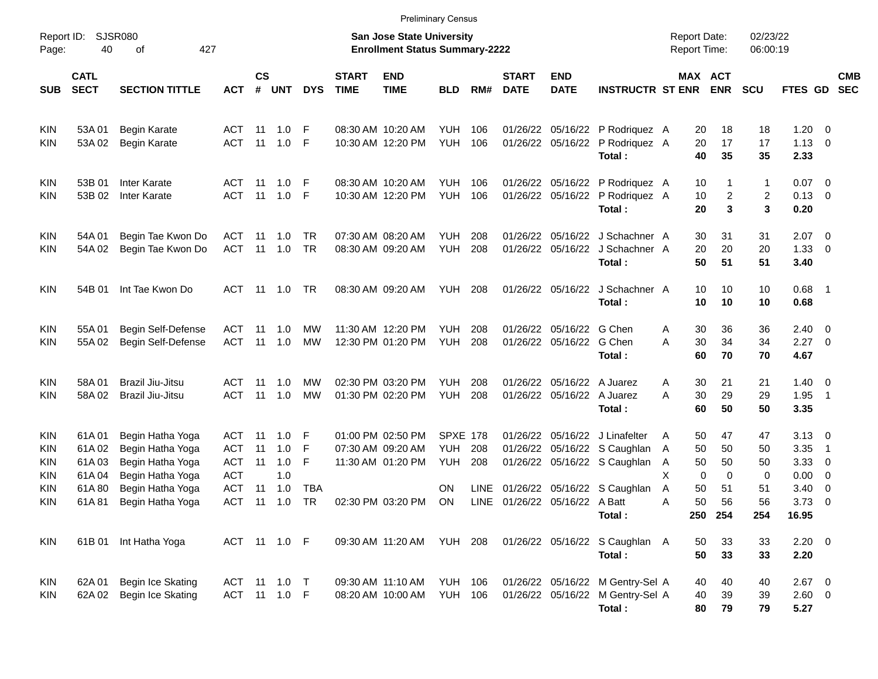Preliminary Census

Report ID: SJSR080

**San Jose State University**
**Enrollment Status Summary-2222**

Report Date: 02/23/22
Report Time: 06:00:19

| SUB | CATL SECT | SECTION TITTLE | ACT | CS # | UNT | DYS | START TIME | END TIME | BLD | RM# | START DATE | END DATE | INSTRUCTR | ST | MAX ENR | ACT ENR | SCU | FTES | GD | CMB SEC |
|---|---|---|---|---|---|---|---|---|---|---|---|---|---|---|---|---|---|---|---|---|
| KIN | 53A 01 | Begin Karate | ACT | 11 | 1.0 | F | 08:30 AM | 10:20 AM | YUH | 106 | 01/26/22 | 05/16/22 | P Rodriquez | A | 20 | 18 | 18 | 1.20 | 0 | |
| KIN | 53A 02 | Begin Karate | ACT | 11 | 1.0 | F | 10:30 AM | 12:20 PM | YUH | 106 | 01/26/22 | 05/16/22 | P Rodriquez | A | 20 | 17 | 17 | 1.13 | 0 | |
| | | | | | | | | | | | | | **Total :** | | **40** | **35** | **35** | **2.33** | | |
| KIN | 53B 01 | Inter Karate | ACT | 11 | 1.0 | F | 08:30 AM | 10:20 AM | YUH | 106 | 01/26/22 | 05/16/22 | P Rodriquez | A | 10 | 1 | 1 | 0.07 | 0 | |
| KIN | 53B 02 | Inter Karate | ACT | 11 | 1.0 | F | 10:30 AM | 12:20 PM | YUH | 106 | 01/26/22 | 05/16/22 | P Rodriquez | A | 10 | 2 | 2 | 0.13 | 0 | |
| | | | | | | | | | | | | | **Total :** | | **20** | **3** | **3** | **0.20** | | |
| KIN | 54A 01 | Begin Tae Kwon Do | ACT | 11 | 1.0 | TR | 07:30 AM | 08:20 AM | YUH | 208 | 01/26/22 | 05/16/22 | J Schachner | A | 30 | 31 | 31 | 2.07 | 0 | |
| KIN | 54A 02 | Begin Tae Kwon Do | ACT | 11 | 1.0 | TR | 08:30 AM | 09:20 AM | YUH | 208 | 01/26/22 | 05/16/22 | J Schachner | A | 20 | 20 | 20 | 1.33 | 0 | |
| | | | | | | | | | | | | | **Total :** | | **50** | **51** | **51** | **3.40** | | |
| KIN | 54B 01 | Int Tae Kwon Do | ACT | 11 | 1.0 | TR | 08:30 AM | 09:20 AM | YUH | 208 | 01/26/22 | 05/16/22 | J Schachner | A | 10 | 10 | 10 | 0.68 | 1 | |
| | | | | | | | | | | | | | **Total :** | | **10** | **10** | **10** | **0.68** | | |
| KIN | 55A 01 | Begin Self-Defense | ACT | 11 | 1.0 | MW | 11:30 AM | 12:20 PM | YUH | 208 | 01/26/22 | 05/16/22 | G Chen | A | 30 | 36 | 36 | 2.40 | 0 | |
| KIN | 55A 02 | Begin Self-Defense | ACT | 11 | 1.0 | MW | 12:30 PM | 01:20 PM | YUH | 208 | 01/26/22 | 05/16/22 | G Chen | A | 30 | 34 | 34 | 2.27 | 0 | |
| | | | | | | | | | | | | | **Total :** | | **60** | **70** | **70** | **4.67** | | |
| KIN | 58A 01 | Brazil Jiu-Jitsu | ACT | 11 | 1.0 | MW | 02:30 PM | 03:20 PM | YUH | 208 | 01/26/22 | 05/16/22 | A Juarez | A | 30 | 21 | 21 | 1.40 | 0 | |
| KIN | 58A 02 | Brazil Jiu-Jitsu | ACT | 11 | 1.0 | MW | 01:30 PM | 02:20 PM | YUH | 208 | 01/26/22 | 05/16/22 | A Juarez | A | 30 | 29 | 29 | 1.95 | 1 | |
| | | | | | | | | | | | | | **Total :** | | **60** | **50** | **50** | **3.35** | | |
| KIN | 61A 01 | Begin Hatha Yoga | ACT | 11 | 1.0 | F | 01:00 PM | 02:50 PM | SPXE | 178 | 01/26/22 | 05/16/22 | J Linafelter | A | 50 | 47 | 47 | 3.13 | 0 | |
| KIN | 61A 02 | Begin Hatha Yoga | ACT | 11 | 1.0 | F | 07:30 AM | 09:20 AM | YUH | 208 | 01/26/22 | 05/16/22 | S Caughlan | A | 50 | 50 | 50 | 3.35 | 1 | |
| KIN | 61A 03 | Begin Hatha Yoga | ACT | 11 | 1.0 | F | 11:30 AM | 01:20 PM | YUH | 208 | 01/26/22 | 05/16/22 | S Caughlan | A | 50 | 50 | 50 | 3.33 | 0 | |
| KIN | 61A 04 | Begin Hatha Yoga | ACT | | 1.0 | | | | | | | | | X | 0 | 0 | 0 | 0.00 | 0 | |
| KIN | 61A 80 | Begin Hatha Yoga | ACT | 11 | 1.0 | TBA | | | ON | LINE | 01/26/22 | 05/16/22 | S Caughlan | A | 50 | 51 | 51 | 3.40 | 0 | |
| KIN | 61A 81 | Begin Hatha Yoga | ACT | 11 | 1.0 | TR | 02:30 PM | 03:20 PM | ON | LINE | 01/26/22 | 05/16/22 | A Batt | A | 50 | 56 | 56 | 3.73 | 0 | |
| | | | | | | | | | | | | | **Total :** | | **250** | **254** | **254** | **16.95** | | |
| KIN | 61B 01 | Int Hatha Yoga | ACT | 11 | 1.0 | F | 09:30 AM | 11:20 AM | YUH | 208 | 01/26/22 | 05/16/22 | S Caughlan | A | 50 | 33 | 33 | 2.20 | 0 | |
| | | | | | | | | | | | | | **Total :** | | **50** | **33** | **33** | **2.20** | | |
| KIN | 62A 01 | Begin Ice Skating | ACT | 11 | 1.0 | T | 09:30 AM | 11:10 AM | YUH | 106 | 01/26/22 | 05/16/22 | M Gentry-Sel | A | 40 | 40 | 40 | 2.67 | 0 | |
| KIN | 62A 02 | Begin Ice Skating | ACT | 11 | 1.0 | F | 08:20 AM | 10:00 AM | YUH | 106 | 01/26/22 | 05/16/22 | M Gentry-Sel | A | 40 | 39 | 39 | 2.60 | 0 | |
| | | | | | | | | | | | | | **Total :** | | **80** | **79** | **79** | **5.27** | | |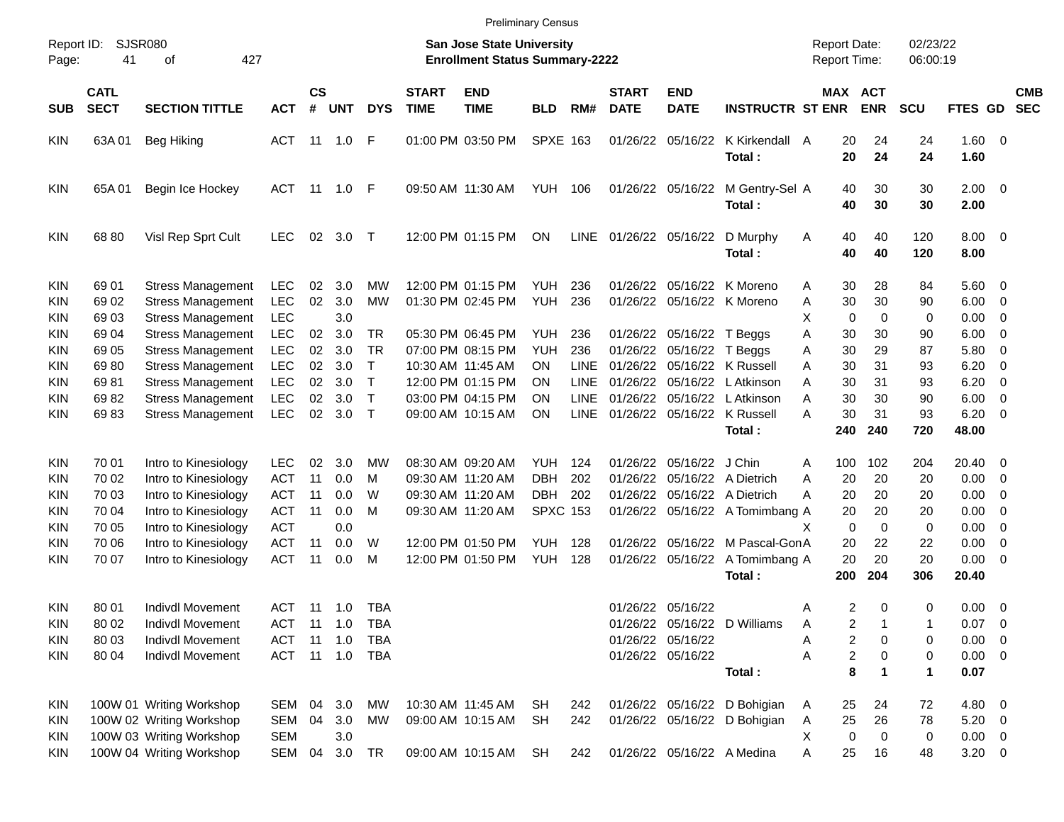Preliminary Census

Report ID: SJSR080
Page: 41 of 427

**San Jose State University**
**Enrollment Status Summary-2222**

Report Date: 02/23/22
Report Time: 06:00:19

| SUB | CATL SECT | SECTION TITTLE | ACT | CS # | UNT | DYS | START TIME | END TIME | BLD | RM# | START DATE | END DATE | INSTRUCTR | ST | MAX ENR | ACT ENR | SCU | FTES | GD | CMB SEC |
|---|---|---|---|---|---|---|---|---|---|---|---|---|---|---|---|---|---|---|---|---|
| KIN | 63A 01 | Beg Hiking | ACT | 11 | 1.0 | F | 01:00 PM | 03:50 PM | SPXE | 163 | 01/26/22 | 05/16/22 | K Kirkendall | A | 20 | 24 | 24 | 1.60 | 0 | |
| | | | | | | | | | | | | | **Total :** | | **20** | **24** | **24** | **1.60** | | |
| KIN | 65A 01 | Begin Ice Hockey | ACT | 11 | 1.0 | F | 09:50 AM | 11:30 AM | YUH | 106 | 01/26/22 | 05/16/22 | M Gentry-Sel | A | 40 | 30 | 30 | 2.00 | 0 | |
| | | | | | | | | | | | | | **Total :** | | **40** | **30** | **30** | **2.00** | | |
| KIN | 68 80 | Visl Rep Sprt Cult | LEC | 02 | 3.0 | T | 12:00 PM | 01:15 PM | ON | LINE | 01/26/22 | 05/16/22 | D Murphy | A | 40 | 40 | 120 | 8.00 | 0 | |
| | | | | | | | | | | | | | **Total :** | | **40** | **40** | **120** | **8.00** | | |
| KIN | 69 01 | Stress Management | LEC | 02 | 3.0 | MW | 12:00 PM | 01:15 PM | YUH | 236 | 01/26/22 | 05/16/22 | K Moreno | A | 30 | 28 | 84 | 5.60 | 0 | |
| KIN | 69 02 | Stress Management | LEC | 02 | 3.0 | MW | 01:30 PM | 02:45 PM | YUH | 236 | 01/26/22 | 05/16/22 | K Moreno | A | 30 | 30 | 90 | 6.00 | 0 | |
| KIN | 69 03 | Stress Management | LEC | | 3.0 | | | | | | | | | X | 0 | 0 | 0 | 0.00 | 0 | |
| KIN | 69 04 | Stress Management | LEC | 02 | 3.0 | TR | 05:30 PM | 06:45 PM | YUH | 236 | 01/26/22 | 05/16/22 | T Beggs | A | 30 | 30 | 90 | 6.00 | 0 | |
| KIN | 69 05 | Stress Management | LEC | 02 | 3.0 | TR | 07:00 PM | 08:15 PM | YUH | 236 | 01/26/22 | 05/16/22 | T Beggs | A | 30 | 29 | 87 | 5.80 | 0 | |
| KIN | 69 80 | Stress Management | LEC | 02 | 3.0 | T | 10:30 AM | 11:45 AM | ON | LINE | 01/26/22 | 05/16/22 | K Russell | A | 30 | 31 | 93 | 6.20 | 0 | |
| KIN | 69 81 | Stress Management | LEC | 02 | 3.0 | T | 12:00 PM | 01:15 PM | ON | LINE | 01/26/22 | 05/16/22 | L Atkinson | A | 30 | 31 | 93 | 6.20 | 0 | |
| KIN | 69 82 | Stress Management | LEC | 02 | 3.0 | T | 03:00 PM | 04:15 PM | ON | LINE | 01/26/22 | 05/16/22 | L Atkinson | A | 30 | 30 | 90 | 6.00 | 0 | |
| KIN | 69 83 | Stress Management | LEC | 02 | 3.0 | T | 09:00 AM | 10:15 AM | ON | LINE | 01/26/22 | 05/16/22 | K Russell | A | 30 | 31 | 93 | 6.20 | 0 | |
| | | | | | | | | | | | | | **Total :** | | **240** | **240** | **720** | **48.00** | | |
| KIN | 70 01 | Intro to Kinesiology | LEC | 02 | 3.0 | MW | 08:30 AM | 09:20 AM | YUH | 124 | 01/26/22 | 05/16/22 | J Chin | A | 100 | 102 | 204 | 20.40 | 0 | |
| KIN | 70 02 | Intro to Kinesiology | ACT | 11 | 0.0 | M | 09:30 AM | 11:20 AM | DBH | 202 | 01/26/22 | 05/16/22 | A Dietrich | A | 20 | 20 | 20 | 0.00 | 0 | |
| KIN | 70 03 | Intro to Kinesiology | ACT | 11 | 0.0 | W | 09:30 AM | 11:20 AM | DBH | 202 | 01/26/22 | 05/16/22 | A Dietrich | A | 20 | 20 | 20 | 0.00 | 0 | |
| KIN | 70 04 | Intro to Kinesiology | ACT | 11 | 0.0 | M | 09:30 AM | 11:20 AM | SPXC | 153 | 01/26/22 | 05/16/22 | A Tomimbang | A | 20 | 20 | 20 | 0.00 | 0 | |
| KIN | 70 05 | Intro to Kinesiology | ACT | | 0.0 | | | | | | | | | X | 0 | 0 | 0 | 0.00 | 0 | |
| KIN | 70 06 | Intro to Kinesiology | ACT | 11 | 0.0 | W | 12:00 PM | 01:50 PM | YUH | 128 | 01/26/22 | 05/16/22 | M Pascal-Gon | A | 20 | 22 | 22 | 0.00 | 0 | |
| KIN | 70 07 | Intro to Kinesiology | ACT | 11 | 0.0 | M | 12:00 PM | 01:50 PM | YUH | 128 | 01/26/22 | 05/16/22 | A Tomimbang | A | 20 | 20 | 20 | 0.00 | 0 | |
| | | | | | | | | | | | | | **Total :** | | **200** | **204** | **306** | **20.40** | | |
| KIN | 80 01 | Indivdl Movement | ACT | 11 | 1.0 | TBA | | | | | 01/26/22 | 05/16/22 | | A | 2 | 0 | 0 | 0.00 | 0 | |
| KIN | 80 02 | Indivdl Movement | ACT | 11 | 1.0 | TBA | | | | | 01/26/22 | 05/16/22 | D Williams | A | 2 | 1 | 1 | 0.07 | 0 | |
| KIN | 80 03 | Indivdl Movement | ACT | 11 | 1.0 | TBA | | | | | 01/26/22 | 05/16/22 | | A | 2 | 0 | 0 | 0.00 | 0 | |
| KIN | 80 04 | Indivdl Movement | ACT | 11 | 1.0 | TBA | | | | | 01/26/22 | 05/16/22 | | A | 2 | 0 | 0 | 0.00 | 0 | |
| | | | | | | | | | | | | | **Total :** | | **8** | **1** | **1** | **0.07** | | |
| KIN | 100W 01 | Writing Workshop | SEM | 04 | 3.0 | MW | 10:30 AM | 11:45 AM | SH | 242 | 01/26/22 | 05/16/22 | D Bohigian | A | 25 | 24 | 72 | 4.80 | 0 | |
| KIN | 100W 02 | Writing Workshop | SEM | 04 | 3.0 | MW | 09:00 AM | 10:15 AM | SH | 242 | 01/26/22 | 05/16/22 | D Bohigian | A | 25 | 26 | 78 | 5.20 | 0 | |
| KIN | 100W 03 | Writing Workshop | SEM | | 3.0 | | | | | | | | | X | 0 | 0 | 0 | 0.00 | 0 | |
| KIN | 100W 04 | Writing Workshop | SEM | 04 | 3.0 | TR | 09:00 AM | 10:15 AM | SH | 242 | 01/26/22 | 05/16/22 | A Medina | A | 25 | 16 | 48 | 3.20 | 0 | |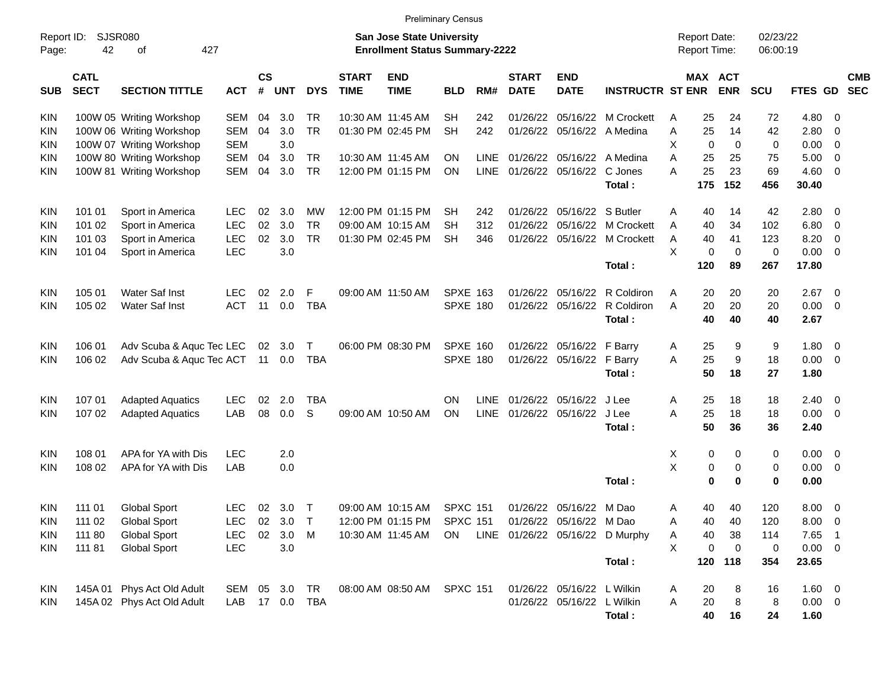Preliminary Census

Report ID: SJSR080
Page: 42 of 427

**San Jose State University**
**Enrollment Status Summary-2222**

Report Date: 02/23/22
Report Time: 06:00:19

| SUB | CATL SECT | SECTION TITTLE | ACT | CS # | UNT | DYS | START TIME | END TIME | BLD | RM# | START DATE | END DATE | INSTRUCTR | ST | MAX ENR | ACT ENR | SCU | FTES | GD | CMB SEC |
|---|---|---|---|---|---|---|---|---|---|---|---|---|---|---|---|---|---|---|---|---|
| KIN | 100W 05 | Writing Workshop | SEM | 04 | 3.0 | TR | 10:30 AM | 11:45 AM | SH | 242 | 01/26/22 | 05/16/22 | M Crockett | A | 25 | 24 | 72 | 4.80 | 0 | |
| KIN | 100W 06 | Writing Workshop | SEM | 04 | 3.0 | TR | 01:30 PM | 02:45 PM | SH | 242 | 01/26/22 | 05/16/22 | A Medina | A | 25 | 14 | 42 | 2.80 | 0 | |
| KIN | 100W 07 | Writing Workshop | SEM | | 3.0 | | | | | | | | | X | 0 | 0 | 0 | 0.00 | 0 | |
| KIN | 100W 80 | Writing Workshop | SEM | 04 | 3.0 | TR | 10:30 AM | 11:45 AM | ON | LINE | 01/26/22 | 05/16/22 | A Medina | A | 25 | 25 | 75 | 5.00 | 0 | |
| KIN | 100W 81 | Writing Workshop | SEM | 04 | 3.0 | TR | 12:00 PM | 01:15 PM | ON | LINE | 01/26/22 | 05/16/22 | C Jones | A | 25 | 23 | 69 | 4.60 | 0 | |
| | | | | | | | | | | | | | **Total :** | | **175** | **152** | **456** | **30.40** | | |
| KIN | 101 01 | Sport in America | LEC | 02 | 3.0 | MW | 12:00 PM | 01:15 PM | SH | 242 | 01/26/22 | 05/16/22 | S Butler | A | 40 | 14 | 42 | 2.80 | 0 | |
| KIN | 101 02 | Sport in America | LEC | 02 | 3.0 | TR | 09:00 AM | 10:15 AM | SH | 312 | 01/26/22 | 05/16/22 | M Crockett | A | 40 | 34 | 102 | 6.80 | 0 | |
| KIN | 101 03 | Sport in America | LEC | 02 | 3.0 | TR | 01:30 PM | 02:45 PM | SH | 346 | 01/26/22 | 05/16/22 | M Crockett | A | 40 | 41 | 123 | 8.20 | 0 | |
| KIN | 101 04 | Sport in America | LEC | | 3.0 | | | | | | | | | X | 0 | 0 | 0 | 0.00 | 0 | |
| | | | | | | | | | | | | | **Total :** | | **120** | **89** | **267** | **17.80** | | |
| KIN | 105 01 | Water Saf Inst | LEC | 02 | 2.0 | F | 09:00 AM | 11:50 AM | SPXE | 163 | 01/26/22 | 05/16/22 | R Coldiron | A | 20 | 20 | 20 | 2.67 | 0 | |
| KIN | 105 02 | Water Saf Inst | ACT | 11 | 0.0 | TBA | | | SPXE | 180 | 01/26/22 | 05/16/22 | R Coldiron | A | 20 | 20 | 20 | 0.00 | 0 | |
| | | | | | | | | | | | | | **Total :** | | **40** | **40** | **40** | **2.67** | | |
| KIN | 106 01 | Adv Scuba & Aquc Tec | LEC | 02 | 3.0 | T | 06:00 PM | 08:30 PM | SPXE | 160 | 01/26/22 | 05/16/22 | F Barry | A | 25 | 9 | 9 | 1.80 | 0 | |
| KIN | 106 02 | Adv Scuba & Aquc Tec | ACT | 11 | 0.0 | TBA | | | SPXE | 180 | 01/26/22 | 05/16/22 | F Barry | A | 25 | 9 | 18 | 0.00 | 0 | |
| | | | | | | | | | | | | | **Total :** | | **50** | **18** | **27** | **1.80** | | |
| KIN | 107 01 | Adapted Aquatics | LEC | 02 | 2.0 | TBA | | | ON | LINE | 01/26/22 | 05/16/22 | J Lee | A | 25 | 18 | 18 | 2.40 | 0 | |
| KIN | 107 02 | Adapted Aquatics | LAB | 08 | 0.0 | S | 09:00 AM | 10:50 AM | ON | LINE | 01/26/22 | 05/16/22 | J Lee | A | 25 | 18 | 18 | 0.00 | 0 | |
| | | | | | | | | | | | | | **Total :** | | **50** | **36** | **36** | **2.40** | | |
| KIN | 108 01 | APA for YA with Dis | LEC | | 2.0 | | | | | | | | | X | 0 | 0 | 0 | 0.00 | 0 | |
| KIN | 108 02 | APA for YA with Dis | LAB | | 0.0 | | | | | | | | | X | 0 | 0 | 0 | 0.00 | 0 | |
| | | | | | | | | | | | | | **Total :** | | **0** | **0** | **0** | **0.00** | | |
| KIN | 111 01 | Global Sport | LEC | 02 | 3.0 | T | 09:00 AM | 10:15 AM | SPXC | 151 | 01/26/22 | 05/16/22 | M Dao | A | 40 | 40 | 120 | 8.00 | 0 | |
| KIN | 111 02 | Global Sport | LEC | 02 | 3.0 | T | 12:00 PM | 01:15 PM | SPXC | 151 | 01/26/22 | 05/16/22 | M Dao | A | 40 | 40 | 120 | 8.00 | 0 | |
| KIN | 111 80 | Global Sport | LEC | 02 | 3.0 | M | 10:30 AM | 11:45 AM | ON | LINE | 01/26/22 | 05/16/22 | D Murphy | A | 40 | 38 | 114 | 7.65 | 1 | |
| KIN | 111 81 | Global Sport | LEC | | 3.0 | | | | | | | | | X | 0 | 0 | 0 | 0.00 | 0 | |
| | | | | | | | | | | | | | **Total :** | | **120** | **118** | **354** | **23.65** | | |
| KIN | 145A 01 | Phys Act Old Adult | SEM | 05 | 3.0 | TR | 08:00 AM | 08:50 AM | SPXC | 151 | 01/26/22 | 05/16/22 | L Wilkin | A | 20 | 8 | 16 | 1.60 | 0 | |
| KIN | 145A 02 | Phys Act Old Adult | LAB | 17 | 0.0 | TBA | | | | | 01/26/22 | 05/16/22 | L Wilkin | A | 20 | 8 | 8 | 0.00 | 0 | |
| | | | | | | | | | | | | | **Total :** | | **40** | **16** | **24** | **1.60** | | |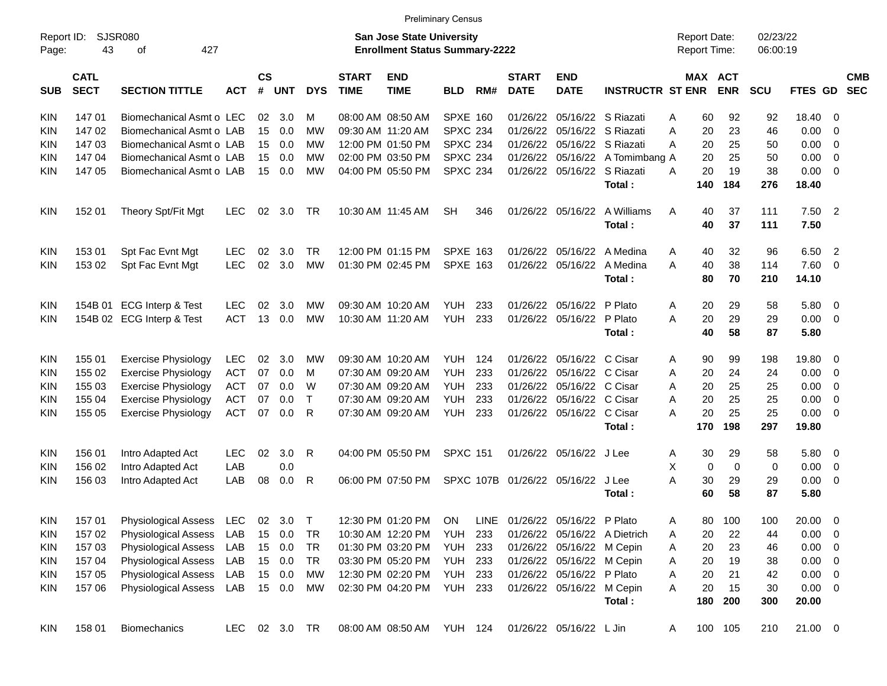Preliminary Census

Report ID: SJSR080
Page: 43 of 427

**San Jose State University**
**Enrollment Status Summary-2222**

Report Date: 02/23/22
Report Time: 06:00:19

| SUB | CATL SECT | SECTION TITTLE | ACT | CS # | UNT | DYS | START TIME | END TIME | BLD | RM# | START DATE | END DATE | INSTRUCTR | ST | MAX ENR | ACT ENR | SCU | FTES | GD | CMB SEC |
|---|---|---|---|---|---|---|---|---|---|---|---|---|---|---|---|---|---|---|---|---|
| KIN | 147 01 | Biomechanical Asmt o | LEC | 02 | 3.0 | M | 08:00 AM | 08:50 AM | SPXE | 160 | 01/26/22 | 05/16/22 | S Riazati | A | 60 | 92 | 92 | 18.40 | 0 | |
| KIN | 147 02 | Biomechanical Asmt o | LAB | 15 | 0.0 | MW | 09:30 AM | 11:20 AM | SPXC | 234 | 01/26/22 | 05/16/22 | S Riazati | A | 20 | 23 | 46 | 0.00 | 0 | |
| KIN | 147 03 | Biomechanical Asmt o | LAB | 15 | 0.0 | MW | 12:00 PM | 01:50 PM | SPXC | 234 | 01/26/22 | 05/16/22 | S Riazati | A | 20 | 25 | 50 | 0.00 | 0 | |
| KIN | 147 04 | Biomechanical Asmt o | LAB | 15 | 0.0 | MW | 02:00 PM | 03:50 PM | SPXC | 234 | 01/26/22 | 05/16/22 | A Tomimbang | A | 20 | 25 | 50 | 0.00 | 0 | |
| KIN | 147 05 | Biomechanical Asmt o | LAB | 15 | 0.0 | MW | 04:00 PM | 05:50 PM | SPXC | 234 | 01/26/22 | 05/16/22 | S Riazati | A | 20 | 19 | 38 | 0.00 | 0 | |
| | | | | | | | | | | | | | **Total :** | | **140** | **184** | **276** | **18.40** | | |
| KIN | 152 01 | Theory Spt/Fit Mgt | LEC | 02 | 3.0 | TR | 10:30 AM | 11:45 AM | SH | 346 | 01/26/22 | 05/16/22 | A Williams | A | 40 | 37 | 111 | 7.50 | 2 | |
| | | | | | | | | | | | | | **Total :** | | **40** | **37** | **111** | **7.50** | | |
| KIN | 153 01 | Spt Fac Evnt Mgt | LEC | 02 | 3.0 | TR | 12:00 PM | 01:15 PM | SPXE | 163 | 01/26/22 | 05/16/22 | A Medina | A | 40 | 32 | 96 | 6.50 | 2 | |
| KIN | 153 02 | Spt Fac Evnt Mgt | LEC | 02 | 3.0 | MW | 01:30 PM | 02:45 PM | SPXE | 163 | 01/26/22 | 05/16/22 | A Medina | A | 40 | 38 | 114 | 7.60 | 0 | |
| | | | | | | | | | | | | | **Total :** | | **80** | **70** | **210** | **14.10** | | |
| KIN | 154B 01 | ECG Interp & Test | LEC | 02 | 3.0 | MW | 09:30 AM | 10:20 AM | YUH | 233 | 01/26/22 | 05/16/22 | P Plato | A | 20 | 29 | 58 | 5.80 | 0 | |
| KIN | 154B 02 | ECG Interp & Test | ACT | 13 | 0.0 | MW | 10:30 AM | 11:20 AM | YUH | 233 | 01/26/22 | 05/16/22 | P Plato | A | 20 | 29 | 29 | 0.00 | 0 | |
| | | | | | | | | | | | | | **Total :** | | **40** | **58** | **87** | **5.80** | | |
| KIN | 155 01 | Exercise Physiology | LEC | 02 | 3.0 | MW | 09:30 AM | 10:20 AM | YUH | 124 | 01/26/22 | 05/16/22 | C Cisar | A | 90 | 99 | 198 | 19.80 | 0 | |
| KIN | 155 02 | Exercise Physiology | ACT | 07 | 0.0 | M | 07:30 AM | 09:20 AM | YUH | 233 | 01/26/22 | 05/16/22 | C Cisar | A | 20 | 24 | 24 | 0.00 | 0 | |
| KIN | 155 03 | Exercise Physiology | ACT | 07 | 0.0 | W | 07:30 AM | 09:20 AM | YUH | 233 | 01/26/22 | 05/16/22 | C Cisar | A | 20 | 25 | 25 | 0.00 | 0 | |
| KIN | 155 04 | Exercise Physiology | ACT | 07 | 0.0 | T | 07:30 AM | 09:20 AM | YUH | 233 | 01/26/22 | 05/16/22 | C Cisar | A | 20 | 25 | 25 | 0.00 | 0 | |
| KIN | 155 05 | Exercise Physiology | ACT | 07 | 0.0 | R | 07:30 AM | 09:20 AM | YUH | 233 | 01/26/22 | 05/16/22 | C Cisar | A | 20 | 25 | 25 | 0.00 | 0 | |
| | | | | | | | | | | | | | **Total :** | | **170** | **198** | **297** | **19.80** | | |
| KIN | 156 01 | Intro Adapted Act | LEC | 02 | 3.0 | R | 04:00 PM | 05:50 PM | SPXC | 151 | 01/26/22 | 05/16/22 | J Lee | A | 30 | 29 | 58 | 5.80 | 0 | |
| KIN | 156 02 | Intro Adapted Act | LAB | | 0.0 | | | | | | | | | X | 0 | 0 | 0 | 0.00 | 0 | |
| KIN | 156 03 | Intro Adapted Act | LAB | 08 | 0.0 | R | 06:00 PM | 07:50 PM | SPXC | 107B | 01/26/22 | 05/16/22 | J Lee | A | 30 | 29 | 29 | 0.00 | 0 | |
| | | | | | | | | | | | | | **Total :** | | **60** | **58** | **87** | **5.80** | | |
| KIN | 157 01 | Physiological Assess | LEC | 02 | 3.0 | T | 12:30 PM | 01:20 PM | ON | LINE | 01/26/22 | 05/16/22 | P Plato | A | 80 | 100 | 100 | 20.00 | 0 | |
| KIN | 157 02 | Physiological Assess | LAB | 15 | 0.0 | TR | 10:30 AM | 12:20 PM | YUH | 233 | 01/26/22 | 05/16/22 | A Dietrich | A | 20 | 22 | 44 | 0.00 | 0 | |
| KIN | 157 03 | Physiological Assess | LAB | 15 | 0.0 | TR | 01:30 PM | 03:20 PM | YUH | 233 | 01/26/22 | 05/16/22 | M Cepin | A | 20 | 23 | 46 | 0.00 | 0 | |
| KIN | 157 04 | Physiological Assess | LAB | 15 | 0.0 | TR | 03:30 PM | 05:20 PM | YUH | 233 | 01/26/22 | 05/16/22 | M Cepin | A | 20 | 19 | 38 | 0.00 | 0 | |
| KIN | 157 05 | Physiological Assess | LAB | 15 | 0.0 | MW | 12:30 PM | 02:20 PM | YUH | 233 | 01/26/22 | 05/16/22 | P Plato | A | 20 | 21 | 42 | 0.00 | 0 | |
| KIN | 157 06 | Physiological Assess | LAB | 15 | 0.0 | MW | 02:30 PM | 04:20 PM | YUH | 233 | 01/26/22 | 05/16/22 | M Cepin | A | 20 | 15 | 30 | 0.00 | 0 | |
| | | | | | | | | | | | | | **Total :** | | **180** | **200** | **300** | **20.00** | | |
| KIN | 158 01 | Biomechanics | LEC | 02 | 3.0 | TR | 08:00 AM | 08:50 AM | YUH | 124 | 01/26/22 | 05/16/22 | L Jin | A | 100 | 105 | 210 | 21.00 | 0 | |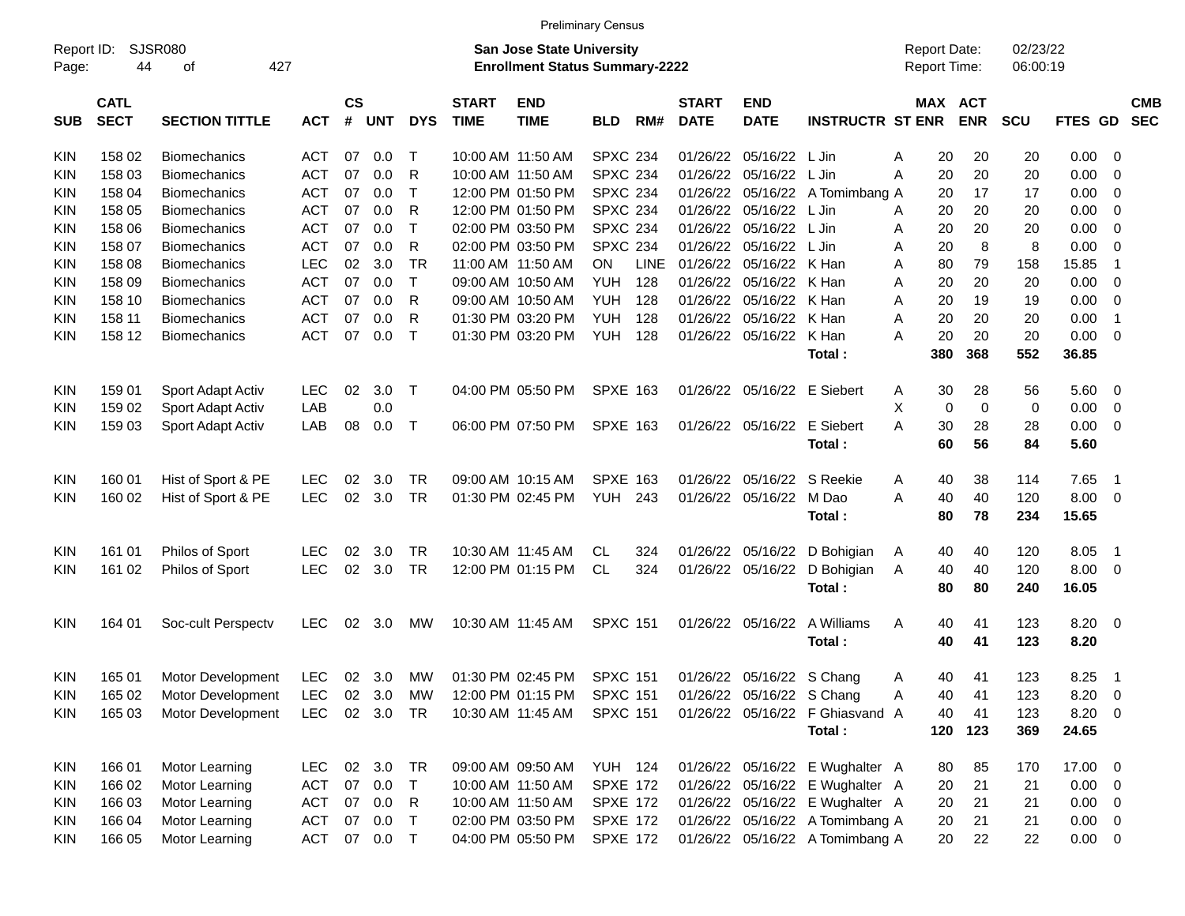Preliminary Census

Report ID: SJSR080

**San Jose State University**
**Enrollment Status Summary-2222**

Report Date: 02/23/22
Report Time: 06:00:19

| SUB | CATL SECT | SECTION TITTLE | ACT | CS # | UNT | DYS | START TIME | END TIME | BLD | RM# | START DATE | END DATE | INSTRUCTR | ST | MAX ENR | ACT ENR | SCU | FTES | GD | CMB SEC |
|---|---|---|---|---|---|---|---|---|---|---|---|---|---|---|---|---|---|---|---|---|
| KIN | 158 02 | Biomechanics | ACT | 07 | 0.0 | T | 10:00 AM | 11:50 AM | SPXC | 234 | 01/26/22 | 05/16/22 | L Jin | A | 20 | 20 | 20 | 0.00 | 0 | |
| KIN | 158 03 | Biomechanics | ACT | 07 | 0.0 | R | 10:00 AM | 11:50 AM | SPXC | 234 | 01/26/22 | 05/16/22 | L Jin | A | 20 | 20 | 20 | 0.00 | 0 | |
| KIN | 158 04 | Biomechanics | ACT | 07 | 0.0 | T | 12:00 PM | 01:50 PM | SPXC | 234 | 01/26/22 | 05/16/22 | A Tomimbang | A | 20 | 17 | 17 | 0.00 | 0 | |
| KIN | 158 05 | Biomechanics | ACT | 07 | 0.0 | R | 12:00 PM | 01:50 PM | SPXC | 234 | 01/26/22 | 05/16/22 | L Jin | A | 20 | 20 | 20 | 0.00 | 0 | |
| KIN | 158 06 | Biomechanics | ACT | 07 | 0.0 | T | 02:00 PM | 03:50 PM | SPXC | 234 | 01/26/22 | 05/16/22 | L Jin | A | 20 | 20 | 20 | 0.00 | 0 | |
| KIN | 158 07 | Biomechanics | ACT | 07 | 0.0 | R | 02:00 PM | 03:50 PM | SPXC | 234 | 01/26/22 | 05/16/22 | L Jin | A | 20 | 8 | 8 | 0.00 | 0 | |
| KIN | 158 08 | Biomechanics | LEC | 02 | 3.0 | TR | 11:00 AM | 11:50 AM | ON | LINE | 01/26/22 | 05/16/22 | K Han | A | 80 | 79 | 158 | 15.85 | 1 | |
| KIN | 158 09 | Biomechanics | ACT | 07 | 0.0 | T | 09:00 AM | 10:50 AM | YUH | 128 | 01/26/22 | 05/16/22 | K Han | A | 20 | 20 | 20 | 0.00 | 0 | |
| KIN | 158 10 | Biomechanics | ACT | 07 | 0.0 | R | 09:00 AM | 10:50 AM | YUH | 128 | 01/26/22 | 05/16/22 | K Han | A | 20 | 19 | 19 | 0.00 | 0 | |
| KIN | 158 11 | Biomechanics | ACT | 07 | 0.0 | R | 01:30 PM | 03:20 PM | YUH | 128 | 01/26/22 | 05/16/22 | K Han | A | 20 | 20 | 20 | 0.00 | 1 | |
| KIN | 158 12 | Biomechanics | ACT | 07 | 0.0 | T | 01:30 PM | 03:20 PM | YUH | 128 | 01/26/22 | 05/16/22 | K Han | A | 20 | 20 | 20 | 0.00 | 0 | |
| | | | | | | | | | | | | | **Total :** | | **380** | **368** | **552** | **36.85** | | |
| KIN | 159 01 | Sport Adapt Activ | LEC | 02 | 3.0 | T | 04:00 PM | 05:50 PM | SPXE | 163 | 01/26/22 | 05/16/22 | E Siebert | A | 30 | 28 | 56 | 5.60 | 0 | |
| KIN | 159 02 | Sport Adapt Activ | LAB | | 0.0 | | | | | | | | | X | 0 | 0 | 0 | 0.00 | 0 | |
| KIN | 159 03 | Sport Adapt Activ | LAB | 08 | 0.0 | T | 06:00 PM | 07:50 PM | SPXE | 163 | 01/26/22 | 05/16/22 | E Siebert | A | 30 | 28 | 28 | 0.00 | 0 | |
| | | | | | | | | | | | | | **Total :** | | **60** | **56** | **84** | **5.60** | | |
| KIN | 160 01 | Hist of Sport & PE | LEC | 02 | 3.0 | TR | 09:00 AM | 10:15 AM | SPXE | 163 | 01/26/22 | 05/16/22 | S Reekie | A | 40 | 38 | 114 | 7.65 | 1 | |
| KIN | 160 02 | Hist of Sport & PE | LEC | 02 | 3.0 | TR | 01:30 PM | 02:45 PM | YUH | 243 | 01/26/22 | 05/16/22 | M Dao | A | 40 | 40 | 120 | 8.00 | 0 | |
| | | | | | | | | | | | | | **Total :** | | **80** | **78** | **234** | **15.65** | | |
| KIN | 161 01 | Philos of Sport | LEC | 02 | 3.0 | TR | 10:30 AM | 11:45 AM | CL | 324 | 01/26/22 | 05/16/22 | D Bohigian | A | 40 | 40 | 120 | 8.05 | 1 | |
| KIN | 161 02 | Philos of Sport | LEC | 02 | 3.0 | TR | 12:00 PM | 01:15 PM | CL | 324 | 01/26/22 | 05/16/22 | D Bohigian | A | 40 | 40 | 120 | 8.00 | 0 | |
| | | | | | | | | | | | | | **Total :** | | **80** | **80** | **240** | **16.05** | | |
| KIN | 164 01 | Soc-cult Perspectv | LEC | 02 | 3.0 | MW | 10:30 AM | 11:45 AM | SPXC | 151 | 01/26/22 | 05/16/22 | A Williams | A | 40 | 41 | 123 | 8.20 | 0 | |
| | | | | | | | | | | | | | **Total :** | | **40** | **41** | **123** | **8.20** | | |
| KIN | 165 01 | Motor Development | LEC | 02 | 3.0 | MW | 01:30 PM | 02:45 PM | SPXC | 151 | 01/26/22 | 05/16/22 | S Chang | A | 40 | 41 | 123 | 8.25 | 1 | |
| KIN | 165 02 | Motor Development | LEC | 02 | 3.0 | MW | 12:00 PM | 01:15 PM | SPXC | 151 | 01/26/22 | 05/16/22 | S Chang | A | 40 | 41 | 123 | 8.20 | 0 | |
| KIN | 165 03 | Motor Development | LEC | 02 | 3.0 | TR | 10:30 AM | 11:45 AM | SPXC | 151 | 01/26/22 | 05/16/22 | F Ghiasvand | A | 40 | 41 | 123 | 8.20 | 0 | |
| | | | | | | | | | | | | | **Total :** | | **120** | **123** | **369** | **24.65** | | |
| KIN | 166 01 | Motor Learning | LEC | 02 | 3.0 | TR | 09:00 AM | 09:50 AM | YUH | 124 | 01/26/22 | 05/16/22 | E Wughalter | A | 80 | 85 | 170 | 17.00 | 0 | |
| KIN | 166 02 | Motor Learning | ACT | 07 | 0.0 | T | 10:00 AM | 11:50 AM | SPXE | 172 | 01/26/22 | 05/16/22 | E Wughalter | A | 20 | 21 | 21 | 0.00 | 0 | |
| KIN | 166 03 | Motor Learning | ACT | 07 | 0.0 | R | 10:00 AM | 11:50 AM | SPXE | 172 | 01/26/22 | 05/16/22 | E Wughalter | A | 20 | 21 | 21 | 0.00 | 0 | |
| KIN | 166 04 | Motor Learning | ACT | 07 | 0.0 | T | 02:00 PM | 03:50 PM | SPXE | 172 | 01/26/22 | 05/16/22 | A Tomimbang | A | 20 | 21 | 21 | 0.00 | 0 | |
| KIN | 166 05 | Motor Learning | ACT | 07 | 0.0 | T | 04:00 PM | 05:50 PM | SPXE | 172 | 01/26/22 | 05/16/22 | A Tomimbang | A | 20 | 22 | 22 | 0.00 | 0 | |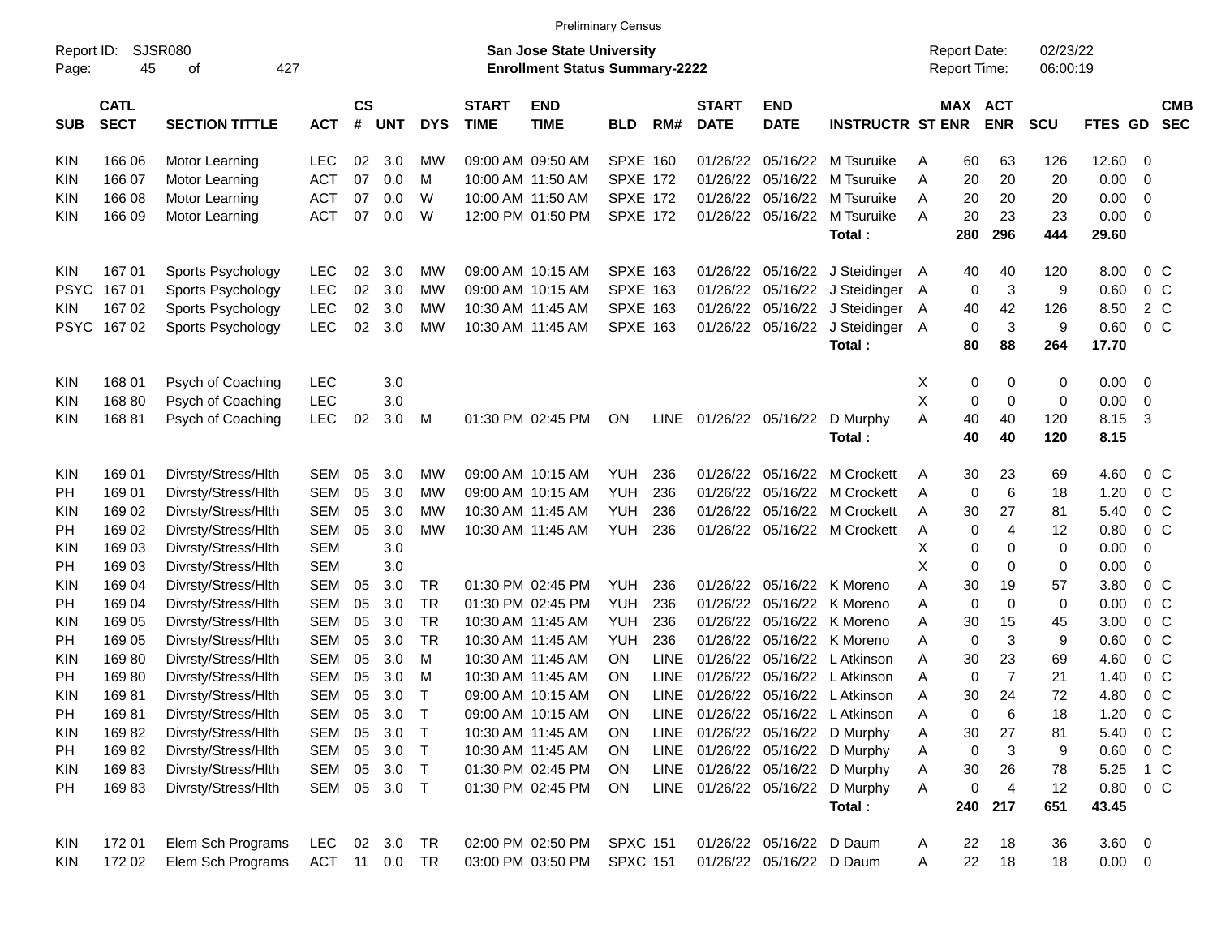Preliminary Census

Report ID: SJSR080

**San Jose State University**
**Enrollment Status Summary-2222**

Report Date: 02/23/22
Report Time: 06:00:19

| SUB | CATL SECT | SECTION TITTLE | ACT | CS # | UNT | DYS | START TIME | END TIME | BLD | RM# | START DATE | END DATE | INSTRUCTR | ST | MAX ENR | ACT ENR | SCU | FTES | GD | CMB SEC |
|---|---|---|---|---|---|---|---|---|---|---|---|---|---|---|---|---|---|---|---|---|
| KIN | 166 06 | Motor Learning | LEC | 02 | 3.0 | MW | 09:00 AM | 09:50 AM | SPXE | 160 | 01/26/22 | 05/16/22 | M Tsuruike | A | 60 | 63 | 126 | 12.60 | 0 | |
| KIN | 166 07 | Motor Learning | ACT | 07 | 0.0 | M | 10:00 AM | 11:50 AM | SPXE | 172 | 01/26/22 | 05/16/22 | M Tsuruike | A | 20 | 20 | 20 | 0.00 | 0 | |
| KIN | 166 08 | Motor Learning | ACT | 07 | 0.0 | W | 10:00 AM | 11:50 AM | SPXE | 172 | 01/26/22 | 05/16/22 | M Tsuruike | A | 20 | 20 | 20 | 0.00 | 0 | |
| KIN | 166 09 | Motor Learning | ACT | 07 | 0.0 | W | 12:00 PM | 01:50 PM | SPXE | 172 | 01/26/22 | 05/16/22 | M Tsuruike | A | 20 | 23 | 23 | 0.00 | 0 | |
| | | | | | | | | | | | | | **Total :** | | **280** | **296** | **444** | **29.60** | | |
| KIN | 167 01 | Sports Psychology | LEC | 02 | 3.0 | MW | 09:00 AM | 10:15 AM | SPXE | 163 | 01/26/22 | 05/16/22 | J Steidinger | A | 40 | 40 | 120 | 8.00 | 0 | C |
| PSYC | 167 01 | Sports Psychology | LEC | 02 | 3.0 | MW | 09:00 AM | 10:15 AM | SPXE | 163 | 01/26/22 | 05/16/22 | J Steidinger | A | 0 | 3 | 9 | 0.60 | 0 | C |
| KIN | 167 02 | Sports Psychology | LEC | 02 | 3.0 | MW | 10:30 AM | 11:45 AM | SPXE | 163 | 01/26/22 | 05/16/22 | J Steidinger | A | 40 | 42 | 126 | 8.50 | 2 | C |
| PSYC | 167 02 | Sports Psychology | LEC | 02 | 3.0 | MW | 10:30 AM | 11:45 AM | SPXE | 163 | 01/26/22 | 05/16/22 | J Steidinger | A | 0 | 3 | 9 | 0.60 | 0 | C |
| | | | | | | | | | | | | | **Total :** | | **80** | **88** | **264** | **17.70** | | |
| KIN | 168 01 | Psych of Coaching | LEC | | 3.0 | | | | | | | | | X | 0 | 0 | 0 | 0.00 | 0 | |
| KIN | 168 80 | Psych of Coaching | LEC | | 3.0 | | | | | | | | | X | 0 | 0 | 0 | 0.00 | 0 | |
| KIN | 168 81 | Psych of Coaching | LEC | 02 | 3.0 | M | 01:30 PM | 02:45 PM | ON | LINE | 01/26/22 | 05/16/22 | D Murphy | A | 40 | 40 | 120 | 8.15 | 3 | |
| | | | | | | | | | | | | | **Total :** | | **40** | **40** | **120** | **8.15** | | |
| KIN | 169 01 | Divrsty/Stress/Hlth | SEM | 05 | 3.0 | MW | 09:00 AM | 10:15 AM | YUH | 236 | 01/26/22 | 05/16/22 | M Crockett | A | 30 | 23 | 69 | 4.60 | 0 | C |
| PH | 169 01 | Divrsty/Stress/Hlth | SEM | 05 | 3.0 | MW | 09:00 AM | 10:15 AM | YUH | 236 | 01/26/22 | 05/16/22 | M Crockett | A | 0 | 6 | 18 | 1.20 | 0 | C |
| KIN | 169 02 | Divrsty/Stress/Hlth | SEM | 05 | 3.0 | MW | 10:30 AM | 11:45 AM | YUH | 236 | 01/26/22 | 05/16/22 | M Crockett | A | 30 | 27 | 81 | 5.40 | 0 | C |
| PH | 169 02 | Divrsty/Stress/Hlth | SEM | 05 | 3.0 | MW | 10:30 AM | 11:45 AM | YUH | 236 | 01/26/22 | 05/16/22 | M Crockett | A | 0 | 4 | 12 | 0.80 | 0 | C |
| KIN | 169 03 | Divrsty/Stress/Hlth | SEM | | 3.0 | | | | | | | | | X | 0 | 0 | 0 | 0.00 | 0 | |
| PH | 169 03 | Divrsty/Stress/Hlth | SEM | | 3.0 | | | | | | | | | X | 0 | 0 | 0 | 0.00 | 0 | |
| KIN | 169 04 | Divrsty/Stress/Hlth | SEM | 05 | 3.0 | TR | 01:30 PM | 02:45 PM | YUH | 236 | 01/26/22 | 05/16/22 | K Moreno | A | 30 | 19 | 57 | 3.80 | 0 | C |
| PH | 169 04 | Divrsty/Stress/Hlth | SEM | 05 | 3.0 | TR | 01:30 PM | 02:45 PM | YUH | 236 | 01/26/22 | 05/16/22 | K Moreno | A | 0 | 0 | 0 | 0.00 | 0 | C |
| KIN | 169 05 | Divrsty/Stress/Hlth | SEM | 05 | 3.0 | TR | 10:30 AM | 11:45 AM | YUH | 236 | 01/26/22 | 05/16/22 | K Moreno | A | 30 | 15 | 45 | 3.00 | 0 | C |
| PH | 169 05 | Divrsty/Stress/Hlth | SEM | 05 | 3.0 | TR | 10:30 AM | 11:45 AM | YUH | 236 | 01/26/22 | 05/16/22 | K Moreno | A | 0 | 3 | 9 | 0.60 | 0 | C |
| KIN | 169 80 | Divrsty/Stress/Hlth | SEM | 05 | 3.0 | M | 10:30 AM | 11:45 AM | ON | LINE | 01/26/22 | 05/16/22 | L Atkinson | A | 30 | 23 | 69 | 4.60 | 0 | C |
| PH | 169 80 | Divrsty/Stress/Hlth | SEM | 05 | 3.0 | M | 10:30 AM | 11:45 AM | ON | LINE | 01/26/22 | 05/16/22 | L Atkinson | A | 0 | 7 | 21 | 1.40 | 0 | C |
| KIN | 169 81 | Divrsty/Stress/Hlth | SEM | 05 | 3.0 | T | 09:00 AM | 10:15 AM | ON | LINE | 01/26/22 | 05/16/22 | L Atkinson | A | 30 | 24 | 72 | 4.80 | 0 | C |
| PH | 169 81 | Divrsty/Stress/Hlth | SEM | 05 | 3.0 | T | 09:00 AM | 10:15 AM | ON | LINE | 01/26/22 | 05/16/22 | L Atkinson | A | 0 | 6 | 18 | 1.20 | 0 | C |
| KIN | 169 82 | Divrsty/Stress/Hlth | SEM | 05 | 3.0 | T | 10:30 AM | 11:45 AM | ON | LINE | 01/26/22 | 05/16/22 | D Murphy | A | 30 | 27 | 81 | 5.40 | 0 | C |
| PH | 169 82 | Divrsty/Stress/Hlth | SEM | 05 | 3.0 | T | 10:30 AM | 11:45 AM | ON | LINE | 01/26/22 | 05/16/22 | D Murphy | A | 0 | 3 | 9 | 0.60 | 0 | C |
| KIN | 169 83 | Divrsty/Stress/Hlth | SEM | 05 | 3.0 | T | 01:30 PM | 02:45 PM | ON | LINE | 01/26/22 | 05/16/22 | D Murphy | A | 30 | 26 | 78 | 5.25 | 1 | C |
| PH | 169 83 | Divrsty/Stress/Hlth | SEM | 05 | 3.0 | T | 01:30 PM | 02:45 PM | ON | LINE | 01/26/22 | 05/16/22 | D Murphy | A | 0 | 4 | 12 | 0.80 | 0 | C |
| | | | | | | | | | | | | | **Total :** | | **240** | **217** | **651** | **43.45** | | |
| KIN | 172 01 | Elem Sch Programs | LEC | 02 | 3.0 | TR | 02:00 PM | 02:50 PM | SPXC | 151 | 01/26/22 | 05/16/22 | D Daum | A | 22 | 18 | 36 | 3.60 | 0 | |
| KIN | 172 02 | Elem Sch Programs | ACT | 11 | 0.0 | TR | 03:00 PM | 03:50 PM | SPXC | 151 | 01/26/22 | 05/16/22 | D Daum | A | 22 | 18 | 18 | 0.00 | 0 | |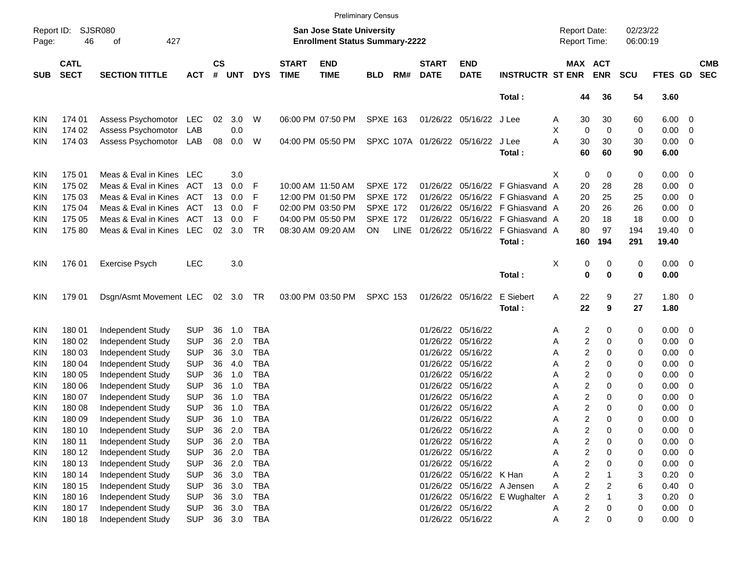Preliminary Census

Report ID: SJSR080
Page: 46 of 427

**San Jose State University**
**Enrollment Status Summary-2222**

Report Date: 02/23/22
Report Time: 06:00:19

| SUB | CATL SECT | SECTION TITTLE | ACT | CS # | UNT | DYS | START TIME | END TIME | BLD | RM# | START DATE | END DATE | INSTRUCTR | ST | MAX ENR | ACT ENR | SCU | FTES | GD | CMB SEC |
|---|---|---|---|---|---|---|---|---|---|---|---|---|---|---|---|---|---|---|---|---|
| | | | | | | | | | | | | | **Total :** | | **44** | **36** | **54** | **3.60** | | |
| KIN | 174 01 | Assess Psychomotor | LEC | 02 | 3.0 | W | 06:00 PM | 07:50 PM | SPXE | 163 | 01/26/22 | 05/16/22 | J Lee | A | 30 | 30 | 60 | 6.00 | 0 | |
| KIN | 174 02 | Assess Psychomotor | LAB | | 0.0 | | | | | | | | | X | 0 | 0 | 0 | 0.00 | 0 | |
| KIN | 174 03 | Assess Psychomotor | LAB | 08 | 0.0 | W | 04:00 PM | 05:50 PM | SPXC | 107A | 01/26/22 | 05/16/22 | J Lee | A | 30 | 30 | 30 | 0.00 | 0 | |
| | | | | | | | | | | | | | **Total :** | | **60** | **60** | **90** | **6.00** | | |
| KIN | 175 01 | Meas & Eval in Kines | LEC | | 3.0 | | | | | | | | | X | 0 | 0 | 0 | 0.00 | 0 | |
| KIN | 175 02 | Meas & Eval in Kines | ACT | 13 | 0.0 | F | 10:00 AM | 11:50 AM | SPXE | 172 | 01/26/22 | 05/16/22 | F Ghiasvand | A | 20 | 28 | 28 | 0.00 | 0 | |
| KIN | 175 03 | Meas & Eval in Kines | ACT | 13 | 0.0 | F | 12:00 PM | 01:50 PM | SPXE | 172 | 01/26/22 | 05/16/22 | F Ghiasvand | A | 20 | 25 | 25 | 0.00 | 0 | |
| KIN | 175 04 | Meas & Eval in Kines | ACT | 13 | 0.0 | F | 02:00 PM | 03:50 PM | SPXE | 172 | 01/26/22 | 05/16/22 | F Ghiasvand | A | 20 | 26 | 26 | 0.00 | 0 | |
| KIN | 175 05 | Meas & Eval in Kines | ACT | 13 | 0.0 | F | 04:00 PM | 05:50 PM | SPXE | 172 | 01/26/22 | 05/16/22 | F Ghiasvand | A | 20 | 18 | 18 | 0.00 | 0 | |
| KIN | 175 80 | Meas & Eval in Kines | LEC | 02 | 3.0 | TR | 08:30 AM | 09:20 AM | ON | LINE | 01/26/22 | 05/16/22 | F Ghiasvand | A | 80 | 97 | 194 | 19.40 | 0 | |
| | | | | | | | | | | | | | **Total :** | | **160** | **194** | **291** | **19.40** | | |
| KIN | 176 01 | Exercise Psych | LEC | | 3.0 | | | | | | | | | X | 0 | 0 | 0 | 0.00 | 0 | |
| | | | | | | | | | | | | | **Total :** | | **0** | **0** | **0** | **0.00** | | |
| KIN | 179 01 | Dsgn/Asmt Movement | LEC | 02 | 3.0 | TR | 03:00 PM | 03:50 PM | SPXC | 153 | 01/26/22 | 05/16/22 | E Siebert | A | 22 | 9 | 27 | 1.80 | 0 | |
| | | | | | | | | | | | | | **Total :** | | **22** | **9** | **27** | **1.80** | | |
| KIN | 180 01 | Independent Study | SUP | 36 | 1.0 | TBA | | | | | 01/26/22 | 05/16/22 | | A | 2 | 0 | 0 | 0.00 | 0 | |
| KIN | 180 02 | Independent Study | SUP | 36 | 2.0 | TBA | | | | | 01/26/22 | 05/16/22 | | A | 2 | 0 | 0 | 0.00 | 0 | |
| KIN | 180 03 | Independent Study | SUP | 36 | 3.0 | TBA | | | | | 01/26/22 | 05/16/22 | | A | 2 | 0 | 0 | 0.00 | 0 | |
| KIN | 180 04 | Independent Study | SUP | 36 | 4.0 | TBA | | | | | 01/26/22 | 05/16/22 | | A | 2 | 0 | 0 | 0.00 | 0 | |
| KIN | 180 05 | Independent Study | SUP | 36 | 1.0 | TBA | | | | | 01/26/22 | 05/16/22 | | A | 2 | 0 | 0 | 0.00 | 0 | |
| KIN | 180 06 | Independent Study | SUP | 36 | 1.0 | TBA | | | | | 01/26/22 | 05/16/22 | | A | 2 | 0 | 0 | 0.00 | 0 | |
| KIN | 180 07 | Independent Study | SUP | 36 | 1.0 | TBA | | | | | 01/26/22 | 05/16/22 | | A | 2 | 0 | 0 | 0.00 | 0 | |
| KIN | 180 08 | Independent Study | SUP | 36 | 1.0 | TBA | | | | | 01/26/22 | 05/16/22 | | A | 2 | 0 | 0 | 0.00 | 0 | |
| KIN | 180 09 | Independent Study | SUP | 36 | 1.0 | TBA | | | | | 01/26/22 | 05/16/22 | | A | 2 | 0 | 0 | 0.00 | 0 | |
| KIN | 180 10 | Independent Study | SUP | 36 | 2.0 | TBA | | | | | 01/26/22 | 05/16/22 | | A | 2 | 0 | 0 | 0.00 | 0 | |
| KIN | 180 11 | Independent Study | SUP | 36 | 2.0 | TBA | | | | | 01/26/22 | 05/16/22 | | A | 2 | 0 | 0 | 0.00 | 0 | |
| KIN | 180 12 | Independent Study | SUP | 36 | 2.0 | TBA | | | | | 01/26/22 | 05/16/22 | | A | 2 | 0 | 0 | 0.00 | 0 | |
| KIN | 180 13 | Independent Study | SUP | 36 | 2.0 | TBA | | | | | 01/26/22 | 05/16/22 | | A | 2 | 0 | 0 | 0.00 | 0 | |
| KIN | 180 14 | Independent Study | SUP | 36 | 3.0 | TBA | | | | | 01/26/22 | 05/16/22 | K Han | A | 2 | 1 | 3 | 0.20 | 0 | |
| KIN | 180 15 | Independent Study | SUP | 36 | 3.0 | TBA | | | | | 01/26/22 | 05/16/22 | A Jensen | A | 2 | 2 | 6 | 0.40 | 0 | |
| KIN | 180 16 | Independent Study | SUP | 36 | 3.0 | TBA | | | | | 01/26/22 | 05/16/22 | E Wughalter | A | 2 | 1 | 3 | 0.20 | 0 | |
| KIN | 180 17 | Independent Study | SUP | 36 | 3.0 | TBA | | | | | 01/26/22 | 05/16/22 | | A | 2 | 0 | 0 | 0.00 | 0 | |
| KIN | 180 18 | Independent Study | SUP | 36 | 3.0 | TBA | | | | | 01/26/22 | 05/16/22 | | A | 2 | 0 | 0 | 0.00 | 0 | |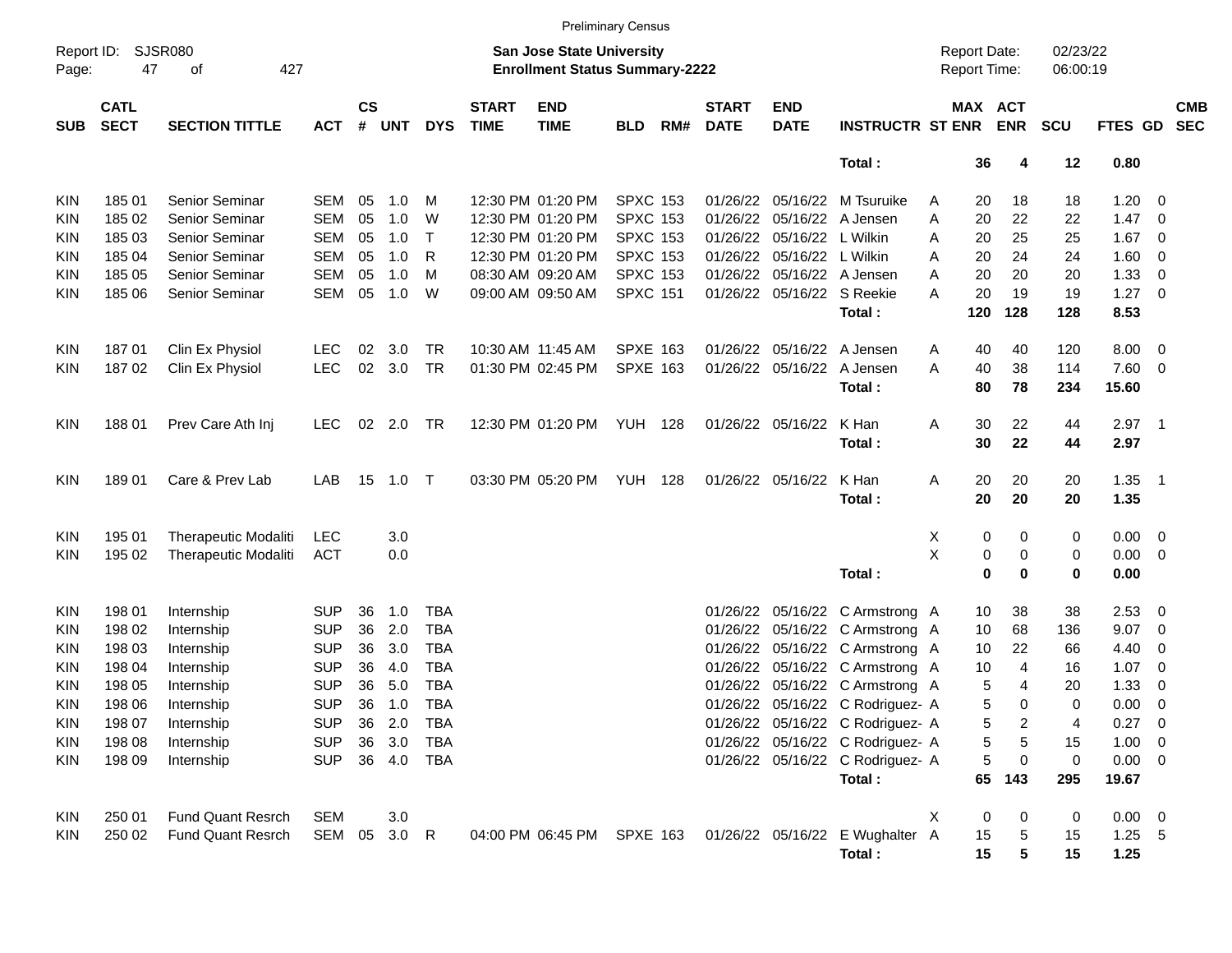Preliminary Census

Report ID: SJSR080
Page: 47 of 427

**San Jose State University**
**Enrollment Status Summary-2222**

Report Date: 02/23/22
Report Time: 06:00:19

| SUB | CATL SECT | SECTION TITTLE | ACT | CS # | UNT | DYS | START TIME | END TIME | BLD | RM# | START DATE | END DATE | INSTRUCTR | ST | MAX ENR | ACT ENR | SCU | FTES | GD | CMB SEC |
|---|---|---|---|---|---|---|---|---|---|---|---|---|---|---|---|---|---|---|---|---|
| | | | | | | | | | | | | | **Total :** | | **36** | **4** | **12** | **0.80** | | |
| KIN | 185 01 | Senior Seminar | SEM | 05 | 1.0 | M | 12:30 PM | 01:20 PM | SPXC | 153 | 01/26/22 | 05/16/22 | M Tsuruike | A | 20 | 18 | 18 | 1.20 | 0 | |
| KIN | 185 02 | Senior Seminar | SEM | 05 | 1.0 | W | 12:30 PM | 01:20 PM | SPXC | 153 | 01/26/22 | 05/16/22 | A Jensen | A | 20 | 22 | 22 | 1.47 | 0 | |
| KIN | 185 03 | Senior Seminar | SEM | 05 | 1.0 | T | 12:30 PM | 01:20 PM | SPXC | 153 | 01/26/22 | 05/16/22 | L Wilkin | A | 20 | 25 | 25 | 1.67 | 0 | |
| KIN | 185 04 | Senior Seminar | SEM | 05 | 1.0 | R | 12:30 PM | 01:20 PM | SPXC | 153 | 01/26/22 | 05/16/22 | L Wilkin | A | 20 | 24 | 24 | 1.60 | 0 | |
| KIN | 185 05 | Senior Seminar | SEM | 05 | 1.0 | M | 08:30 AM | 09:20 AM | SPXC | 153 | 01/26/22 | 05/16/22 | A Jensen | A | 20 | 20 | 20 | 1.33 | 0 | |
| KIN | 185 06 | Senior Seminar | SEM | 05 | 1.0 | W | 09:00 AM | 09:50 AM | SPXC | 151 | 01/26/22 | 05/16/22 | S Reekie | A | 20 | 19 | 19 | 1.27 | 0 | |
| | | | | | | | | | | | | | **Total :** | | **120** | **128** | **128** | **8.53** | | |
| KIN | 187 01 | Clin Ex Physiol | LEC | 02 | 3.0 | TR | 10:30 AM | 11:45 AM | SPXE | 163 | 01/26/22 | 05/16/22 | A Jensen | A | 40 | 40 | 120 | 8.00 | 0 | |
| KIN | 187 02 | Clin Ex Physiol | LEC | 02 | 3.0 | TR | 01:30 PM | 02:45 PM | SPXE | 163 | 01/26/22 | 05/16/22 | A Jensen | A | 40 | 38 | 114 | 7.60 | 0 | |
| | | | | | | | | | | | | | **Total :** | | **80** | **78** | **234** | **15.60** | | |
| KIN | 188 01 | Prev Care Ath Inj | LEC | 02 | 2.0 | TR | 12:30 PM | 01:20 PM | YUH | 128 | 01/26/22 | 05/16/22 | K Han | A | 30 | 22 | 44 | 2.97 | 1 | |
| | | | | | | | | | | | | | **Total :** | | **30** | **22** | **44** | **2.97** | | |
| KIN | 189 01 | Care & Prev Lab | LAB | 15 | 1.0 | T | 03:30 PM | 05:20 PM | YUH | 128 | 01/26/22 | 05/16/22 | K Han | A | 20 | 20 | 20 | 1.35 | 1 | |
| | | | | | | | | | | | | | **Total :** | | **20** | **20** | **20** | **1.35** | | |
| KIN | 195 01 | Therapeutic Modaliti | LEC | | 3.0 | | | | | | | | | X | 0 | 0 | 0 | 0.00 | 0 | |
| KIN | 195 02 | Therapeutic Modaliti | ACT | | 0.0 | | | | | | | | | X | 0 | 0 | 0 | 0.00 | 0 | |
| | | | | | | | | | | | | | **Total :** | | **0** | **0** | **0** | **0.00** | | |
| KIN | 198 01 | Internship | SUP | 36 | 1.0 | TBA | | | | | 01/26/22 | 05/16/22 | C Armstrong | A | 10 | 38 | 38 | 2.53 | 0 | |
| KIN | 198 02 | Internship | SUP | 36 | 2.0 | TBA | | | | | 01/26/22 | 05/16/22 | C Armstrong | A | 10 | 68 | 136 | 9.07 | 0 | |
| KIN | 198 03 | Internship | SUP | 36 | 3.0 | TBA | | | | | 01/26/22 | 05/16/22 | C Armstrong | A | 10 | 22 | 66 | 4.40 | 0 | |
| KIN | 198 04 | Internship | SUP | 36 | 4.0 | TBA | | | | | 01/26/22 | 05/16/22 | C Armstrong | A | 10 | 4 | 16 | 1.07 | 0 | |
| KIN | 198 05 | Internship | SUP | 36 | 5.0 | TBA | | | | | 01/26/22 | 05/16/22 | C Armstrong | A | 5 | 4 | 20 | 1.33 | 0 | |
| KIN | 198 06 | Internship | SUP | 36 | 1.0 | TBA | | | | | 01/26/22 | 05/16/22 | C Rodriguez- | A | 5 | 0 | 0 | 0.00 | 0 | |
| KIN | 198 07 | Internship | SUP | 36 | 2.0 | TBA | | | | | 01/26/22 | 05/16/22 | C Rodriguez- | A | 5 | 2 | 4 | 0.27 | 0 | |
| KIN | 198 08 | Internship | SUP | 36 | 3.0 | TBA | | | | | 01/26/22 | 05/16/22 | C Rodriguez- | A | 5 | 5 | 15 | 1.00 | 0 | |
| KIN | 198 09 | Internship | SUP | 36 | 4.0 | TBA | | | | | 01/26/22 | 05/16/22 | C Rodriguez- | A | 5 | 0 | 0 | 0.00 | 0 | |
| | | | | | | | | | | | | | **Total :** | | **65** | **143** | **295** | **19.67** | | |
| KIN | 250 01 | Fund Quant Resrch | SEM | | 3.0 | | | | | | | | | X | 0 | 0 | 0 | 0.00 | 0 | |
| KIN | 250 02 | Fund Quant Resrch | SEM | 05 | 3.0 | R | 04:00 PM | 06:45 PM | SPXE | 163 | 01/26/22 | 05/16/22 | E Wughalter | A | 15 | 5 | 15 | 1.25 | 5 | |
| | | | | | | | | | | | | | **Total :** | | **15** | **5** | **15** | **1.25** | | |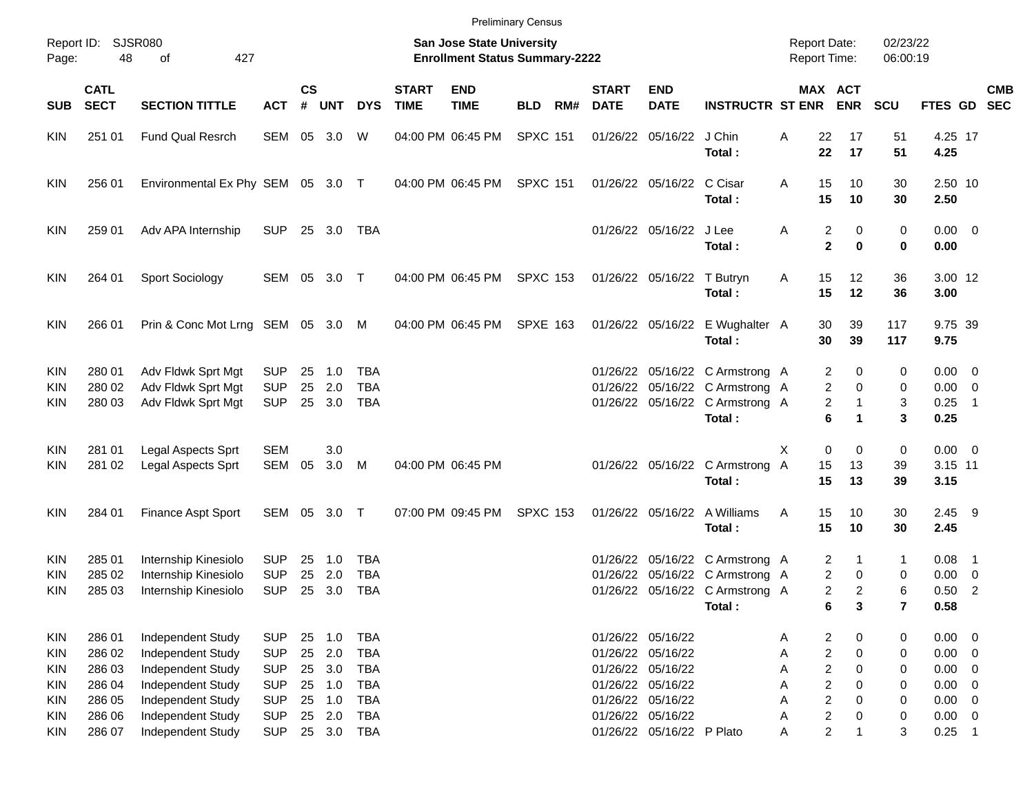Preliminary Census

Report ID: SJSR080

**San Jose State University**
**Enrollment Status Summary-2222**

Report Date: 02/23/22
Report Time: 06:00:19

| SUB | CATL SECT | SECTION TITTLE | ACT | CS # | UNT | DYS | START TIME | END TIME | BLD | RM# | START DATE | END DATE | INSTRUCTR | ST | MAX ENR | ACT ENR | SCU | FTES | GD | CMB SEC |
|---|---|---|---|---|---|---|---|---|---|---|---|---|---|---|---|---|---|---|---|---|
| KIN | 251 01 | Fund Qual Resrch | SEM | 05 | 3.0 | W | 04:00 PM | 06:45 PM | SPXC | 151 | 01/26/22 | 05/16/22 | J Chin | A | 22 | 17 | 51 | 4.25 | 17 | |
| | | | | | | | | | | | | | **Total :** | | **22** | **17** | **51** | **4.25** | | |
| KIN | 256 01 | Environmental Ex Phy | SEM | 05 | 3.0 | T | 04:00 PM | 06:45 PM | SPXC | 151 | 01/26/22 | 05/16/22 | C Cisar | A | 15 | 10 | 30 | 2.50 | 10 | |
| | | | | | | | | | | | | | **Total :** | | **15** | **10** | **30** | **2.50** | | |
| KIN | 259 01 | Adv APA Internship | SUP | 25 | 3.0 | TBA | | | | | 01/26/22 | 05/16/22 | J Lee | A | 2 | 0 | 0 | 0.00 | 0 | |
| | | | | | | | | | | | | | **Total :** | | **2** | **0** | **0** | **0.00** | | |
| KIN | 264 01 | Sport Sociology | SEM | 05 | 3.0 | T | 04:00 PM | 06:45 PM | SPXC | 153 | 01/26/22 | 05/16/22 | T Butryn | A | 15 | 12 | 36 | 3.00 | 12 | |
| | | | | | | | | | | | | | **Total :** | | **15** | **12** | **36** | **3.00** | | |
| KIN | 266 01 | Prin & Conc Mot Lrng | SEM | 05 | 3.0 | M | 04:00 PM | 06:45 PM | SPXE | 163 | 01/26/22 | 05/16/22 | E Wughalter | A | 30 | 39 | 117 | 9.75 | 39 | |
| | | | | | | | | | | | | | **Total :** | | **30** | **39** | **117** | **9.75** | | |
| KIN | 280 01 | Adv Fldwk Sprt Mgt | SUP | 25 | 1.0 | TBA | | | | | 01/26/22 | 05/16/22 | C Armstrong | A | 2 | 0 | 0 | 0.00 | 0 | |
| KIN | 280 02 | Adv Fldwk Sprt Mgt | SUP | 25 | 2.0 | TBA | | | | | 01/26/22 | 05/16/22 | C Armstrong | A | 2 | 0 | 0 | 0.00 | 0 | |
| KIN | 280 03 | Adv Fldwk Sprt Mgt | SUP | 25 | 3.0 | TBA | | | | | 01/26/22 | 05/16/22 | C Armstrong | A | 2 | 1 | 3 | 0.25 | 1 | |
| | | | | | | | | | | | | | **Total :** | | **6** | **1** | **3** | **0.25** | | |
| KIN | 281 01 | Legal Aspects Sprt | SEM | | 3.0 | | | | | | | | | X | 0 | 0 | 0 | 0.00 | 0 | |
| KIN | 281 02 | Legal Aspects Sprt | SEM | 05 | 3.0 | M | 04:00 PM | 06:45 PM | | | 01/26/22 | 05/16/22 | C Armstrong | A | 15 | 13 | 39 | 3.15 | 11 | |
| | | | | | | | | | | | | | **Total :** | | **15** | **13** | **39** | **3.15** | | |
| KIN | 284 01 | Finance Aspt Sport | SEM | 05 | 3.0 | T | 07:00 PM | 09:45 PM | SPXC | 153 | 01/26/22 | 05/16/22 | A Williams | A | 15 | 10 | 30 | 2.45 | 9 | |
| | | | | | | | | | | | | | **Total :** | | **15** | **10** | **30** | **2.45** | | |
| KIN | 285 01 | Internship Kinesiolo | SUP | 25 | 1.0 | TBA | | | | | 01/26/22 | 05/16/22 | C Armstrong | A | 2 | 1 | 1 | 0.08 | 1 | |
| KIN | 285 02 | Internship Kinesiolo | SUP | 25 | 2.0 | TBA | | | | | 01/26/22 | 05/16/22 | C Armstrong | A | 2 | 0 | 0 | 0.00 | 0 | |
| KIN | 285 03 | Internship Kinesiolo | SUP | 25 | 3.0 | TBA | | | | | 01/26/22 | 05/16/22 | C Armstrong | A | 2 | 2 | 6 | 0.50 | 2 | |
| | | | | | | | | | | | | | **Total :** | | **6** | **3** | **7** | **0.58** | | |
| KIN | 286 01 | Independent Study | SUP | 25 | 1.0 | TBA | | | | | 01/26/22 | 05/16/22 | | A | 2 | 0 | 0 | 0.00 | 0 | |
| KIN | 286 02 | Independent Study | SUP | 25 | 2.0 | TBA | | | | | 01/26/22 | 05/16/22 | | A | 2 | 0 | 0 | 0.00 | 0 | |
| KIN | 286 03 | Independent Study | SUP | 25 | 3.0 | TBA | | | | | 01/26/22 | 05/16/22 | | A | 2 | 0 | 0 | 0.00 | 0 | |
| KIN | 286 04 | Independent Study | SUP | 25 | 1.0 | TBA | | | | | 01/26/22 | 05/16/22 | | A | 2 | 0 | 0 | 0.00 | 0 | |
| KIN | 286 05 | Independent Study | SUP | 25 | 1.0 | TBA | | | | | 01/26/22 | 05/16/22 | | A | 2 | 0 | 0 | 0.00 | 0 | |
| KIN | 286 06 | Independent Study | SUP | 25 | 2.0 | TBA | | | | | 01/26/22 | 05/16/22 | | A | 2 | 0 | 0 | 0.00 | 0 | |
| KIN | 286 07 | Independent Study | SUP | 25 | 3.0 | TBA | | | | | 01/26/22 | 05/16/22 | P Plato | A | 2 | 1 | 3 | 0.25 | 1 | |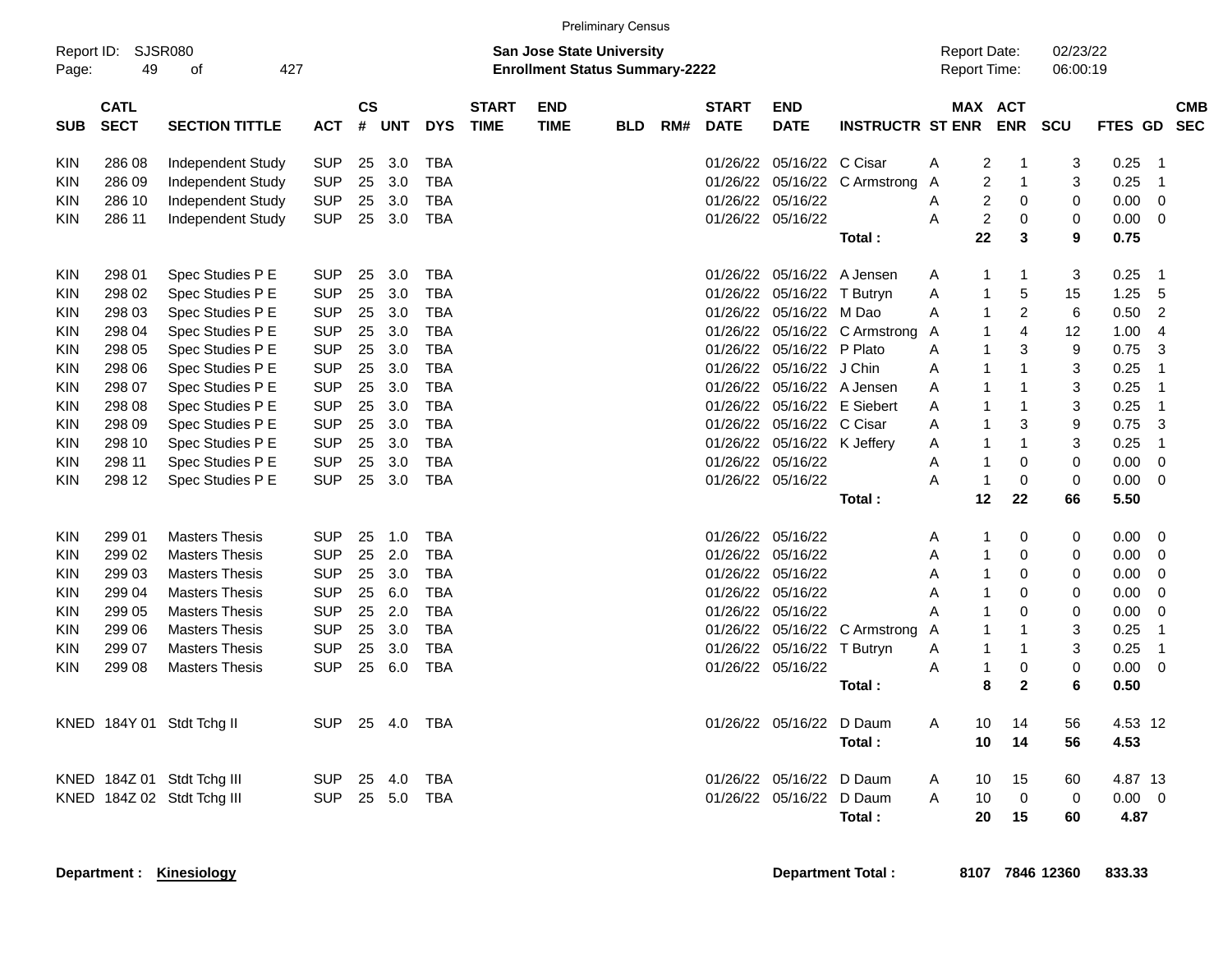Preliminary Census

Report ID: SJSR080

**San Jose State University**
**Enrollment Status Summary-2222**

Report Date: 02/23/22
Report Time: 06:00:19

| SUB | CATL SECT | SECTION TITTLE | ACT | CS # | UNT | DYS | START TIME | END TIME | BLD | RM# | START DATE | END DATE | INSTRUCTR | ST | MAX ENR | ACT ENR | SCU | FTES | GD | CMB SEC |
|---|---|---|---|---|---|---|---|---|---|---|---|---|---|---|---|---|---|---|---|---|
| KIN | 286 08 | Independent Study | SUP | 25 | 3.0 | TBA | | | | | 01/26/22 | 05/16/22 | C Cisar | A | 2 | 1 | 3 | 0.25 | 1 | |
| KIN | 286 09 | Independent Study | SUP | 25 | 3.0 | TBA | | | | | 01/26/22 | 05/16/22 | C Armstrong | A | 2 | 1 | 3 | 0.25 | 1 | |
| KIN | 286 10 | Independent Study | SUP | 25 | 3.0 | TBA | | | | | 01/26/22 | 05/16/22 | | A | 2 | 0 | 0 | 0.00 | 0 | |
| KIN | 286 11 | Independent Study | SUP | 25 | 3.0 | TBA | | | | | 01/26/22 | 05/16/22 | | A | 2 | 0 | 0 | 0.00 | 0 | |
| | | | | | | | | | | | | | **Total :** | | **22** | **3** | **9** | **0.75** | | |
| KIN | 298 01 | Spec Studies P E | SUP | 25 | 3.0 | TBA | | | | | 01/26/22 | 05/16/22 | A Jensen | A | 1 | 1 | 3 | 0.25 | 1 | |
| KIN | 298 02 | Spec Studies P E | SUP | 25 | 3.0 | TBA | | | | | 01/26/22 | 05/16/22 | T Butryn | A | 1 | 5 | 15 | 1.25 | 5 | |
| KIN | 298 03 | Spec Studies P E | SUP | 25 | 3.0 | TBA | | | | | 01/26/22 | 05/16/22 | M Dao | A | 1 | 2 | 6 | 0.50 | 2 | |
| KIN | 298 04 | Spec Studies P E | SUP | 25 | 3.0 | TBA | | | | | 01/26/22 | 05/16/22 | C Armstrong | A | 1 | 4 | 12 | 1.00 | 4 | |
| KIN | 298 05 | Spec Studies P E | SUP | 25 | 3.0 | TBA | | | | | 01/26/22 | 05/16/22 | P Plato | A | 1 | 3 | 9 | 0.75 | 3 | |
| KIN | 298 06 | Spec Studies P E | SUP | 25 | 3.0 | TBA | | | | | 01/26/22 | 05/16/22 | J Chin | A | 1 | 1 | 3 | 0.25 | 1 | |
| KIN | 298 07 | Spec Studies P E | SUP | 25 | 3.0 | TBA | | | | | 01/26/22 | 05/16/22 | A Jensen | A | 1 | 1 | 3 | 0.25 | 1 | |
| KIN | 298 08 | Spec Studies P E | SUP | 25 | 3.0 | TBA | | | | | 01/26/22 | 05/16/22 | E Siebert | A | 1 | 1 | 3 | 0.25 | 1 | |
| KIN | 298 09 | Spec Studies P E | SUP | 25 | 3.0 | TBA | | | | | 01/26/22 | 05/16/22 | C Cisar | A | 1 | 3 | 9 | 0.75 | 3 | |
| KIN | 298 10 | Spec Studies P E | SUP | 25 | 3.0 | TBA | | | | | 01/26/22 | 05/16/22 | K Jeffery | A | 1 | 1 | 3 | 0.25 | 1 | |
| KIN | 298 11 | Spec Studies P E | SUP | 25 | 3.0 | TBA | | | | | 01/26/22 | 05/16/22 | | A | 1 | 0 | 0 | 0.00 | 0 | |
| KIN | 298 12 | Spec Studies P E | SUP | 25 | 3.0 | TBA | | | | | 01/26/22 | 05/16/22 | | A | 1 | 0 | 0 | 0.00 | 0 | |
| | | | | | | | | | | | | | **Total :** | | **12** | **22** | **66** | **5.50** | | |
| KIN | 299 01 | Masters Thesis | SUP | 25 | 1.0 | TBA | | | | | 01/26/22 | 05/16/22 | | A | 1 | 0 | 0 | 0.00 | 0 | |
| KIN | 299 02 | Masters Thesis | SUP | 25 | 2.0 | TBA | | | | | 01/26/22 | 05/16/22 | | A | 1 | 0 | 0 | 0.00 | 0 | |
| KIN | 299 03 | Masters Thesis | SUP | 25 | 3.0 | TBA | | | | | 01/26/22 | 05/16/22 | | A | 1 | 0 | 0 | 0.00 | 0 | |
| KIN | 299 04 | Masters Thesis | SUP | 25 | 6.0 | TBA | | | | | 01/26/22 | 05/16/22 | | A | 1 | 0 | 0 | 0.00 | 0 | |
| KIN | 299 05 | Masters Thesis | SUP | 25 | 2.0 | TBA | | | | | 01/26/22 | 05/16/22 | | A | 1 | 0 | 0 | 0.00 | 0 | |
| KIN | 299 06 | Masters Thesis | SUP | 25 | 3.0 | TBA | | | | | 01/26/22 | 05/16/22 | C Armstrong | A | 1 | 1 | 3 | 0.25 | 1 | |
| KIN | 299 07 | Masters Thesis | SUP | 25 | 3.0 | TBA | | | | | 01/26/22 | 05/16/22 | T Butryn | A | 1 | 1 | 3 | 0.25 | 1 | |
| KIN | 299 08 | Masters Thesis | SUP | 25 | 6.0 | TBA | | | | | 01/26/22 | 05/16/22 | | A | 1 | 0 | 0 | 0.00 | 0 | |
| | | | | | | | | | | | | | **Total :** | | **8** | **2** | **6** | **0.50** | | |
| KNED | 184Y 01 | Stdt Tchg II | SUP | 25 | 4.0 | TBA | | | | | 01/26/22 | 05/16/22 | D Daum | A | 10 | 14 | 56 | 4.53 | 12 | |
| | | | | | | | | | | | | | **Total :** | | **10** | **14** | **56** | **4.53** | | |
| KNED | 184Z 01 | Stdt Tchg III | SUP | 25 | 4.0 | TBA | | | | | 01/26/22 | 05/16/22 | D Daum | A | 10 | 15 | 60 | 4.87 | 13 | |
| KNED | 184Z 02 | Stdt Tchg III | SUP | 25 | 5.0 | TBA | | | | | 01/26/22 | 05/16/22 | D Daum | A | 10 | 0 | 0 | 0.00 | 0 | |
| | | | | | | | | | | | | | **Total :** | | **20** | **15** | **60** | **4.87** | | |

**Department : Kinesiology** **Department Total : 8107 7846 12360 833.33**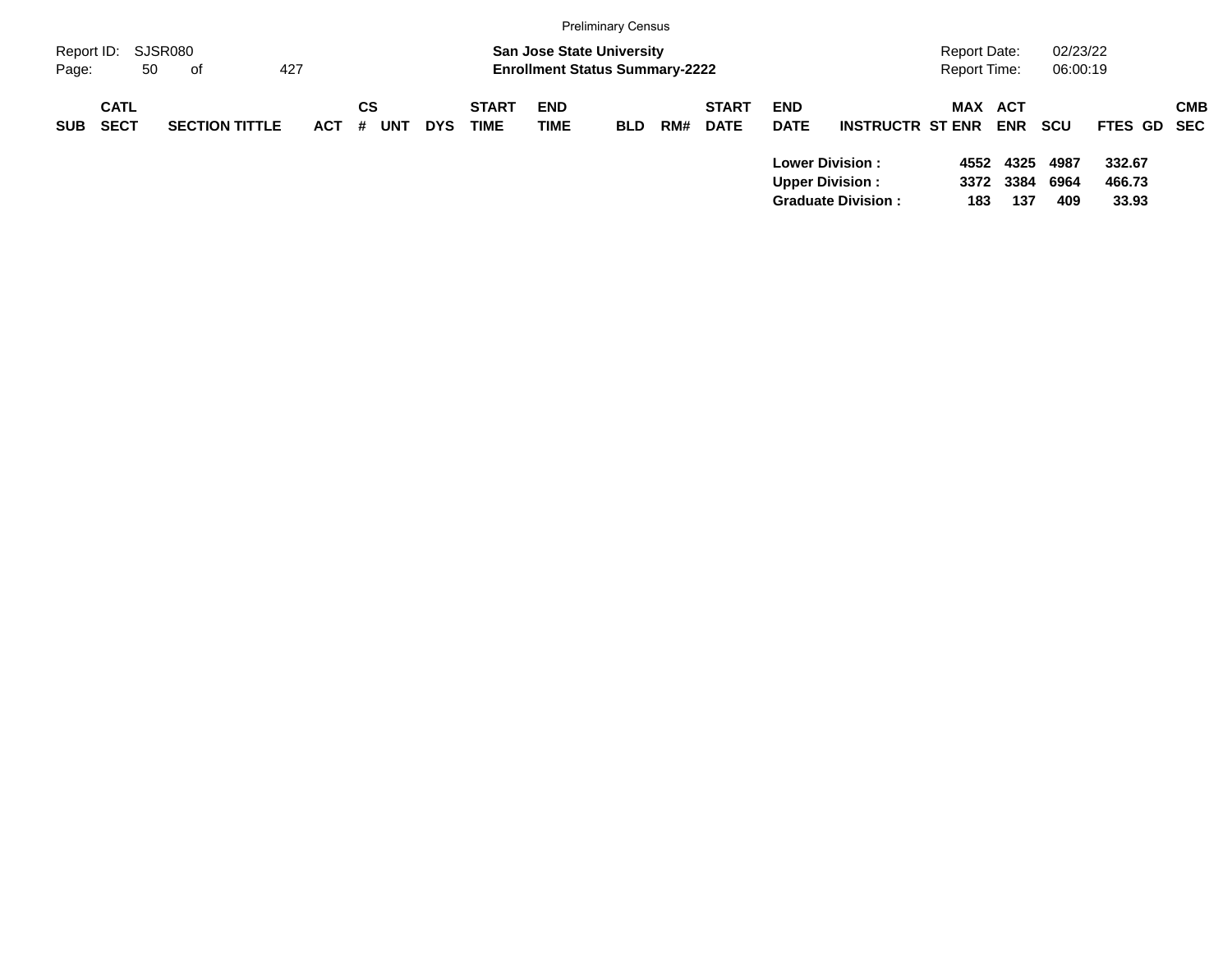Preliminary Census

Report ID: SJSR080

**San Jose State University**

**Enrollment Status Summary-2222**

Report Date: 02/23/22

Report Time: 06:00:19

| SUB | CATL SECT | SECTION TITTLE | ACT | CS # | UNT | DYS | START TIME | END TIME | BLD | RM# | START DATE | END DATE | INSTRUCTR | ST | MAX ENR | ACT ENR | SCU | FTES | GD | CMB SEC |
|---|---|---|---|---|---|---|---|---|---|---|---|---|---|---|---|---|---|---|---|---|
| | | | | | | | | | | | | **Lower Division :** | | | **4552** | **4325** | **4987** | **332.67** | | |
| | | | | | | | | | | | | **Upper Division :** | | | **3372** | **3384** | **6964** | **466.73** | | |
| | | | | | | | | | | | | **Graduate Division :** | | | **183** | **137** | **409** | **33.93** | | |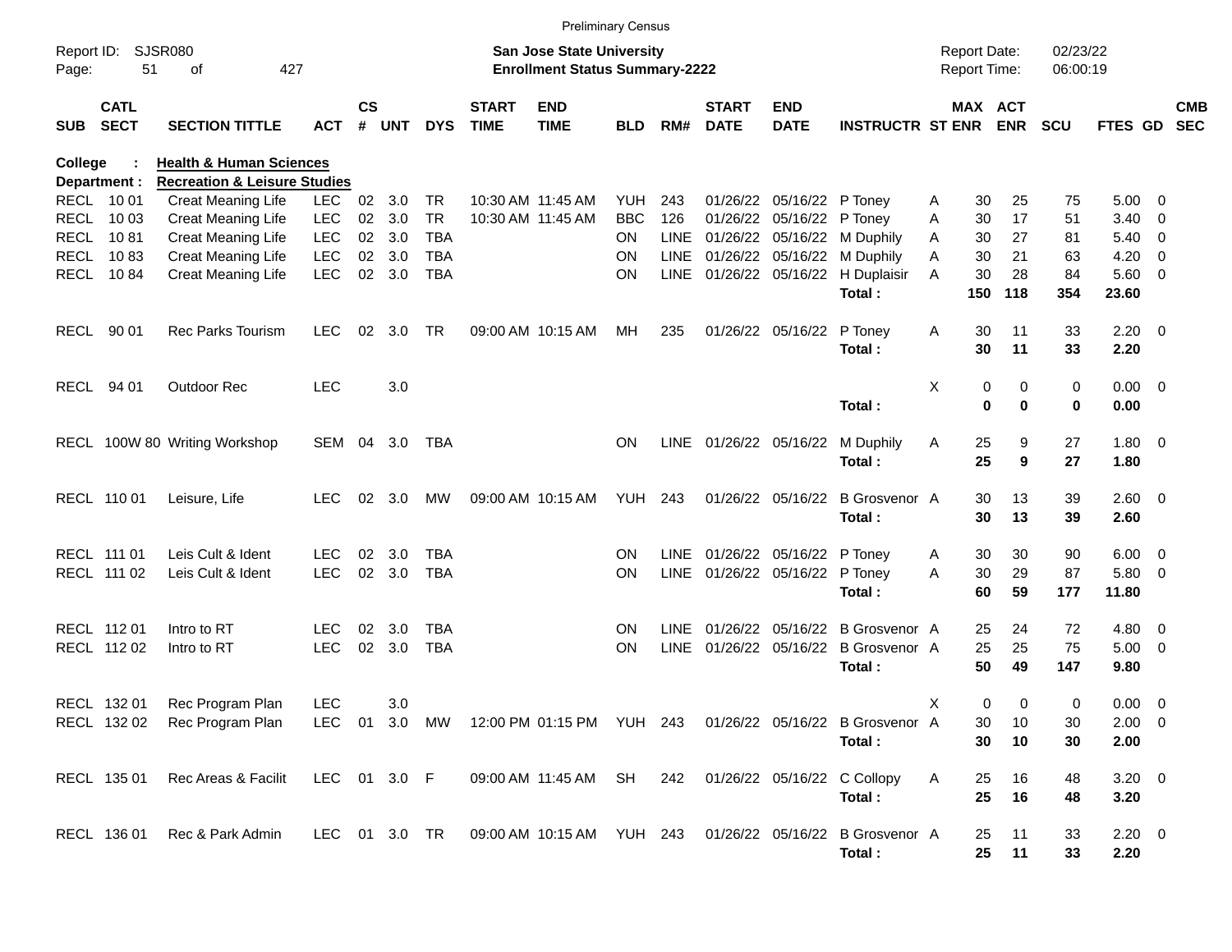Preliminary Census

Report ID: SJSR080
Page: 51 of 427

**San Jose State University**
**Enrollment Status Summary-2222**

Report Date: 02/23/22
Report Time: 06:00:19

**College : Health & Human Sciences**
**Department : Recreation & Leisure Studies**

| SUB | CATL SECT | SECTION TITTLE | ACT | CS # | UNT | DYS | START TIME | END TIME | BLD | RM# | START DATE | END DATE | INSTRUCTR | ST | MAX ENR | ACT ENR | SCU | FTES | GD | CMB SEC |
|---|---|---|---|---|---|---|---|---|---|---|---|---|---|---|---|---|---|---|---|---|
| RECL | 10 01 | Creat Meaning Life | LEC | 02 | 3.0 | TR | 10:30 AM | 11:45 AM | YUH | 243 | 01/26/22 | 05/16/22 | P Toney | A | 30 | 25 | 75 | 5.00 | 0 | |
| RECL | 10 03 | Creat Meaning Life | LEC | 02 | 3.0 | TR | 10:30 AM | 11:45 AM | BBC | 126 | 01/26/22 | 05/16/22 | P Toney | A | 30 | 17 | 51 | 3.40 | 0 | |
| RECL | 10 81 | Creat Meaning Life | LEC | 02 | 3.0 | TBA | | | ON | LINE | 01/26/22 | 05/16/22 | M Duphily | A | 30 | 27 | 81 | 5.40 | 0 | |
| RECL | 10 83 | Creat Meaning Life | LEC | 02 | 3.0 | TBA | | | ON | LINE | 01/26/22 | 05/16/22 | M Duphily | A | 30 | 21 | 63 | 4.20 | 0 | |
| RECL | 10 84 | Creat Meaning Life | LEC | 02 | 3.0 | TBA | | | ON | LINE | 01/26/22 | 05/16/22 | H Duplaisir | A | 30 | 28 | 84 | 5.60 | 0 | |
| | | | | | | | | | | | | | **Total :** | | **150** | **118** | **354** | **23.60** | | |
| RECL | 90 01 | Rec Parks Tourism | LEC | 02 | 3.0 | TR | 09:00 AM | 10:15 AM | MH | 235 | 01/26/22 | 05/16/22 | P Toney | A | 30 | 11 | 33 | 2.20 | 0 | |
| | | | | | | | | | | | | | **Total :** | | **30** | **11** | **33** | **2.20** | | |
| RECL | 94 01 | Outdoor Rec | LEC | | 3.0 | | | | | | | | | X | 0 | 0 | 0 | 0.00 | 0 | |
| | | | | | | | | | | | | | **Total :** | | **0** | **0** | **0** | **0.00** | | |
| RECL | 100W 80 | Writing Workshop | SEM | 04 | 3.0 | TBA | | | ON | LINE | 01/26/22 | 05/16/22 | M Duphily | A | 25 | 9 | 27 | 1.80 | 0 | |
| | | | | | | | | | | | | | **Total :** | | **25** | **9** | **27** | **1.80** | | |
| RECL | 110 01 | Leisure, Life | LEC | 02 | 3.0 | MW | 09:00 AM | 10:15 AM | YUH | 243 | 01/26/22 | 05/16/22 | B Grosvenor | A | 30 | 13 | 39 | 2.60 | 0 | |
| | | | | | | | | | | | | | **Total :** | | **30** | **13** | **39** | **2.60** | | |
| RECL | 111 01 | Leis Cult & Ident | LEC | 02 | 3.0 | TBA | | | ON | LINE | 01/26/22 | 05/16/22 | P Toney | A | 30 | 30 | 90 | 6.00 | 0 | |
| RECL | 111 02 | Leis Cult & Ident | LEC | 02 | 3.0 | TBA | | | ON | LINE | 01/26/22 | 05/16/22 | P Toney | A | 30 | 29 | 87 | 5.80 | 0 | |
| | | | | | | | | | | | | | **Total :** | | **60** | **59** | **177** | **11.80** | | |
| RECL | 112 01 | Intro to RT | LEC | 02 | 3.0 | TBA | | | ON | LINE | 01/26/22 | 05/16/22 | B Grosvenor | A | 25 | 24 | 72 | 4.80 | 0 | |
| RECL | 112 02 | Intro to RT | LEC | 02 | 3.0 | TBA | | | ON | LINE | 01/26/22 | 05/16/22 | B Grosvenor | A | 25 | 25 | 75 | 5.00 | 0 | |
| | | | | | | | | | | | | | **Total :** | | **50** | **49** | **147** | **9.80** | | |
| RECL | 132 01 | Rec Program Plan | LEC | | 3.0 | | | | | | | | | X | 0 | 0 | 0 | 0.00 | 0 | |
| RECL | 132 02 | Rec Program Plan | LEC | 01 | 3.0 | MW | 12:00 PM | 01:15 PM | YUH | 243 | 01/26/22 | 05/16/22 | B Grosvenor | A | 30 | 10 | 30 | 2.00 | 0 | |
| | | | | | | | | | | | | | **Total :** | | **30** | **10** | **30** | **2.00** | | |
| RECL | 135 01 | Rec Areas & Facilit | LEC | 01 | 3.0 | F | 09:00 AM | 11:45 AM | SH | 242 | 01/26/22 | 05/16/22 | C Collopy | A | 25 | 16 | 48 | 3.20 | 0 | |
| | | | | | | | | | | | | | **Total :** | | **25** | **16** | **48** | **3.20** | | |
| RECL | 136 01 | Rec & Park Admin | LEC | 01 | 3.0 | TR | 09:00 AM | 10:15 AM | YUH | 243 | 01/26/22 | 05/16/22 | B Grosvenor | A | 25 | 11 | 33 | 2.20 | 0 | |
| | | | | | | | | | | | | | **Total :** | | **25** | **11** | **33** | **2.20** | | |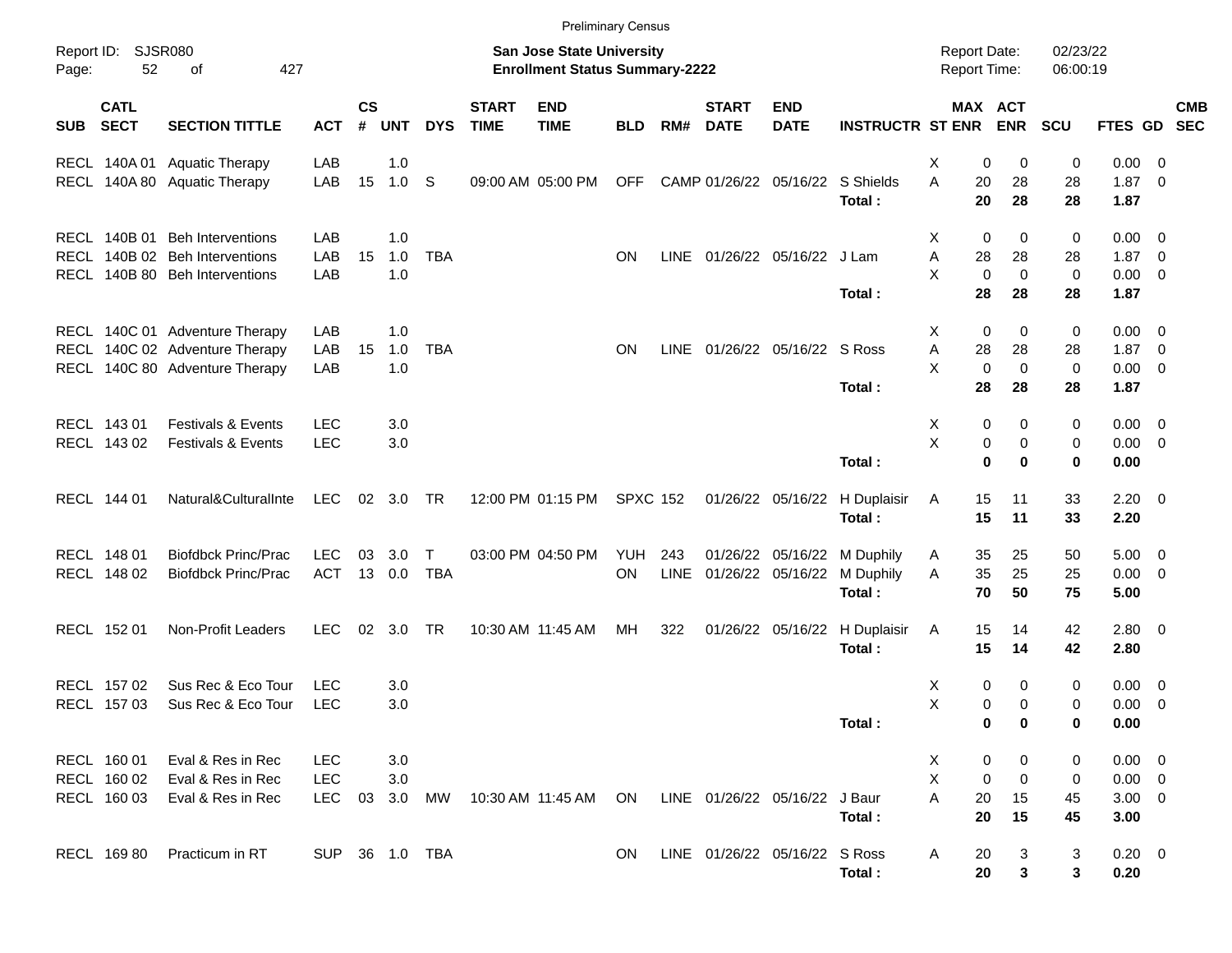Preliminary Census

Report ID: SJSR080 | San Jose State University | Report Date: 02/23/22
Enrollment Status Summary-2222 | Report Time: 06:00:19

| SUB | CATL SECT | SECTION TITTLE | ACT | CS # | UNT | DYS | START TIME | END TIME | BLD | RM# | START DATE | END DATE | INSTRUCTR | ST | MAX ENR | ACT ENR | SCU | FTES | GD | CMB SEC |
|---|---|---|---|---|---|---|---|---|---|---|---|---|---|---|---|---|---|---|---|---|
| RECL | 140A 01 | Aquatic Therapy | LAB | | 1.0 | | | | | | | | | X | 0 | 0 | 0 | 0.00 | 0 | |
| RECL | 140A 80 | Aquatic Therapy | LAB | 15 | 1.0 | S | 09:00 AM | 05:00 PM | OFF | CAMP | 01/26/22 | 05/16/22 | S Shields | A | 20 | 28 | 28 | 1.87 | 0 | |
| | | | | | | | | | | | | | **Total :** | | **20** | **28** | **28** | **1.87** | | |
| RECL | 140B 01 | Beh Interventions | LAB | | 1.0 | | | | | | | | | X | 0 | 0 | 0 | 0.00 | 0 | |
| RECL | 140B 02 | Beh Interventions | LAB | 15 | 1.0 | TBA | | | ON | LINE | 01/26/22 | 05/16/22 | J Lam | A | 28 | 28 | 28 | 1.87 | 0 | |
| RECL | 140B 80 | Beh Interventions | LAB | | 1.0 | | | | | | | | | X | 0 | 0 | 0 | 0.00 | 0 | |
| | | | | | | | | | | | | | **Total :** | | **28** | **28** | **28** | **1.87** | | |
| RECL | 140C 01 | Adventure Therapy | LAB | | 1.0 | | | | | | | | | X | 0 | 0 | 0 | 0.00 | 0 | |
| RECL | 140C 02 | Adventure Therapy | LAB | 15 | 1.0 | TBA | | | ON | LINE | 01/26/22 | 05/16/22 | S Ross | A | 28 | 28 | 28 | 1.87 | 0 | |
| RECL | 140C 80 | Adventure Therapy | LAB | | 1.0 | | | | | | | | | X | 0 | 0 | 0 | 0.00 | 0 | |
| | | | | | | | | | | | | | **Total :** | | **28** | **28** | **28** | **1.87** | | |
| RECL | 143 01 | Festivals & Events | LEC | | 3.0 | | | | | | | | | X | 0 | 0 | 0 | 0.00 | 0 | |
| RECL | 143 02 | Festivals & Events | LEC | | 3.0 | | | | | | | | | X | 0 | 0 | 0 | 0.00 | 0 | |
| | | | | | | | | | | | | | **Total :** | | **0** | **0** | **0** | **0.00** | | |
| RECL | 144 01 | Natural&CulturalInte | LEC | 02 | 3.0 | TR | 12:00 PM | 01:15 PM | SPXC | 152 | 01/26/22 | 05/16/22 | H Duplaisir | A | 15 | 11 | 33 | 2.20 | 0 | |
| | | | | | | | | | | | | | **Total :** | | **15** | **11** | **33** | **2.20** | | |
| RECL | 148 01 | Biofdbck Princ/Prac | LEC | 03 | 3.0 | T | 03:00 PM | 04:50 PM | YUH | 243 | 01/26/22 | 05/16/22 | M Duphily | A | 35 | 25 | 50 | 5.00 | 0 | |
| RECL | 148 02 | Biofdbck Princ/Prac | ACT | 13 | 0.0 | TBA | | | ON | LINE | 01/26/22 | 05/16/22 | M Duphily | A | 35 | 25 | 25 | 0.00 | 0 | |
| | | | | | | | | | | | | | **Total :** | | **70** | **50** | **75** | **5.00** | | |
| RECL | 152 01 | Non-Profit Leaders | LEC | 02 | 3.0 | TR | 10:30 AM | 11:45 AM | MH | 322 | 01/26/22 | 05/16/22 | H Duplaisir | A | 15 | 14 | 42 | 2.80 | 0 | |
| | | | | | | | | | | | | | **Total :** | | **15** | **14** | **42** | **2.80** | | |
| RECL | 157 02 | Sus Rec & Eco Tour | LEC | | 3.0 | | | | | | | | | X | 0 | 0 | 0 | 0.00 | 0 | |
| RECL | 157 03 | Sus Rec & Eco Tour | LEC | | 3.0 | | | | | | | | | X | 0 | 0 | 0 | 0.00 | 0 | |
| | | | | | | | | | | | | | **Total :** | | **0** | **0** | **0** | **0.00** | | |
| RECL | 160 01 | Eval & Res in Rec | LEC | | 3.0 | | | | | | | | | X | 0 | 0 | 0 | 0.00 | 0 | |
| RECL | 160 02 | Eval & Res in Rec | LEC | | 3.0 | | | | | | | | | X | 0 | 0 | 0 | 0.00 | 0 | |
| RECL | 160 03 | Eval & Res in Rec | LEC | 03 | 3.0 | MW | 10:30 AM | 11:45 AM | ON | LINE | 01/26/22 | 05/16/22 | J Baur | A | 20 | 15 | 45 | 3.00 | 0 | |
| | | | | | | | | | | | | | **Total :** | | **20** | **15** | **45** | **3.00** | | |
| RECL | 169 80 | Practicum in RT | SUP | 36 | 1.0 | TBA | | | ON | LINE | 01/26/22 | 05/16/22 | S Ross | A | 20 | 3 | 3 | 0.20 | 0 | |
| | | | | | | | | | | | | | **Total :** | | **20** | **3** | **3** | **0.20** | | |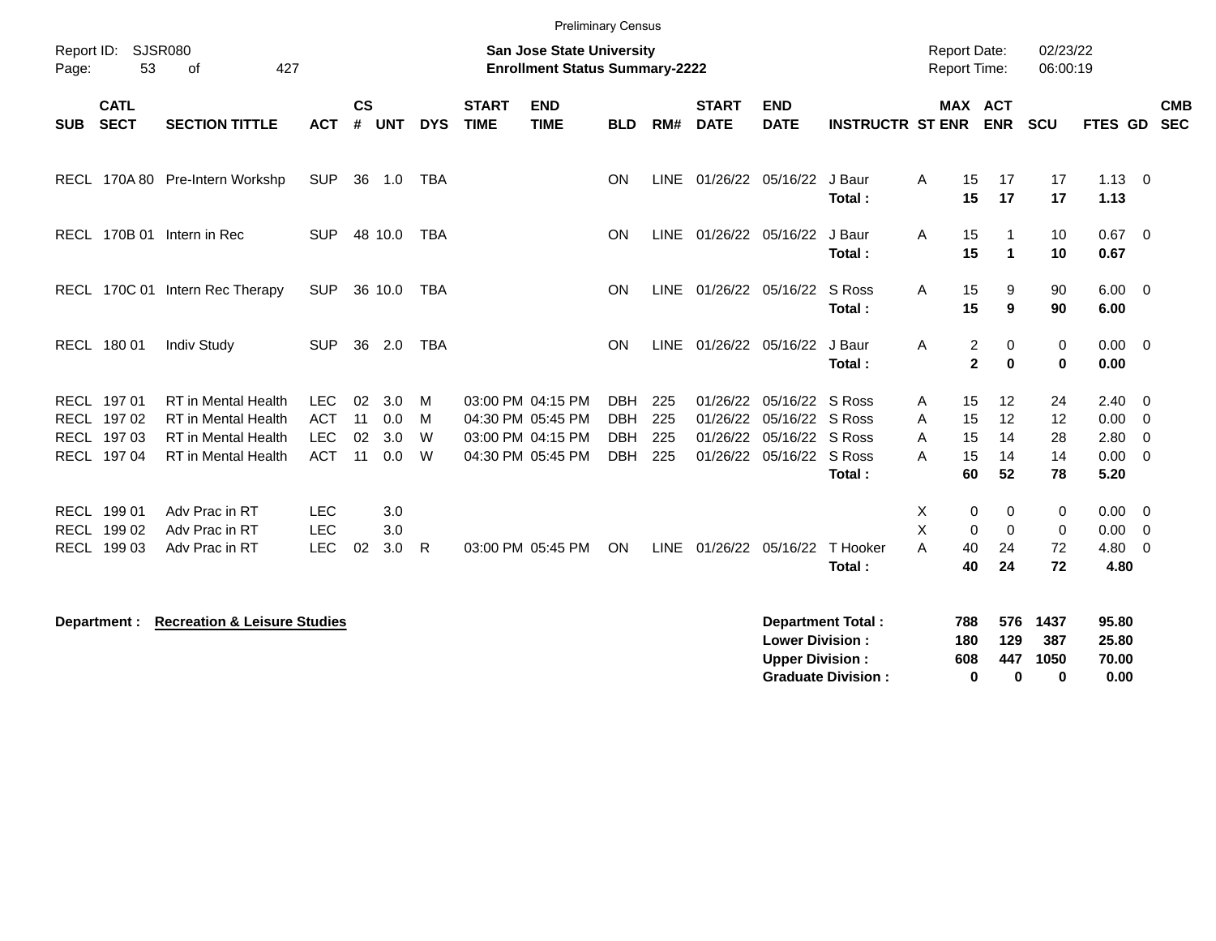Preliminary Census

Report ID: SJSR080

**San Jose State University**
**Enrollment Status Summary-2222**

Report Date: 02/23/22
Report Time: 06:00:19

| SUB | CATL SECT | SECTION TITTLE | ACT | CS # | UNT | DYS | START TIME | END TIME | BLD | RM# | START DATE | END DATE | INSTRUCTR | ST | MAX ENR | ACT ENR | SCU | FTES | GD | CMB SEC |
|---|---|---|---|---|---|---|---|---|---|---|---|---|---|---|---|---|---|---|---|---|
| RECL | 170A 80 | Pre-Intern Workshp | SUP | 36 | 1.0 | TBA | | | ON | LINE | 01/26/22 | 05/16/22 | J Baur | A | 15 | 17 | 17 | 1.13 | 0 | |
| | | | | | | | | | | | | | **Total :** | | **15** | **17** | **17** | **1.13** | | |
| RECL | 170B 01 | Intern in Rec | SUP | 48 | 10.0 | TBA | | | ON | LINE | 01/26/22 | 05/16/22 | J Baur | A | 15 | 1 | 10 | 0.67 | 0 | |
| | | | | | | | | | | | | | **Total :** | | **15** | **1** | **10** | **0.67** | | |
| RECL | 170C 01 | Intern Rec Therapy | SUP | 36 | 10.0 | TBA | | | ON | LINE | 01/26/22 | 05/16/22 | S Ross | A | 15 | 9 | 90 | 6.00 | 0 | |
| | | | | | | | | | | | | | **Total :** | | **15** | **9** | **90** | **6.00** | | |
| RECL | 180 01 | Indiv Study | SUP | 36 | 2.0 | TBA | | | ON | LINE | 01/26/22 | 05/16/22 | J Baur | A | 2 | 0 | 0 | 0.00 | 0 | |
| | | | | | | | | | | | | | **Total :** | | **2** | **0** | **0** | **0.00** | | |
| RECL | 197 01 | RT in Mental Health | LEC | 02 | 3.0 | M | 03:00 PM | 04:15 PM | DBH | 225 | 01/26/22 | 05/16/22 | S Ross | A | 15 | 12 | 24 | 2.40 | 0 | |
| RECL | 197 02 | RT in Mental Health | ACT | 11 | 0.0 | M | 04:30 PM | 05:45 PM | DBH | 225 | 01/26/22 | 05/16/22 | S Ross | A | 15 | 12 | 12 | 0.00 | 0 | |
| RECL | 197 03 | RT in Mental Health | LEC | 02 | 3.0 | W | 03:00 PM | 04:15 PM | DBH | 225 | 01/26/22 | 05/16/22 | S Ross | A | 15 | 14 | 28 | 2.80 | 0 | |
| RECL | 197 04 | RT in Mental Health | ACT | 11 | 0.0 | W | 04:30 PM | 05:45 PM | DBH | 225 | 01/26/22 | 05/16/22 | S Ross | A | 15 | 14 | 14 | 0.00 | 0 | |
| | | | | | | | | | | | | | **Total :** | | **60** | **52** | **78** | **5.20** | | |
| RECL | 199 01 | Adv Prac in RT | LEC | | 3.0 | | | | | | | | | X | 0 | 0 | 0 | 0.00 | 0 | |
| RECL | 199 02 | Adv Prac in RT | LEC | | 3.0 | | | | | | | | | X | 0 | 0 | 0 | 0.00 | 0 | |
| RECL | 199 03 | Adv Prac in RT | LEC | 02 | 3.0 | R | 03:00 PM | 05:45 PM | ON | LINE | 01/26/22 | 05/16/22 | T Hooker | A | 40 | 24 | 72 | 4.80 | 0 | |
| | | | | | | | | | | | | | **Total :** | | **40** | **24** | **72** | **4.80** | | |

**Department :** **Recreation & Leisure Studies**

| | MAX ENR | ACT ENR | SCU | FTES |
|---|---|---|---|---|
| **Department Total :** | **788** | **576** | **1437** | **95.80** |
| **Lower Division :** | **180** | **129** | **387** | **25.80** |
| **Upper Division :** | **608** | **447** | **1050** | **70.00** |
| **Graduate Division :** | **0** | **0** | **0** | **0.00** |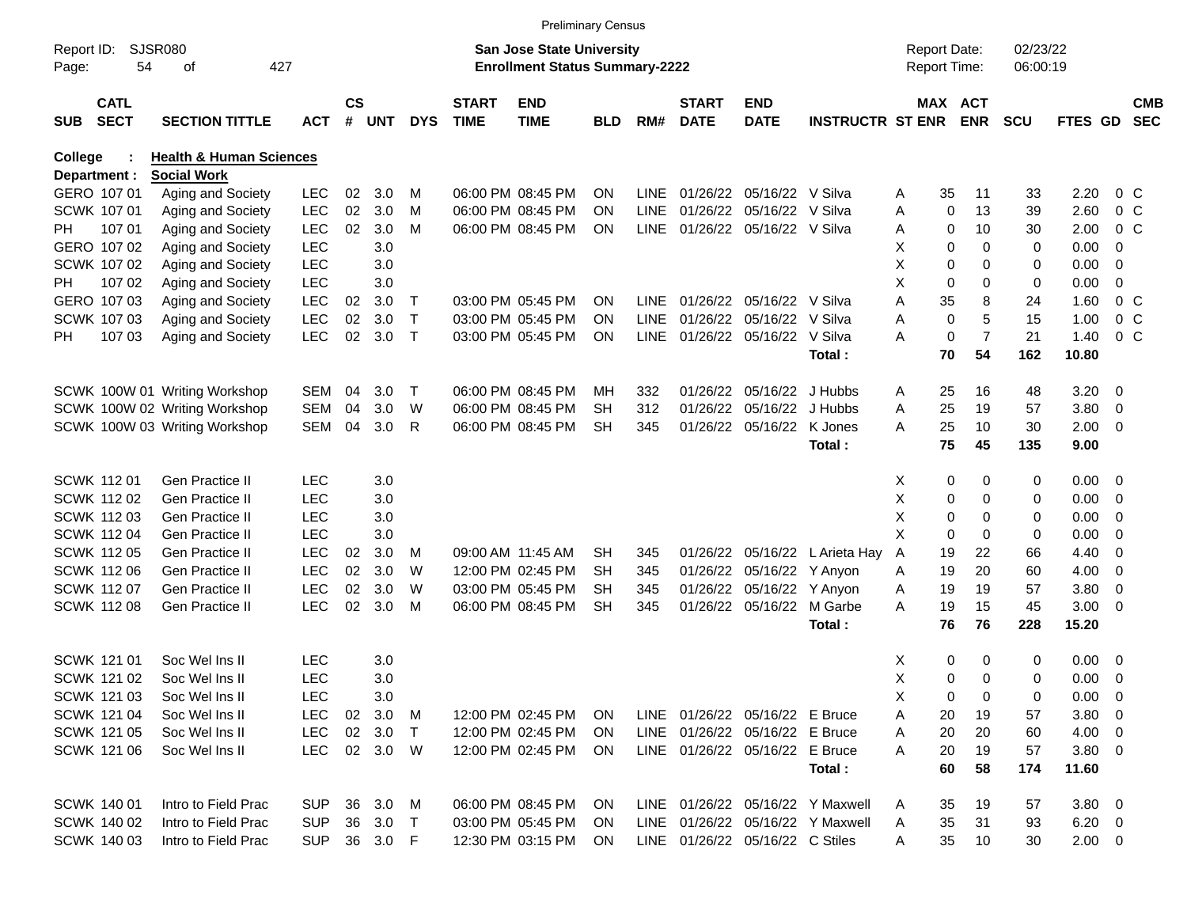Preliminary Census

Report ID: SJSR080

**San Jose State University**
**Enrollment Status Summary-2222**

Report Date: 02/23/22
Report Time: 06:00:19

**College : Health & Human Sciences**
**Department : Social Work**

| SUB | CATL SECT | SECTION TITTLE | ACT | CS # | UNT | DYS | START TIME | END TIME | BLD | RM# | START DATE | END DATE | INSTRUCTR | ST | MAX ENR | ACT ENR | SCU | FTES | GD | CMB SEC |
|---|---|---|---|---|---|---|---|---|---|---|---|---|---|---|---|---|---|---|---|---|
| GERO | 107 01 | Aging and Society | LEC | 02 | 3.0 | M | 06:00 PM | 08:45 PM | ON | LINE | 01/26/22 | 05/16/22 | V Silva | A | 35 | 11 | 33 | 2.20 | 0 | C |
| SCWK | 107 01 | Aging and Society | LEC | 02 | 3.0 | M | 06:00 PM | 08:45 PM | ON | LINE | 01/26/22 | 05/16/22 | V Silva | A | 0 | 13 | 39 | 2.60 | 0 | C |
| PH | 107 01 | Aging and Society | LEC | 02 | 3.0 | M | 06:00 PM | 08:45 PM | ON | LINE | 01/26/22 | 05/16/22 | V Silva | A | 0 | 10 | 30 | 2.00 | 0 | C |
| GERO | 107 02 | Aging and Society | LEC | | 3.0 | | | | | | | | | X | 0 | 0 | 0 | 0.00 | 0 | |
| SCWK | 107 02 | Aging and Society | LEC | | 3.0 | | | | | | | | | X | 0 | 0 | 0 | 0.00 | 0 | |
| PH | 107 02 | Aging and Society | LEC | | 3.0 | | | | | | | | | X | 0 | 0 | 0 | 0.00 | 0 | |
| GERO | 107 03 | Aging and Society | LEC | 02 | 3.0 | T | 03:00 PM | 05:45 PM | ON | LINE | 01/26/22 | 05/16/22 | V Silva | A | 35 | 8 | 24 | 1.60 | 0 | C |
| SCWK | 107 03 | Aging and Society | LEC | 02 | 3.0 | T | 03:00 PM | 05:45 PM | ON | LINE | 01/26/22 | 05/16/22 | V Silva | A | 0 | 5 | 15 | 1.00 | 0 | C |
| PH | 107 03 | Aging and Society | LEC | 02 | 3.0 | T | 03:00 PM | 05:45 PM | ON | LINE | 01/26/22 | 05/16/22 | V Silva | A | 0 | 7 | 21 | 1.40 | 0 | C |
| | | | | | | | | | | | | | **Total :** | | **70** | **54** | **162** | **10.80** | | |
| SCWK | 100W 01 | Writing Workshop | SEM | 04 | 3.0 | T | 06:00 PM | 08:45 PM | MH | 332 | 01/26/22 | 05/16/22 | J Hubbs | A | 25 | 16 | 48 | 3.20 | 0 | |
| SCWK | 100W 02 | Writing Workshop | SEM | 04 | 3.0 | W | 06:00 PM | 08:45 PM | SH | 312 | 01/26/22 | 05/16/22 | J Hubbs | A | 25 | 19 | 57 | 3.80 | 0 | |
| SCWK | 100W 03 | Writing Workshop | SEM | 04 | 3.0 | R | 06:00 PM | 08:45 PM | SH | 345 | 01/26/22 | 05/16/22 | K Jones | A | 25 | 10 | 30 | 2.00 | 0 | |
| | | | | | | | | | | | | | **Total :** | | **75** | **45** | **135** | **9.00** | | |
| SCWK | 112 01 | Gen Practice II | LEC | | 3.0 | | | | | | | | | X | 0 | 0 | 0 | 0.00 | 0 | |
| SCWK | 112 02 | Gen Practice II | LEC | | 3.0 | | | | | | | | | X | 0 | 0 | 0 | 0.00 | 0 | |
| SCWK | 112 03 | Gen Practice II | LEC | | 3.0 | | | | | | | | | X | 0 | 0 | 0 | 0.00 | 0 | |
| SCWK | 112 04 | Gen Practice II | LEC | | 3.0 | | | | | | | | | X | 0 | 0 | 0 | 0.00 | 0 | |
| SCWK | 112 05 | Gen Practice II | LEC | 02 | 3.0 | M | 09:00 AM | 11:45 AM | SH | 345 | 01/26/22 | 05/16/22 | L Arieta Hay | A | 19 | 22 | 66 | 4.40 | 0 | |
| SCWK | 112 06 | Gen Practice II | LEC | 02 | 3.0 | W | 12:00 PM | 02:45 PM | SH | 345 | 01/26/22 | 05/16/22 | Y Anyon | A | 19 | 20 | 60 | 4.00 | 0 | |
| SCWK | 112 07 | Gen Practice II | LEC | 02 | 3.0 | W | 03:00 PM | 05:45 PM | SH | 345 | 01/26/22 | 05/16/22 | Y Anyon | A | 19 | 19 | 57 | 3.80 | 0 | |
| SCWK | 112 08 | Gen Practice II | LEC | 02 | 3.0 | M | 06:00 PM | 08:45 PM | SH | 345 | 01/26/22 | 05/16/22 | M Garbe | A | 19 | 15 | 45 | 3.00 | 0 | |
| | | | | | | | | | | | | | **Total :** | | **76** | **76** | **228** | **15.20** | | |
| SCWK | 121 01 | Soc Wel Ins II | LEC | | 3.0 | | | | | | | | | X | 0 | 0 | 0 | 0.00 | 0 | |
| SCWK | 121 02 | Soc Wel Ins II | LEC | | 3.0 | | | | | | | | | X | 0 | 0 | 0 | 0.00 | 0 | |
| SCWK | 121 03 | Soc Wel Ins II | LEC | | 3.0 | | | | | | | | | X | 0 | 0 | 0 | 0.00 | 0 | |
| SCWK | 121 04 | Soc Wel Ins II | LEC | 02 | 3.0 | M | 12:00 PM | 02:45 PM | ON | LINE | 01/26/22 | 05/16/22 | E Bruce | A | 20 | 19 | 57 | 3.80 | 0 | |
| SCWK | 121 05 | Soc Wel Ins II | LEC | 02 | 3.0 | T | 12:00 PM | 02:45 PM | ON | LINE | 01/26/22 | 05/16/22 | E Bruce | A | 20 | 20 | 60 | 4.00 | 0 | |
| SCWK | 121 06 | Soc Wel Ins II | LEC | 02 | 3.0 | W | 12:00 PM | 02:45 PM | ON | LINE | 01/26/22 | 05/16/22 | E Bruce | A | 20 | 19 | 57 | 3.80 | 0 | |
| | | | | | | | | | | | | | **Total :** | | **60** | **58** | **174** | **11.60** | | |
| SCWK | 140 01 | Intro to Field Prac | SUP | 36 | 3.0 | M | 06:00 PM | 08:45 PM | ON | LINE | 01/26/22 | 05/16/22 | Y Maxwell | A | 35 | 19 | 57 | 3.80 | 0 | |
| SCWK | 140 02 | Intro to Field Prac | SUP | 36 | 3.0 | T | 03:00 PM | 05:45 PM | ON | LINE | 01/26/22 | 05/16/22 | Y Maxwell | A | 35 | 31 | 93 | 6.20 | 0 | |
| SCWK | 140 03 | Intro to Field Prac | SUP | 36 | 3.0 | F | 12:30 PM | 03:15 PM | ON | LINE | 01/26/22 | 05/16/22 | C Stiles | A | 35 | 10 | 30 | 2.00 | 0 | |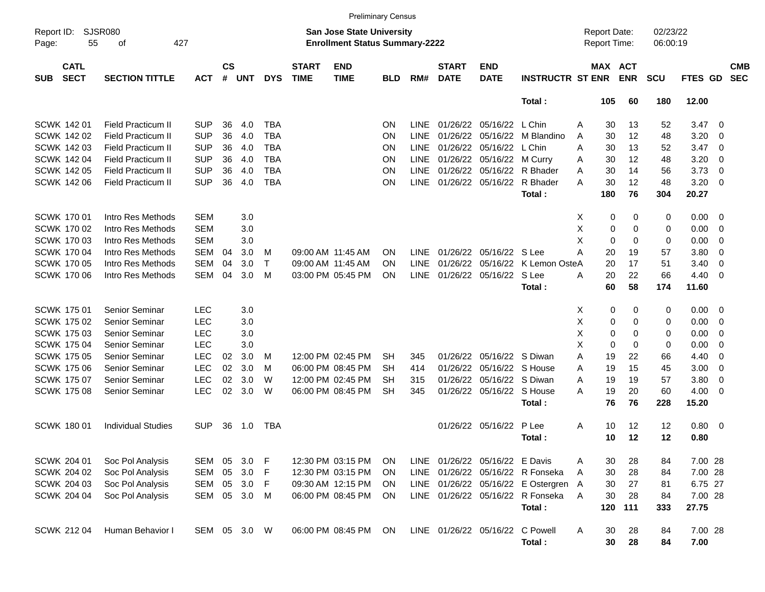Preliminary Census

Report ID: SJSR080
Page: 55 of 427

**San Jose State University**
**Enrollment Status Summary-2222**

Report Date: 02/23/22
Report Time: 06:00:19

| SUB | CATL SECT | SECTION TITTLE | ACT | CS # | UNT | DYS | START TIME | END TIME | BLD | RM# | START DATE | END DATE | INSTRUCTR | ST | MAX ENR | ACT ENR | SCU | FTES | GD | CMB SEC |
|---|---|---|---|---|---|---|---|---|---|---|---|---|---|---|---|---|---|---|---|---|
| | | | | | | | | | | | | | **Total :** | | **105** | **60** | **180** | **12.00** | | |
| SCWK | 142 01 | Field Practicum II | SUP | 36 | 4.0 | TBA | | | ON | LINE | 01/26/22 | 05/16/22 | L Chin | A | 30 | 13 | 52 | 3.47 | 0 | |
| SCWK | 142 02 | Field Practicum II | SUP | 36 | 4.0 | TBA | | | ON | LINE | 01/26/22 | 05/16/22 | M Blandino | A | 30 | 12 | 48 | 3.20 | 0 | |
| SCWK | 142 03 | Field Practicum II | SUP | 36 | 4.0 | TBA | | | ON | LINE | 01/26/22 | 05/16/22 | L Chin | A | 30 | 13 | 52 | 3.47 | 0 | |
| SCWK | 142 04 | Field Practicum II | SUP | 36 | 4.0 | TBA | | | ON | LINE | 01/26/22 | 05/16/22 | M Curry | A | 30 | 12 | 48 | 3.20 | 0 | |
| SCWK | 142 05 | Field Practicum II | SUP | 36 | 4.0 | TBA | | | ON | LINE | 01/26/22 | 05/16/22 | R Bhader | A | 30 | 14 | 56 | 3.73 | 0 | |
| SCWK | 142 06 | Field Practicum II | SUP | 36 | 4.0 | TBA | | | ON | LINE | 01/26/22 | 05/16/22 | R Bhader | A | 30 | 12 | 48 | 3.20 | 0 | |
| | | | | | | | | | | | | | **Total :** | | **180** | **76** | **304** | **20.27** | | |
| SCWK | 170 01 | Intro Res Methods | SEM | | 3.0 | | | | | | | | | X | 0 | 0 | 0 | 0.00 | 0 | |
| SCWK | 170 02 | Intro Res Methods | SEM | | 3.0 | | | | | | | | | X | 0 | 0 | 0 | 0.00 | 0 | |
| SCWK | 170 03 | Intro Res Methods | SEM | | 3.0 | | | | | | | | | X | 0 | 0 | 0 | 0.00 | 0 | |
| SCWK | 170 04 | Intro Res Methods | SEM | 04 | 3.0 | M | 09:00 AM | 11:45 AM | ON | LINE | 01/26/22 | 05/16/22 | S Lee | A | 20 | 19 | 57 | 3.80 | 0 | |
| SCWK | 170 05 | Intro Res Methods | SEM | 04 | 3.0 | T | 09:00 AM | 11:45 AM | ON | LINE | 01/26/22 | 05/16/22 | K Lemon Oste | A | 20 | 17 | 51 | 3.40 | 0 | |
| SCWK | 170 06 | Intro Res Methods | SEM | 04 | 3.0 | M | 03:00 PM | 05:45 PM | ON | LINE | 01/26/22 | 05/16/22 | S Lee | A | 20 | 22 | 66 | 4.40 | 0 | |
| | | | | | | | | | | | | | **Total :** | | **60** | **58** | **174** | **11.60** | | |
| SCWK | 175 01 | Senior Seminar | LEC | | 3.0 | | | | | | | | | X | 0 | 0 | 0 | 0.00 | 0 | |
| SCWK | 175 02 | Senior Seminar | LEC | | 3.0 | | | | | | | | | X | 0 | 0 | 0 | 0.00 | 0 | |
| SCWK | 175 03 | Senior Seminar | LEC | | 3.0 | | | | | | | | | X | 0 | 0 | 0 | 0.00 | 0 | |
| SCWK | 175 04 | Senior Seminar | LEC | | 3.0 | | | | | | | | | X | 0 | 0 | 0 | 0.00 | 0 | |
| SCWK | 175 05 | Senior Seminar | LEC | 02 | 3.0 | M | 12:00 PM | 02:45 PM | SH | 345 | 01/26/22 | 05/16/22 | S Diwan | A | 19 | 22 | 66 | 4.40 | 0 | |
| SCWK | 175 06 | Senior Seminar | LEC | 02 | 3.0 | M | 06:00 PM | 08:45 PM | SH | 414 | 01/26/22 | 05/16/22 | S House | A | 19 | 15 | 45 | 3.00 | 0 | |
| SCWK | 175 07 | Senior Seminar | LEC | 02 | 3.0 | W | 12:00 PM | 02:45 PM | SH | 315 | 01/26/22 | 05/16/22 | S Diwan | A | 19 | 19 | 57 | 3.80 | 0 | |
| SCWK | 175 08 | Senior Seminar | LEC | 02 | 3.0 | W | 06:00 PM | 08:45 PM | SH | 345 | 01/26/22 | 05/16/22 | S House | A | 19 | 20 | 60 | 4.00 | 0 | |
| | | | | | | | | | | | | | **Total :** | | **76** | **76** | **228** | **15.20** | | |
| SCWK | 180 01 | Individual Studies | SUP | 36 | 1.0 | TBA | | | | | 01/26/22 | 05/16/22 | P Lee | A | 10 | 12 | 12 | 0.80 | 0 | |
| | | | | | | | | | | | | | **Total :** | | **10** | **12** | **12** | **0.80** | | |
| SCWK | 204 01 | Soc Pol Analysis | SEM | 05 | 3.0 | F | 12:30 PM | 03:15 PM | ON | LINE | 01/26/22 | 05/16/22 | E Davis | A | 30 | 28 | 84 | 7.00 | 28 | |
| SCWK | 204 02 | Soc Pol Analysis | SEM | 05 | 3.0 | F | 12:30 PM | 03:15 PM | ON | LINE | 01/26/22 | 05/16/22 | R Fonseka | A | 30 | 28 | 84 | 7.00 | 28 | |
| SCWK | 204 03 | Soc Pol Analysis | SEM | 05 | 3.0 | F | 09:30 AM | 12:15 PM | ON | LINE | 01/26/22 | 05/16/22 | E Ostergren | A | 30 | 27 | 81 | 6.75 | 27 | |
| SCWK | 204 04 | Soc Pol Analysis | SEM | 05 | 3.0 | M | 06:00 PM | 08:45 PM | ON | LINE | 01/26/22 | 05/16/22 | R Fonseka | A | 30 | 28 | 84 | 7.00 | 28 | |
| | | | | | | | | | | | | | **Total :** | | **120** | **111** | **333** | **27.75** | | |
| SCWK | 212 04 | Human Behavior I | SEM | 05 | 3.0 | W | 06:00 PM | 08:45 PM | ON | LINE | 01/26/22 | 05/16/22 | C Powell | A | 30 | 28 | 84 | 7.00 | 28 | |
| | | | | | | | | | | | | | **Total :** | | **30** | **28** | **84** | **7.00** | | |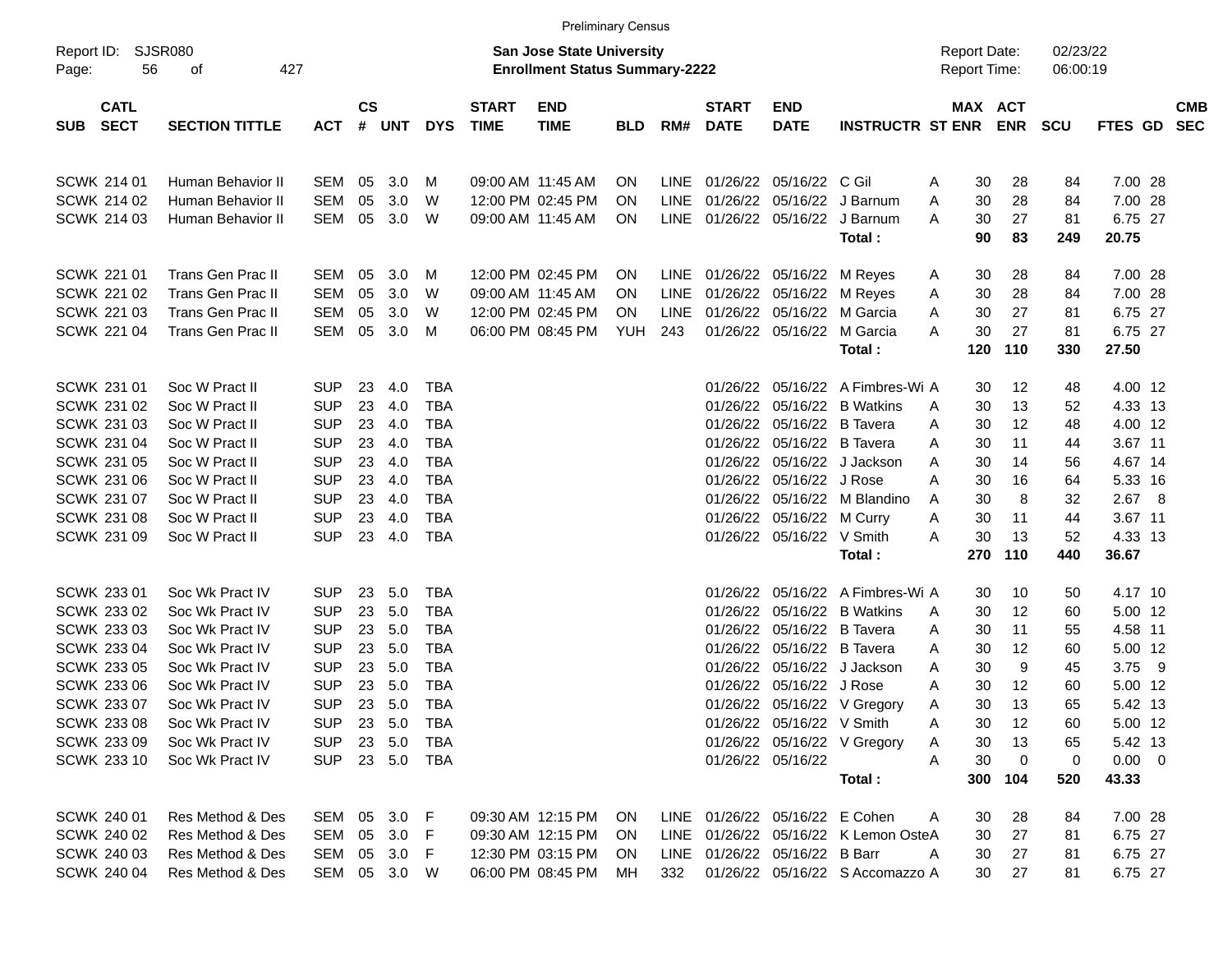Preliminary Census

Report ID: SJSR080

**San Jose State University**
**Enrollment Status Summary-2222**

Report Date: 02/23/22
Report Time: 06:00:19

| SUB | CATL SECT | SECTION TITTLE | ACT | CS # | UNT | DYS | START TIME | END TIME | BLD | RM# | START DATE | END DATE | INSTRUCTR | ST | MAX ENR | ACT ENR | SCU | FTES | GD | CMB SEC |
|---|---|---|---|---|---|---|---|---|---|---|---|---|---|---|---|---|---|---|---|---|
| SCWK | 214 01 | Human Behavior II | SEM | 05 | 3.0 | M | 09:00 AM | 11:45 AM | ON | LINE | 01/26/22 | 05/16/22 | C Gil | A | 30 | 28 | 84 | 7.00 | 28 | |
| SCWK | 214 02 | Human Behavior II | SEM | 05 | 3.0 | W | 12:00 PM | 02:45 PM | ON | LINE | 01/26/22 | 05/16/22 | J Barnum | A | 30 | 28 | 84 | 7.00 | 28 | |
| SCWK | 214 03 | Human Behavior II | SEM | 05 | 3.0 | W | 09:00 AM | 11:45 AM | ON | LINE | 01/26/22 | 05/16/22 | J Barnum | A | 30 | 27 | 81 | 6.75 | 27 | |
| | | | | | | | | | | | | | **Total :** | | **90** | **83** | **249** | **20.75** | | |
| SCWK | 221 01 | Trans Gen Prac II | SEM | 05 | 3.0 | M | 12:00 PM | 02:45 PM | ON | LINE | 01/26/22 | 05/16/22 | M Reyes | A | 30 | 28 | 84 | 7.00 | 28 | |
| SCWK | 221 02 | Trans Gen Prac II | SEM | 05 | 3.0 | W | 09:00 AM | 11:45 AM | ON | LINE | 01/26/22 | 05/16/22 | M Reyes | A | 30 | 28 | 84 | 7.00 | 28 | |
| SCWK | 221 03 | Trans Gen Prac II | SEM | 05 | 3.0 | W | 12:00 PM | 02:45 PM | ON | LINE | 01/26/22 | 05/16/22 | M Garcia | A | 30 | 27 | 81 | 6.75 | 27 | |
| SCWK | 221 04 | Trans Gen Prac II | SEM | 05 | 3.0 | M | 06:00 PM | 08:45 PM | YUH | 243 | 01/26/22 | 05/16/22 | M Garcia | A | 30 | 27 | 81 | 6.75 | 27 | |
| | | | | | | | | | | | | | **Total :** | | **120** | **110** | **330** | **27.50** | | |
| SCWK | 231 01 | Soc W Pract II | SUP | 23 | 4.0 | TBA | | | | | 01/26/22 | 05/16/22 | A Fimbres-Wi | A | 30 | 12 | 48 | 4.00 | 12 | |
| SCWK | 231 02 | Soc W Pract II | SUP | 23 | 4.0 | TBA | | | | | 01/26/22 | 05/16/22 | B Watkins | A | 30 | 13 | 52 | 4.33 | 13 | |
| SCWK | 231 03 | Soc W Pract II | SUP | 23 | 4.0 | TBA | | | | | 01/26/22 | 05/16/22 | B Tavera | A | 30 | 12 | 48 | 4.00 | 12 | |
| SCWK | 231 04 | Soc W Pract II | SUP | 23 | 4.0 | TBA | | | | | 01/26/22 | 05/16/22 | B Tavera | A | 30 | 11 | 44 | 3.67 | 11 | |
| SCWK | 231 05 | Soc W Pract II | SUP | 23 | 4.0 | TBA | | | | | 01/26/22 | 05/16/22 | J Jackson | A | 30 | 14 | 56 | 4.67 | 14 | |
| SCWK | 231 06 | Soc W Pract II | SUP | 23 | 4.0 | TBA | | | | | 01/26/22 | 05/16/22 | J Rose | A | 30 | 16 | 64 | 5.33 | 16 | |
| SCWK | 231 07 | Soc W Pract II | SUP | 23 | 4.0 | TBA | | | | | 01/26/22 | 05/16/22 | M Blandino | A | 30 | 8 | 32 | 2.67 | 8 | |
| SCWK | 231 08 | Soc W Pract II | SUP | 23 | 4.0 | TBA | | | | | 01/26/22 | 05/16/22 | M Curry | A | 30 | 11 | 44 | 3.67 | 11 | |
| SCWK | 231 09 | Soc W Pract II | SUP | 23 | 4.0 | TBA | | | | | 01/26/22 | 05/16/22 | V Smith | A | 30 | 13 | 52 | 4.33 | 13 | |
| | | | | | | | | | | | | | **Total :** | | **270** | **110** | **440** | **36.67** | | |
| SCWK | 233 01 | Soc Wk Pract IV | SUP | 23 | 5.0 | TBA | | | | | 01/26/22 | 05/16/22 | A Fimbres-Wi | A | 30 | 10 | 50 | 4.17 | 10 | |
| SCWK | 233 02 | Soc Wk Pract IV | SUP | 23 | 5.0 | TBA | | | | | 01/26/22 | 05/16/22 | B Watkins | A | 30 | 12 | 60 | 5.00 | 12 | |
| SCWK | 233 03 | Soc Wk Pract IV | SUP | 23 | 5.0 | TBA | | | | | 01/26/22 | 05/16/22 | B Tavera | A | 30 | 11 | 55 | 4.58 | 11 | |
| SCWK | 233 04 | Soc Wk Pract IV | SUP | 23 | 5.0 | TBA | | | | | 01/26/22 | 05/16/22 | B Tavera | A | 30 | 12 | 60 | 5.00 | 12 | |
| SCWK | 233 05 | Soc Wk Pract IV | SUP | 23 | 5.0 | TBA | | | | | 01/26/22 | 05/16/22 | J Jackson | A | 30 | 9 | 45 | 3.75 | 9 | |
| SCWK | 233 06 | Soc Wk Pract IV | SUP | 23 | 5.0 | TBA | | | | | 01/26/22 | 05/16/22 | J Rose | A | 30 | 12 | 60 | 5.00 | 12 | |
| SCWK | 233 07 | Soc Wk Pract IV | SUP | 23 | 5.0 | TBA | | | | | 01/26/22 | 05/16/22 | V Gregory | A | 30 | 13 | 65 | 5.42 | 13 | |
| SCWK | 233 08 | Soc Wk Pract IV | SUP | 23 | 5.0 | TBA | | | | | 01/26/22 | 05/16/22 | V Smith | A | 30 | 12 | 60 | 5.00 | 12 | |
| SCWK | 233 09 | Soc Wk Pract IV | SUP | 23 | 5.0 | TBA | | | | | 01/26/22 | 05/16/22 | V Gregory | A | 30 | 13 | 65 | 5.42 | 13 | |
| SCWK | 233 10 | Soc Wk Pract IV | SUP | 23 | 5.0 | TBA | | | | | 01/26/22 | 05/16/22 | | A | 30 | 0 | 0 | 0.00 | 0 | |
| | | | | | | | | | | | | | **Total :** | | **300** | **104** | **520** | **43.33** | | |
| SCWK | 240 01 | Res Method & Des | SEM | 05 | 3.0 | F | 09:30 AM | 12:15 PM | ON | LINE | 01/26/22 | 05/16/22 | E Cohen | A | 30 | 28 | 84 | 7.00 | 28 | |
| SCWK | 240 02 | Res Method & Des | SEM | 05 | 3.0 | F | 09:30 AM | 12:15 PM | ON | LINE | 01/26/22 | 05/16/22 | K Lemon Oste | A | 30 | 27 | 81 | 6.75 | 27 | |
| SCWK | 240 03 | Res Method & Des | SEM | 05 | 3.0 | F | 12:30 PM | 03:15 PM | ON | LINE | 01/26/22 | 05/16/22 | B Barr | A | 30 | 27 | 81 | 6.75 | 27 | |
| SCWK | 240 04 | Res Method & Des | SEM | 05 | 3.0 | W | 06:00 PM | 08:45 PM | MH | 332 | 01/26/22 | 05/16/22 | S Accomazzo | A | 30 | 27 | 81 | 6.75 | 27 | |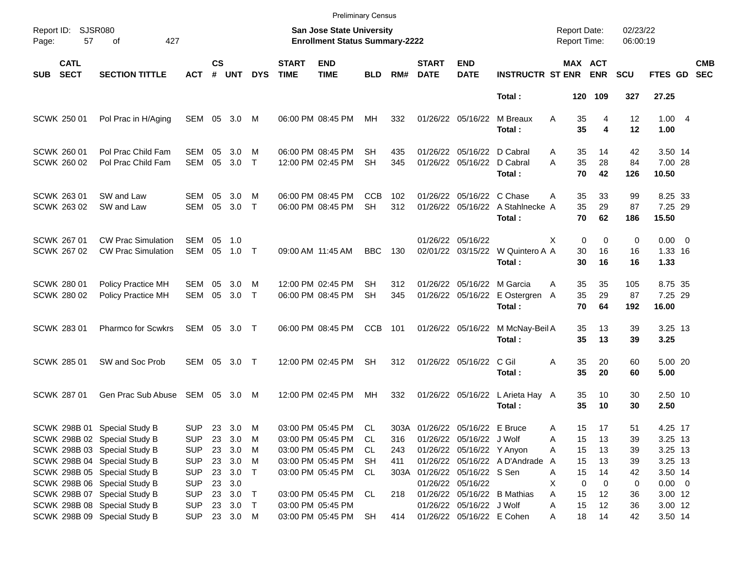Preliminary Census

Report ID: SJSR080
Page: 57 of 427

**San Jose State University**
**Enrollment Status Summary-2222**

Report Date: 02/23/22
Report Time: 06:00:19

| SUB | CATL SECT | SECTION TITTLE | ACT | CS # | UNT | DYS | START TIME | END TIME | BLD | RM# | START DATE | END DATE | INSTRUCTR | ST | MAX ENR | ACT ENR | SCU | FTES | GD | CMB SEC |
|---|---|---|---|---|---|---|---|---|---|---|---|---|---|---|---|---|---|---|---|---|
| | | | | | | | | | | | | | **Total :** | | **120** | **109** | **327** | **27.25** | | |
| SCWK | 250 01 | Pol Prac in H/Aging | SEM | 05 | 3.0 | M | 06:00 PM | 08:45 PM | MH | 332 | 01/26/22 | 05/16/22 | M Breaux | A | 35 | 4 | 12 | 1.00 | 4 | |
| | | | | | | | | | | | | | **Total :** | | **35** | **4** | **12** | **1.00** | | |
| SCWK | 260 01 | Pol Prac Child Fam | SEM | 05 | 3.0 | M | 06:00 PM | 08:45 PM | SH | 435 | 01/26/22 | 05/16/22 | D Cabral | A | 35 | 14 | 42 | 3.50 | 14 | |
| SCWK | 260 02 | Pol Prac Child Fam | SEM | 05 | 3.0 | T | 12:00 PM | 02:45 PM | SH | 345 | 01/26/22 | 05/16/22 | D Cabral | A | 35 | 28 | 84 | 7.00 | 28 | |
| | | | | | | | | | | | | | **Total :** | | **70** | **42** | **126** | **10.50** | | |
| SCWK | 263 01 | SW and Law | SEM | 05 | 3.0 | M | 06:00 PM | 08:45 PM | CCB | 102 | 01/26/22 | 05/16/22 | C Chase | A | 35 | 33 | 99 | 8.25 | 33 | |
| SCWK | 263 02 | SW and Law | SEM | 05 | 3.0 | T | 06:00 PM | 08:45 PM | SH | 312 | 01/26/22 | 05/16/22 | A Stahlnecke | A | 35 | 29 | 87 | 7.25 | 29 | |
| | | | | | | | | | | | | | **Total :** | | **70** | **62** | **186** | **15.50** | | |
| SCWK | 267 01 | CW Prac Simulation | SEM | 05 | 1.0 | | | | | | 01/26/22 | 05/16/22 | | X | 0 | 0 | 0 | 0.00 | 0 | |
| SCWK | 267 02 | CW Prac Simulation | SEM | 05 | 1.0 | T | 09:00 AM | 11:45 AM | BBC | 130 | 02/01/22 | 03/15/22 | W Quintero A | A | 30 | 16 | 16 | 1.33 | 16 | |
| | | | | | | | | | | | | | **Total :** | | **30** | **16** | **16** | **1.33** | | |
| SCWK | 280 01 | Policy Practice MH | SEM | 05 | 3.0 | M | 12:00 PM | 02:45 PM | SH | 312 | 01/26/22 | 05/16/22 | M Garcia | A | 35 | 35 | 105 | 8.75 | 35 | |
| SCWK | 280 02 | Policy Practice MH | SEM | 05 | 3.0 | T | 06:00 PM | 08:45 PM | SH | 345 | 01/26/22 | 05/16/22 | E Ostergren | A | 35 | 29 | 87 | 7.25 | 29 | |
| | | | | | | | | | | | | | **Total :** | | **70** | **64** | **192** | **16.00** | | |
| SCWK | 283 01 | Pharmco for Scwkrs | SEM | 05 | 3.0 | T | 06:00 PM | 08:45 PM | CCB | 101 | 01/26/22 | 05/16/22 | M McNay-Beil | A | 35 | 13 | 39 | 3.25 | 13 | |
| | | | | | | | | | | | | | **Total :** | | **35** | **13** | **39** | **3.25** | | |
| SCWK | 285 01 | SW and Soc Prob | SEM | 05 | 3.0 | T | 12:00 PM | 02:45 PM | SH | 312 | 01/26/22 | 05/16/22 | C Gil | A | 35 | 20 | 60 | 5.00 | 20 | |
| | | | | | | | | | | | | | **Total :** | | **35** | **20** | **60** | **5.00** | | |
| SCWK | 287 01 | Gen Prac Sub Abuse | SEM | 05 | 3.0 | M | 12:00 PM | 02:45 PM | MH | 332 | 01/26/22 | 05/16/22 | L Arieta Hay | A | 35 | 10 | 30 | 2.50 | 10 | |
| | | | | | | | | | | | | | **Total :** | | **35** | **10** | **30** | **2.50** | | |
| SCWK | 298B 01 | Special Study B | SUP | 23 | 3.0 | M | 03:00 PM | 05:45 PM | CL | 303A | 01/26/22 | 05/16/22 | E Bruce | A | 15 | 17 | 51 | 4.25 | 17 | |
| SCWK | 298B 02 | Special Study B | SUP | 23 | 3.0 | M | 03:00 PM | 05:45 PM | CL | 316 | 01/26/22 | 05/16/22 | J Wolf | A | 15 | 13 | 39 | 3.25 | 13 | |
| SCWK | 298B 03 | Special Study B | SUP | 23 | 3.0 | M | 03:00 PM | 05:45 PM | CL | 243 | 01/26/22 | 05/16/22 | Y Anyon | A | 15 | 13 | 39 | 3.25 | 13 | |
| SCWK | 298B 04 | Special Study B | SUP | 23 | 3.0 | M | 03:00 PM | 05:45 PM | SH | 411 | 01/26/22 | 05/16/22 | A D'Andrade | A | 15 | 13 | 39 | 3.25 | 13 | |
| SCWK | 298B 05 | Special Study B | SUP | 23 | 3.0 | T | 03:00 PM | 05:45 PM | CL | 303A | 01/26/22 | 05/16/22 | S Sen | A | 15 | 14 | 42 | 3.50 | 14 | |
| SCWK | 298B 06 | Special Study B | SUP | 23 | 3.0 | | | | | | 01/26/22 | 05/16/22 | | X | 0 | 0 | 0 | 0.00 | 0 | |
| SCWK | 298B 07 | Special Study B | SUP | 23 | 3.0 | T | 03:00 PM | 05:45 PM | CL | 218 | 01/26/22 | 05/16/22 | B Mathias | A | 15 | 12 | 36 | 3.00 | 12 | |
| SCWK | 298B 08 | Special Study B | SUP | 23 | 3.0 | T | 03:00 PM | 05:45 PM | | | 01/26/22 | 05/16/22 | J Wolf | A | 15 | 12 | 36 | 3.00 | 12 | |
| SCWK | 298B 09 | Special Study B | SUP | 23 | 3.0 | M | 03:00 PM | 05:45 PM | SH | 414 | 01/26/22 | 05/16/22 | E Cohen | A | 18 | 14 | 42 | 3.50 | 14 | |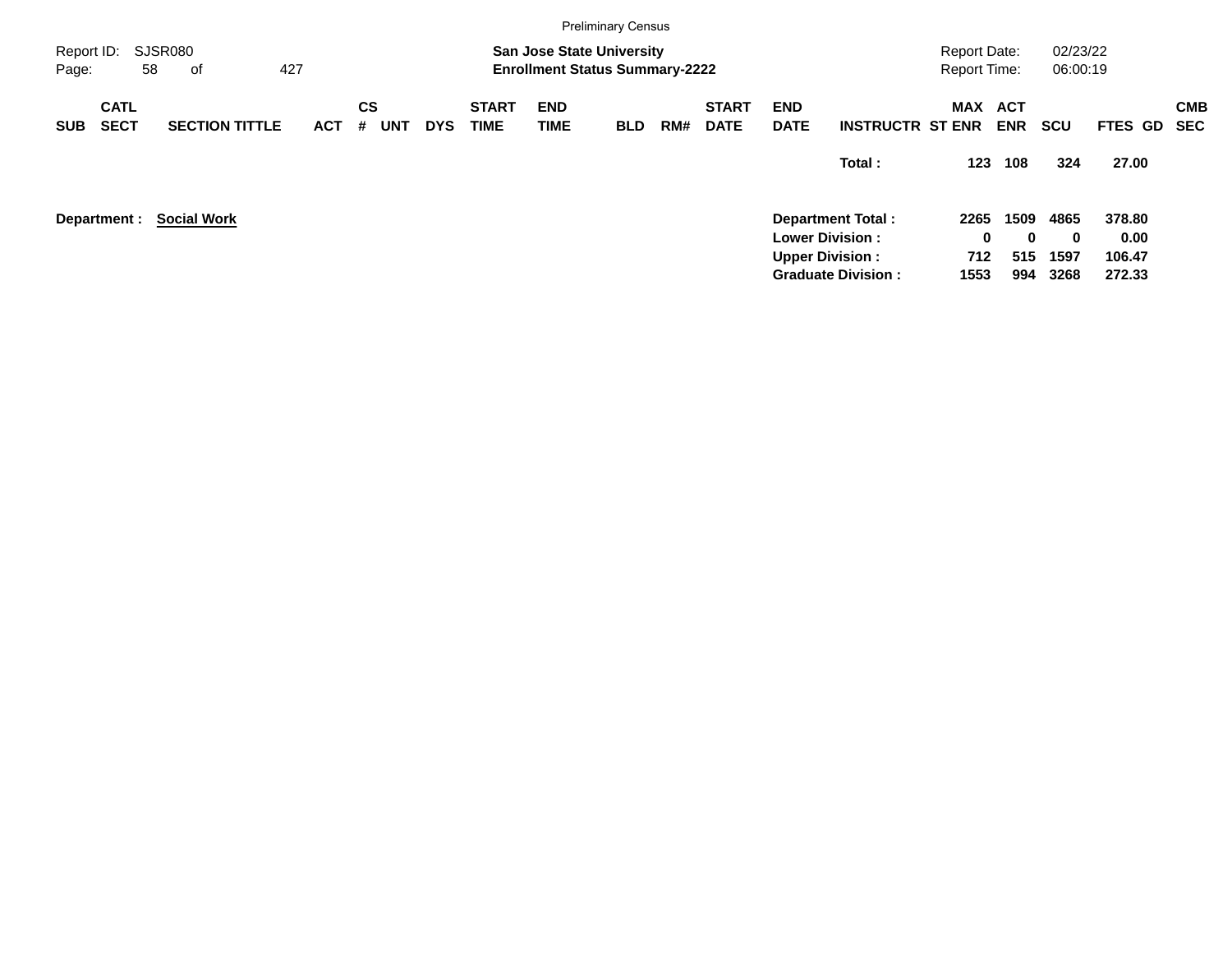Preliminary Census

Report ID: SJSR080

**San Jose State University**
**Enrollment Status Summary-2222**

Report Date: 02/23/22
Report Time: 06:00:19

| SUB | CATL SECT | SECTION TITTLE | ACT | CS # | UNT | DYS | START TIME | END TIME | BLD | RM# | START DATE | END DATE | INSTRUCTR | MAX ST ENR | ACT ENR | SCU | FTES | GD | CMB SEC |
|---|---|---|---|---|---|---|---|---|---|---|---|---|---|---|---|---|---|---|---|
| | | | | | | | | | | | | | **Total :** | **123** | **108** | **324** | **27.00** | | |

**Department :** **Social Work**

| | MAX ST ENR | ACT ENR | SCU | FTES |
|---|---|---|---|---|
| **Department Total :** | **2265** | **1509** | **4865** | **378.80** |
| **Lower Division :** | **0** | **0** | **0** | **0.00** |
| **Upper Division :** | **712** | **515** | **1597** | **106.47** |
| **Graduate Division :** | **1553** | **994** | **3268** | **272.33** |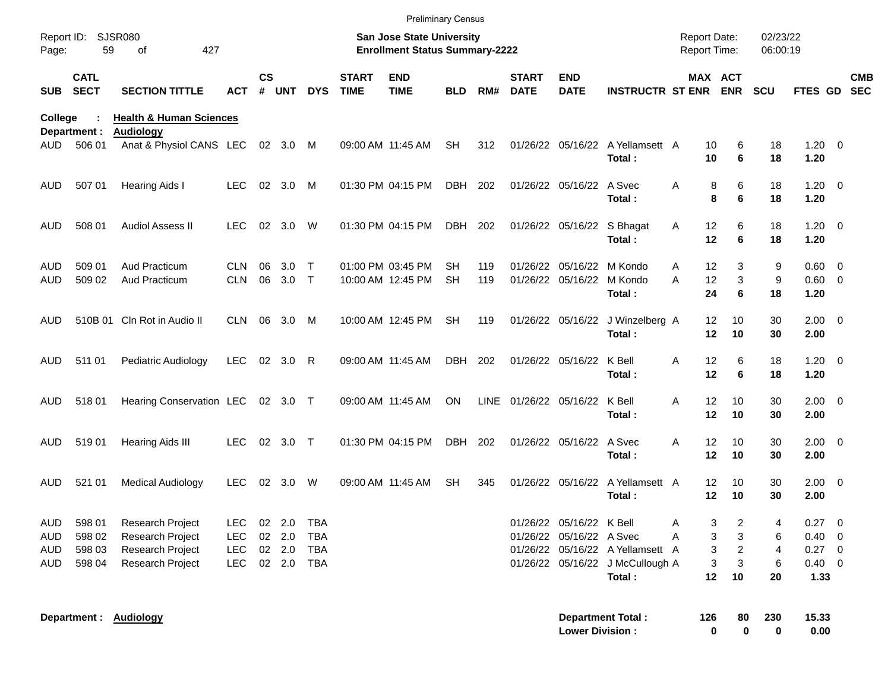Preliminary Census

Report ID: SJSR080

**San Jose State University**
**Enrollment Status Summary-2222**

Report Date: 02/23/22
Report Time: 06:00:19

| SUB | CATL SECT | SECTION TITTLE | ACT | CS # | UNT | DYS | START TIME | END TIME | BLD | RM# | START DATE | END DATE | INSTRUCTR | ST | MAX ENR | ACT ENR | SCU | FTES | GD | CMB SEC |
|---|---|---|---|---|---|---|---|---|---|---|---|---|---|---|---|---|---|---|---|---|
| **College :** | | **Health & Human Sciences** | | | | | | | | | | | | | | | | | | |
| **Department :** | | **Audiology** | | | | | | | | | | | | | | | | | | |
| AUD | 506 01 | Anat & Physiol CANS | LEC | 02 | 3.0 | M | 09:00 AM | 11:45 AM | SH | 312 | 01/26/22 | 05/16/22 | A Yellamsett | A | 10 | 6 | 18 | 1.20 | 0 | |
| | | | | | | | | | | | | | **Total :** | | **10** | **6** | **18** | **1.20** | | |
| AUD | 507 01 | Hearing Aids I | LEC | 02 | 3.0 | M | 01:30 PM | 04:15 PM | DBH | 202 | 01/26/22 | 05/16/22 | A Svec | A | 8 | 6 | 18 | 1.20 | 0 | |
| | | | | | | | | | | | | | **Total :** | | **8** | **6** | **18** | **1.20** | | |
| AUD | 508 01 | Audiol Assess II | LEC | 02 | 3.0 | W | 01:30 PM | 04:15 PM | DBH | 202 | 01/26/22 | 05/16/22 | S Bhagat | A | 12 | 6 | 18 | 1.20 | 0 | |
| | | | | | | | | | | | | | **Total :** | | **12** | **6** | **18** | **1.20** | | |
| AUD | 509 01 | Aud Practicum | CLN | 06 | 3.0 | T | 01:00 PM | 03:45 PM | SH | 119 | 01/26/22 | 05/16/22 | M Kondo | A | 12 | 3 | 9 | 0.60 | 0 | |
| AUD | 509 02 | Aud Practicum | CLN | 06 | 3.0 | T | 10:00 AM | 12:45 PM | SH | 119 | 01/26/22 | 05/16/22 | M Kondo | A | 12 | 3 | 9 | 0.60 | 0 | |
| | | | | | | | | | | | | | **Total :** | | **24** | **6** | **18** | **1.20** | | |
| AUD | 510B 01 | Cln Rot in Audio II | CLN | 06 | 3.0 | M | 10:00 AM | 12:45 PM | SH | 119 | 01/26/22 | 05/16/22 | J Winzelberg | A | 12 | 10 | 30 | 2.00 | 0 | |
| | | | | | | | | | | | | | **Total :** | | **12** | **10** | **30** | **2.00** | | |
| AUD | 511 01 | Pediatric Audiology | LEC | 02 | 3.0 | R | 09:00 AM | 11:45 AM | DBH | 202 | 01/26/22 | 05/16/22 | K Bell | A | 12 | 6 | 18 | 1.20 | 0 | |
| | | | | | | | | | | | | | **Total :** | | **12** | **6** | **18** | **1.20** | | |
| AUD | 518 01 | Hearing Conservation | LEC | 02 | 3.0 | T | 09:00 AM | 11:45 AM | ON | LINE | 01/26/22 | 05/16/22 | K Bell | A | 12 | 10 | 30 | 2.00 | 0 | |
| | | | | | | | | | | | | | **Total :** | | **12** | **10** | **30** | **2.00** | | |
| AUD | 519 01 | Hearing Aids III | LEC | 02 | 3.0 | T | 01:30 PM | 04:15 PM | DBH | 202 | 01/26/22 | 05/16/22 | A Svec | A | 12 | 10 | 30 | 2.00 | 0 | |
| | | | | | | | | | | | | | **Total :** | | **12** | **10** | **30** | **2.00** | | |
| AUD | 521 01 | Medical Audiology | LEC | 02 | 3.0 | W | 09:00 AM | 11:45 AM | SH | 345 | 01/26/22 | 05/16/22 | A Yellamsett | A | 12 | 10 | 30 | 2.00 | 0 | |
| | | | | | | | | | | | | | **Total :** | | **12** | **10** | **30** | **2.00** | | |
| AUD | 598 01 | Research Project | LEC | 02 | 2.0 | TBA | | | | | 01/26/22 | 05/16/22 | K Bell | A | 3 | 2 | 4 | 0.27 | 0 | |
| AUD | 598 02 | Research Project | LEC | 02 | 2.0 | TBA | | | | | 01/26/22 | 05/16/22 | A Svec | A | 3 | 3 | 6 | 0.40 | 0 | |
| AUD | 598 03 | Research Project | LEC | 02 | 2.0 | TBA | | | | | 01/26/22 | 05/16/22 | A Yellamsett | A | 3 | 2 | 4 | 0.27 | 0 | |
| AUD | 598 04 | Research Project | LEC | 02 | 2.0 | TBA | | | | | 01/26/22 | 05/16/22 | J McCullough | A | 3 | 3 | 6 | 0.40 | 0 | |
| | | | | | | | | | | | | | **Total :** | | **12** | **10** | **20** | **1.33** | | |

| Department : | Audiology | | MAX ENR | ACT ENR | SCU | FTES |
|---|---|---|---|---|---|---|
| | | **Department Total :** | **126** | **80** | **230** | **15.33** |
| | | **Lower Division :** | **0** | **0** | **0** | **0.00** |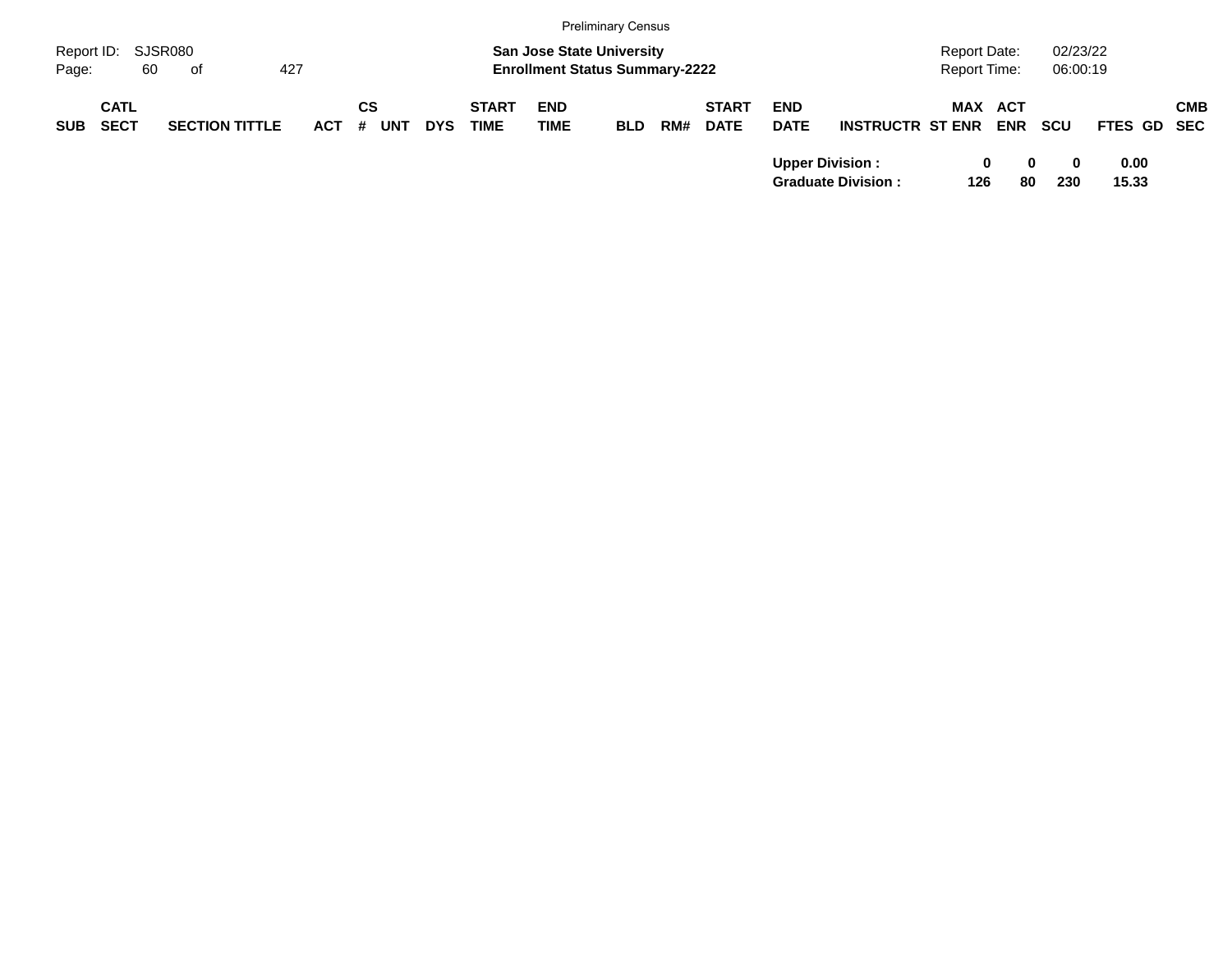| SUB | CATL SECT | SECTION TITTLE | ACT | CS # | UNT | DYS | START TIME | END TIME | BLD | RM# | START DATE | END DATE | INSTRUCTR | ST | MAX ENR | ACT ENR | SCU | FTES | GD | CMB SEC |
|---|---|---|---|---|---|---|---|---|---|---|---|---|---|---|---|---|---|---|---|---|
| | | | | | | | | | | | | **Upper Division :** | | | **0** | **0** | **0** | **0.00** | | |
| | | | | | | | | | | | | **Graduate Division :** | | | **126** | **80** | **230** | **15.33** | | |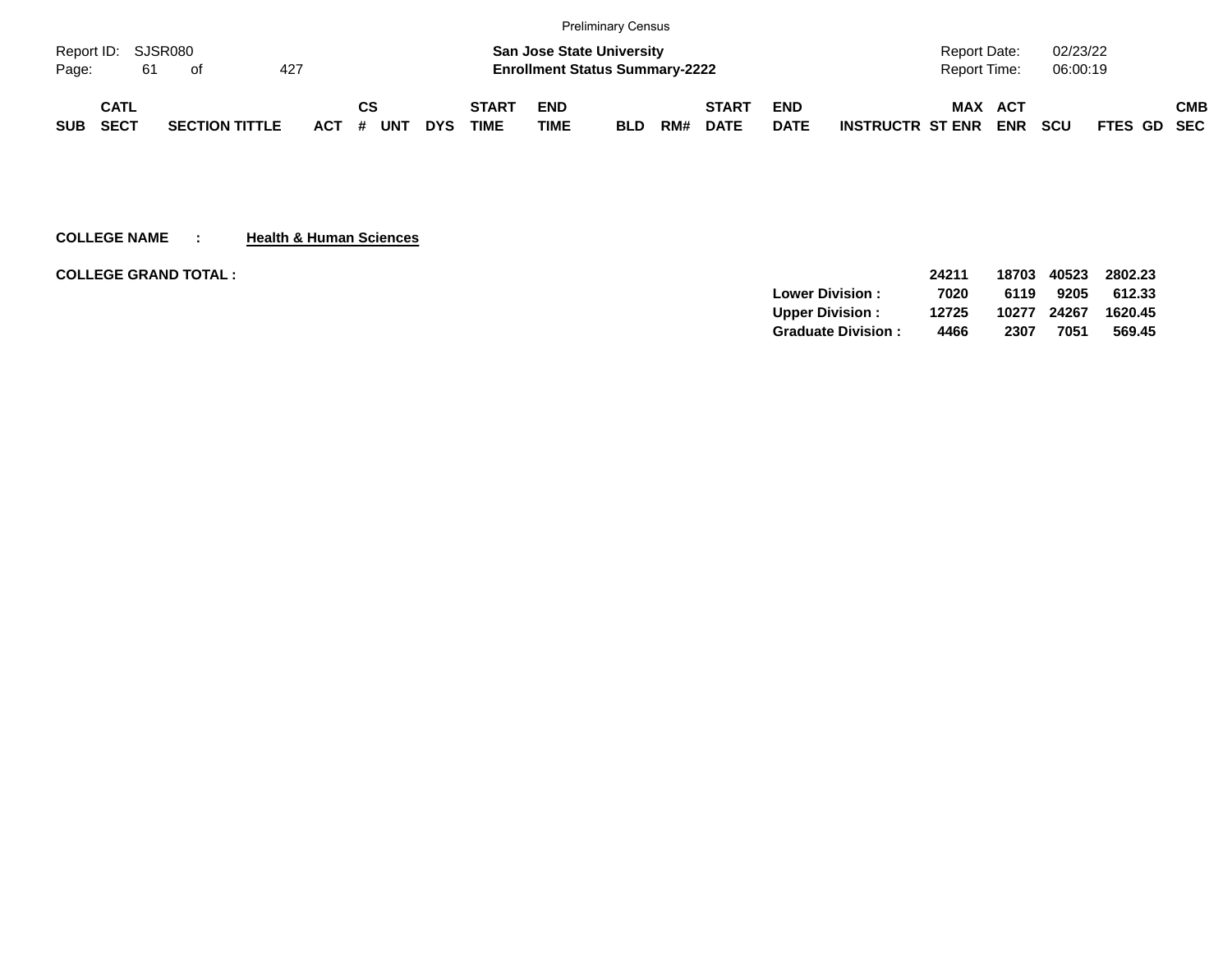Preliminary Census

Report ID: SJSR080

**San Jose State University**
**Enrollment Status Summary-2222**

Report Date: 02/23/22
Report Time: 06:00:19

| SUB | CATL SECT | SECTION TITTLE | ACT | CS # | UNT | DYS | START TIME | END TIME | BLD | RM# | START DATE | END DATE | INSTRUCTR | MAX ST ENR | ACT ENR | SCU | FTES | GD | CMB SEC |
|---|---|---|---|---|---|---|---|---|---|---|---|---|---|---|---|---|---|---|---|

**COLLEGE NAME : Health & Human Sciences**

| | | MAX ST ENR | ACT ENR | SCU | FTES |
|---|---|---|---|---|---|
| **COLLEGE GRAND TOTAL :** | | **24211** | **18703** | **40523** | **2802.23** |
| | **Lower Division :** | **7020** | **6119** | **9205** | **612.33** |
| | **Upper Division :** | **12725** | **10277** | **24267** | **1620.45** |
| | **Graduate Division :** | **4466** | **2307** | **7051** | **569.45** |